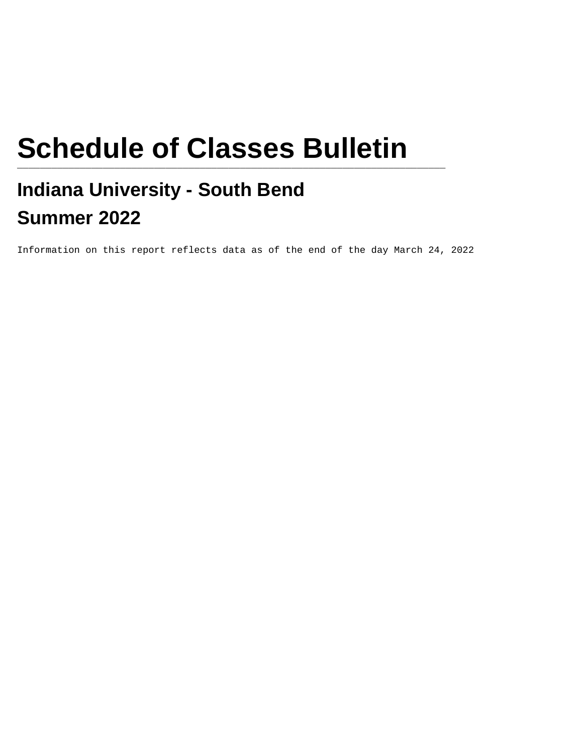# Schedule of Classes Bulletin

## Indiana University - South Bend

## Summer 2022

Information on this report reflects data as of the end of the day March 24, 2022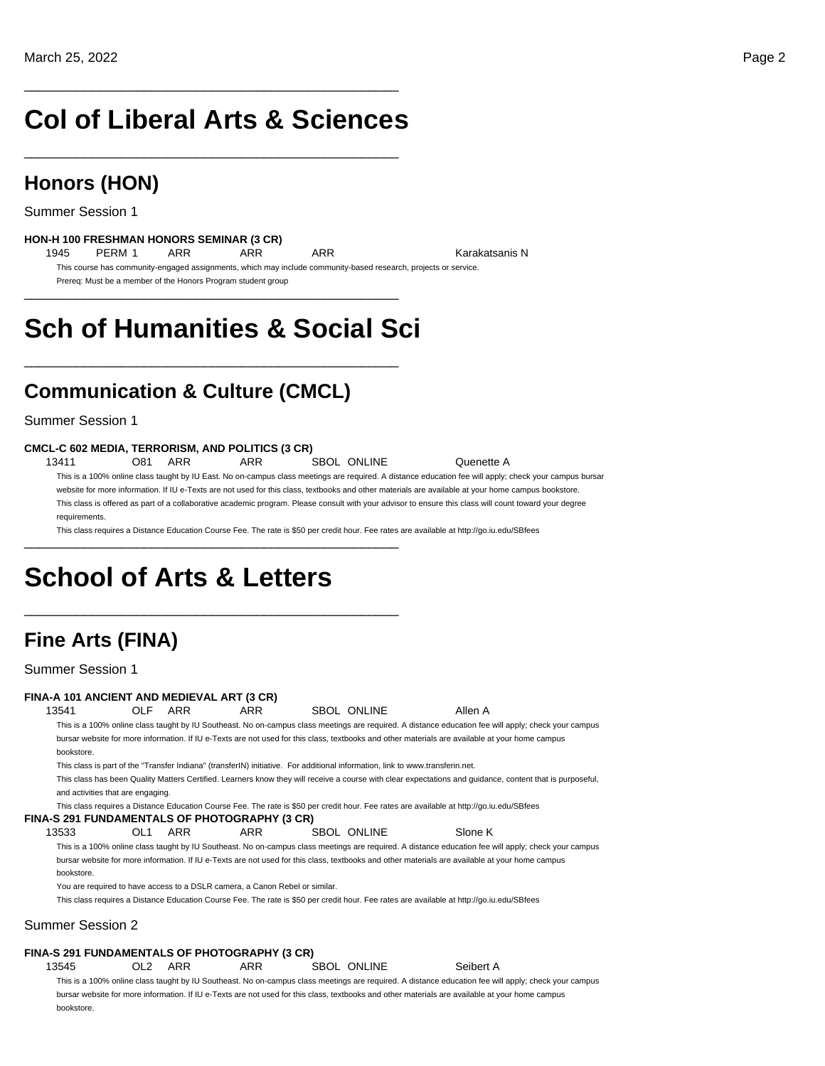# Col of Liberal Arts & Sciences

## Honors (HON)

Summer Session 1

**HON-H 100 FRESHMAN HONORS SEMINAR (3 CR)**

1945 PERM 1 ARR ARR ARR Karakatsanis N

This course has community-engaged assignments, which may include community-based research, projects or service.

Prereq: Must be a member of the Honors Program student group

# Sch of Humanities & Social Sci

## Communication & Culture (CMCL)

Summer Session 1

**CMCL-C 602 MEDIA, TERRORISM, AND POLITICS (3 CR)**

13411 O81 ARR ARR SBOL ONLINE Quenette A

This is a 100% online class taught by IU East. No on-campus class meetings are required. A distance education fee will apply; check your campus bursar website for more information. If IU e-Texts are not used for this class, textbooks and other materials are available at your home campus bookstore.

This class is offered as part of a collaborative academic program. Please consult with your advisor to ensure this class will count toward your degree requirements.

This class requires a Distance Education Course Fee. The rate is $50 per credit hour. Fee rates are available at http://go.iu.edu/SBfees

# School of Arts & Letters

## Fine Arts (FINA)

Summer Session 1

**FINA-A 101 ANCIENT AND MEDIEVAL ART (3 CR)**

13541 OLF ARR ARR SBOL ONLINE Allen A

This is a 100% online class taught by IU Southeast. No on-campus class meetings are required. A distance education fee will apply; check your campus bursar website for more information. If IU e-Texts are not used for this class, textbooks and other materials are available at your home campus bookstore.

This class is part of the "Transfer Indiana" (transferIN) initiative. For additional information, link to www.transferin.net.

This class has been Quality Matters Certified. Learners know they will receive a course with clear expectations and guidance, content that is purposeful, and activities that are engaging.

This class requires a Distance Education Course Fee. The rate is $50 per credit hour. Fee rates are available at http://go.iu.edu/SBfees

**FINA-S 291 FUNDAMENTALS OF PHOTOGRAPHY (3 CR)**

13533 OL1 ARR ARR SBOL ONLINE Slone K

This is a 100% online class taught by IU Southeast. No on-campus class meetings are required. A distance education fee will apply; check your campus bursar website for more information. If IU e-Texts are not used for this class, textbooks and other materials are available at your home campus bookstore.

You are required to have access to a DSLR camera, a Canon Rebel or similar.

This class requires a Distance Education Course Fee. The rate is $50 per credit hour. Fee rates are available at http://go.iu.edu/SBfees

Summer Session 2

**FINA-S 291 FUNDAMENTALS OF PHOTOGRAPHY (3 CR)**

13545 OL2 ARR ARR SBOL ONLINE Seibert A

This is a 100% online class taught by IU Southeast. No on-campus class meetings are required. A distance education fee will apply; check your campus bursar website for more information. If IU e-Texts are not used for this class, textbooks and other materials are available at your home campus bookstore.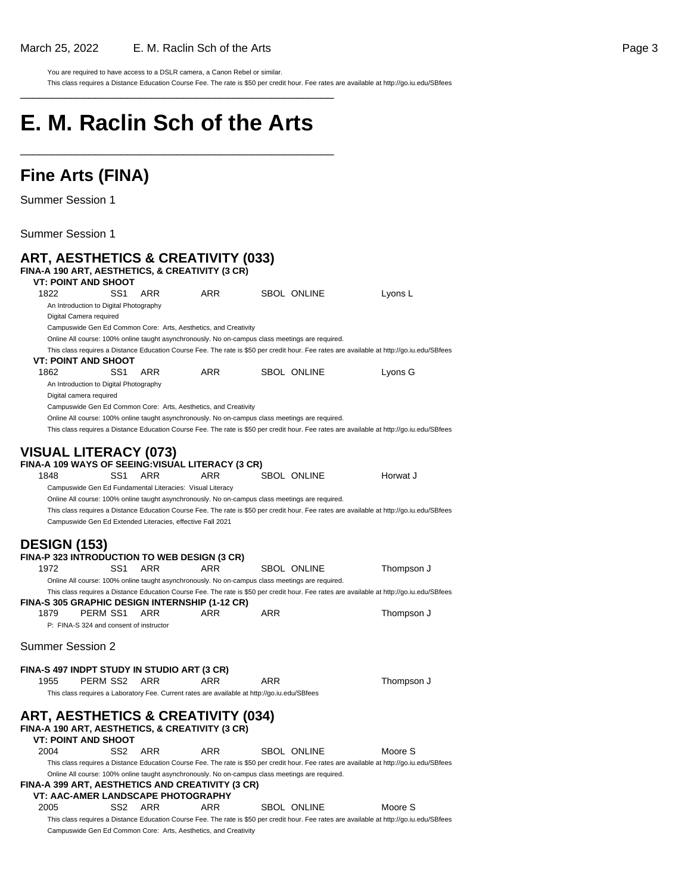You are required to have access to a DSLR camera, a Canon Rebel or similar.

This class requires a Distance Education Course Fee. The rate is $50 per credit hour. Fee rates are available at http://go.iu.edu/SBfees

# E. M. Raclin Sch of the Arts

## Fine Arts (FINA)

Summer Session 1

Summer Session 1

### ART, AESTHETICS & CREATIVITY (033)

**FINA-A 190 ART, AESTHETICS, & CREATIVITY (3 CR)**

**VT: POINT AND SHOOT**

1822 SS1 ARR ARR SBOL ONLINE Lyons L

An Introduction to Digital Photography

Digital Camera required

Campuswide Gen Ed Common Core: Arts, Aesthetics, and Creativity

Online All course: 100% online taught asynchronously. No on-campus class meetings are required.

This class requires a Distance Education Course Fee. The rate is $50 per credit hour. Fee rates are available at http://go.iu.edu/SBfees

**VT: POINT AND SHOOT**

1862 SS1 ARR ARR SBOL ONLINE Lyons G

An Introduction to Digital Photography

Digital camera required

Campuswide Gen Ed Common Core: Arts, Aesthetics, and Creativity

Online All course: 100% online taught asynchronously. No on-campus class meetings are required.

This class requires a Distance Education Course Fee. The rate is $50 per credit hour. Fee rates are available at http://go.iu.edu/SBfees

### VISUAL LITERACY (073)

**FINA-A 109 WAYS OF SEEING:VISUAL LITERACY (3 CR)**

1848 SS1 ARR ARR SBOL ONLINE Horwat J

Campuswide Gen Ed Fundamental Literacies: Visual Literacy

Online All course: 100% online taught asynchronously. No on-campus class meetings are required.

This class requires a Distance Education Course Fee. The rate is $50 per credit hour. Fee rates are available at http://go.iu.edu/SBfees

Campuswide Gen Ed Extended Literacies, effective Fall 2021

### DESIGN (153)

**FINA-P 323 INTRODUCTION TO WEB DESIGN (3 CR)**

1972 SS1 ARR ARR SBOL ONLINE Thompson J

Online All course: 100% online taught asynchronously. No on-campus class meetings are required.

This class requires a Distance Education Course Fee. The rate is $50 per credit hour. Fee rates are available at http://go.iu.edu/SBfees

**FINA-S 305 GRAPHIC DESIGN INTERNSHIP (1-12 CR)**

1879 PERM SS1 ARR ARR ARR Thompson J

P: FINA-S 324 and consent of instructor

Summer Session 2

**FINA-S 497 INDPT STUDY IN STUDIO ART (3 CR)**

1955 PERM SS2 ARR ARR ARR Thompson J

This class requires a Laboratory Fee. Current rates are available at http://go.iu.edu/SBfees

### ART, AESTHETICS & CREATIVITY (034)

**FINA-A 190 ART, AESTHETICS, & CREATIVITY (3 CR)**

**VT: POINT AND SHOOT**

2004 SS2 ARR ARR SBOL ONLINE Moore S

This class requires a Distance Education Course Fee. The rate is $50 per credit hour. Fee rates are available at http://go.iu.edu/SBfees

Online All course: 100% online taught asynchronously. No on-campus class meetings are required.

**FINA-A 399 ART, AESTHETICS AND CREATIVITY (3 CR)**

**VT: AAC-AMER LANDSCAPE PHOTOGRAPHY**

2005 SS2 ARR ARR SBOL ONLINE Moore S

This class requires a Distance Education Course Fee. The rate is $50 per credit hour. Fee rates are available at http://go.iu.edu/SBfees

Campuswide Gen Ed Common Core: Arts, Aesthetics, and Creativity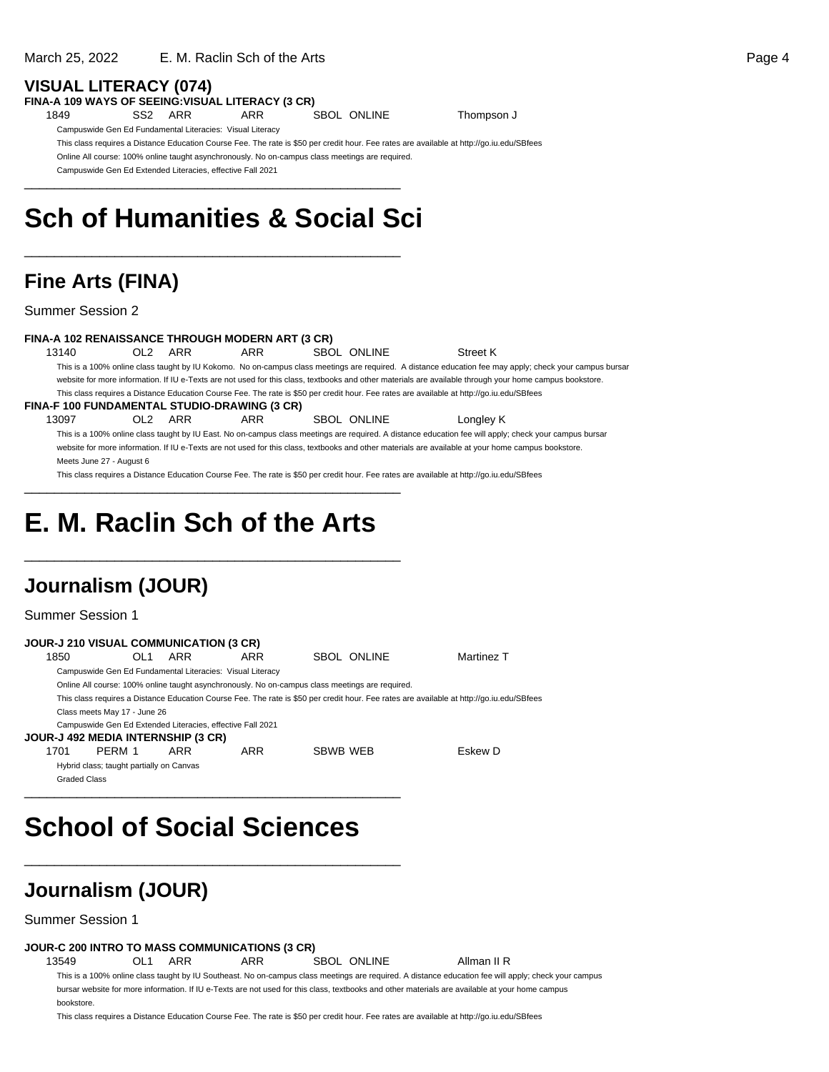### VISUAL LITERACY (074)

**FINA-A 109 WAYS OF SEEING:VISUAL LITERACY (3 CR)**

| | | | | | | |
|---|---|---|---|---|---|---|
| 1849 | SS2 | ARR | ARR | SBOL | ONLINE | Thompson J |

Campuswide Gen Ed Fundamental Literacies: Visual Literacy

This class requires a Distance Education Course Fee. The rate is $50 per credit hour. Fee rates are available at http://go.iu.edu/SBfees

Online All course: 100% online taught asynchronously. No on-campus class meetings are required.

Campuswide Gen Ed Extended Literacies, effective Fall 2021

# Sch of Humanities & Social Sci

## Fine Arts (FINA)

Summer Session 2

**FINA-A 102 RENAISSANCE THROUGH MODERN ART (3 CR)**

| | | | | | | |
|---|---|---|---|---|---|---|
| 13140 | OL2 | ARR | ARR | SBOL | ONLINE | Street K |

This is a 100% online class taught by IU Kokomo. No on-campus class meetings are required. A distance education fee may apply; check your campus bursar website for more information. If IU e-Texts are not used for this class, textbooks and other materials are available through your home campus bookstore.

This class requires a Distance Education Course Fee. The rate is $50 per credit hour. Fee rates are available at http://go.iu.edu/SBfees

**FINA-F 100 FUNDAMENTAL STUDIO-DRAWING (3 CR)**

| | | | | | | |
|---|---|---|---|---|---|---|
| 13097 | OL2 | ARR | ARR | SBOL | ONLINE | Longley K |

This is a 100% online class taught by IU East. No on-campus class meetings are required. A distance education fee will apply; check your campus bursar website for more information. If IU e-Texts are not used for this class, textbooks and other materials are available at your home campus bookstore.

Meets June 27 - August 6

This class requires a Distance Education Course Fee. The rate is $50 per credit hour. Fee rates are available at http://go.iu.edu/SBfees

# E. M. Raclin Sch of the Arts

## Journalism (JOUR)

Summer Session 1

**JOUR-J 210 VISUAL COMMUNICATION (3 CR)**

| | | | | | | |
|---|---|---|---|---|---|---|
| 1850 | OL1 | ARR | ARR | SBOL | ONLINE | Martinez T |

Campuswide Gen Ed Fundamental Literacies: Visual Literacy

Online All course: 100% online taught asynchronously. No on-campus class meetings are required.

This class requires a Distance Education Course Fee. The rate is $50 per credit hour. Fee rates are available at http://go.iu.edu/SBfees

Class meets May 17 - June 26

Campuswide Gen Ed Extended Literacies, effective Fall 2021

**JOUR-J 492 MEDIA INTERNSHIP (3 CR)**

| | | | | | | |
|---|---|---|---|---|---|---|
| 1701 | PERM 1 | ARR | ARR | SBWB | WEB | Eskew D |

Hybrid class; taught partially on Canvas

Graded Class

# School of Social Sciences

## Journalism (JOUR)

Summer Session 1

**JOUR-C 200 INTRO TO MASS COMMUNICATIONS (3 CR)**

| | | | | | | |
|---|---|---|---|---|---|---|
| 13549 | OL1 | ARR | ARR | SBOL | ONLINE | Allman II R |

This is a 100% online class taught by IU Southeast. No on-campus class meetings are required. A distance education fee will apply; check your campus bursar website for more information. If IU e-Texts are not used for this class, textbooks and other materials are available at your home campus bookstore.

This class requires a Distance Education Course Fee. The rate is $50 per credit hour. Fee rates are available at http://go.iu.edu/SBfees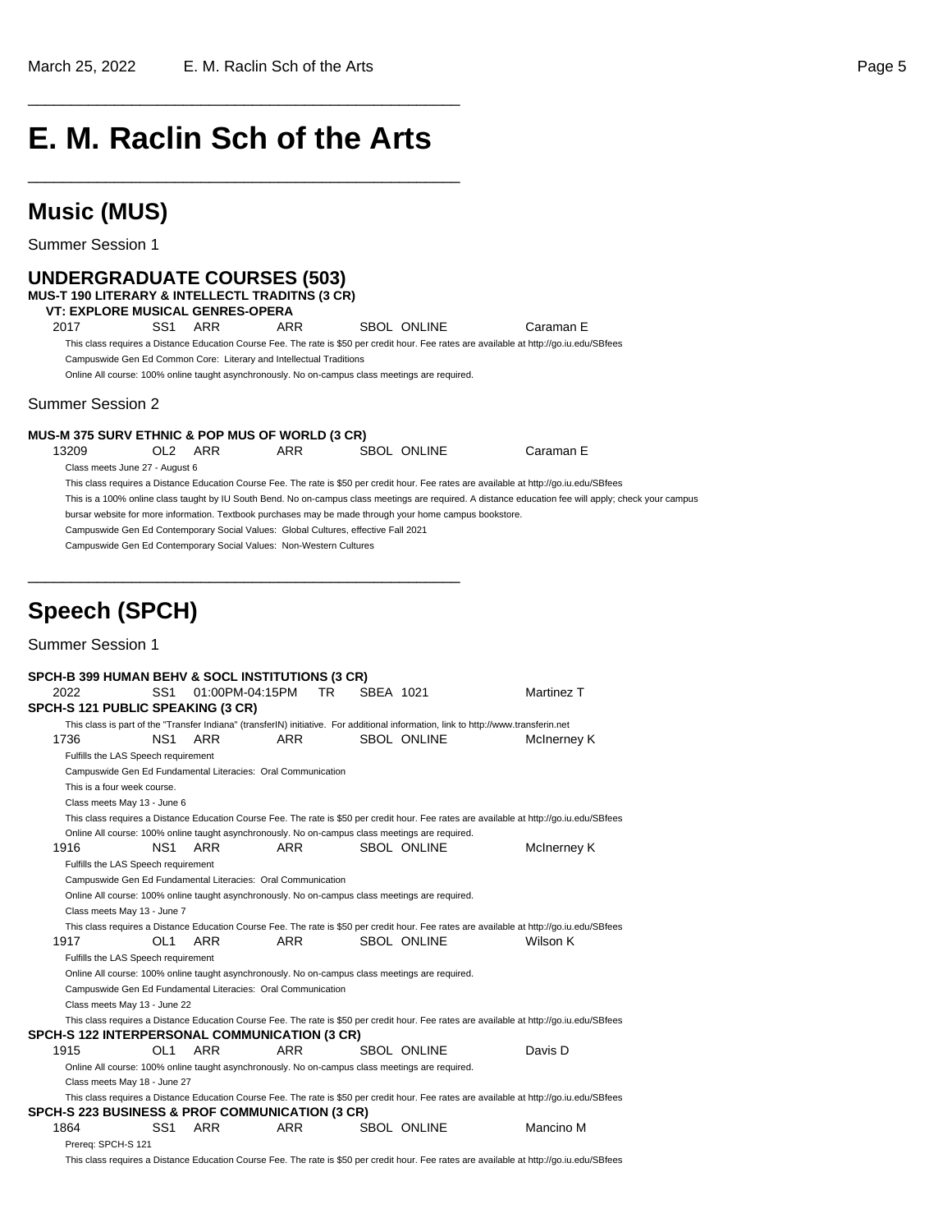# E. M. Raclin Sch of the Arts

## Music (MUS)

Summer Session 1

### UNDERGRADUATE COURSES (503)

**MUS-T 190 LITERARY & INTELLECTL TRADITNS (3 CR)**

**VT: EXPLORE MUSICAL GENRES-OPERA**

2017 SS1 ARR ARR SBOL ONLINE Caraman E

This class requires a Distance Education Course Fee. The rate is $50 per credit hour. Fee rates are available at http://go.iu.edu/SBfees

Campuswide Gen Ed Common Core: Literary and Intellectual Traditions

Online All course: 100% online taught asynchronously. No on-campus class meetings are required.

Summer Session 2

**MUS-M 375 SURV ETHNIC & POP MUS OF WORLD (3 CR)**

13209 OL2 ARR ARR SBOL ONLINE Caraman E

Class meets June 27 - August 6

This class requires a Distance Education Course Fee. The rate is $50 per credit hour. Fee rates are available at http://go.iu.edu/SBfees

This is a 100% online class taught by IU South Bend. No on-campus class meetings are required. A distance education fee will apply; check your campus bursar website for more information. Textbook purchases may be made through your home campus bookstore.

Campuswide Gen Ed Contemporary Social Values: Global Cultures, effective Fall 2021

Campuswide Gen Ed Contemporary Social Values: Non-Western Cultures

## Speech (SPCH)

Summer Session 1

**SPCH-B 399 HUMAN BEHV & SOCL INSTITUTIONS (3 CR)**

2022 SS1 01:00PM-04:15PM TR SBEA 1021 Martinez T

**SPCH-S 121 PUBLIC SPEAKING (3 CR)**

This class is part of the "Transfer Indiana" (transferIN) initiative. For additional information, link to http://www.transferin.net

1736 NS1 ARR ARR SBOL ONLINE McInerney K

Fulfills the LAS Speech requirement

Campuswide Gen Ed Fundamental Literacies: Oral Communication

This is a four week course.

Class meets May 13 - June 6

This class requires a Distance Education Course Fee. The rate is $50 per credit hour. Fee rates are available at http://go.iu.edu/SBfees

Online All course: 100% online taught asynchronously. No on-campus class meetings are required.

1916 NS1 ARR ARR SBOL ONLINE McInerney K

Fulfills the LAS Speech requirement

Campuswide Gen Ed Fundamental Literacies: Oral Communication

Online All course: 100% online taught asynchronously. No on-campus class meetings are required.

Class meets May 13 - June 7

This class requires a Distance Education Course Fee. The rate is $50 per credit hour. Fee rates are available at http://go.iu.edu/SBfees

1917 OL1 ARR ARR SBOL ONLINE Wilson K

Fulfills the LAS Speech requirement

Online All course: 100% online taught asynchronously. No on-campus class meetings are required.

Campuswide Gen Ed Fundamental Literacies: Oral Communication

Class meets May 13 - June 22

This class requires a Distance Education Course Fee. The rate is $50 per credit hour. Fee rates are available at http://go.iu.edu/SBfees

**SPCH-S 122 INTERPERSONAL COMMUNICATION (3 CR)**

1915 OL1 ARR ARR SBOL ONLINE Davis D

Online All course: 100% online taught asynchronously. No on-campus class meetings are required.

Class meets May 18 - June 27

This class requires a Distance Education Course Fee. The rate is $50 per credit hour. Fee rates are available at http://go.iu.edu/SBfees

**SPCH-S 223 BUSINESS & PROF COMMUNICATION (3 CR)**

1864 SS1 ARR ARR SBOL ONLINE Mancino M

Prereq: SPCH-S 121

This class requires a Distance Education Course Fee. The rate is $50 per credit hour. Fee rates are available at http://go.iu.edu/SBfees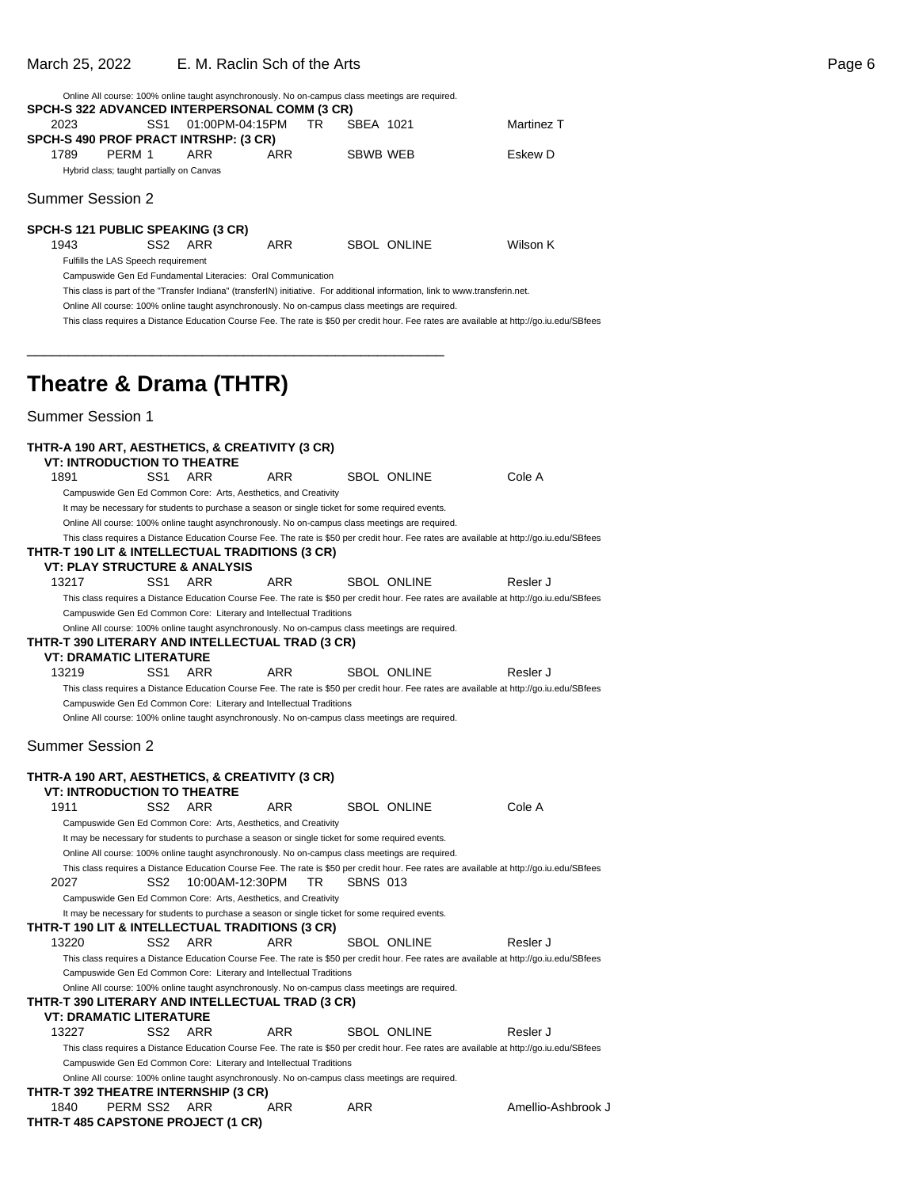Online All course: 100% online taught asynchronously. No on-campus class meetings are required.

**SPCH-S 322 ADVANCED INTERPERSONAL COMM (3 CR)**

| | | | | | | |
|---|---|---|---|---|---|---|
| 2023 | SS1 | 01:00PM-04:15PM | TR | SBEA 1021 | | Martinez T |

**SPCH-S 490 PROF PRACT INTRSHP: (3 CR)**

| | | | | | | |
|---|---|---|---|---|---|---|
| 1789 | PERM 1 | ARR | ARR | SBWB WEB | | Eskew D |

Hybrid class; taught partially on Canvas

## Summer Session 2

**SPCH-S 121 PUBLIC SPEAKING (3 CR)**

| | | | | | | |
|---|---|---|---|---|---|---|
| 1943 | SS2 | ARR | ARR | SBOL | ONLINE | Wilson K |

Fulfills the LAS Speech requirement

Campuswide Gen Ed Fundamental Literacies: Oral Communication

This class is part of the "Transfer Indiana" (transferIN) initiative. For additional information, link to www.transferin.net.

Online All course: 100% online taught asynchronously. No on-campus class meetings are required.

This class requires a Distance Education Course Fee. The rate is $50 per credit hour. Fee rates are available at http://go.iu.edu/SBfees

---

# Theatre & Drama (THTR)

## Summer Session 1

**THTR-A 190 ART, AESTHETICS, & CREATIVITY (3 CR)**
**VT: INTRODUCTION TO THEATRE**

| | | | | | | |
|---|---|---|---|---|---|---|
| 1891 | SS1 | ARR | ARR | SBOL | ONLINE | Cole A |

Campuswide Gen Ed Common Core: Arts, Aesthetics, and Creativity

It may be necessary for students to purchase a season or single ticket for some required events.

Online All course: 100% online taught asynchronously. No on-campus class meetings are required.

This class requires a Distance Education Course Fee. The rate is $50 per credit hour. Fee rates are available at http://go.iu.edu/SBfees

**THTR-T 190 LIT & INTELLECTUAL TRADITIONS (3 CR)**
**VT: PLAY STRUCTURE & ANALYSIS**

| | | | | | | |
|---|---|---|---|---|---|---|
| 13217 | SS1 | ARR | ARR | SBOL | ONLINE | Resler J |

This class requires a Distance Education Course Fee. The rate is $50 per credit hour. Fee rates are available at http://go.iu.edu/SBfees

Campuswide Gen Ed Common Core: Literary and Intellectual Traditions

Online All course: 100% online taught asynchronously. No on-campus class meetings are required.

**THTR-T 390 LITERARY AND INTELLECTUAL TRAD (3 CR)**
**VT: DRAMATIC LITERATURE**

| | | | | | | |
|---|---|---|---|---|---|---|
| 13219 | SS1 | ARR | ARR | SBOL | ONLINE | Resler J |

This class requires a Distance Education Course Fee. The rate is $50 per credit hour. Fee rates are available at http://go.iu.edu/SBfees

Campuswide Gen Ed Common Core: Literary and Intellectual Traditions

Online All course: 100% online taught asynchronously. No on-campus class meetings are required.

## Summer Session 2

**THTR-A 190 ART, AESTHETICS, & CREATIVITY (3 CR)**
**VT: INTRODUCTION TO THEATRE**

| | | | | | | |
|---|---|---|---|---|---|---|
| 1911 | SS2 | ARR | ARR | SBOL | ONLINE | Cole A |

Campuswide Gen Ed Common Core: Arts, Aesthetics, and Creativity

It may be necessary for students to purchase a season or single ticket for some required events.

Online All course: 100% online taught asynchronously. No on-campus class meetings are required.

This class requires a Distance Education Course Fee. The rate is $50 per credit hour. Fee rates are available at http://go.iu.edu/SBfees

| | | | | | | |
|---|---|---|---|---|---|---|
| 2027 | SS2 | 10:00AM-12:30PM | TR | SBNS 013 | | |

Campuswide Gen Ed Common Core: Arts, Aesthetics, and Creativity

It may be necessary for students to purchase a season or single ticket for some required events.

**THTR-T 190 LIT & INTELLECTUAL TRADITIONS (3 CR)**

| | | | | | | |
|---|---|---|---|---|---|---|
| 13220 | SS2 | ARR | ARR | SBOL | ONLINE | Resler J |

This class requires a Distance Education Course Fee. The rate is $50 per credit hour. Fee rates are available at http://go.iu.edu/SBfees

Campuswide Gen Ed Common Core: Literary and Intellectual Traditions

Online All course: 100% online taught asynchronously. No on-campus class meetings are required.

**THTR-T 390 LITERARY AND INTELLECTUAL TRAD (3 CR)**
**VT: DRAMATIC LITERATURE**

| | | | | | | |
|---|---|---|---|---|---|---|
| 13227 | SS2 | ARR | ARR | SBOL | ONLINE | Resler J |

This class requires a Distance Education Course Fee. The rate is $50 per credit hour. Fee rates are available at http://go.iu.edu/SBfees

Campuswide Gen Ed Common Core: Literary and Intellectual Traditions

Online All course: 100% online taught asynchronously. No on-campus class meetings are required.

**THTR-T 392 THEATRE INTERNSHIP (3 CR)**

| | | | | | | |
|---|---|---|---|---|---|---|
| 1840 | PERM SS2 | ARR | ARR | ARR | | Amellio-Ashbrook J |

**THTR-T 485 CAPSTONE PROJECT (1 CR)**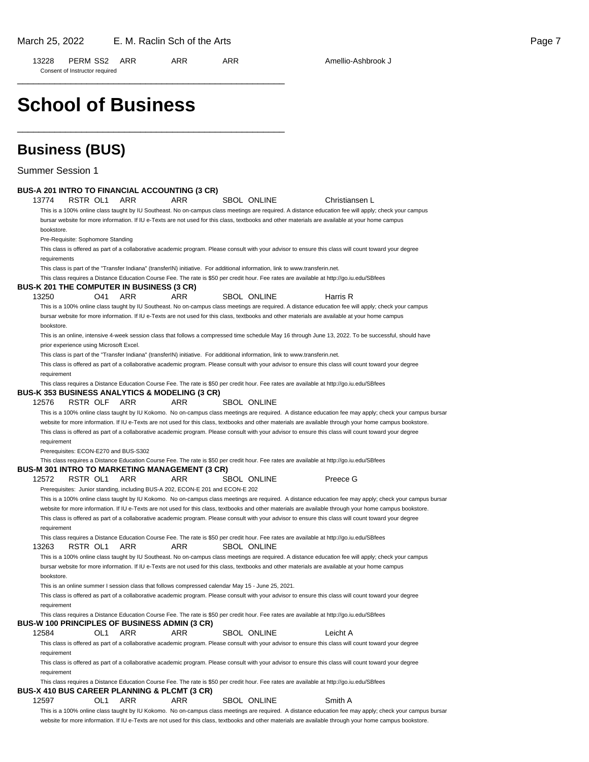13228 PERM SS2 ARR ARR ARR Amellio-Ashbrook J

Consent of Instructor required

# School of Business

## Business (BUS)

Summer Session 1

**BUS-A 201 INTRO TO FINANCIAL ACCOUNTING (3 CR)**

13774 RSTR OL1 ARR ARR SBOL ONLINE Christiansen L

This is a 100% online class taught by IU Southeast. No on-campus class meetings are required. A distance education fee will apply; check your campus bursar website for more information. If IU e-Texts are not used for this class, textbooks and other materials are available at your home campus bookstore.

Pre-Requisite: Sophomore Standing

This class is offered as part of a collaborative academic program. Please consult with your advisor to ensure this class will count toward your degree requirements

This class is part of the "Transfer Indiana" (transferIN) initiative. For additional information, link to www.transferin.net.

This class requires a Distance Education Course Fee. The rate is $50 per credit hour. Fee rates are available at http://go.iu.edu/SBfees

**BUS-K 201 THE COMPUTER IN BUSINESS (3 CR)**

13250 O41 ARR ARR SBOL ONLINE Harris R

This is a 100% online class taught by IU Southeast. No on-campus class meetings are required. A distance education fee will apply; check your campus bursar website for more information. If IU e-Texts are not used for this class, textbooks and other materials are available at your home campus bookstore.

This is an online, intensive 4-week session class that follows a compressed time schedule May 16 through June 13, 2022. To be successful, should have prior experience using Microsoft Excel.

This class is part of the "Transfer Indiana" (transferIN) initiative. For additional information, link to www.transferin.net.

This class is offered as part of a collaborative academic program. Please consult with your advisor to ensure this class will count toward your degree requirement

This class requires a Distance Education Course Fee. The rate is $50 per credit hour. Fee rates are available at http://go.iu.edu/SBfees

**BUS-K 353 BUSINESS ANALYTICS & MODELING (3 CR)**

12576 RSTR OLF ARR ARR SBOL ONLINE

This is a 100% online class taught by IU Kokomo. No on-campus class meetings are required. A distance education fee may apply; check your campus bursar website for more information. If IU e-Texts are not used for this class, textbooks and other materials are available through your home campus bookstore.

This class is offered as part of a collaborative academic program. Please consult with your advisor to ensure this class will count toward your degree requirement

Prerequisites: ECON-E270 and BUS-S302

This class requires a Distance Education Course Fee. The rate is $50 per credit hour. Fee rates are available at http://go.iu.edu/SBfees

**BUS-M 301 INTRO TO MARKETING MANAGEMENT (3 CR)**

12572 RSTR OL1 ARR ARR SBOL ONLINE Preece G

Prerequisites: Junior standing, including BUS-A 202, ECON-E 201 and ECON-E 202

This is a 100% online class taught by IU Kokomo. No on-campus class meetings are required. A distance education fee may apply; check your campus bursar website for more information. If IU e-Texts are not used for this class, textbooks and other materials are available through your home campus bookstore.

This class is offered as part of a collaborative academic program. Please consult with your advisor to ensure this class will count toward your degree requirement

This class requires a Distance Education Course Fee. The rate is $50 per credit hour. Fee rates are available at http://go.iu.edu/SBfees

13263 RSTR OL1 ARR ARR SBOL ONLINE

This is a 100% online class taught by IU Southeast. No on-campus class meetings are required. A distance education fee will apply; check your campus bursar website for more information. If IU e-Texts are not used for this class, textbooks and other materials are available at your home campus bookstore.

This is an online summer I session class that follows compressed calendar May 15 - June 25, 2021.

This class is offered as part of a collaborative academic program. Please consult with your advisor to ensure this class will count toward your degree requirement

This class requires a Distance Education Course Fee. The rate is $50 per credit hour. Fee rates are available at http://go.iu.edu/SBfees

**BUS-W 100 PRINCIPLES OF BUSINESS ADMIN (3 CR)**

12584 OL1 ARR ARR SBOL ONLINE Leicht A

This class is offered as part of a collaborative academic program. Please consult with your advisor to ensure this class will count toward your degree requirement

This class is offered as part of a collaborative academic program. Please consult with your advisor to ensure this class will count toward your degree requirement

This class requires a Distance Education Course Fee. The rate is $50 per credit hour. Fee rates are available at http://go.iu.edu/SBfees

**BUS-X 410 BUS CAREER PLANNING & PLCMT (3 CR)**

12597 OL1 ARR ARR SBOL ONLINE Smith A

This is a 100% online class taught by IU Kokomo. No on-campus class meetings are required. A distance education fee may apply; check your campus bursar website for more information. If IU e-Texts are not used for this class, textbooks and other materials are available through your home campus bookstore.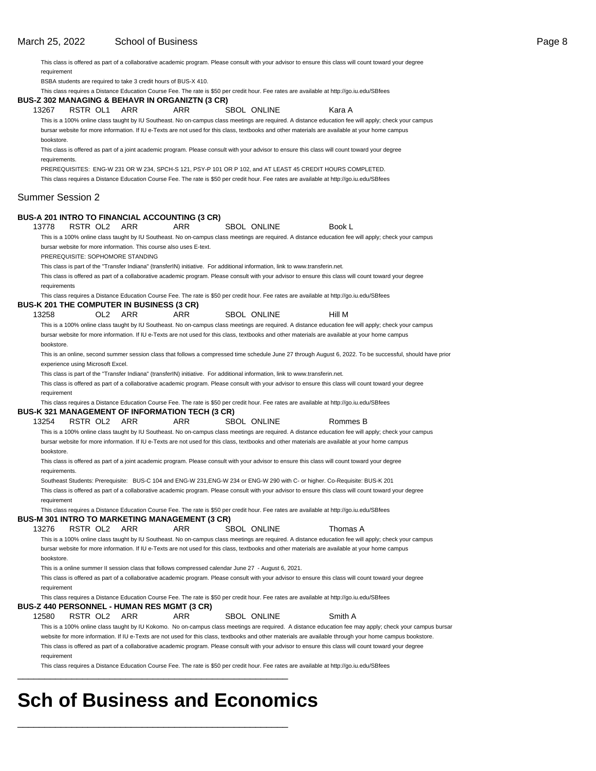This class is offered as part of a collaborative academic program. Please consult with your advisor to ensure this class will count toward your degree requirement

BSBA students are required to take 3 credit hours of BUS-X 410.

This class requires a Distance Education Course Fee. The rate is $50 per credit hour. Fee rates are available at http://go.iu.edu/SBfees

**BUS-Z 302 MANAGING & BEHAVR IN ORGANIZTN (3 CR)**

13267 RSTR OL1 ARR ARR SBOL ONLINE Kara A

This is a 100% online class taught by IU Southeast. No on-campus class meetings are required. A distance education fee will apply; check your campus bursar website for more information. If IU e-Texts are not used for this class, textbooks and other materials are available at your home campus bookstore.

This class is offered as part of a joint academic program. Please consult with your advisor to ensure this class will count toward your degree requirements.

PREREQUISITES: ENG-W 231 OR W 234, SPCH-S 121, PSY-P 101 OR P 102, and AT LEAST 45 CREDIT HOURS COMPLETED.

This class requires a Distance Education Course Fee. The rate is $50 per credit hour. Fee rates are available at http://go.iu.edu/SBfees

## Summer Session 2

**BUS-A 201 INTRO TO FINANCIAL ACCOUNTING (3 CR)**

13778 RSTR OL2 ARR ARR SBOL ONLINE Book L

This is a 100% online class taught by IU Southeast. No on-campus class meetings are required. A distance education fee will apply; check your campus bursar website for more information. This course also uses E-text.

PREREQUISITE: SOPHOMORE STANDING

This class is part of the "Transfer Indiana" (transferIN) initiative. For additional information, link to www.transferin.net.

This class is offered as part of a collaborative academic program. Please consult with your advisor to ensure this class will count toward your degree requirements

This class requires a Distance Education Course Fee. The rate is $50 per credit hour. Fee rates are available at http://go.iu.edu/SBfees

**BUS-K 201 THE COMPUTER IN BUSINESS (3 CR)**

13258 OL2 ARR ARR SBOL ONLINE Hill M

This is a 100% online class taught by IU Southeast. No on-campus class meetings are required. A distance education fee will apply; check your campus bursar website for more information. If IU e-Texts are not used for this class, textbooks and other materials are available at your home campus bookstore.

This is an online, second summer session class that follows a compressed time schedule June 27 through August 6, 2022. To be successful, should have prior experience using Microsoft Excel.

This class is part of the "Transfer Indiana" (transferIN) initiative. For additional information, link to www.transferin.net.

This class is offered as part of a collaborative academic program. Please consult with your advisor to ensure this class will count toward your degree requirement

This class requires a Distance Education Course Fee. The rate is $50 per credit hour. Fee rates are available at http://go.iu.edu/SBfees

**BUS-K 321 MANAGEMENT OF INFORMATION TECH (3 CR)**

13254 RSTR OL2 ARR ARR SBOL ONLINE Rommes B

This is a 100% online class taught by IU Southeast. No on-campus class meetings are required. A distance education fee will apply; check your campus bursar website for more information. If IU e-Texts are not used for this class, textbooks and other materials are available at your home campus bookstore.

This class is offered as part of a joint academic program. Please consult with your advisor to ensure this class will count toward your degree requirements.

Southeast Students: Prerequisite: BUS-C 104 and ENG-W 231,ENG-W 234 or ENG-W 290 with C- or higher. Co-Requisite: BUS-K 201

This class is offered as part of a collaborative academic program. Please consult with your advisor to ensure this class will count toward your degree requirement

This class requires a Distance Education Course Fee. The rate is $50 per credit hour. Fee rates are available at http://go.iu.edu/SBfees

**BUS-M 301 INTRO TO MARKETING MANAGEMENT (3 CR)**

13276 RSTR OL2 ARR ARR SBOL ONLINE Thomas A

This is a 100% online class taught by IU Southeast. No on-campus class meetings are required. A distance education fee will apply; check your campus bursar website for more information. If IU e-Texts are not used for this class, textbooks and other materials are available at your home campus bookstore.

This is a online summer II session class that follows compressed calendar June 27 - August 6, 2021.

This class is offered as part of a collaborative academic program. Please consult with your advisor to ensure this class will count toward your degree requirement

This class requires a Distance Education Course Fee. The rate is $50 per credit hour. Fee rates are available at http://go.iu.edu/SBfees

**BUS-Z 440 PERSONNEL - HUMAN RES MGMT (3 CR)**

12580 RSTR OL2 ARR ARR SBOL ONLINE Smith A

This is a 100% online class taught by IU Kokomo. No on-campus class meetings are required. A distance education fee may apply; check your campus bursar website for more information. If IU e-Texts are not used for this class, textbooks and other materials are available through your home campus bookstore.

This class is offered as part of a collaborative academic program. Please consult with your advisor to ensure this class will count toward your degree requirement

This class requires a Distance Education Course Fee. The rate is $50 per credit hour. Fee rates are available at http://go.iu.edu/SBfees

# Sch of Business and Economics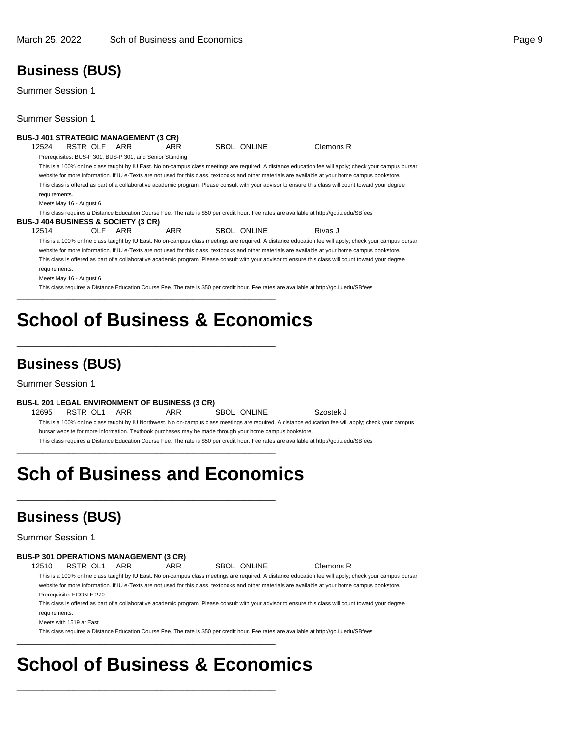## Business (BUS)

Summer Session 1

Summer Session 1

**BUS-J 401 STRATEGIC MANAGEMENT (3 CR)**

12524 RSTR OLF ARR ARR SBOL ONLINE Clemons R

Prerequisites: BUS-F 301, BUS-P 301, and Senior Standing

This is a 100% online class taught by IU East. No on-campus class meetings are required. A distance education fee will apply; check your campus bursar website for more information. If IU e-Texts are not used for this class, textbooks and other materials are available at your home campus bookstore.

This class is offered as part of a collaborative academic program. Please consult with your advisor to ensure this class will count toward your degree requirements.

Meets May 16 - August 6

This class requires a Distance Education Course Fee. The rate is $50 per credit hour. Fee rates are available at http://go.iu.edu/SBfees

**BUS-J 404 BUSINESS & SOCIETY (3 CR)**

12514 OLF ARR ARR SBOL ONLINE Rivas J

This is a 100% online class taught by IU East. No on-campus class meetings are required. A distance education fee will apply; check your campus bursar website for more information. If IU e-Texts are not used for this class, textbooks and other materials are available at your home campus bookstore.

This class is offered as part of a collaborative academic program. Please consult with your advisor to ensure this class will count toward your degree requirements.

Meets May 16 - August 6

This class requires a Distance Education Course Fee. The rate is $50 per credit hour. Fee rates are available at http://go.iu.edu/SBfees

# School of Business & Economics

## Business (BUS)

Summer Session 1

**BUS-L 201 LEGAL ENVIRONMENT OF BUSINESS (3 CR)**

12695 RSTR OL1 ARR ARR SBOL ONLINE Szostek J

This is a 100% online class taught by IU Northwest. No on-campus class meetings are required. A distance education fee will apply; check your campus bursar website for more information. Textbook purchases may be made through your home campus bookstore.

This class requires a Distance Education Course Fee. The rate is $50 per credit hour. Fee rates are available at http://go.iu.edu/SBfees

# Sch of Business and Economics

## Business (BUS)

Summer Session 1

**BUS-P 301 OPERATIONS MANAGEMENT (3 CR)**

12510 RSTR OL1 ARR ARR SBOL ONLINE Clemons R

This is a 100% online class taught by IU East. No on-campus class meetings are required. A distance education fee will apply; check your campus bursar website for more information. If IU e-Texts are not used for this class, textbooks and other materials are available at your home campus bookstore.

Prerequisite: ECON-E 270

This class is offered as part of a collaborative academic program. Please consult with your advisor to ensure this class will count toward your degree requirements.

Meets with 1519 at East

This class requires a Distance Education Course Fee. The rate is $50 per credit hour. Fee rates are available at http://go.iu.edu/SBfees

# School of Business & Economics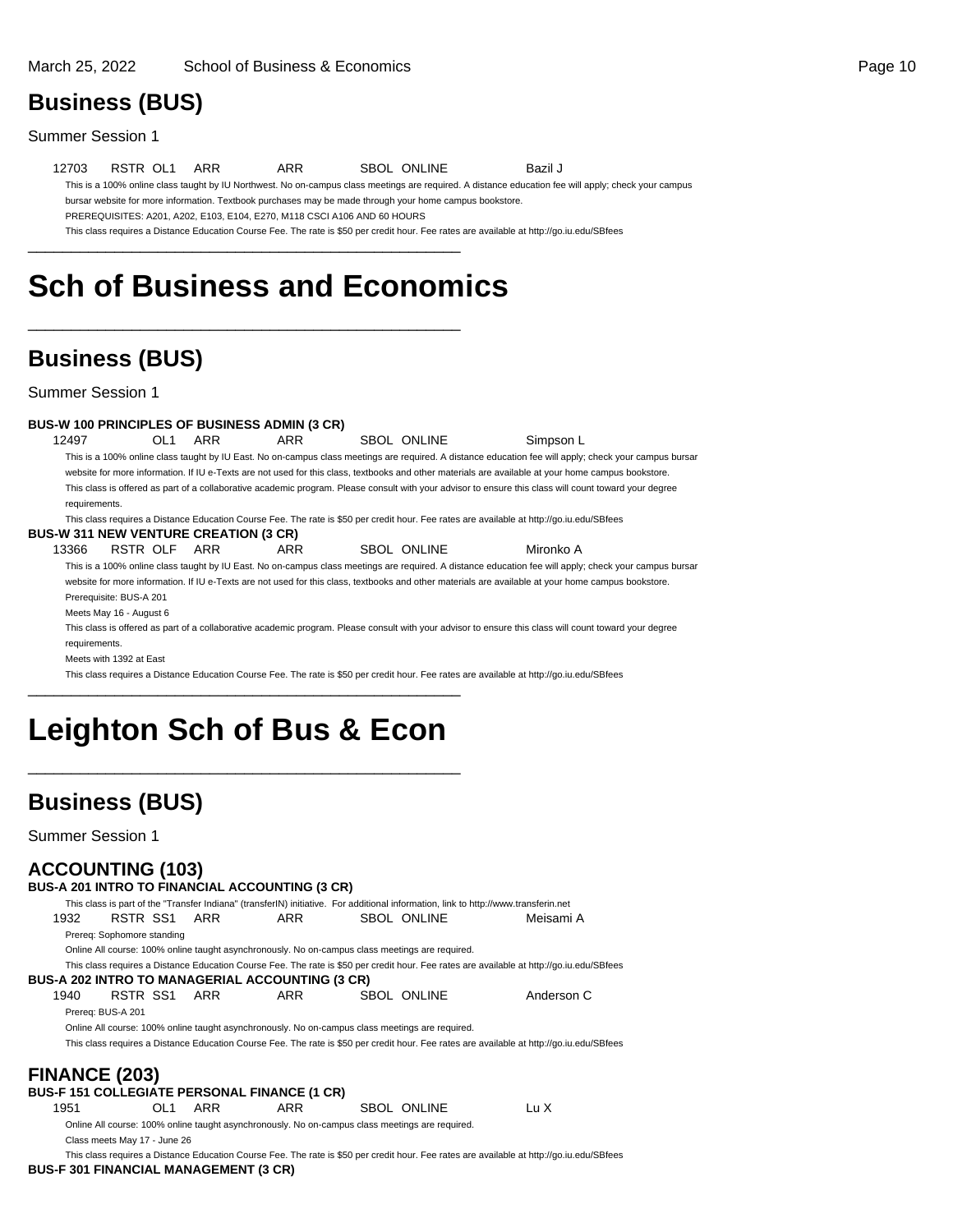## Business (BUS)

Summer Session 1

12703 RSTR OL1 ARR ARR SBOL ONLINE Bazil J

This is a 100% online class taught by IU Northwest. No on-campus class meetings are required. A distance education fee will apply; check your campus bursar website for more information. Textbook purchases may be made through your home campus bookstore.

PREREQUISITES: A201, A202, E103, E104, E270, M118 CSCI A106 AND 60 HOURS

This class requires a Distance Education Course Fee. The rate is $50 per credit hour. Fee rates are available at http://go.iu.edu/SBfees

# Sch of Business and Economics

## Business (BUS)

Summer Session 1

**BUS-W 100 PRINCIPLES OF BUSINESS ADMIN (3 CR)**

12497 OL1 ARR ARR SBOL ONLINE Simpson L

This is a 100% online class taught by IU East. No on-campus class meetings are required. A distance education fee will apply; check your campus bursar website for more information. If IU e-Texts are not used for this class, textbooks and other materials are available at your home campus bookstore.

This class is offered as part of a collaborative academic program. Please consult with your advisor to ensure this class will count toward your degree requirements.

This class requires a Distance Education Course Fee. The rate is $50 per credit hour. Fee rates are available at http://go.iu.edu/SBfees

**BUS-W 311 NEW VENTURE CREATION (3 CR)**

13366 RSTR OLF ARR ARR SBOL ONLINE Mironko A

This is a 100% online class taught by IU East. No on-campus class meetings are required. A distance education fee will apply; check your campus bursar website for more information. If IU e-Texts are not used for this class, textbooks and other materials are available at your home campus bookstore.

Prerequisite: BUS-A 201

Meets May 16 - August 6

This class is offered as part of a collaborative academic program. Please consult with your advisor to ensure this class will count toward your degree requirements.

Meets with 1392 at East

This class requires a Distance Education Course Fee. The rate is $50 per credit hour. Fee rates are available at http://go.iu.edu/SBfees

# Leighton Sch of Bus & Econ

## Business (BUS)

Summer Session 1

### ACCOUNTING (103)

**BUS-A 201 INTRO TO FINANCIAL ACCOUNTING (3 CR)**

This class is part of the "Transfer Indiana" (transferIN) initiative. For additional information, link to http://www.transferin.net

1932 RSTR SS1 ARR ARR SBOL ONLINE Meisami A

Prereq: Sophomore standing

Online All course: 100% online taught asynchronously. No on-campus class meetings are required.

This class requires a Distance Education Course Fee. The rate is $50 per credit hour. Fee rates are available at http://go.iu.edu/SBfees

**BUS-A 202 INTRO TO MANAGERIAL ACCOUNTING (3 CR)**

1940 RSTR SS1 ARR ARR SBOL ONLINE Anderson C

Prereq: BUS-A 201

Online All course: 100% online taught asynchronously. No on-campus class meetings are required.

This class requires a Distance Education Course Fee. The rate is $50 per credit hour. Fee rates are available at http://go.iu.edu/SBfees

### FINANCE (203)

**BUS-F 151 COLLEGIATE PERSONAL FINANCE (1 CR)**

1951 OL1 ARR ARR SBOL ONLINE Lu X

Online All course: 100% online taught asynchronously. No on-campus class meetings are required.

Class meets May 17 - June 26

This class requires a Distance Education Course Fee. The rate is $50 per credit hour. Fee rates are available at http://go.iu.edu/SBfees

**BUS-F 301 FINANCIAL MANAGEMENT (3 CR)**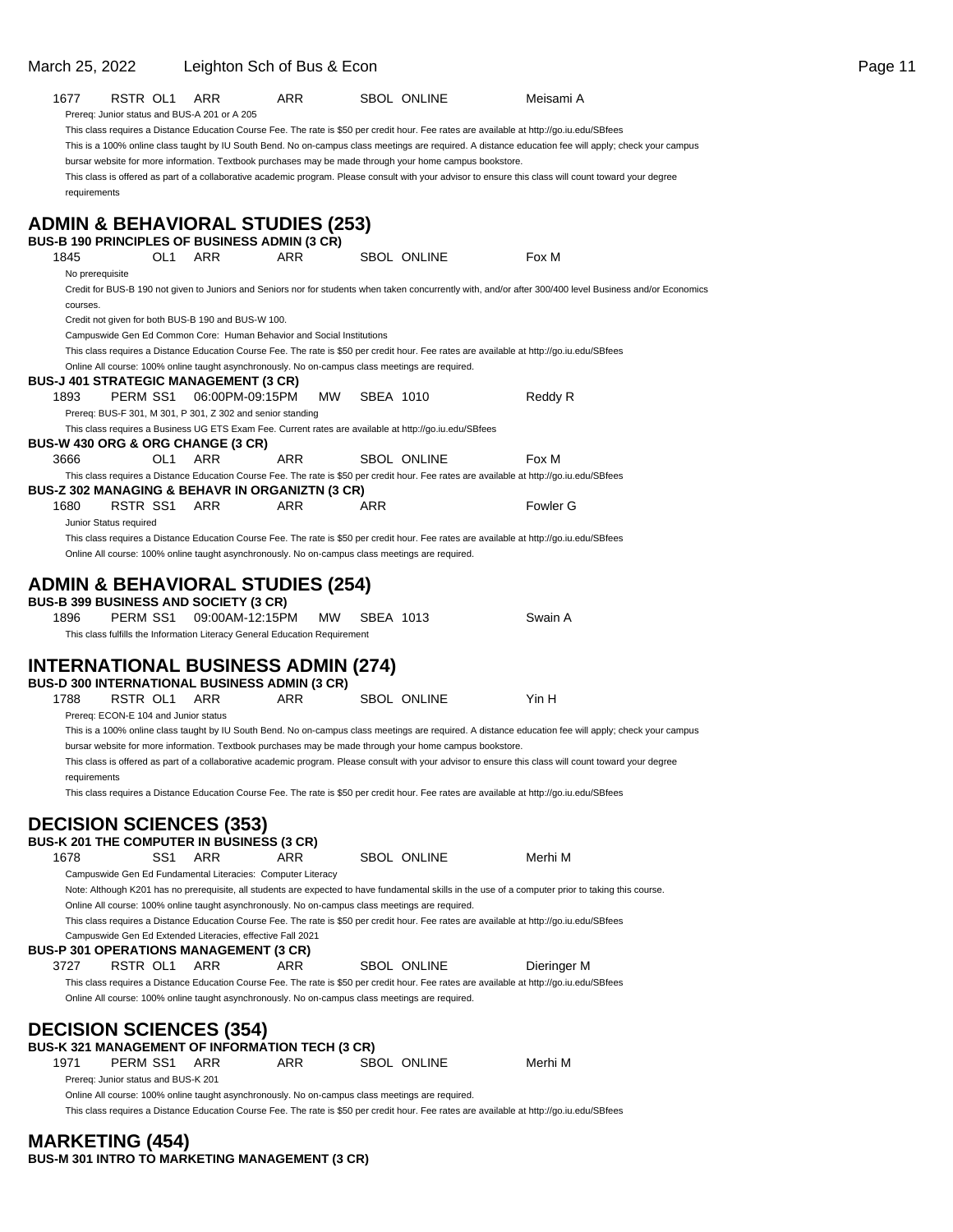1677 RSTR OL1 ARR ARR SBOL ONLINE Meisami A

Prereq: Junior status and BUS-A 201 or A 205

This class requires a Distance Education Course Fee. The rate is $50 per credit hour. Fee rates are available at http://go.iu.edu/SBfees

This is a 100% online class taught by IU South Bend. No on-campus class meetings are required. A distance education fee will apply; check your campus bursar website for more information. Textbook purchases may be made through your home campus bookstore.

This class is offered as part of a collaborative academic program. Please consult with your advisor to ensure this class will count toward your degree requirements

## ADMIN & BEHAVIORAL STUDIES (253)

**BUS-B 190 PRINCIPLES OF BUSINESS ADMIN (3 CR)**

1845 OL1 ARR ARR SBOL ONLINE Fox M

No prerequisite

Credit for BUS-B 190 not given to Juniors and Seniors nor for students when taken concurrently with, and/or after 300/400 level Business and/or Economics courses.

Credit not given for both BUS-B 190 and BUS-W 100.

Campuswide Gen Ed Common Core: Human Behavior and Social Institutions

This class requires a Distance Education Course Fee. The rate is $50 per credit hour. Fee rates are available at http://go.iu.edu/SBfees

Online All course: 100% online taught asynchronously. No on-campus class meetings are required.

**BUS-J 401 STRATEGIC MANAGEMENT (3 CR)**

1893 PERM SS1 06:00PM-09:15PM MW SBEA 1010 Reddy R

Prereq: BUS-F 301, M 301, P 301, Z 302 and senior standing

This class requires a Business UG ETS Exam Fee. Current rates are available at http://go.iu.edu/SBfees

**BUS-W 430 ORG & ORG CHANGE (3 CR)**

3666 OL1 ARR ARR SBOL ONLINE Fox M

This class requires a Distance Education Course Fee. The rate is $50 per credit hour. Fee rates are available at http://go.iu.edu/SBfees

**BUS-Z 302 MANAGING & BEHAVR IN ORGANIZTN (3 CR)**

1680 RSTR SS1 ARR ARR ARR Fowler G

Junior Status required

This class requires a Distance Education Course Fee. The rate is $50 per credit hour. Fee rates are available at http://go.iu.edu/SBfees

Online All course: 100% online taught asynchronously. No on-campus class meetings are required.

## ADMIN & BEHAVIORAL STUDIES (254)

**BUS-B 399 BUSINESS AND SOCIETY (3 CR)**

1896 PERM SS1 09:00AM-12:15PM MW SBEA 1013 Swain A

This class fulfills the Information Literacy General Education Requirement

## INTERNATIONAL BUSINESS ADMIN (274)

**BUS-D 300 INTERNATIONAL BUSINESS ADMIN (3 CR)**

1788 RSTR OL1 ARR ARR SBOL ONLINE Yin H

Prereq: ECON-E 104 and Junior status

This is a 100% online class taught by IU South Bend. No on-campus class meetings are required. A distance education fee will apply; check your campus bursar website for more information. Textbook purchases may be made through your home campus bookstore.

This class is offered as part of a collaborative academic program. Please consult with your advisor to ensure this class will count toward your degree requirements

This class requires a Distance Education Course Fee. The rate is $50 per credit hour. Fee rates are available at http://go.iu.edu/SBfees

## DECISION SCIENCES (353)

**BUS-K 201 THE COMPUTER IN BUSINESS (3 CR)**

1678 SS1 ARR ARR SBOL ONLINE Merhi M

Campuswide Gen Ed Fundamental Literacies: Computer Literacy

Note: Although K201 has no prerequisite, all students are expected to have fundamental skills in the use of a computer prior to taking this course.

Online All course: 100% online taught asynchronously. No on-campus class meetings are required.

This class requires a Distance Education Course Fee. The rate is $50 per credit hour. Fee rates are available at http://go.iu.edu/SBfees

Campuswide Gen Ed Extended Literacies, effective Fall 2021

**BUS-P 301 OPERATIONS MANAGEMENT (3 CR)**

3727 RSTR OL1 ARR ARR SBOL ONLINE Dieringer M

This class requires a Distance Education Course Fee. The rate is $50 per credit hour. Fee rates are available at http://go.iu.edu/SBfees

Online All course: 100% online taught asynchronously. No on-campus class meetings are required.

## DECISION SCIENCES (354)

**BUS-K 321 MANAGEMENT OF INFORMATION TECH (3 CR)**

1971 PERM SS1 ARR ARR SBOL ONLINE Merhi M

Prereq: Junior status and BUS-K 201

Online All course: 100% online taught asynchronously. No on-campus class meetings are required.

This class requires a Distance Education Course Fee. The rate is $50 per credit hour. Fee rates are available at http://go.iu.edu/SBfees

## MARKETING (454)

**BUS-M 301 INTRO TO MARKETING MANAGEMENT (3 CR)**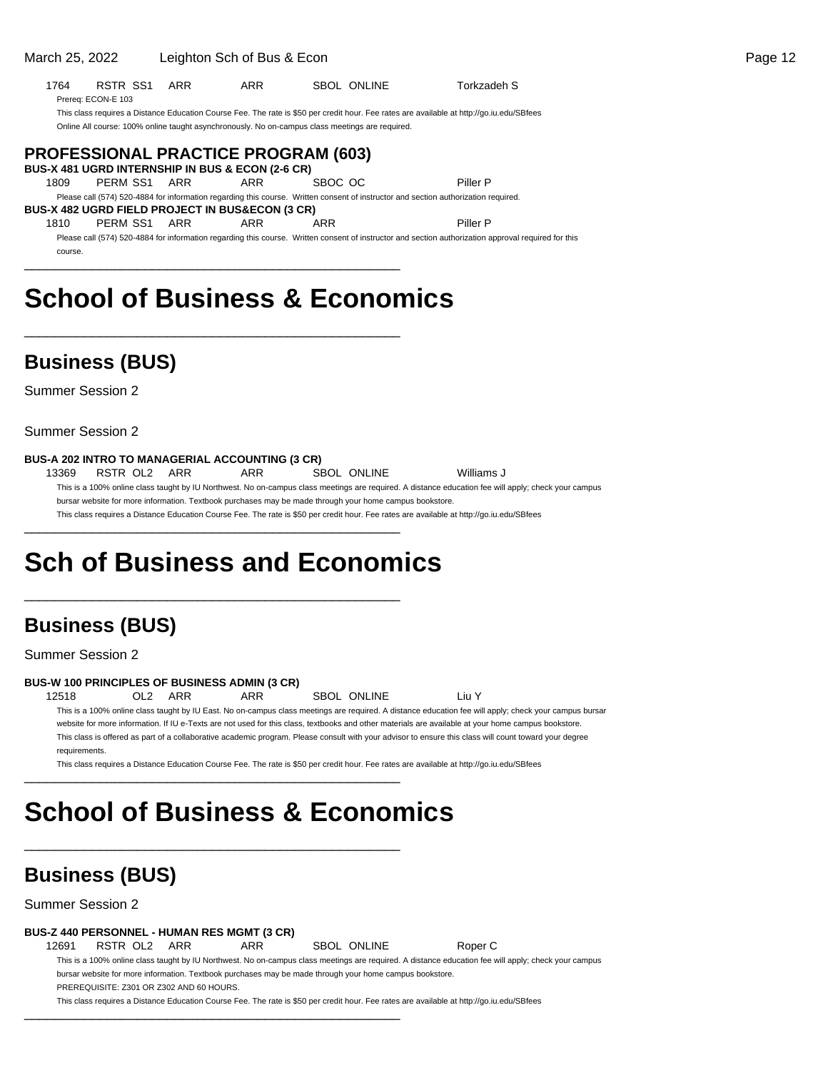1764 RSTR SS1 ARR ARR SBOL ONLINE Torkzadeh S

Prereq: ECON-E 103

This class requires a Distance Education Course Fee. The rate is $50 per credit hour. Fee rates are available at http://go.iu.edu/SBfees

Online All course: 100% online taught asynchronously. No on-campus class meetings are required.

## PROFESSIONAL PRACTICE PROGRAM (603)

**BUS-X 481 UGRD INTERNSHIP IN BUS & ECON (2-6 CR)**

1809 PERM SS1 ARR ARR SBOC OC Piller P

Please call (574) 520-4884 for information regarding this course. Written consent of instructor and section authorization required.

**BUS-X 482 UGRD FIELD PROJECT IN BUS&ECON (3 CR)**

1810 PERM SS1 ARR ARR ARR Piller P

Please call (574) 520-4884 for information regarding this course. Written consent of instructor and section authorization approval required for this course.

# School of Business & Economics

## Business (BUS)

Summer Session 2

Summer Session 2

**BUS-A 202 INTRO TO MANAGERIAL ACCOUNTING (3 CR)**

13369 RSTR OL2 ARR ARR SBOL ONLINE Williams J

This is a 100% online class taught by IU Northwest. No on-campus class meetings are required. A distance education fee will apply; check your campus bursar website for more information. Textbook purchases may be made through your home campus bookstore.

This class requires a Distance Education Course Fee. The rate is $50 per credit hour. Fee rates are available at http://go.iu.edu/SBfees

# Sch of Business and Economics

## Business (BUS)

Summer Session 2

**BUS-W 100 PRINCIPLES OF BUSINESS ADMIN (3 CR)**

12518 OL2 ARR ARR SBOL ONLINE Liu Y

This is a 100% online class taught by IU East. No on-campus class meetings are required. A distance education fee will apply; check your campus bursar website for more information. If IU e-Texts are not used for this class, textbooks and other materials are available at your home campus bookstore.

This class is offered as part of a collaborative academic program. Please consult with your advisor to ensure this class will count toward your degree requirements.

This class requires a Distance Education Course Fee. The rate is $50 per credit hour. Fee rates are available at http://go.iu.edu/SBfees

# School of Business & Economics

## Business (BUS)

Summer Session 2

**BUS-Z 440 PERSONNEL - HUMAN RES MGMT (3 CR)**

12691 RSTR OL2 ARR ARR SBOL ONLINE Roper C

This is a 100% online class taught by IU Northwest. No on-campus class meetings are required. A distance education fee will apply; check your campus bursar website for more information. Textbook purchases may be made through your home campus bookstore.

PREREQUISITE: Z301 OR Z302 AND 60 HOURS.

This class requires a Distance Education Course Fee. The rate is $50 per credit hour. Fee rates are available at http://go.iu.edu/SBfees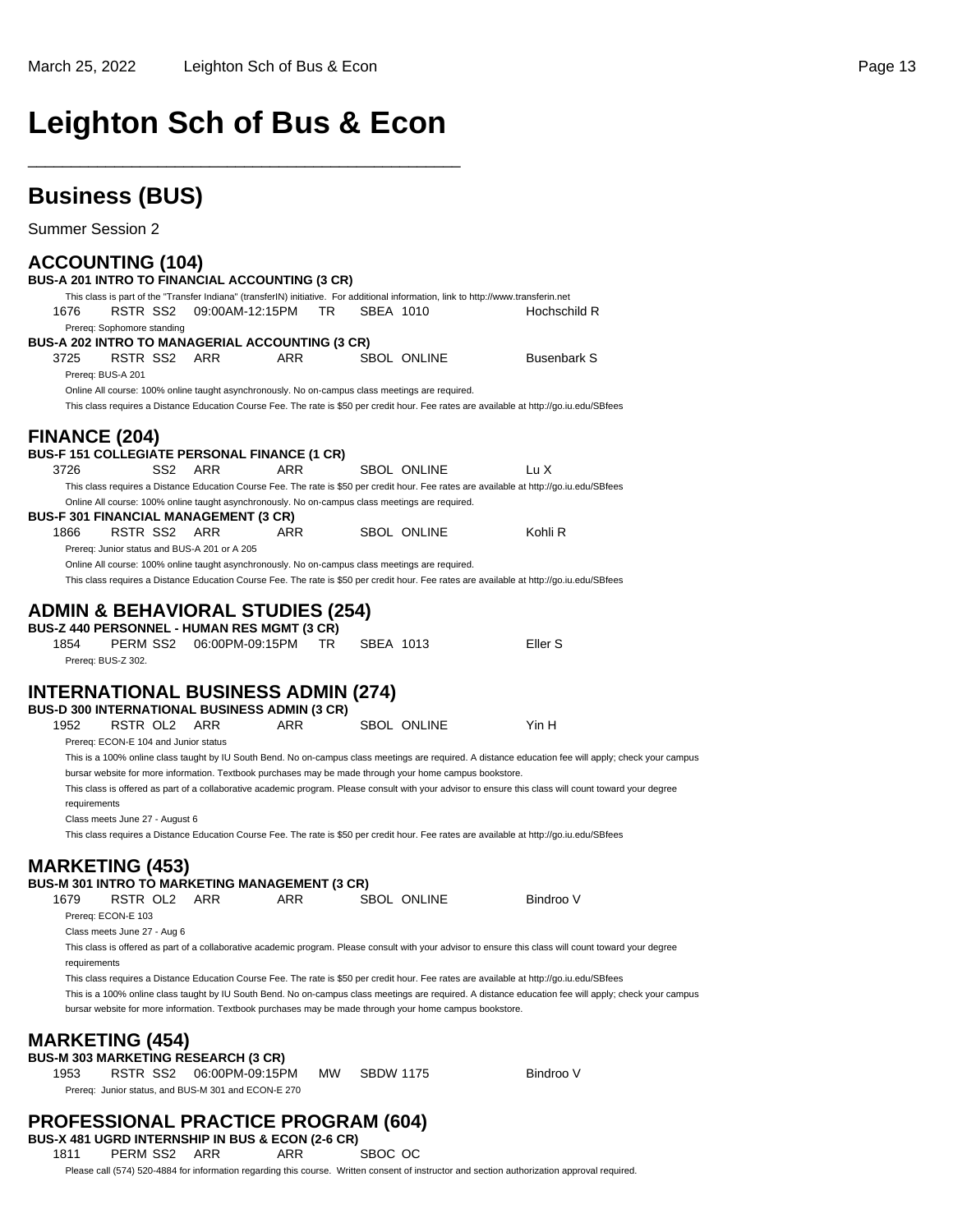# Leighton Sch of Bus & Econ

## Business (BUS)

Summer Session 2

### ACCOUNTING (104)

**BUS-A 201 INTRO TO FINANCIAL ACCOUNTING (3 CR)**

This class is part of the "Transfer Indiana" (transferIN) initiative. For additional information, link to http://www.transferin.net

| | | | | | | | |
|---|---|---|---|---|---|---|---|
| 1676 | RSTR | SS2 | 09:00AM-12:15PM | TR | SBEA | 1010 | Hochschild R |

Prereq: Sophomore standing

**BUS-A 202 INTRO TO MANAGERIAL ACCOUNTING (3 CR)**

| | | | | | | | |
|---|---|---|---|---|---|---|---|
| 3725 | RSTR | SS2 | ARR | ARR | SBOL | ONLINE | Busenbark S |

Prereq: BUS-A 201

Online All course: 100% online taught asynchronously. No on-campus class meetings are required.

This class requires a Distance Education Course Fee. The rate is $50 per credit hour. Fee rates are available at http://go.iu.edu/SBfees

### FINANCE (204)

**BUS-F 151 COLLEGIATE PERSONAL FINANCE (1 CR)**

| | | | | | | | |
|---|---|---|---|---|---|---|---|
| 3726 | | SS2 | ARR | ARR | SBOL | ONLINE | Lu X |

This class requires a Distance Education Course Fee. The rate is $50 per credit hour. Fee rates are available at http://go.iu.edu/SBfees

Online All course: 100% online taught asynchronously. No on-campus class meetings are required.

**BUS-F 301 FINANCIAL MANAGEMENT (3 CR)**

| | | | | | | | |
|---|---|---|---|---|---|---|---|
| 1866 | RSTR | SS2 | ARR | ARR | SBOL | ONLINE | Kohli R |

Prereq: Junior status and BUS-A 201 or A 205

Online All course: 100% online taught asynchronously. No on-campus class meetings are required.

This class requires a Distance Education Course Fee. The rate is $50 per credit hour. Fee rates are available at http://go.iu.edu/SBfees

### ADMIN & BEHAVIORAL STUDIES (254)

**BUS-Z 440 PERSONNEL - HUMAN RES MGMT (3 CR)**

| | | | | | | | |
|---|---|---|---|---|---|---|---|
| 1854 | PERM | SS2 | 06:00PM-09:15PM | TR | SBEA | 1013 | Eller S |

Prereq: BUS-Z 302.

### INTERNATIONAL BUSINESS ADMIN (274)

**BUS-D 300 INTERNATIONAL BUSINESS ADMIN (3 CR)**

| | | | | | | | |
|---|---|---|---|---|---|---|---|
| 1952 | RSTR | OL2 | ARR | ARR | SBOL | ONLINE | Yin H |

Prereq: ECON-E 104 and Junior status

This is a 100% online class taught by IU South Bend. No on-campus class meetings are required. A distance education fee will apply; check your campus bursar website for more information. Textbook purchases may be made through your home campus bookstore.

This class is offered as part of a collaborative academic program. Please consult with your advisor to ensure this class will count toward your degree requirements

Class meets June 27 - August 6

This class requires a Distance Education Course Fee. The rate is $50 per credit hour. Fee rates are available at http://go.iu.edu/SBfees

### MARKETING (453)

**BUS-M 301 INTRO TO MARKETING MANAGEMENT (3 CR)**

| | | | | | | | |
|---|---|---|---|---|---|---|---|
| 1679 | RSTR | OL2 | ARR | ARR | SBOL | ONLINE | Bindroo V |

Prereq: ECON-E 103

Class meets June 27 - Aug 6

This class is offered as part of a collaborative academic program. Please consult with your advisor to ensure this class will count toward your degree requirements

This class requires a Distance Education Course Fee. The rate is $50 per credit hour. Fee rates are available at http://go.iu.edu/SBfees

This is a 100% online class taught by IU South Bend. No on-campus class meetings are required. A distance education fee will apply; check your campus bursar website for more information. Textbook purchases may be made through your home campus bookstore.

### MARKETING (454)

**BUS-M 303 MARKETING RESEARCH (3 CR)**

| | | | | | | | |
|---|---|---|---|---|---|---|---|
| 1953 | RSTR | SS2 | 06:00PM-09:15PM | MW | SBDW | 1175 | Bindroo V |

Prereq: Junior status, and BUS-M 301 and ECON-E 270

### PROFESSIONAL PRACTICE PROGRAM (604)

**BUS-X 481 UGRD INTERNSHIP IN BUS & ECON (2-6 CR)**

| | | | | | | | |
|---|---|---|---|---|---|---|---|
| 1811 | PERM | SS2 | ARR | ARR | SBOC | OC | |

Please call (574) 520-4884 for information regarding this course. Written consent of instructor and section authorization approval required.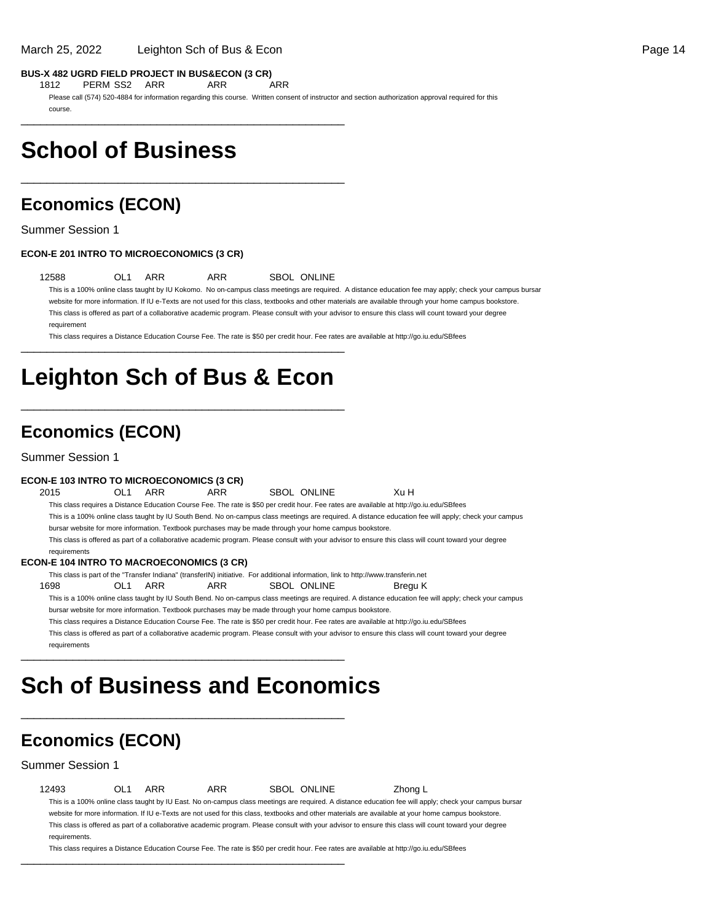**BUS-X 482 UGRD FIELD PROJECT IN BUS&ECON (3 CR)**

1812 PERM SS2 ARR ARR ARR

Please call (574) 520-4884 for information regarding this course. Written consent of instructor and section authorization approval required for this course.

# School of Business

## Economics (ECON)

Summer Session 1

**ECON-E 201 INTRO TO MICROECONOMICS (3 CR)**

12588 OL1 ARR ARR SBOL ONLINE

This is a 100% online class taught by IU Kokomo. No on-campus class meetings are required. A distance education fee may apply; check your campus bursar website for more information. If IU e-Texts are not used for this class, textbooks and other materials are available through your home campus bookstore.

This class is offered as part of a collaborative academic program. Please consult with your advisor to ensure this class will count toward your degree requirement

This class requires a Distance Education Course Fee. The rate is $50 per credit hour. Fee rates are available at http://go.iu.edu/SBfees

# Leighton Sch of Bus & Econ

## Economics (ECON)

Summer Session 1

**ECON-E 103 INTRO TO MICROECONOMICS (3 CR)**

2015 OL1 ARR ARR SBOL ONLINE Xu H

This class requires a Distance Education Course Fee. The rate is $50 per credit hour. Fee rates are available at http://go.iu.edu/SBfees

This is a 100% online class taught by IU South Bend. No on-campus class meetings are required. A distance education fee will apply; check your campus bursar website for more information. Textbook purchases may be made through your home campus bookstore.

This class is offered as part of a collaborative academic program. Please consult with your advisor to ensure this class will count toward your degree requirements

**ECON-E 104 INTRO TO MACROECONOMICS (3 CR)**

This class is part of the "Transfer Indiana" (transferIN) initiative. For additional information, link to http://www.transferin.net

1698 OL1 ARR ARR SBOL ONLINE Bregu K

This is a 100% online class taught by IU South Bend. No on-campus class meetings are required. A distance education fee will apply; check your campus bursar website for more information. Textbook purchases may be made through your home campus bookstore.

This class requires a Distance Education Course Fee. The rate is $50 per credit hour. Fee rates are available at http://go.iu.edu/SBfees

This class is offered as part of a collaborative academic program. Please consult with your advisor to ensure this class will count toward your degree requirements

# Sch of Business and Economics

## Economics (ECON)

Summer Session 1

12493 OL1 ARR ARR SBOL ONLINE Zhong L

This is a 100% online class taught by IU East. No on-campus class meetings are required. A distance education fee will apply; check your campus bursar website for more information. If IU e-Texts are not used for this class, textbooks and other materials are available at your home campus bookstore.

This class is offered as part of a collaborative academic program. Please consult with your advisor to ensure this class will count toward your degree requirements.

This class requires a Distance Education Course Fee. The rate is $50 per credit hour. Fee rates are available at http://go.iu.edu/SBfees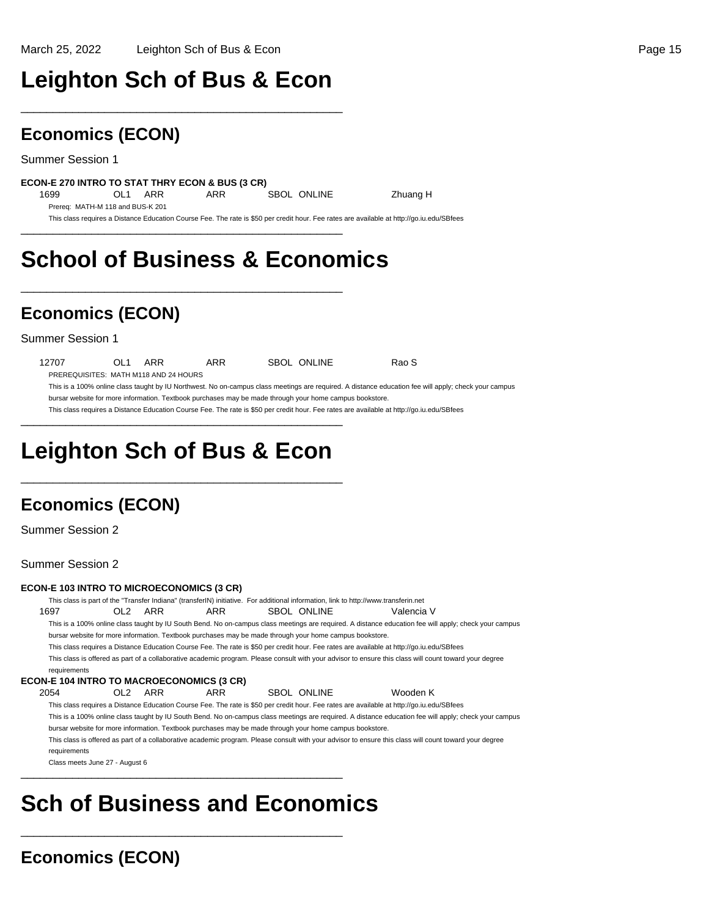# Leighton Sch of Bus & Econ

---

## Economics (ECON)

Summer Session 1

**ECON-E 270 INTRO TO STAT THRY ECON & BUS (3 CR)**

1699 OL1 ARR ARR SBOL ONLINE Zhuang H

Prereq: MATH-M 118 and BUS-K 201

This class requires a Distance Education Course Fee. The rate is $50 per credit hour. Fee rates are available at http://go.iu.edu/SBfees

---

# School of Business & Economics

---

## Economics (ECON)

Summer Session 1

12707 OL1 ARR ARR SBOL ONLINE Rao S

PREREQUISITES: MATH M118 AND 24 HOURS

This is a 100% online class taught by IU Northwest. No on-campus class meetings are required. A distance education fee will apply; check your campus bursar website for more information. Textbook purchases may be made through your home campus bookstore.

This class requires a Distance Education Course Fee. The rate is $50 per credit hour. Fee rates are available at http://go.iu.edu/SBfees

---

# Leighton Sch of Bus & Econ

---

## Economics (ECON)

Summer Session 2

Summer Session 2

**ECON-E 103 INTRO TO MICROECONOMICS (3 CR)**

This class is part of the "Transfer Indiana" (transferIN) initiative. For additional information, link to http://www.transferin.net

1697 OL2 ARR ARR SBOL ONLINE Valencia V

This is a 100% online class taught by IU South Bend. No on-campus class meetings are required. A distance education fee will apply; check your campus bursar website for more information. Textbook purchases may be made through your home campus bookstore.

This class requires a Distance Education Course Fee. The rate is $50 per credit hour. Fee rates are available at http://go.iu.edu/SBfees

This class is offered as part of a collaborative academic program. Please consult with your advisor to ensure this class will count toward your degree requirements

**ECON-E 104 INTRO TO MACROECONOMICS (3 CR)**

2054 OL2 ARR ARR SBOL ONLINE Wooden K

This class requires a Distance Education Course Fee. The rate is $50 per credit hour. Fee rates are available at http://go.iu.edu/SBfees

This is a 100% online class taught by IU South Bend. No on-campus class meetings are required. A distance education fee will apply; check your campus bursar website for more information. Textbook purchases may be made through your home campus bookstore.

This class is offered as part of a collaborative academic program. Please consult with your advisor to ensure this class will count toward your degree requirements

Class meets June 27 - August 6

---

# Sch of Business and Economics

---

## Economics (ECON)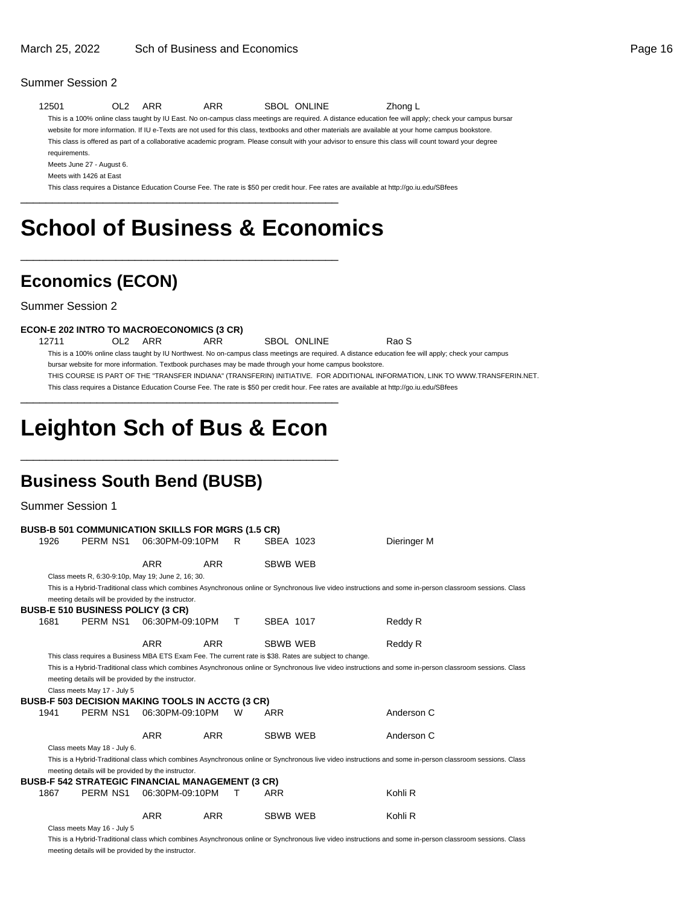Summer Session 2

12501 OL2 ARR ARR SBOL ONLINE Zhong L

This is a 100% online class taught by IU East. No on-campus class meetings are required. A distance education fee will apply; check your campus bursar website for more information. If IU e-Texts are not used for this class, textbooks and other materials are available at your home campus bookstore.
This class is offered as part of a collaborative academic program. Please consult with your advisor to ensure this class will count toward your degree requirements.
Meets June 27 - August 6.
Meets with 1426 at East
This class requires a Distance Education Course Fee. The rate is $50 per credit hour. Fee rates are available at http://go.iu.edu/SBfees

# School of Business & Economics

## Economics (ECON)

Summer Session 2

**ECON-E 202 INTRO TO MACROECONOMICS (3 CR)**

12711 OL2 ARR ARR SBOL ONLINE Rao S

This is a 100% online class taught by IU Northwest. No on-campus class meetings are required. A distance education fee will apply; check your campus bursar website for more information. Textbook purchases may be made through your home campus bookstore.
THIS COURSE IS PART OF THE "TRANSFER INDIANA" (TRANSFERIN) INITIATIVE. FOR ADDITIONAL INFORMATION, LINK TO WWW.TRANSFERIN.NET.
This class requires a Distance Education Course Fee. The rate is $50 per credit hour. Fee rates are available at http://go.iu.edu/SBfees

# Leighton Sch of Bus & Econ

## Business South Bend (BUSB)

Summer Session 1

**BUSB-B 501 COMMUNICATION SKILLS FOR MGRS (1.5 CR)**

1926 PERM NS1 06:30PM-09:10PM R SBEA 1023 Dieringer M

ARR ARR SBWB WEB

Class meets R, 6:30-9:10p, May 19; June 2, 16; 30.
This is a Hybrid-Traditional class which combines Asynchronous online or Synchronous live video instructions and some in-person classroom sessions. Class meeting details will be provided by the instructor.

**BUSB-E 510 BUSINESS POLICY (3 CR)**

1681 PERM NS1 06:30PM-09:10PM T SBEA 1017 Reddy R

ARR ARR SBWB WEB Reddy R

This class requires a Business MBA ETS Exam Fee. The current rate is $38. Rates are subject to change.
This is a Hybrid-Traditional class which combines Asynchronous online or Synchronous live video instructions and some in-person classroom sessions. Class meeting details will be provided by the instructor.
Class meets May 17 - July 5

**BUSB-F 503 DECISION MAKING TOOLS IN ACCTG (3 CR)**

1941 PERM NS1 06:30PM-09:10PM W ARR Anderson C

ARR ARR SBWB WEB Anderson C

Class meets May 18 - July 6.
This is a Hybrid-Traditional class which combines Asynchronous online or Synchronous live video instructions and some in-person classroom sessions. Class meeting details will be provided by the instructor.

**BUSB-F 542 STRATEGIC FINANCIAL MANAGEMENT (3 CR)**

1867 PERM NS1 06:30PM-09:10PM T ARR Kohli R

ARR ARR SBWB WEB Kohli R

Class meets May 16 - July 5
This is a Hybrid-Traditional class which combines Asynchronous online or Synchronous live video instructions and some in-person classroom sessions. Class meeting details will be provided by the instructor.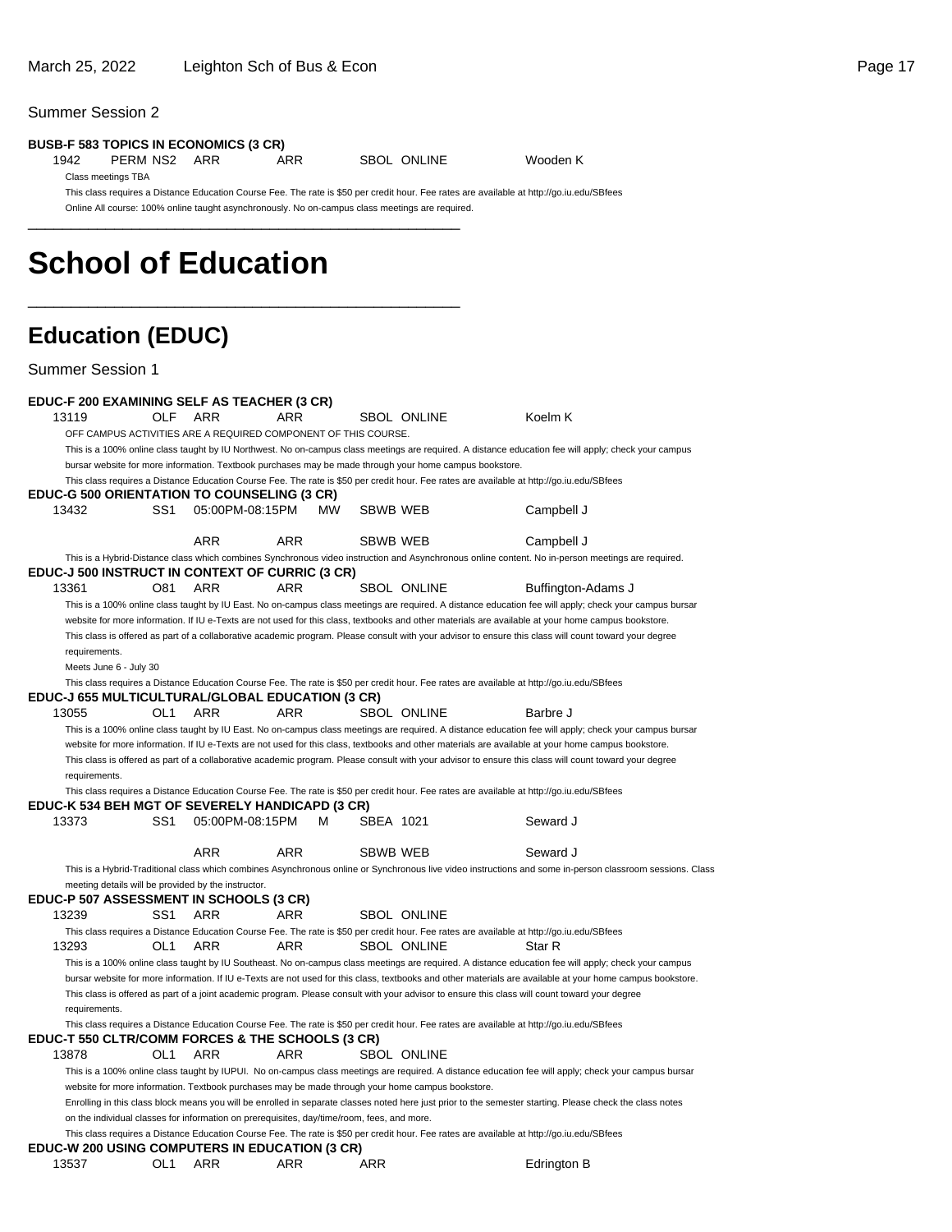Summer Session 2

**BUSB-F 583 TOPICS IN ECONOMICS (3 CR)**

| | | | | | | |
|---|---|---|---|---|---|---|
| 1942 | PERM NS2 | ARR | ARR | SBOL | ONLINE | Wooden K |

Class meetings TBA

This class requires a Distance Education Course Fee. The rate is $50 per credit hour. Fee rates are available at http://go.iu.edu/SBfees

Online All course: 100% online taught asynchronously. No on-campus class meetings are required.

---

# School of Education

---

## Education (EDUC)

Summer Session 1

**EDUC-F 200 EXAMINING SELF AS TEACHER (3 CR)**

| | | | | | | |
|---|---|---|---|---|---|---|
| 13119 | OLF | ARR | ARR | SBOL | ONLINE | Koelm K |

OFF CAMPUS ACTIVITIES ARE A REQUIRED COMPONENT OF THIS COURSE.

This is a 100% online class taught by IU Northwest. No on-campus class meetings are required. A distance education fee will apply; check your campus bursar website for more information. Textbook purchases may be made through your home campus bookstore.

This class requires a Distance Education Course Fee. The rate is $50 per credit hour. Fee rates are available at http://go.iu.edu/SBfees

**EDUC-G 500 ORIENTATION TO COUNSELING (3 CR)**

| | | | | | | |
|---|---|---|---|---|---|---|
| 13432 | SS1 | 05:00PM-08:15PM | MW | SBWB | WEB | Campbell J |
| | | ARR | ARR | SBWB | WEB | Campbell J |

This is a Hybrid-Distance class which combines Synchronous video instruction and Asynchronous online content. No in-person meetings are required.

**EDUC-J 500 INSTRUCT IN CONTEXT OF CURRIC (3 CR)**

| | | | | | | |
|---|---|---|---|---|---|---|
| 13361 | O81 | ARR | ARR | SBOL | ONLINE | Buffington-Adams J |

This is a 100% online class taught by IU East. No on-campus class meetings are required. A distance education fee will apply; check your campus bursar website for more information. If IU e-Texts are not used for this class, textbooks and other materials are available at your home campus bookstore.

This class is offered as part of a collaborative academic program. Please consult with your advisor to ensure this class will count toward your degree requirements.

Meets June 6 - July 30

This class requires a Distance Education Course Fee. The rate is $50 per credit hour. Fee rates are available at http://go.iu.edu/SBfees

**EDUC-J 655 MULTICULTURAL/GLOBAL EDUCATION (3 CR)**

| | | | | | | |
|---|---|---|---|---|---|---|
| 13055 | OL1 | ARR | ARR | SBOL | ONLINE | Barbre J |

This is a 100% online class taught by IU East. No on-campus class meetings are required. A distance education fee will apply; check your campus bursar website for more information. If IU e-Texts are not used for this class, textbooks and other materials are available at your home campus bookstore.

This class is offered as part of a collaborative academic program. Please consult with your advisor to ensure this class will count toward your degree requirements.

This class requires a Distance Education Course Fee. The rate is $50 per credit hour. Fee rates are available at http://go.iu.edu/SBfees

**EDUC-K 534 BEH MGT OF SEVERELY HANDICAPD (3 CR)**

| | | | | | | |
|---|---|---|---|---|---|---|
| 13373 | SS1 | 05:00PM-08:15PM | M | SBEA | 1021 | Seward J |
| | | ARR | ARR | SBWB | WEB | Seward J |

This is a Hybrid-Traditional class which combines Asynchronous online or Synchronous live video instructions and some in-person classroom sessions. Class meeting details will be provided by the instructor.

**EDUC-P 507 ASSESSMENT IN SCHOOLS (3 CR)**

| | | | | | | |
|---|---|---|---|---|---|---|
| 13239 | SS1 | ARR | ARR | SBOL | ONLINE | |

This class requires a Distance Education Course Fee. The rate is $50 per credit hour. Fee rates are available at http://go.iu.edu/SBfees

| | | | | | | |
|---|---|---|---|---|---|---|
| 13293 | OL1 | ARR | ARR | SBOL | ONLINE | Star R |

This is a 100% online class taught by IU Southeast. No on-campus class meetings are required. A distance education fee will apply; check your campus bursar website for more information. If IU e-Texts are not used for this class, textbooks and other materials are available at your home campus bookstore.

This class is offered as part of a joint academic program. Please consult with your advisor to ensure this class will count toward your degree requirements.

This class requires a Distance Education Course Fee. The rate is $50 per credit hour. Fee rates are available at http://go.iu.edu/SBfees

**EDUC-T 550 CLTR/COMM FORCES & THE SCHOOLS (3 CR)**

| | | | | | | |
|---|---|---|---|---|---|---|
| 13878 | OL1 | ARR | ARR | SBOL | ONLINE | |

This is a 100% online class taught by IUPUI. No on-campus class meetings are required. A distance education fee will apply; check your campus bursar website for more information. Textbook purchases may be made through your home campus bookstore.

Enrolling in this class block means you will be enrolled in separate classes noted here just prior to the semester starting. Please check the class notes on the individual classes for information on prerequisites, day/time/room, fees, and more.

This class requires a Distance Education Course Fee. The rate is $50 per credit hour. Fee rates are available at http://go.iu.edu/SBfees

**EDUC-W 200 USING COMPUTERS IN EDUCATION (3 CR)**

| | | | | | | |
|---|---|---|---|---|---|---|
| 13537 | OL1 | ARR | ARR | ARR | | Edrington B |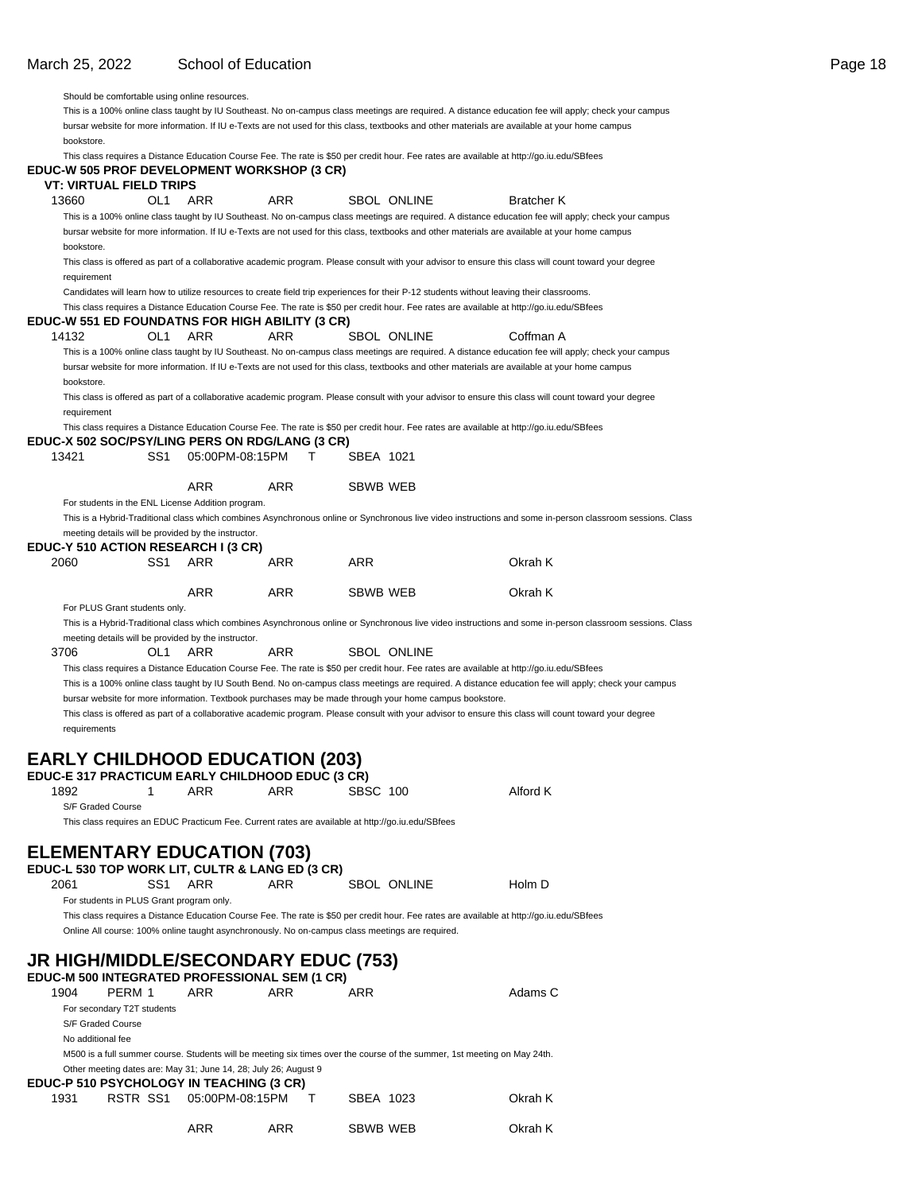Should be comfortable using online resources.

This is a 100% online class taught by IU Southeast. No on-campus class meetings are required. A distance education fee will apply; check your campus bursar website for more information. If IU e-Texts are not used for this class, textbooks and other materials are available at your home campus bookstore.

This class requires a Distance Education Course Fee. The rate is $50 per credit hour. Fee rates are available at http://go.iu.edu/SBfees

**EDUC-W 505 PROF DEVELOPMENT WORKSHOP (3 CR)**

**VT: VIRTUAL FIELD TRIPS**

| 13660 | OL1 | ARR | ARR | SBOL ONLINE | Bratcher K |
|---|---|---|---|---|---|

This is a 100% online class taught by IU Southeast. No on-campus class meetings are required. A distance education fee will apply; check your campus bursar website for more information. If IU e-Texts are not used for this class, textbooks and other materials are available at your home campus bookstore.

This class is offered as part of a collaborative academic program. Please consult with your advisor to ensure this class will count toward your degree requirement

Candidates will learn how to utilize resources to create field trip experiences for their P-12 students without leaving their classrooms.

This class requires a Distance Education Course Fee. The rate is $50 per credit hour. Fee rates are available at http://go.iu.edu/SBfees

**EDUC-W 551 ED FOUNDATNS FOR HIGH ABILITY (3 CR)**

| 14132 | OL1 | ARR | ARR | SBOL ONLINE | Coffman A |
|---|---|---|---|---|---|

This is a 100% online class taught by IU Southeast. No on-campus class meetings are required. A distance education fee will apply; check your campus bursar website for more information. If IU e-Texts are not used for this class, textbooks and other materials are available at your home campus bookstore.

This class is offered as part of a collaborative academic program. Please consult with your advisor to ensure this class will count toward your degree requirement

This class requires a Distance Education Course Fee. The rate is $50 per credit hour. Fee rates are available at http://go.iu.edu/SBfees

**EDUC-X 502 SOC/PSY/LING PERS ON RDG/LANG (3 CR)**

| 13421 | SS1 | 05:00PM-08:15PM | T | SBEA 1021 | |
|---|---|---|---|---|---|
| | | ARR | ARR | SBWB WEB | |

For students in the ENL License Addition program.

This is a Hybrid-Traditional class which combines Asynchronous online or Synchronous live video instructions and some in-person classroom sessions. Class meeting details will be provided by the instructor.

**EDUC-Y 510 ACTION RESEARCH I (3 CR)**

| 2060 | SS1 | ARR | ARR | ARR | Okrah K |
|---|---|---|---|---|---|
| | | ARR | ARR | SBWB WEB | Okrah K |

For PLUS Grant students only.

This is a Hybrid-Traditional class which combines Asynchronous online or Synchronous live video instructions and some in-person classroom sessions. Class meeting details will be provided by the instructor.

| 3706 | OL1 | ARR | ARR | SBOL ONLINE | |
|---|---|---|---|---|---|

This class requires a Distance Education Course Fee. The rate is $50 per credit hour. Fee rates are available at http://go.iu.edu/SBfees

This is a 100% online class taught by IU South Bend. No on-campus class meetings are required. A distance education fee will apply; check your campus bursar website for more information. Textbook purchases may be made through your home campus bookstore.

This class is offered as part of a collaborative academic program. Please consult with your advisor to ensure this class will count toward your degree requirements

## EARLY CHILDHOOD EDUCATION (203)

**EDUC-E 317 PRACTICUM EARLY CHILDHOOD EDUC (3 CR)**

| 1892 | 1 | ARR | ARR | SBSC 100 | Alford K |
|---|---|---|---|---|---|

S/F Graded Course

This class requires an EDUC Practicum Fee. Current rates are available at http://go.iu.edu/SBfees

## ELEMENTARY EDUCATION (703)

**EDUC-L 530 TOP WORK LIT, CULTR & LANG ED (3 CR)**

| 2061 | SS1 | ARR | ARR | SBOL ONLINE | Holm D |
|---|---|---|---|---|---|

For students in PLUS Grant program only.

This class requires a Distance Education Course Fee. The rate is $50 per credit hour. Fee rates are available at http://go.iu.edu/SBfees

Online All course: 100% online taught asynchronously. No on-campus class meetings are required.

## JR HIGH/MIDDLE/SECONDARY EDUC (753)

**EDUC-M 500 INTEGRATED PROFESSIONAL SEM (1 CR)**

| 1904 | PERM 1 | ARR | ARR | ARR | Adams C |
|---|---|---|---|---|---|

For secondary T2T students

S/F Graded Course

No additional fee

M500 is a full summer course. Students will be meeting six times over the course of the summer, 1st meeting on May 24th.

Other meeting dates are: May 31; June 14, 28; July 26; August 9

**EDUC-P 510 PSYCHOLOGY IN TEACHING (3 CR)**

| 1931 | RSTR SS1 | 05:00PM-08:15PM | T | SBEA 1023 | Okrah K |
|---|---|---|---|---|---|
| | | ARR | ARR | SBWB WEB | Okrah K |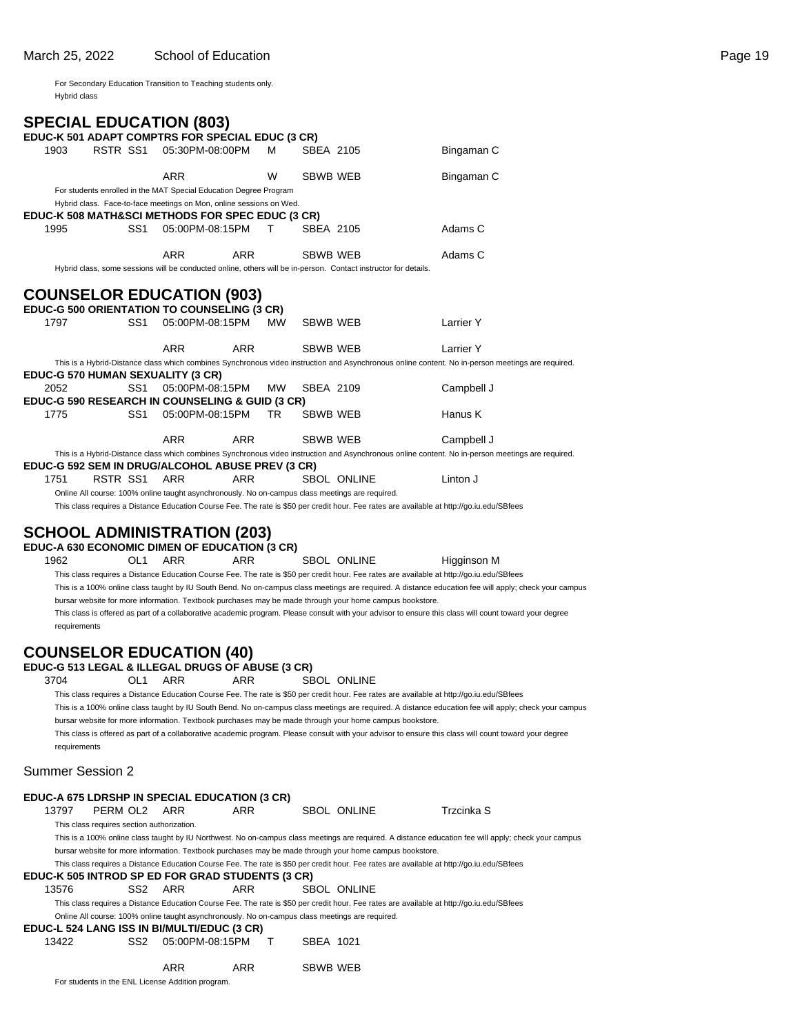For Secondary Education Transition to Teaching students only.
Hybrid class

## SPECIAL EDUCATION (803)

**EDUC-K 501 ADAPT COMPTRS FOR SPECIAL EDUC (3 CR)**

| | | | | | | |
|---|---|---|---|---|---|---|
| 1903 | RSTR SS1 | 05:30PM-08:00PM | M | SBEA 2105 | | Bingaman C |
| | | ARR | W | SBWB WEB | | Bingaman C |

For students enrolled in the MAT Special Education Degree Program
Hybrid class. Face-to-face meetings on Mon, online sessions on Wed.

**EDUC-K 508 MATH&SCI METHODS FOR SPEC EDUC (3 CR)**

| | | | | | | |
|---|---|---|---|---|---|---|
| 1995 | SS1 | 05:00PM-08:15PM | T | SBEA 2105 | | Adams C |
| | | ARR | ARR | SBWB WEB | | Adams C |

Hybrid class, some sessions will be conducted online, others will be in-person. Contact instructor for details.

## COUNSELOR EDUCATION (903)

**EDUC-G 500 ORIENTATION TO COUNSELING (3 CR)**

| | | | | | | |
|---|---|---|---|---|---|---|
| 1797 | SS1 | 05:00PM-08:15PM | MW | SBWB WEB | | Larrier Y |
| | | ARR | ARR | SBWB WEB | | Larrier Y |

This is a Hybrid-Distance class which combines Synchronous video instruction and Asynchronous online content. No in-person meetings are required.

**EDUC-G 570 HUMAN SEXUALITY (3 CR)**

| | | | | | | |
|---|---|---|---|---|---|---|
| 2052 | SS1 | 05:00PM-08:15PM | MW | SBEA 2109 | | Campbell J |

**EDUC-G 590 RESEARCH IN COUNSELING & GUID (3 CR)**

| | | | | | | |
|---|---|---|---|---|---|---|
| 1775 | SS1 | 05:00PM-08:15PM | TR | SBWB WEB | | Hanus K |
| | | ARR | ARR | SBWB WEB | | Campbell J |

This is a Hybrid-Distance class which combines Synchronous video instruction and Asynchronous online content. No in-person meetings are required.

**EDUC-G 592 SEM IN DRUG/ALCOHOL ABUSE PREV (3 CR)**

| | | | | | | |
|---|---|---|---|---|---|---|
| 1751 | RSTR SS1 | ARR | ARR | SBOL ONLINE | | Linton J |

Online All course: 100% online taught asynchronously. No on-campus class meetings are required.
This class requires a Distance Education Course Fee. The rate is $50 per credit hour. Fee rates are available at http://go.iu.edu/SBfees

## SCHOOL ADMINISTRATION (203)

**EDUC-A 630 ECONOMIC DIMEN OF EDUCATION (3 CR)**

| | | | | | | |
|---|---|---|---|---|---|---|
| 1962 | OL1 | ARR | ARR | SBOL ONLINE | | Higginson M |

This class requires a Distance Education Course Fee. The rate is $50 per credit hour. Fee rates are available at http://go.iu.edu/SBfees
This is a 100% online class taught by IU South Bend. No on-campus class meetings are required. A distance education fee will apply; check your campus bursar website for more information. Textbook purchases may be made through your home campus bookstore.
This class is offered as part of a collaborative academic program. Please consult with your advisor to ensure this class will count toward your degree requirements

## COUNSELOR EDUCATION (40)

**EDUC-G 513 LEGAL & ILLEGAL DRUGS OF ABUSE (3 CR)**

| | | | | | | |
|---|---|---|---|---|---|---|
| 3704 | OL1 | ARR | ARR | SBOL ONLINE | | |

This class requires a Distance Education Course Fee. The rate is $50 per credit hour. Fee rates are available at http://go.iu.edu/SBfees
This is a 100% online class taught by IU South Bend. No on-campus class meetings are required. A distance education fee will apply; check your campus bursar website for more information. Textbook purchases may be made through your home campus bookstore.
This class is offered as part of a collaborative academic program. Please consult with your advisor to ensure this class will count toward your degree requirements

### Summer Session 2

**EDUC-A 675 LDRSHP IN SPECIAL EDUCATION (3 CR)**

| | | | | | | |
|---|---|---|---|---|---|---|
| 13797 | PERM OL2 | ARR | ARR | SBOL ONLINE | | Trzcinka S |

This class requires section authorization.
This is a 100% online class taught by IU Northwest. No on-campus class meetings are required. A distance education fee will apply; check your campus bursar website for more information. Textbook purchases may be made through your home campus bookstore.
This class requires a Distance Education Course Fee. The rate is $50 per credit hour. Fee rates are available at http://go.iu.edu/SBfees

**EDUC-K 505 INTROD SP ED FOR GRAD STUDENTS (3 CR)**

| | | | | | | |
|---|---|---|---|---|---|---|
| 13576 | SS2 | ARR | ARR | SBOL ONLINE | | |

This class requires a Distance Education Course Fee. The rate is $50 per credit hour. Fee rates are available at http://go.iu.edu/SBfees
Online All course: 100% online taught asynchronously. No on-campus class meetings are required.

**EDUC-L 524 LANG ISS IN BI/MULTI/EDUC (3 CR)**

| | | | | | | |
|---|---|---|---|---|---|---|
| 13422 | SS2 | 05:00PM-08:15PM | T | SBEA 1021 | | |
| | | ARR | ARR | SBWB WEB | | |

For students in the ENL License Addition program.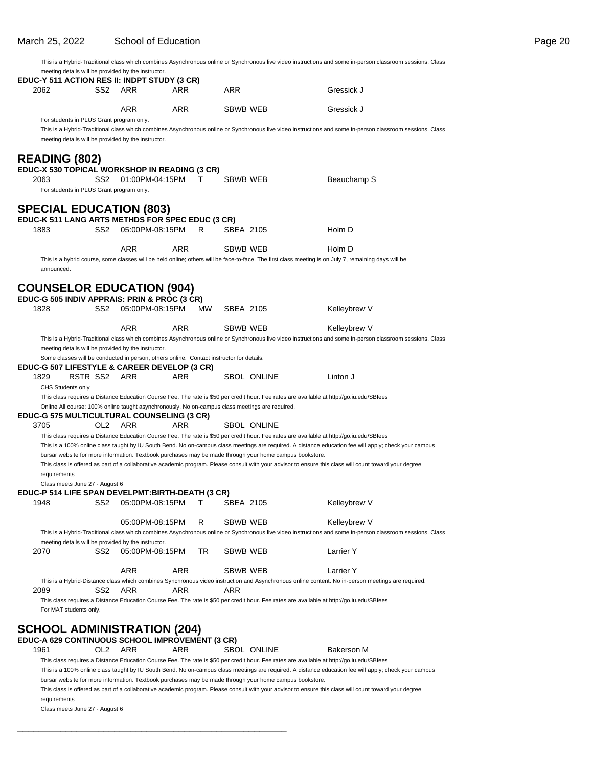This is a Hybrid-Traditional class which combines Asynchronous online or Synchronous live video instructions and some in-person classroom sessions. Class meeting details will be provided by the instructor.

**EDUC-Y 511 ACTION RES II: INDPT STUDY (3 CR)**

| | | | | | | |
|---|---|---|---|---|---|---|
| 2062 | SS2 | ARR | ARR | ARR | | Gressick J |
| | | ARR | ARR | SBWB | WEB | Gressick J |

For students in PLUS Grant program only.

This is a Hybrid-Traditional class which combines Asynchronous online or Synchronous live video instructions and some in-person classroom sessions. Class meeting details will be provided by the instructor.

## READING (802)

**EDUC-X 530 TOPICAL WORKSHOP IN READING (3 CR)**

| | | | | | | |
|---|---|---|---|---|---|---|
| 2063 | SS2 | 01:00PM-04:15PM | T | SBWB | WEB | Beauchamp S |

For students in PLUS Grant program only.

## SPECIAL EDUCATION (803)

**EDUC-K 511 LANG ARTS METHDS FOR SPEC EDUC (3 CR)**

| | | | | | | |
|---|---|---|---|---|---|---|
| 1883 | SS2 | 05:00PM-08:15PM | R | SBEA | 2105 | Holm D |
| | | ARR | ARR | SBWB | WEB | Holm D |

This is a hybrid course, some classes will be held online; others will be face-to-face. The first class meeting is on July 7, remaining days will be announced.

## COUNSELOR EDUCATION (904)

**EDUC-G 505 INDIV APPRAIS: PRIN & PROC (3 CR)**

| | | | | | | |
|---|---|---|---|---|---|---|
| 1828 | SS2 | 05:00PM-08:15PM | MW | SBEA | 2105 | Kelleybrew V |
| | | ARR | ARR | SBWB | WEB | Kelleybrew V |

This is a Hybrid-Traditional class which combines Asynchronous online or Synchronous live video instructions and some in-person classroom sessions. Class meeting details will be provided by the instructor.

Some classes will be conducted in person, others online. Contact instructor for details.

**EDUC-G 507 LIFESTYLE & CAREER DEVELOP (3 CR)**

| | | | | | | | |
|---|---|---|---|---|---|---|---|
| 1829 | RSTR | SS2 | ARR | ARR | SBOL | ONLINE | Linton J |

CHS Students only

This class requires a Distance Education Course Fee. The rate is $50 per credit hour. Fee rates are available at http://go.iu.edu/SBfees

Online All course: 100% online taught asynchronously. No on-campus class meetings are required.

**EDUC-G 575 MULTICULTURAL COUNSELING (3 CR)**

| | | | | | | |
|---|---|---|---|---|---|---|
| 3705 | OL2 | ARR | ARR | SBOL | ONLINE | |

This class requires a Distance Education Course Fee. The rate is $50 per credit hour. Fee rates are available at http://go.iu.edu/SBfees

This is a 100% online class taught by IU South Bend. No on-campus class meetings are required. A distance education fee will apply; check your campus bursar website for more information. Textbook purchases may be made through your home campus bookstore.

This class is offered as part of a collaborative academic program. Please consult with your advisor to ensure this class will count toward your degree requirements

Class meets June 27 - August 6

**EDUC-P 514 LIFE SPAN DEVELPMT:BIRTH-DEATH (3 CR)**

| | | | | | | |
|---|---|---|---|---|---|---|
| 1948 | SS2 | 05:00PM-08:15PM | T | SBEA | 2105 | Kelleybrew V |
| | | 05:00PM-08:15PM | R | SBWB | WEB | Kelleybrew V |

This is a Hybrid-Traditional class which combines Asynchronous online or Synchronous live video instructions and some in-person classroom sessions. Class meeting details will be provided by the instructor.

| | | | | | | |
|---|---|---|---|---|---|---|
| 2070 | SS2 | 05:00PM-08:15PM | TR | SBWB | WEB | Larrier Y |
| | | ARR | ARR | SBWB | WEB | Larrier Y |

This is a Hybrid-Distance class which combines Synchronous video instruction and Asynchronous online content. No in-person meetings are required.

| | | | | | | |
|---|---|---|---|---|---|---|
| 2089 | SS2 | ARR | ARR | ARR | | |

This class requires a Distance Education Course Fee. The rate is $50 per credit hour. Fee rates are available at http://go.iu.edu/SBfees

For MAT students only.

## SCHOOL ADMINISTRATION (204)

**EDUC-A 629 CONTINUOUS SCHOOL IMPROVEMENT (3 CR)**

| | | | | | | |
|---|---|---|---|---|---|---|
| 1961 | OL2 | ARR | ARR | SBOL | ONLINE | Bakerson M |

This class requires a Distance Education Course Fee. The rate is $50 per credit hour. Fee rates are available at http://go.iu.edu/SBfees

This is a 100% online class taught by IU South Bend. No on-campus class meetings are required. A distance education fee will apply; check your campus bursar website for more information. Textbook purchases may be made through your home campus bookstore.

This class is offered as part of a collaborative academic program. Please consult with your advisor to ensure this class will count toward your degree requirements

Class meets June 27 - August 6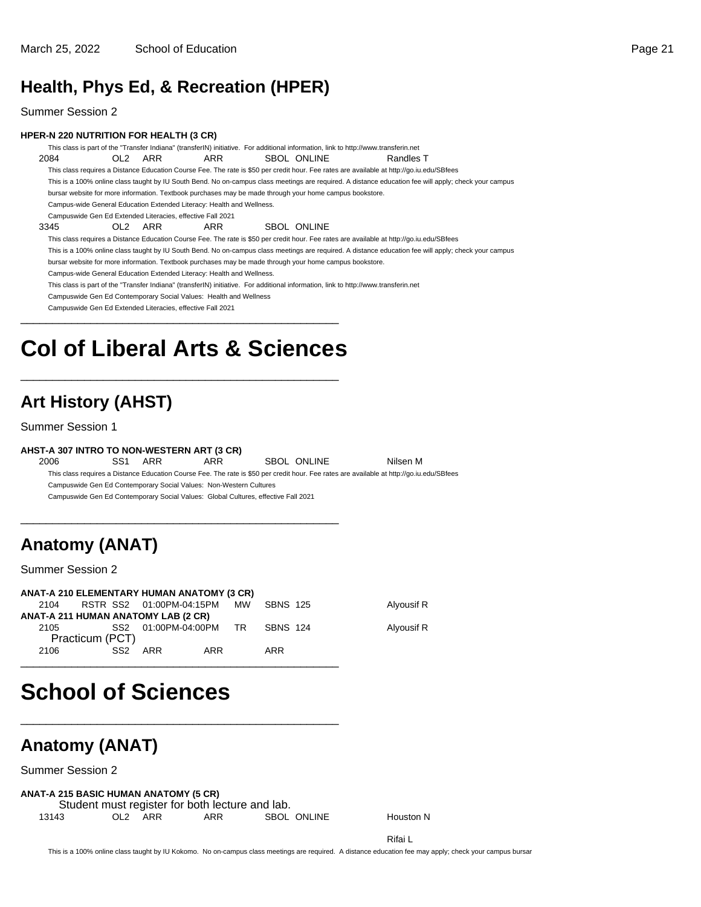# Health, Phys Ed, & Recreation (HPER)

Summer Session 2

**HPER-N 220 NUTRITION FOR HEALTH (3 CR)**

This class is part of the "Transfer Indiana" (transferIN) initiative. For additional information, link to http://www.transferin.net

2084 OL2 ARR ARR SBOL ONLINE Randles T

This class requires a Distance Education Course Fee. The rate is $50 per credit hour. Fee rates are available at http://go.iu.edu/SBfees

This is a 100% online class taught by IU South Bend. No on-campus class meetings are required. A distance education fee will apply; check your campus bursar website for more information. Textbook purchases may be made through your home campus bookstore.

Campus-wide General Education Extended Literacy: Health and Wellness.

Campuswide Gen Ed Extended Literacies, effective Fall 2021

3345 OL2 ARR ARR SBOL ONLINE

This class requires a Distance Education Course Fee. The rate is $50 per credit hour. Fee rates are available at http://go.iu.edu/SBfees

This is a 100% online class taught by IU South Bend. No on-campus class meetings are required. A distance education fee will apply; check your campus bursar website for more information. Textbook purchases may be made through your home campus bookstore.

Campus-wide General Education Extended Literacy: Health and Wellness.

This class is part of the "Transfer Indiana" (transferIN) initiative. For additional information, link to http://www.transferin.net

Campuswide Gen Ed Contemporary Social Values: Health and Wellness

Campuswide Gen Ed Extended Literacies, effective Fall 2021

# Col of Liberal Arts & Sciences

## Art History (AHST)

Summer Session 1

**AHST-A 307 INTRO TO NON-WESTERN ART (3 CR)**

2006 SS1 ARR ARR SBOL ONLINE Nilsen M

This class requires a Distance Education Course Fee. The rate is $50 per credit hour. Fee rates are available at http://go.iu.edu/SBfees

Campuswide Gen Ed Contemporary Social Values: Non-Western Cultures

Campuswide Gen Ed Contemporary Social Values: Global Cultures, effective Fall 2021

## Anatomy (ANAT)

Summer Session 2

**ANAT-A 210 ELEMENTARY HUMAN ANATOMY (3 CR)**

2104 RSTR SS2 01:00PM-04:15PM MW SBNS 125 Alyousif R

**ANAT-A 211 HUMAN ANATOMY LAB (2 CR)**

2105 SS2 01:00PM-04:00PM TR SBNS 124 Alyousif R

Practicum (PCT)

2106 SS2 ARR ARR ARR

# School of Sciences

## Anatomy (ANAT)

Summer Session 2

**ANAT-A 215 BASIC HUMAN ANATOMY (5 CR)**

Student must register for both lecture and lab.

13143 OL2 ARR ARR SBOL ONLINE Houston N

Rifai L

This is a 100% online class taught by IU Kokomo. No on-campus class meetings are required. A distance education fee may apply; check your campus bursar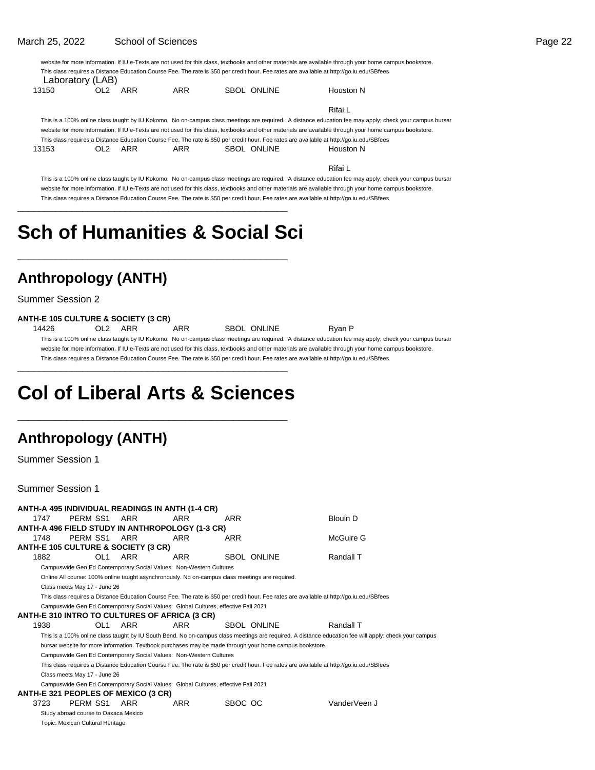website for more information. If IU e-Texts are not used for this class, textbooks and other materials are available through your home campus bookstore.
This class requires a Distance Education Course Fee. The rate is $50 per credit hour. Fee rates are available at http://go.iu.edu/SBfees

Laboratory (LAB)

| | | | | | | |
|---|---|---|---|---|---|---|
| 13150 | OL2 | ARR | ARR | SBOL | ONLINE | Houston N |
| | | | | | | Rifai L |

This is a 100% online class taught by IU Kokomo. No on-campus class meetings are required. A distance education fee may apply; check your campus bursar website for more information. If IU e-Texts are not used for this class, textbooks and other materials are available through your home campus bookstore.
This class requires a Distance Education Course Fee. The rate is $50 per credit hour. Fee rates are available at http://go.iu.edu/SBfees

| | | | | | | |
|---|---|---|---|---|---|---|
| 13153 | OL2 | ARR | ARR | SBOL | ONLINE | Houston N |
| | | | | | | Rifai L |

This is a 100% online class taught by IU Kokomo. No on-campus class meetings are required. A distance education fee may apply; check your campus bursar website for more information. If IU e-Texts are not used for this class, textbooks and other materials are available through your home campus bookstore.
This class requires a Distance Education Course Fee. The rate is $50 per credit hour. Fee rates are available at http://go.iu.edu/SBfees

# Sch of Humanities & Social Sci

## Anthropology (ANTH)

Summer Session 2

**ANTH-E 105 CULTURE & SOCIETY (3 CR)**

| | | | | | | |
|---|---|---|---|---|---|---|
| 14426 | OL2 | ARR | ARR | SBOL | ONLINE | Ryan P |

This is a 100% online class taught by IU Kokomo. No on-campus class meetings are required. A distance education fee may apply; check your campus bursar website for more information. If IU e-Texts are not used for this class, textbooks and other materials are available through your home campus bookstore.
This class requires a Distance Education Course Fee. The rate is $50 per credit hour. Fee rates are available at http://go.iu.edu/SBfees

# Col of Liberal Arts & Sciences

## Anthropology (ANTH)

Summer Session 1

Summer Session 1

**ANTH-A 495 INDIVIDUAL READINGS IN ANTH (1-4 CR)**

| | | | | | | |
|---|---|---|---|---|---|---|
| 1747 | PERM SS1 | ARR | ARR | ARR | | Blouin D |

**ANTH-A 496 FIELD STUDY IN ANTHROPOLOGY (1-3 CR)**

| | | | | | | |
|---|---|---|---|---|---|---|
| 1748 | PERM SS1 | ARR | ARR | ARR | | McGuire G |

**ANTH-E 105 CULTURE & SOCIETY (3 CR)**

| | | | | | | |
|---|---|---|---|---|---|---|
| 1882 | OL1 | ARR | ARR | SBOL | ONLINE | Randall T |

Campuswide Gen Ed Contemporary Social Values: Non-Western Cultures
Online All course: 100% online taught asynchronously. No on-campus class meetings are required.
Class meets May 17 - June 26
This class requires a Distance Education Course Fee. The rate is $50 per credit hour. Fee rates are available at http://go.iu.edu/SBfees
Campuswide Gen Ed Contemporary Social Values: Global Cultures, effective Fall 2021

**ANTH-E 310 INTRO TO CULTURES OF AFRICA (3 CR)**

| | | | | | | |
|---|---|---|---|---|---|---|
| 1938 | OL1 | ARR | ARR | SBOL | ONLINE | Randall T |

This is a 100% online class taught by IU South Bend. No on-campus class meetings are required. A distance education fee will apply; check your campus bursar website for more information. Textbook purchases may be made through your home campus bookstore.
Campuswide Gen Ed Contemporary Social Values: Non-Western Cultures
This class requires a Distance Education Course Fee. The rate is $50 per credit hour. Fee rates are available at http://go.iu.edu/SBfees
Class meets May 17 - June 26
Campuswide Gen Ed Contemporary Social Values: Global Cultures, effective Fall 2021

**ANTH-E 321 PEOPLES OF MEXICO (3 CR)**

| | | | | | | |
|---|---|---|---|---|---|---|
| 3723 | PERM SS1 | ARR | ARR | SBOC | OC | VanderVeen J |

Study abroad course to Oaxaca Mexico
Topic: Mexican Cultural Heritage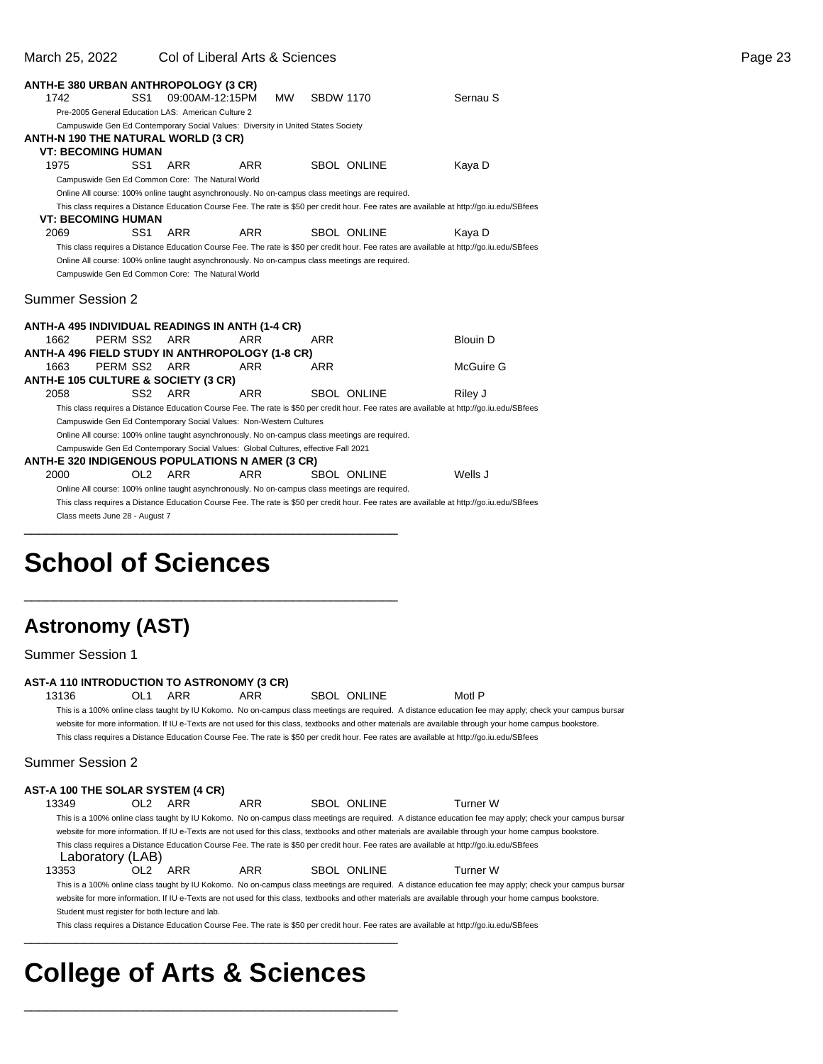**ANTH-E 380 URBAN ANTHROPOLOGY (3 CR)**

1742 SS1 09:00AM-12:15PM MW SBDW 1170 Sernau S

Pre-2005 General Education LAS: American Culture 2

Campuswide Gen Ed Contemporary Social Values: Diversity in United States Society

**ANTH-N 190 THE NATURAL WORLD (3 CR)**

**VT: BECOMING HUMAN**

1975 SS1 ARR ARR SBOL ONLINE Kaya D

Campuswide Gen Ed Common Core: The Natural World

Online All course: 100% online taught asynchronously. No on-campus class meetings are required.

This class requires a Distance Education Course Fee. The rate is $50 per credit hour. Fee rates are available at http://go.iu.edu/SBfees

**VT: BECOMING HUMAN**

2069 SS1 ARR ARR SBOL ONLINE Kaya D

This class requires a Distance Education Course Fee. The rate is $50 per credit hour. Fee rates are available at http://go.iu.edu/SBfees

Online All course: 100% online taught asynchronously. No on-campus class meetings are required.

Campuswide Gen Ed Common Core: The Natural World

Summer Session 2

**ANTH-A 495 INDIVIDUAL READINGS IN ANTH (1-4 CR)**

1662 PERM SS2 ARR ARR ARR Blouin D

**ANTH-A 496 FIELD STUDY IN ANTHROPOLOGY (1-8 CR)**

1663 PERM SS2 ARR ARR ARR McGuire G

**ANTH-E 105 CULTURE & SOCIETY (3 CR)**

2058 SS2 ARR ARR SBOL ONLINE Riley J

This class requires a Distance Education Course Fee. The rate is $50 per credit hour. Fee rates are available at http://go.iu.edu/SBfees

Campuswide Gen Ed Contemporary Social Values: Non-Western Cultures

Online All course: 100% online taught asynchronously. No on-campus class meetings are required.

Campuswide Gen Ed Contemporary Social Values: Global Cultures, effective Fall 2021

**ANTH-E 320 INDIGENOUS POPULATIONS N AMER (3 CR)**

2000 OL2 ARR ARR SBOL ONLINE Wells J

Online All course: 100% online taught asynchronously. No on-campus class meetings are required.

This class requires a Distance Education Course Fee. The rate is $50 per credit hour. Fee rates are available at http://go.iu.edu/SBfees

Class meets June 28 - August 7

# School of Sciences

## Astronomy (AST)

Summer Session 1

**AST-A 110 INTRODUCTION TO ASTRONOMY (3 CR)**

13136 OL1 ARR ARR SBOL ONLINE Motl P

This is a 100% online class taught by IU Kokomo. No on-campus class meetings are required. A distance education fee may apply; check your campus bursar website for more information. If IU e-Texts are not used for this class, textbooks and other materials are available through your home campus bookstore.

This class requires a Distance Education Course Fee. The rate is $50 per credit hour. Fee rates are available at http://go.iu.edu/SBfees

Summer Session 2

**AST-A 100 THE SOLAR SYSTEM (4 CR)**

13349 OL2 ARR ARR SBOL ONLINE Turner W

This is a 100% online class taught by IU Kokomo. No on-campus class meetings are required. A distance education fee may apply; check your campus bursar website for more information. If IU e-Texts are not used for this class, textbooks and other materials are available through your home campus bookstore.

This class requires a Distance Education Course Fee. The rate is $50 per credit hour. Fee rates are available at http://go.iu.edu/SBfees

Laboratory (LAB)

13353 OL2 ARR ARR SBOL ONLINE Turner W

This is a 100% online class taught by IU Kokomo. No on-campus class meetings are required. A distance education fee may apply; check your campus bursar website for more information. If IU e-Texts are not used for this class, textbooks and other materials are available through your home campus bookstore.

Student must register for both lecture and lab.

This class requires a Distance Education Course Fee. The rate is $50 per credit hour. Fee rates are available at http://go.iu.edu/SBfees

# College of Arts & Sciences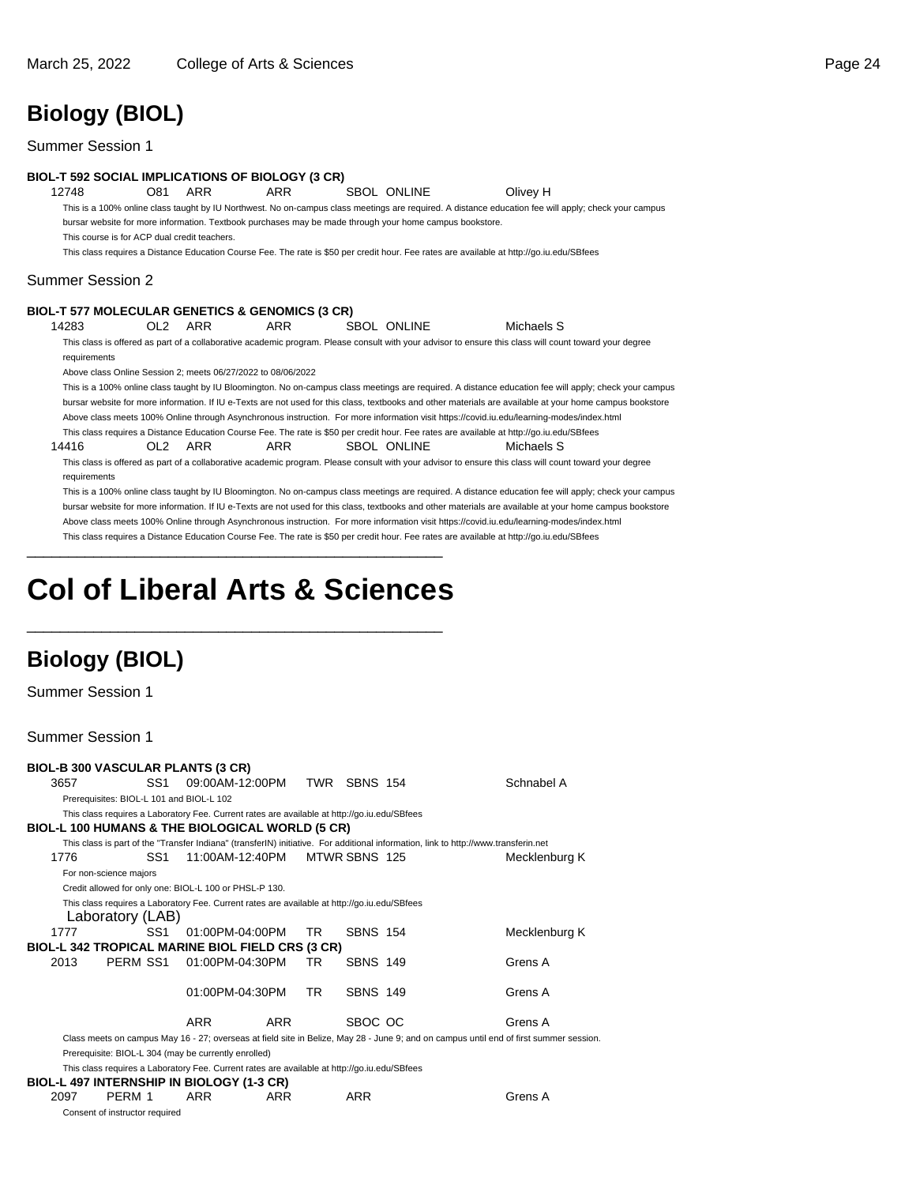# Biology (BIOL)

Summer Session 1

**BIOL-T 592 SOCIAL IMPLICATIONS OF BIOLOGY (3 CR)**

| | | | | | | | |
|---|---|---|---|---|---|---|---|
| 12748 | | O81 | ARR | ARR | SBOL | ONLINE | Olivey H |

This is a 100% online class taught by IU Northwest. No on-campus class meetings are required. A distance education fee will apply; check your campus bursar website for more information. Textbook purchases may be made through your home campus bookstore.

This course is for ACP dual credit teachers.

This class requires a Distance Education Course Fee. The rate is $50 per credit hour. Fee rates are available at http://go.iu.edu/SBfees

Summer Session 2

**BIOL-T 577 MOLECULAR GENETICS & GENOMICS (3 CR)**

| | | | | | | | |
|---|---|---|---|---|---|---|---|
| 14283 | | OL2 | ARR | ARR | SBOL | ONLINE | Michaels S |

This class is offered as part of a collaborative academic program. Please consult with your advisor to ensure this class will count toward your degree requirements

Above class Online Session 2; meets 06/27/2022 to 08/06/2022

This is a 100% online class taught by IU Bloomington. No on-campus class meetings are required. A distance education fee will apply; check your campus bursar website for more information. If IU e-Texts are not used for this class, textbooks and other materials are available at your home campus bookstore

Above class meets 100% Online through Asynchronous instruction. For more information visit https://covid.iu.edu/learning-modes/index.html

This class requires a Distance Education Course Fee. The rate is $50 per credit hour. Fee rates are available at http://go.iu.edu/SBfees

| | | | | | | | |
|---|---|---|---|---|---|---|---|
| 14416 | | OL2 | ARR | ARR | SBOL | ONLINE | Michaels S |

This class is offered as part of a collaborative academic program. Please consult with your advisor to ensure this class will count toward your degree requirements

This is a 100% online class taught by IU Bloomington. No on-campus class meetings are required. A distance education fee will apply; check your campus bursar website for more information. If IU e-Texts are not used for this class, textbooks and other materials are available at your home campus bookstore

Above class meets 100% Online through Asynchronous instruction. For more information visit https://covid.iu.edu/learning-modes/index.html

This class requires a Distance Education Course Fee. The rate is $50 per credit hour. Fee rates are available at http://go.iu.edu/SBfees

---

# Col of Liberal Arts & Sciences

---

# Biology (BIOL)

Summer Session 1

Summer Session 1

**BIOL-B 300 VASCULAR PLANTS (3 CR)**

| | | | | | | | |
|---|---|---|---|---|---|---|---|
| 3657 | | SS1 | 09:00AM-12:00PM | TWR | SBNS | 154 | Schnabel A |

Prerequisites: BIOL-L 101 and BIOL-L 102

This class requires a Laboratory Fee. Current rates are available at http://go.iu.edu/SBfees

**BIOL-L 100 HUMANS & THE BIOLOGICAL WORLD (5 CR)**

This class is part of the "Transfer Indiana" (transferIN) initiative. For additional information, link to http://www.transferin.net

| | | | | | | | |
|---|---|---|---|---|---|---|---|
| 1776 | | SS1 | 11:00AM-12:40PM | MTWR | SBNS | 125 | Mecklenburg K |

For non-science majors

Credit allowed for only one: BIOL-L 100 or PHSL-P 130.

This class requires a Laboratory Fee. Current rates are available at http://go.iu.edu/SBfees

Laboratory (LAB)

| | | | | | | | |
|---|---|---|---|---|---|---|---|
| 1777 | | SS1 | 01:00PM-04:00PM | TR | SBNS | 154 | Mecklenburg K |

**BIOL-L 342 TROPICAL MARINE BIOL FIELD CRS (3 CR)**

| | | | | | | | |
|---|---|---|---|---|---|---|---|
| 2013 | PERM | SS1 | 01:00PM-04:30PM | TR | SBNS | 149 | Grens A |
| | | | 01:00PM-04:30PM | TR | SBNS | 149 | Grens A |
| | | | ARR | ARR | SBOC | OC | Grens A |

Class meets on campus May 16 - 27; overseas at field site in Belize, May 28 - June 9; and on campus until end of first summer session.

Prerequisite: BIOL-L 304 (may be currently enrolled)

This class requires a Laboratory Fee. Current rates are available at http://go.iu.edu/SBfees

**BIOL-L 497 INTERNSHIP IN BIOLOGY (1-3 CR)**

| | | | | | | | |
|---|---|---|---|---|---|---|---|
| 2097 | PERM | 1 | ARR | ARR | ARR | | Grens A |

Consent of instructor required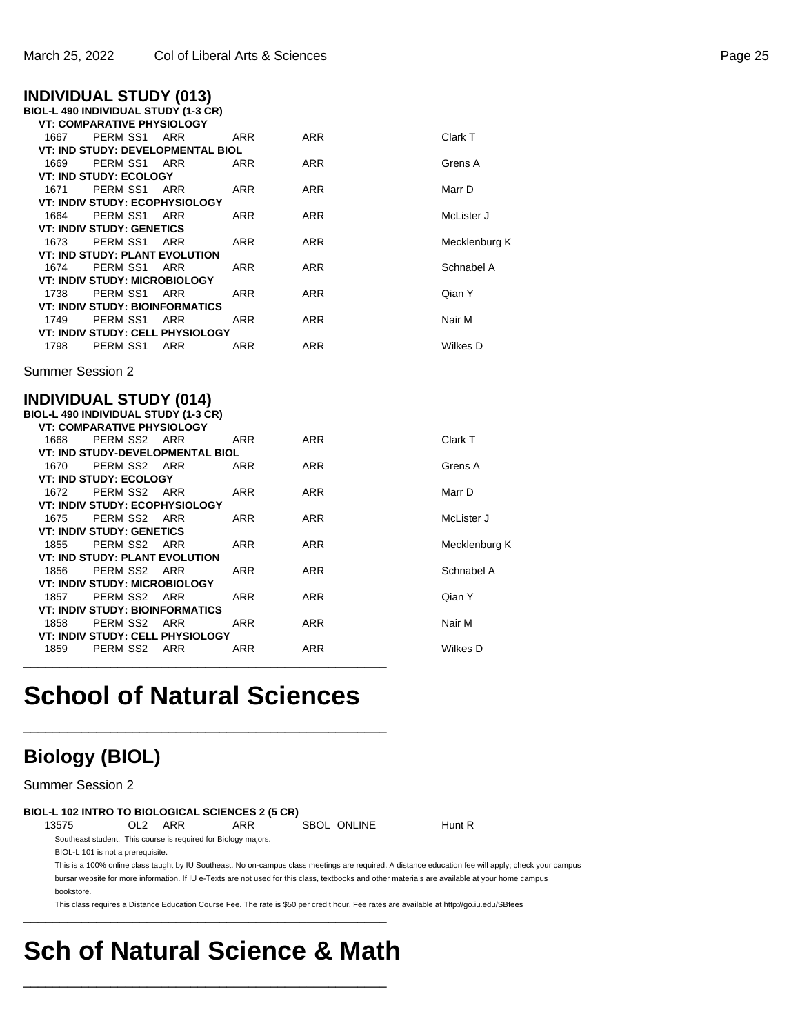## INDIVIDUAL STUDY (013)

**BIOL-L 490 INDIVIDUAL STUDY (1-3 CR)**

**VT: COMPARATIVE PHYSIOLOGY**

| | | | | | | |
|---|---|---|---|---|---|---|
| 1667 | PERM | SS1 | ARR | ARR | ARR | Clark T |

**VT: IND STUDY: DEVELOPMENTAL BIOL**

| | | | | | | |
|---|---|---|---|---|---|---|
| 1669 | PERM | SS1 | ARR | ARR | ARR | Grens A |

**VT: IND STUDY: ECOLOGY**

| | | | | | | |
|---|---|---|---|---|---|---|
| 1671 | PERM | SS1 | ARR | ARR | ARR | Marr D |

**VT: INDIV STUDY: ECOPHYSIOLOGY**

| | | | | | | |
|---|---|---|---|---|---|---|
| 1664 | PERM | SS1 | ARR | ARR | ARR | McLister J |

**VT: INDIV STUDY: GENETICS**

| | | | | | | |
|---|---|---|---|---|---|---|
| 1673 | PERM | SS1 | ARR | ARR | ARR | Mecklenburg K |

**VT: IND STUDY: PLANT EVOLUTION**

| | | | | | | |
|---|---|---|---|---|---|---|
| 1674 | PERM | SS1 | ARR | ARR | ARR | Schnabel A |

**VT: INDIV STUDY: MICROBIOLOGY**

| | | | | | | |
|---|---|---|---|---|---|---|
| 1738 | PERM | SS1 | ARR | ARR | ARR | Qian Y |

**VT: INDIV STUDY: BIOINFORMATICS**

| | | | | | | |
|---|---|---|---|---|---|---|
| 1749 | PERM | SS1 | ARR | ARR | ARR | Nair M |

**VT: INDIV STUDY: CELL PHYSIOLOGY**

| | | | | | | |
|---|---|---|---|---|---|---|
| 1798 | PERM | SS1 | ARR | ARR | ARR | Wilkes D |

Summer Session 2

## INDIVIDUAL STUDY (014)

**BIOL-L 490 INDIVIDUAL STUDY (1-3 CR)**

**VT: COMPARATIVE PHYSIOLOGY**

| | | | | | | |
|---|---|---|---|---|---|---|
| 1668 | PERM | SS2 | ARR | ARR | ARR | Clark T |

**VT: IND STUDY-DEVELOPMENTAL BIOL**

| | | | | | | |
|---|---|---|---|---|---|---|
| 1670 | PERM | SS2 | ARR | ARR | ARR | Grens A |

**VT: IND STUDY: ECOLOGY**

| | | | | | | |
|---|---|---|---|---|---|---|
| 1672 | PERM | SS2 | ARR | ARR | ARR | Marr D |

**VT: INDIV STUDY: ECOPHYSIOLOGY**

| | | | | | | |
|---|---|---|---|---|---|---|
| 1675 | PERM | SS2 | ARR | ARR | ARR | McLister J |

**VT: INDIV STUDY: GENETICS**

| | | | | | | |
|---|---|---|---|---|---|---|
| 1855 | PERM | SS2 | ARR | ARR | ARR | Mecklenburg K |

**VT: IND STUDY: PLANT EVOLUTION**

| | | | | | | |
|---|---|---|---|---|---|---|
| 1856 | PERM | SS2 | ARR | ARR | ARR | Schnabel A |

**VT: INDIV STUDY: MICROBIOLOGY**

| | | | | | | |
|---|---|---|---|---|---|---|
| 1857 | PERM | SS2 | ARR | ARR | ARR | Qian Y |

**VT: INDIV STUDY: BIOINFORMATICS**

| | | | | | | |
|---|---|---|---|---|---|---|
| 1858 | PERM | SS2 | ARR | ARR | ARR | Nair M |

**VT: INDIV STUDY: CELL PHYSIOLOGY**

| | | | | | | |
|---|---|---|---|---|---|---|
| 1859 | PERM | SS2 | ARR | ARR | ARR | Wilkes D |

# School of Natural Sciences

## Biology (BIOL)

Summer Session 2

**BIOL-L 102 INTRO TO BIOLOGICAL SCIENCES 2 (5 CR)**

| | | | | | |
|---|---|---|---|---|---|
| 13575 | OL2 | ARR | ARR | SBOL ONLINE | Hunt R |

Southeast student: This course is required for Biology majors.

BIOL-L 101 is not a prerequisite.

This is a 100% online class taught by IU Southeast. No on-campus class meetings are required. A distance education fee will apply; check your campus bursar website for more information. If IU e-Texts are not used for this class, textbooks and other materials are available at your home campus bookstore.

This class requires a Distance Education Course Fee. The rate is $50 per credit hour. Fee rates are available at http://go.iu.edu/SBfees

# Sch of Natural Science & Math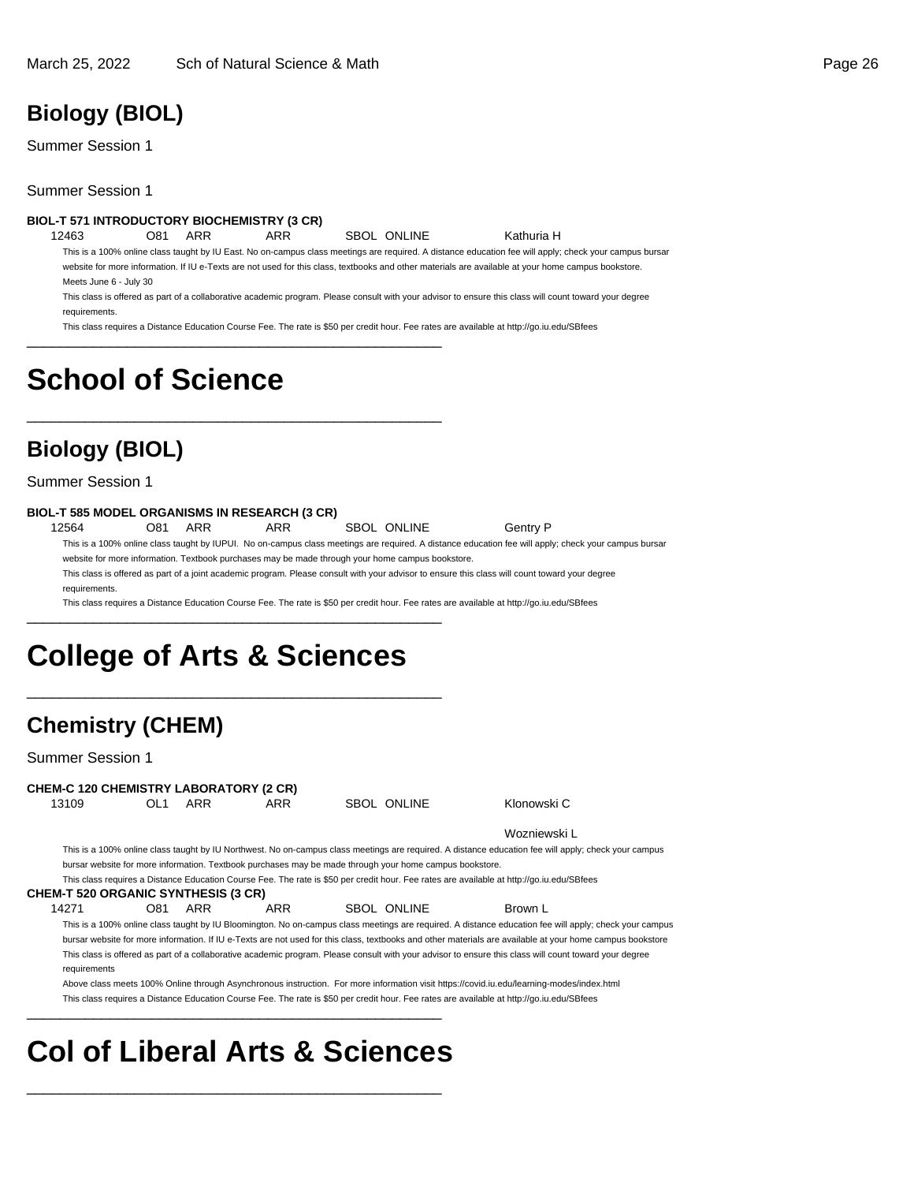## Biology (BIOL)

Summer Session 1

Summer Session 1

**BIOL-T 571 INTRODUCTORY BIOCHEMISTRY (3 CR)**

| | | | | | | |
|---|---|---|---|---|---|---|
| 12463 | O81 | ARR | ARR | SBOL | ONLINE | Kathuria H |

This is a 100% online class taught by IU East. No on-campus class meetings are required. A distance education fee will apply; check your campus bursar website for more information. If IU e-Texts are not used for this class, textbooks and other materials are available at your home campus bookstore.

Meets June 6 - July 30

This class is offered as part of a collaborative academic program. Please consult with your advisor to ensure this class will count toward your degree requirements.

This class requires a Distance Education Course Fee. The rate is $50 per credit hour. Fee rates are available at http://go.iu.edu/SBfees

# School of Science

## Biology (BIOL)

Summer Session 1

**BIOL-T 585 MODEL ORGANISMS IN RESEARCH (3 CR)**

| | | | | | | |
|---|---|---|---|---|---|---|
| 12564 | O81 | ARR | ARR | SBOL | ONLINE | Gentry P |

This is a 100% online class taught by IUPUI. No on-campus class meetings are required. A distance education fee will apply; check your campus bursar website for more information. Textbook purchases may be made through your home campus bookstore.

This class is offered as part of a joint academic program. Please consult with your advisor to ensure this class will count toward your degree requirements.

This class requires a Distance Education Course Fee. The rate is $50 per credit hour. Fee rates are available at http://go.iu.edu/SBfees

# College of Arts & Sciences

## Chemistry (CHEM)

Summer Session 1

**CHEM-C 120 CHEMISTRY LABORATORY (2 CR)**

| | | | | | | |
|---|---|---|---|---|---|---|
| 13109 | OL1 | ARR | ARR | SBOL | ONLINE | Klonowski C |
| | | | | | | Wozniewski L |

This is a 100% online class taught by IU Northwest. No on-campus class meetings are required. A distance education fee will apply; check your campus bursar website for more information. Textbook purchases may be made through your home campus bookstore.

This class requires a Distance Education Course Fee. The rate is $50 per credit hour. Fee rates are available at http://go.iu.edu/SBfees

**CHEM-T 520 ORGANIC SYNTHESIS (3 CR)**

| | | | | | | |
|---|---|---|---|---|---|---|
| 14271 | O81 | ARR | ARR | SBOL | ONLINE | Brown L |

This is a 100% online class taught by IU Bloomington. No on-campus class meetings are required. A distance education fee will apply; check your campus bursar website for more information. If IU e-Texts are not used for this class, textbooks and other materials are available at your home campus bookstore

This class is offered as part of a collaborative academic program. Please consult with your advisor to ensure this class will count toward your degree requirements

Above class meets 100% Online through Asynchronous instruction. For more information visit https://covid.iu.edu/learning-modes/index.html

This class requires a Distance Education Course Fee. The rate is $50 per credit hour. Fee rates are available at http://go.iu.edu/SBfees

# Col of Liberal Arts & Sciences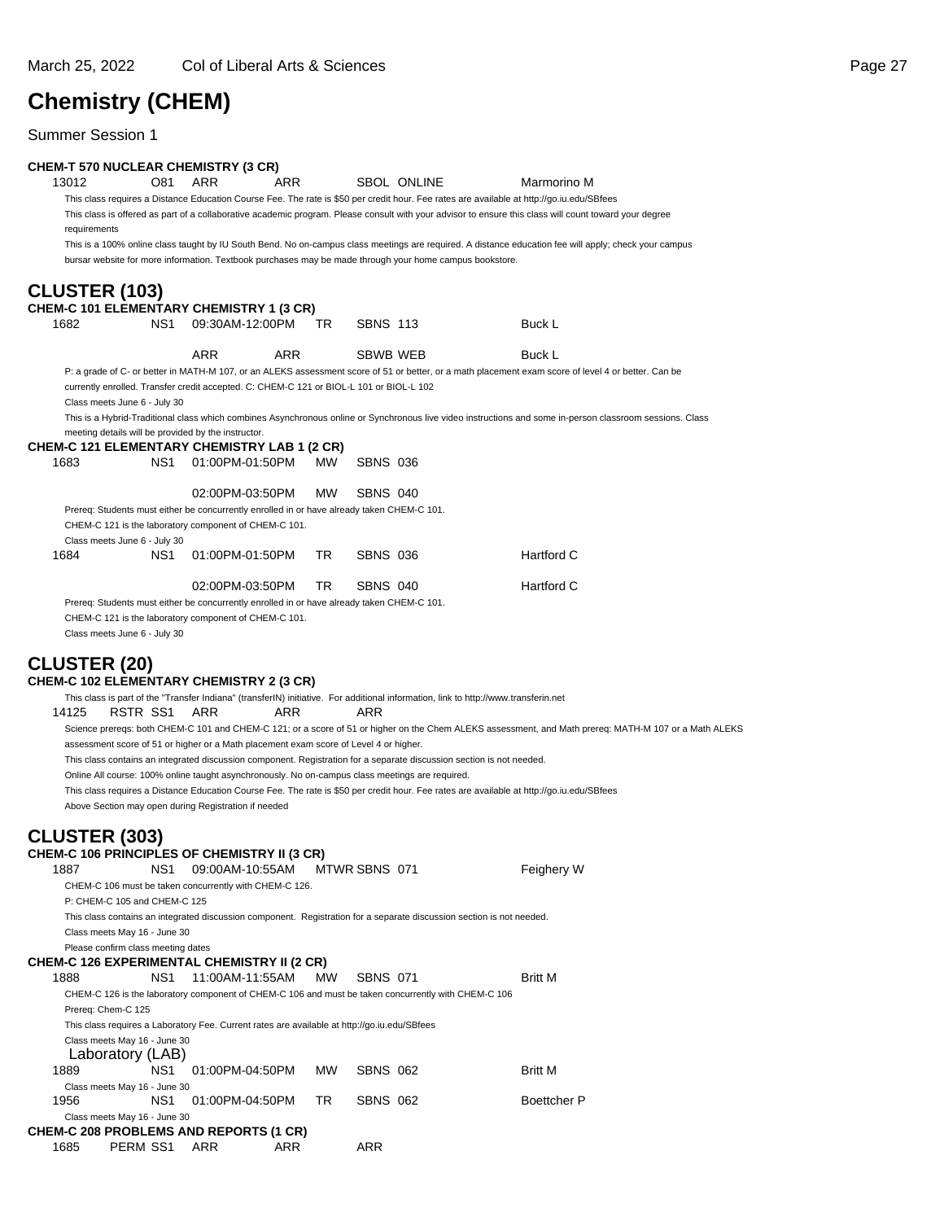# Chemistry (CHEM)

Summer Session 1

**CHEM-T 570 NUCLEAR CHEMISTRY (3 CR)**

| | | | | | | | |
|---|---|---|---|---|---|---|---|
| 13012 | O81 | ARR | ARR | | SBOL ONLINE | Marmorino M |

This class requires a Distance Education Course Fee. The rate is $50 per credit hour. Fee rates are available at http://go.iu.edu/SBfees

This class is offered as part of a collaborative academic program. Please consult with your advisor to ensure this class will count toward your degree requirements

This is a 100% online class taught by IU South Bend. No on-campus class meetings are required. A distance education fee will apply; check your campus bursar website for more information. Textbook purchases may be made through your home campus bookstore.

## CLUSTER (103)

**CHEM-C 101 ELEMENTARY CHEMISTRY 1 (3 CR)**

| | | | | | | |
|---|---|---|---|---|---|---|
| 1682 | NS1 | 09:30AM-12:00PM | TR | SBNS 113 | Buck L |
| | | ARR | ARR | SBWB WEB | Buck L |

P: a grade of C- or better in MATH-M 107, or an ALEKS assessment score of 51 or better, or a math placement exam score of level 4 or better. Can be currently enrolled. Transfer credit accepted. C: CHEM-C 121 or BIOL-L 101 or BIOL-L 102

Class meets June 6 - July 30

This is a Hybrid-Traditional class which combines Asynchronous online or Synchronous live video instructions and some in-person classroom sessions. Class meeting details will be provided by the instructor.

**CHEM-C 121 ELEMENTARY CHEMISTRY LAB 1 (2 CR)**

| | | | | | |
|---|---|---|---|---|---|
| 1683 | NS1 | 01:00PM-01:50PM | MW | SBNS 036 | |
| | | 02:00PM-03:50PM | MW | SBNS 040 | |

Prereq: Students must either be concurrently enrolled in or have already taken CHEM-C 101.

CHEM-C 121 is the laboratory component of CHEM-C 101.

Class meets June 6 - July 30

| | | | | | |
|---|---|---|---|---|---|
| 1684 | NS1 | 01:00PM-01:50PM | TR | SBNS 036 | Hartford C |
| | | 02:00PM-03:50PM | TR | SBNS 040 | Hartford C |

Prereq: Students must either be concurrently enrolled in or have already taken CHEM-C 101.

CHEM-C 121 is the laboratory component of CHEM-C 101.

Class meets June 6 - July 30

## CLUSTER (20)

**CHEM-C 102 ELEMENTARY CHEMISTRY 2 (3 CR)**

This class is part of the "Transfer Indiana" (transferIN) initiative. For additional information, link to http://www.transferin.net

| | | | | | |
|---|---|---|---|---|---|
| 14125 | RSTR SS1 | ARR | ARR | ARR | |

Science prereqs: both CHEM-C 101 and CHEM-C 121; or a score of 51 or higher on the Chem ALEKS assessment, and Math prereq: MATH-M 107 or a Math ALEKS assessment score of 51 or higher or a Math placement exam score of Level 4 or higher.

This class contains an integrated discussion component. Registration for a separate discussion section is not needed.

Online All course: 100% online taught asynchronously. No on-campus class meetings are required.

This class requires a Distance Education Course Fee. The rate is $50 per credit hour. Fee rates are available at http://go.iu.edu/SBfees

Above Section may open during Registration if needed

## CLUSTER (303)

**CHEM-C 106 PRINCIPLES OF CHEMISTRY II (3 CR)**

| | | | | | |
|---|---|---|---|---|---|
| 1887 | NS1 | 09:00AM-10:55AM | MTWR | SBNS 071 | Feighery W |

CHEM-C 106 must be taken concurrently with CHEM-C 126.

P: CHEM-C 105 and CHEM-C 125

This class contains an integrated discussion component. Registration for a separate discussion section is not needed.

Class meets May 16 - June 30

Please confirm class meeting dates

**CHEM-C 126 EXPERIMENTAL CHEMISTRY II (2 CR)**

| | | | | | |
|---|---|---|---|---|---|
| 1888 | NS1 | 11:00AM-11:55AM | MW | SBNS 071 | Britt M |

CHEM-C 126 is the laboratory component of CHEM-C 106 and must be taken concurrently with CHEM-C 106

Prereq: Chem-C 125

This class requires a Laboratory Fee. Current rates are available at http://go.iu.edu/SBfees

Class meets May 16 - June 30

Laboratory (LAB)

| | | | | | |
|---|---|---|---|---|---|
| 1889 | NS1 | 01:00PM-04:50PM | MW | SBNS 062 | Britt M |

Class meets May 16 - June 30

| | | | | | |
|---|---|---|---|---|---|
| 1956 | NS1 | 01:00PM-04:50PM | TR | SBNS 062 | Boettcher P |

Class meets May 16 - June 30

**CHEM-C 208 PROBLEMS AND REPORTS (1 CR)**

| | | | | | |
|---|---|---|---|---|---|
| 1685 | PERM SS1 | ARR | ARR | ARR | |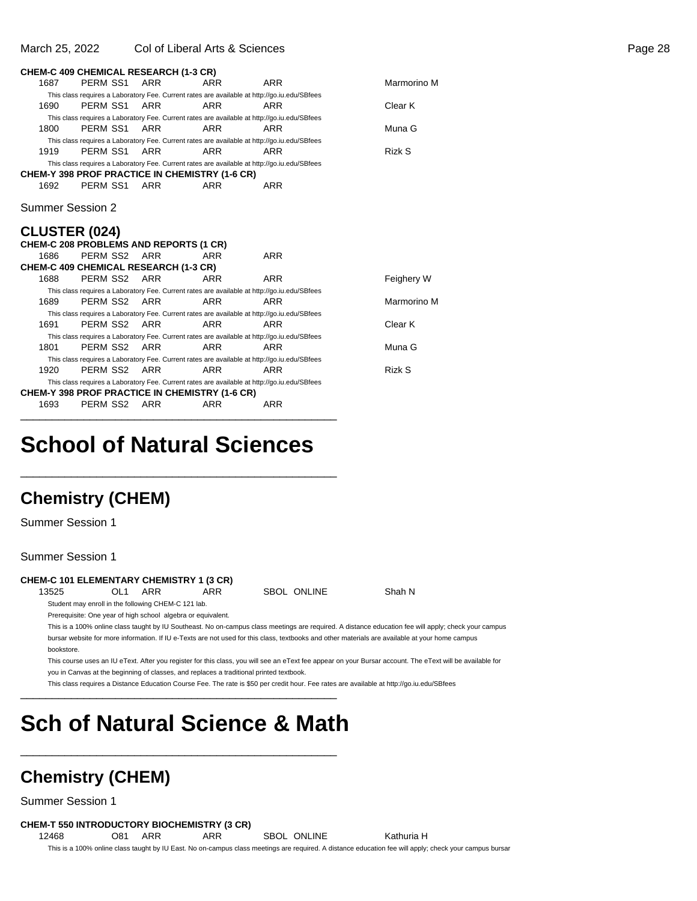**CHEM-C 409 CHEMICAL RESEARCH (1-3 CR)**

| | | | | | | |
|---|---|---|---|---|---|---|
| 1687 | PERM SS1 | ARR | ARR | ARR | | Marmorino M |

This class requires a Laboratory Fee. Current rates are available at http://go.iu.edu/SBfees

| | | | | | | |
|---|---|---|---|---|---|---|
| 1690 | PERM SS1 | ARR | ARR | ARR | | Clear K |

This class requires a Laboratory Fee. Current rates are available at http://go.iu.edu/SBfees

| | | | | | | |
|---|---|---|---|---|---|---|
| 1800 | PERM SS1 | ARR | ARR | ARR | | Muna G |

This class requires a Laboratory Fee. Current rates are available at http://go.iu.edu/SBfees

| | | | | | | |
|---|---|---|---|---|---|---|
| 1919 | PERM SS1 | ARR | ARR | ARR | | Rizk S |

This class requires a Laboratory Fee. Current rates are available at http://go.iu.edu/SBfees

**CHEM-Y 398 PROF PRACTICE IN CHEMISTRY (1-6 CR)**

1692 PERM SS1 ARR ARR ARR

Summer Session 2

### CLUSTER (024)

**CHEM-C 208 PROBLEMS AND REPORTS (1 CR)**

1686 PERM SS2 ARR ARR ARR

**CHEM-C 409 CHEMICAL RESEARCH (1-3 CR)**

| | | | | | | |
|---|---|---|---|---|---|---|
| 1688 | PERM SS2 | ARR | ARR | ARR | | Feighery W |

This class requires a Laboratory Fee. Current rates are available at http://go.iu.edu/SBfees

| | | | | | | |
|---|---|---|---|---|---|---|
| 1689 | PERM SS2 | ARR | ARR | ARR | | Marmorino M |

This class requires a Laboratory Fee. Current rates are available at http://go.iu.edu/SBfees

| | | | | | | |
|---|---|---|---|---|---|---|
| 1691 | PERM SS2 | ARR | ARR | ARR | | Clear K |

This class requires a Laboratory Fee. Current rates are available at http://go.iu.edu/SBfees

| | | | | | | |
|---|---|---|---|---|---|---|
| 1801 | PERM SS2 | ARR | ARR | ARR | | Muna G |

This class requires a Laboratory Fee. Current rates are available at http://go.iu.edu/SBfees

| | | | | | | |
|---|---|---|---|---|---|---|
| 1920 | PERM SS2 | ARR | ARR | ARR | | Rizk S |

This class requires a Laboratory Fee. Current rates are available at http://go.iu.edu/SBfees

**CHEM-Y 398 PROF PRACTICE IN CHEMISTRY (1-6 CR)**

1693 PERM SS2 ARR ARR ARR

# School of Natural Sciences

## Chemistry (CHEM)

Summer Session 1

Summer Session 1

**CHEM-C 101 ELEMENTARY CHEMISTRY 1 (3 CR)**

| | | | | | | |
|---|---|---|---|---|---|---|
| 13525 | OL1 | ARR | ARR | SBOL | ONLINE | Shah N |

Student may enroll in the following CHEM-C 121 lab.

Prerequisite: One year of high school algebra or equivalent.

This is a 100% online class taught by IU Southeast. No on-campus class meetings are required. A distance education fee will apply; check your campus bursar website for more information. If IU e-Texts are not used for this class, textbooks and other materials are available at your home campus bookstore.

This course uses an IU eText. After you register for this class, you will see an eText fee appear on your Bursar account. The eText will be available for you in Canvas at the beginning of classes, and replaces a traditional printed textbook.

This class requires a Distance Education Course Fee. The rate is $50 per credit hour. Fee rates are available at http://go.iu.edu/SBfees

# Sch of Natural Science & Math

## Chemistry (CHEM)

Summer Session 1

**CHEM-T 550 INTRODUCTORY BIOCHEMISTRY (3 CR)**

| | | | | | | |
|---|---|---|---|---|---|---|
| 12468 | O81 | ARR | ARR | SBOL | ONLINE | Kathuria H |

This is a 100% online class taught by IU East. No on-campus class meetings are required. A distance education fee will apply; check your campus bursar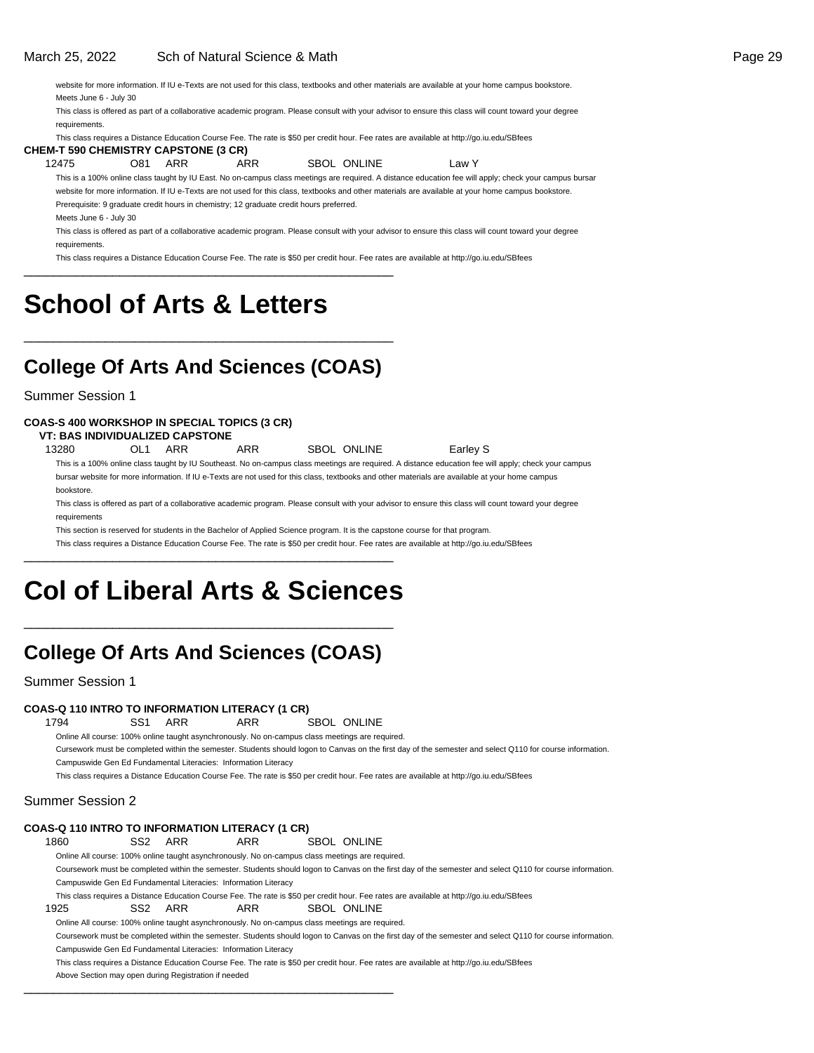website for more information. If IU e-Texts are not used for this class, textbooks and other materials are available at your home campus bookstore.
Meets June 6 - July 30
This class is offered as part of a collaborative academic program. Please consult with your advisor to ensure this class will count toward your degree requirements.
This class requires a Distance Education Course Fee. The rate is $50 per credit hour. Fee rates are available at http://go.iu.edu/SBfees

**CHEM-T 590 CHEMISTRY CAPSTONE (3 CR)**

12475 O81 ARR ARR SBOL ONLINE Law Y

This is a 100% online class taught by IU East. No on-campus class meetings are required. A distance education fee will apply; check your campus bursar website for more information. If IU e-Texts are not used for this class, textbooks and other materials are available at your home campus bookstore.
Prerequisite: 9 graduate credit hours in chemistry; 12 graduate credit hours preferred.
Meets June 6 - July 30
This class is offered as part of a collaborative academic program. Please consult with your advisor to ensure this class will count toward your degree requirements.
This class requires a Distance Education Course Fee. The rate is $50 per credit hour. Fee rates are available at http://go.iu.edu/SBfees

# School of Arts & Letters

## College Of Arts And Sciences (COAS)

Summer Session 1

**COAS-S 400 WORKSHOP IN SPECIAL TOPICS (3 CR)**
**VT: BAS INDIVIDUALIZED CAPSTONE**

13280 OL1 ARR ARR SBOL ONLINE Earley S

This is a 100% online class taught by IU Southeast. No on-campus class meetings are required. A distance education fee will apply; check your campus bursar website for more information. If IU e-Texts are not used for this class, textbooks and other materials are available at your home campus bookstore.
This class is offered as part of a collaborative academic program. Please consult with your advisor to ensure this class will count toward your degree requirements
This section is reserved for students in the Bachelor of Applied Science program. It is the capstone course for that program.
This class requires a Distance Education Course Fee. The rate is $50 per credit hour. Fee rates are available at http://go.iu.edu/SBfees

# Col of Liberal Arts & Sciences

## College Of Arts And Sciences (COAS)

Summer Session 1

**COAS-Q 110 INTRO TO INFORMATION LITERACY (1 CR)**

1794 SS1 ARR ARR SBOL ONLINE

Online All course: 100% online taught asynchronously. No on-campus class meetings are required.
Coursework must be completed within the semester. Students should logon to Canvas on the first day of the semester and select Q110 for course information.
Campuswide Gen Ed Fundamental Literacies: Information Literacy
This class requires a Distance Education Course Fee. The rate is $50 per credit hour. Fee rates are available at http://go.iu.edu/SBfees

Summer Session 2

**COAS-Q 110 INTRO TO INFORMATION LITERACY (1 CR)**

1860 SS2 ARR ARR SBOL ONLINE

Online All course: 100% online taught asynchronously. No on-campus class meetings are required.
Coursework must be completed within the semester. Students should logon to Canvas on the first day of the semester and select Q110 for course information.
Campuswide Gen Ed Fundamental Literacies: Information Literacy
This class requires a Distance Education Course Fee. The rate is $50 per credit hour. Fee rates are available at http://go.iu.edu/SBfees

1925 SS2 ARR ARR SBOL ONLINE

Online All course: 100% online taught asynchronously. No on-campus class meetings are required.
Coursework must be completed within the semester. Students should logon to Canvas on the first day of the semester and select Q110 for course information.
Campuswide Gen Ed Fundamental Literacies: Information Literacy
This class requires a Distance Education Course Fee. The rate is $50 per credit hour. Fee rates are available at http://go.iu.edu/SBfees
Above Section may open during Registration if needed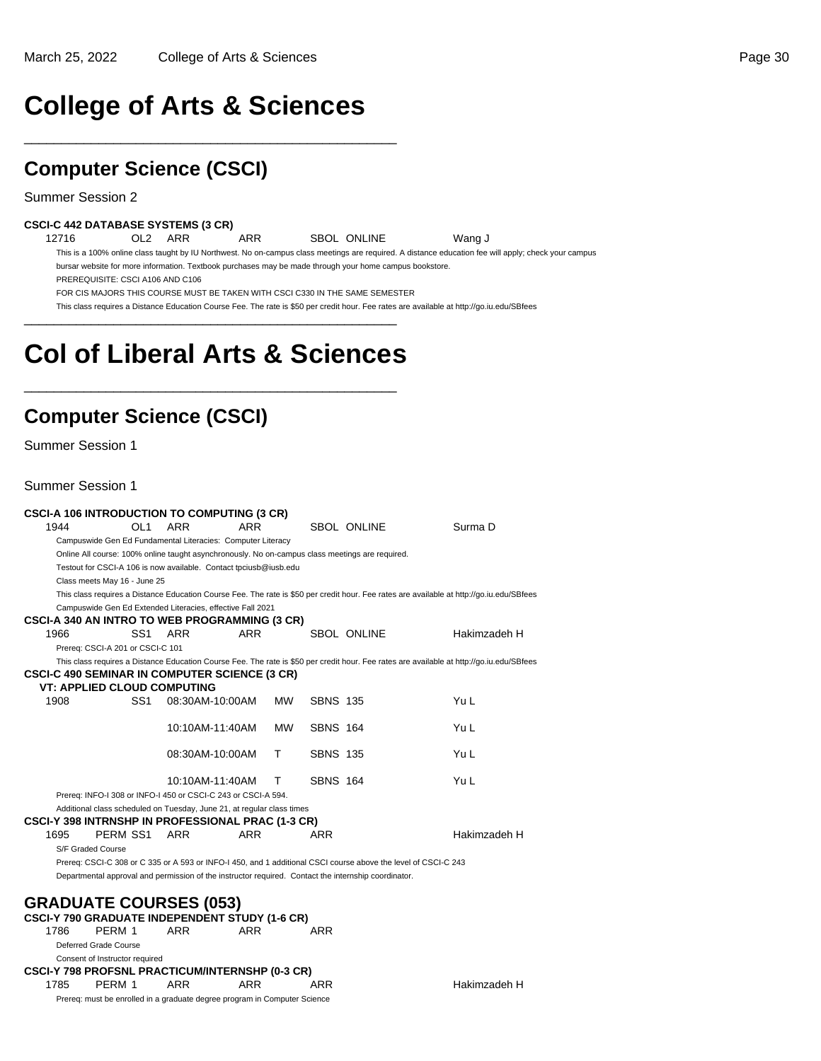# College of Arts & Sciences

## Computer Science (CSCI)

Summer Session 2

**CSCI-C 442 DATABASE SYSTEMS (3 CR)**

| | | | | | | |
|---|---|---|---|---|---|---|
| 12716 | OL2 | ARR | ARR | SBOL | ONLINE | Wang J |

This is a 100% online class taught by IU Northwest. No on-campus class meetings are required. A distance education fee will apply; check your campus bursar website for more information. Textbook purchases may be made through your home campus bookstore.

PREREQUISITE: CSCI A106 AND C106

FOR CIS MAJORS THIS COURSE MUST BE TAKEN WITH CSCI C330 IN THE SAME SEMESTER

This class requires a Distance Education Course Fee. The rate is $50 per credit hour. Fee rates are available at http://go.iu.edu/SBfees

# Col of Liberal Arts & Sciences

## Computer Science (CSCI)

Summer Session 1

Summer Session 1

**CSCI-A 106 INTRODUCTION TO COMPUTING (3 CR)**

| | | | | | | |
|---|---|---|---|---|---|---|
| 1944 | OL1 | ARR | ARR | SBOL | ONLINE | Surma D |

Campuswide Gen Ed Fundamental Literacies: Computer Literacy

Online All course: 100% online taught asynchronously. No on-campus class meetings are required.

Testout for CSCI-A 106 is now available. Contact tpciusb@iusb.edu

Class meets May 16 - June 25

This class requires a Distance Education Course Fee. The rate is $50 per credit hour. Fee rates are available at http://go.iu.edu/SBfees

Campuswide Gen Ed Extended Literacies, effective Fall 2021

**CSCI-A 340 AN INTRO TO WEB PROGRAMMING (3 CR)**

| | | | | | | |
|---|---|---|---|---|---|---|
| 1966 | SS1 | ARR | ARR | SBOL | ONLINE | Hakimzadeh H |

Prereq: CSCI-A 201 or CSCI-C 101

This class requires a Distance Education Course Fee. The rate is $50 per credit hour. Fee rates are available at http://go.iu.edu/SBfees

**CSCI-C 490 SEMINAR IN COMPUTER SCIENCE (3 CR)**
**VT: APPLIED CLOUD COMPUTING**

| | | | | | | |
|---|---|---|---|---|---|---|
| 1908 | SS1 | 08:30AM-10:00AM | MW | SBNS | 135 | Yu L |
| | | 10:10AM-11:40AM | MW | SBNS | 164 | Yu L |
| | | 08:30AM-10:00AM | T | SBNS | 135 | Yu L |
| | | 10:10AM-11:40AM | T | SBNS | 164 | Yu L |

Prereq: INFO-I 308 or INFO-I 450 or CSCI-C 243 or CSCI-A 594.

Additional class scheduled on Tuesday, June 21, at regular class times

**CSCI-Y 398 INTRNSHP IN PROFESSIONAL PRAC (1-3 CR)**

| | | | | | | |
|---|---|---|---|---|---|---|
| 1695 | PERM SS1 | ARR | ARR | ARR | | Hakimzadeh H |

S/F Graded Course

Prereq: CSCI-C 308 or C 335 or A 593 or INFO-I 450, and 1 additional CSCI course above the level of CSCI-C 243

Departmental approval and permission of the instructor required. Contact the internship coordinator.

## GRADUATE COURSES (053)

**CSCI-Y 790 GRADUATE INDEPENDENT STUDY (1-6 CR)**

| | | | | | |
|---|---|---|---|---|---|
| 1786 | PERM 1 | ARR | ARR | ARR | |

Deferred Grade Course

Consent of Instructor required

**CSCI-Y 798 PROFSNL PRACTICUM/INTERNSHP (0-3 CR)**

| | | | | | |
|---|---|---|---|---|---|
| 1785 | PERM 1 | ARR | ARR | ARR | Hakimzadeh H |

Prereq: must be enrolled in a graduate degree program in Computer Science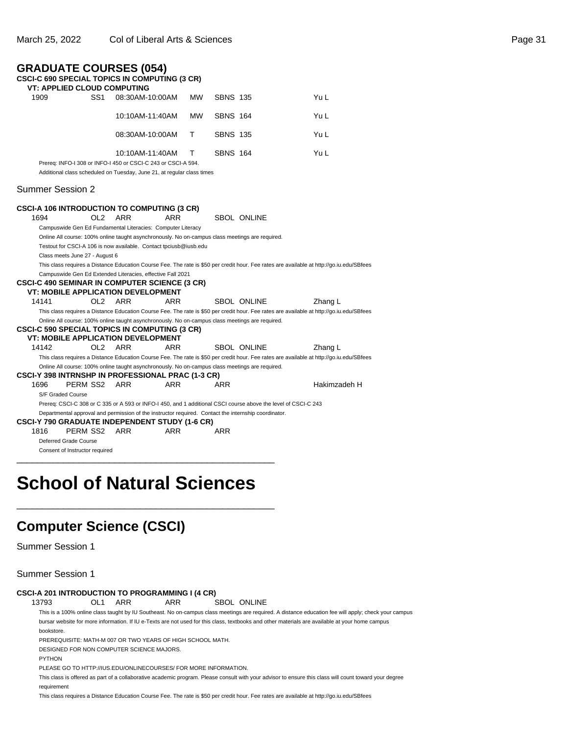## GRADUATE COURSES (054)

**CSCI-C 690 SPECIAL TOPICS IN COMPUTING (3 CR)**
**VT: APPLIED CLOUD COMPUTING**

| | | | | | |
|---|---|---|---|---|---|
| 1909 | SS1 | 08:30AM-10:00AM | MW | SBNS 135 | Yu L |
| | | 10:10AM-11:40AM | MW | SBNS 164 | Yu L |
| | | 08:30AM-10:00AM | T | SBNS 135 | Yu L |
| | | 10:10AM-11:40AM | T | SBNS 164 | Yu L |

Prereq: INFO-I 308 or INFO-I 450 or CSCI-C 243 or CSCI-A 594.
Additional class scheduled on Tuesday, June 21, at regular class times

Summer Session 2

**CSCI-A 106 INTRODUCTION TO COMPUTING (3 CR)**

1694 OL2 ARR ARR SBOL ONLINE

Campuswide Gen Ed Fundamental Literacies: Computer Literacy
Online All course: 100% online taught asynchronously. No on-campus class meetings are required.
Testout for CSCI-A 106 is now available. Contact tpciusb@iusb.edu
Class meets June 27 - August 6
This class requires a Distance Education Course Fee. The rate is $50 per credit hour. Fee rates are available at http://go.iu.edu/SBfees
Campuswide Gen Ed Extended Literacies, effective Fall 2021

**CSCI-C 490 SEMINAR IN COMPUTER SCIENCE (3 CR)**
**VT: MOBILE APPLICATION DEVELOPMENT**

14141 OL2 ARR ARR SBOL ONLINE Zhang L

This class requires a Distance Education Course Fee. The rate is $50 per credit hour. Fee rates are available at http://go.iu.edu/SBfees
Online All course: 100% online taught asynchronously. No on-campus class meetings are required.

**CSCI-C 590 SPECIAL TOPICS IN COMPUTING (3 CR)**
**VT: MOBILE APPLICATION DEVELOPMENT**

14142 OL2 ARR ARR SBOL ONLINE Zhang L

This class requires a Distance Education Course Fee. The rate is $50 per credit hour. Fee rates are available at http://go.iu.edu/SBfees
Online All course: 100% online taught asynchronously. No on-campus class meetings are required.

**CSCI-Y 398 INTRNSHP IN PROFESSIONAL PRAC (1-3 CR)**

1696 PERM SS2 ARR ARR ARR Hakimzadeh H

S/F Graded Course
Prereq: CSCI-C 308 or C 335 or A 593 or INFO-I 450, and 1 additional CSCI course above the level of CSCI-C 243
Departmental approval and permission of the instructor required. Contact the internship coordinator.

**CSCI-Y 790 GRADUATE INDEPENDENT STUDY (1-6 CR)**

1816 PERM SS2 ARR ARR ARR

Deferred Grade Course
Consent of Instructor required

# School of Natural Sciences

## Computer Science (CSCI)

Summer Session 1

Summer Session 1

**CSCI-A 201 INTRODUCTION TO PROGRAMMING I (4 CR)**

13793 OL1 ARR ARR SBOL ONLINE

This is a 100% online class taught by IU Southeast. No on-campus class meetings are required. A distance education fee will apply; check your campus bursar website for more information. If IU e-Texts are not used for this class, textbooks and other materials are available at your home campus bookstore.
PREREQUISITE: MATH-M 007 OR TWO YEARS OF HIGH SCHOOL MATH.
DESIGNED FOR NON COMPUTER SCIENCE MAJORS.
PYTHON
PLEASE GO TO HTTP://IUS.EDU/ONLINECOURSES/ FOR MORE INFORMATION.
This class is offered as part of a collaborative academic program. Please consult with your advisor to ensure this class will count toward your degree requirement
This class requires a Distance Education Course Fee. The rate is $50 per credit hour. Fee rates are available at http://go.iu.edu/SBfees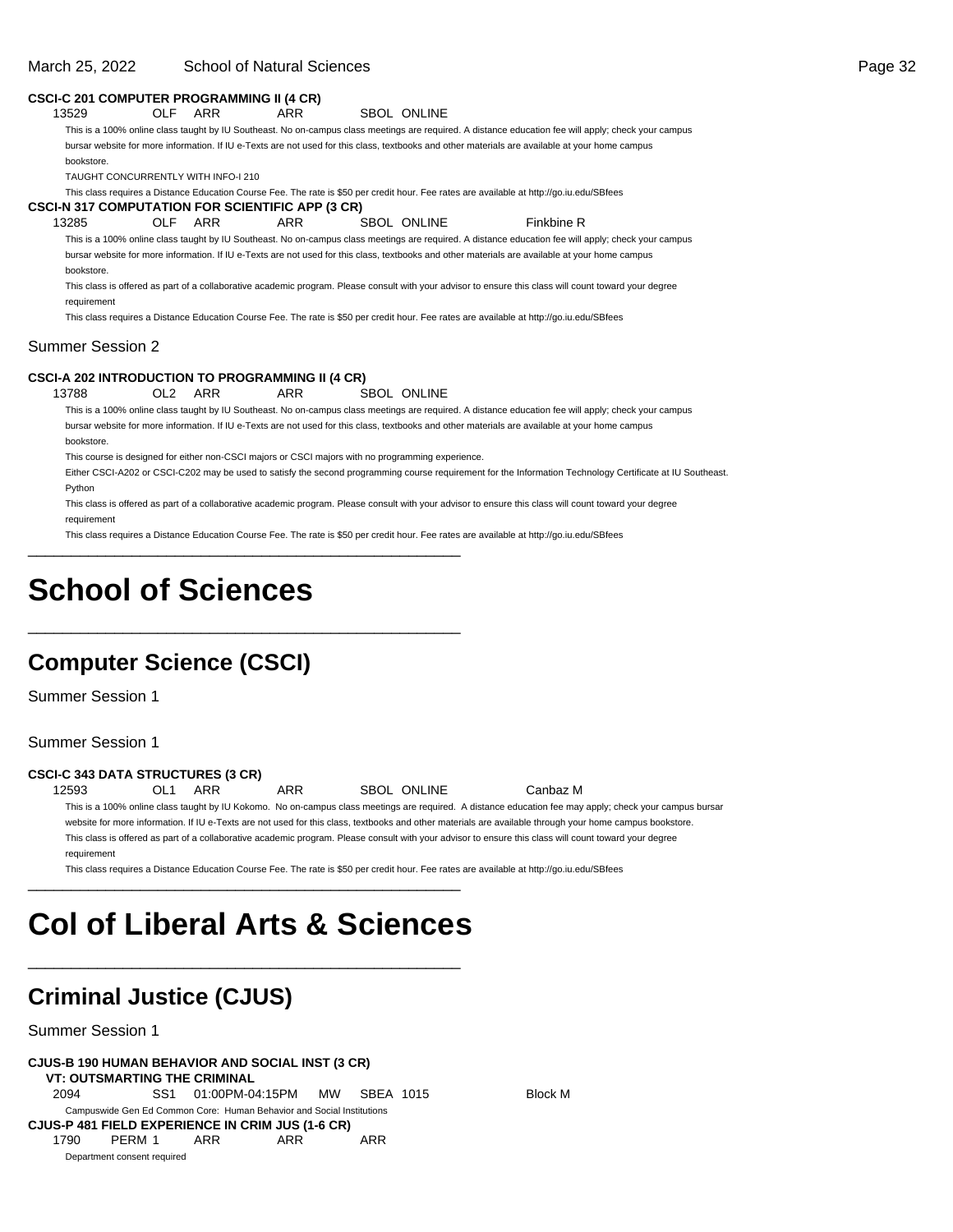**CSCI-C 201 COMPUTER PROGRAMMING II (4 CR)**

13529 OLF ARR ARR SBOL ONLINE

This is a 100% online class taught by IU Southeast. No on-campus class meetings are required. A distance education fee will apply; check your campus bursar website for more information. If IU e-Texts are not used for this class, textbooks and other materials are available at your home campus bookstore.

TAUGHT CONCURRENTLY WITH INFO-I 210

This class requires a Distance Education Course Fee. The rate is $50 per credit hour. Fee rates are available at http://go.iu.edu/SBfees

**CSCI-N 317 COMPUTATION FOR SCIENTIFIC APP (3 CR)**

13285 OLF ARR ARR SBOL ONLINE Finkbine R

This is a 100% online class taught by IU Southeast. No on-campus class meetings are required. A distance education fee will apply; check your campus bursar website for more information. If IU e-Texts are not used for this class, textbooks and other materials are available at your home campus bookstore.

This class is offered as part of a collaborative academic program. Please consult with your advisor to ensure this class will count toward your degree requirement

This class requires a Distance Education Course Fee. The rate is $50 per credit hour. Fee rates are available at http://go.iu.edu/SBfees

Summer Session 2

**CSCI-A 202 INTRODUCTION TO PROGRAMMING II (4 CR)**

13788 OL2 ARR ARR SBOL ONLINE

This is a 100% online class taught by IU Southeast. No on-campus class meetings are required. A distance education fee will apply; check your campus bursar website for more information. If IU e-Texts are not used for this class, textbooks and other materials are available at your home campus bookstore.

This course is designed for either non-CSCI majors or CSCI majors with no programming experience.

Either CSCI-A202 or CSCI-C202 may be used to satisfy the second programming course requirement for the Information Technology Certificate at IU Southeast.

Python

This class is offered as part of a collaborative academic program. Please consult with your advisor to ensure this class will count toward your degree requirement

This class requires a Distance Education Course Fee. The rate is $50 per credit hour. Fee rates are available at http://go.iu.edu/SBfees

# School of Sciences

## Computer Science (CSCI)

Summer Session 1

Summer Session 1

**CSCI-C 343 DATA STRUCTURES (3 CR)**

12593 OL1 ARR ARR SBOL ONLINE Canbaz M

This is a 100% online class taught by IU Kokomo. No on-campus class meetings are required. A distance education fee may apply; check your campus bursar website for more information. If IU e-Texts are not used for this class, textbooks and other materials are available through your home campus bookstore.

This class is offered as part of a collaborative academic program. Please consult with your advisor to ensure this class will count toward your degree requirement

This class requires a Distance Education Course Fee. The rate is $50 per credit hour. Fee rates are available at http://go.iu.edu/SBfees

# Col of Liberal Arts & Sciences

## Criminal Justice (CJUS)

Summer Session 1

**CJUS-B 190 HUMAN BEHAVIOR AND SOCIAL INST (3 CR)**

**VT: OUTSMARTING THE CRIMINAL**

2094 SS1 01:00PM-04:15PM MW SBEA 1015 Block M

Campuswide Gen Ed Common Core: Human Behavior and Social Institutions

**CJUS-P 481 FIELD EXPERIENCE IN CRIM JUS (1-6 CR)**

1790 PERM 1 ARR ARR ARR

Department consent required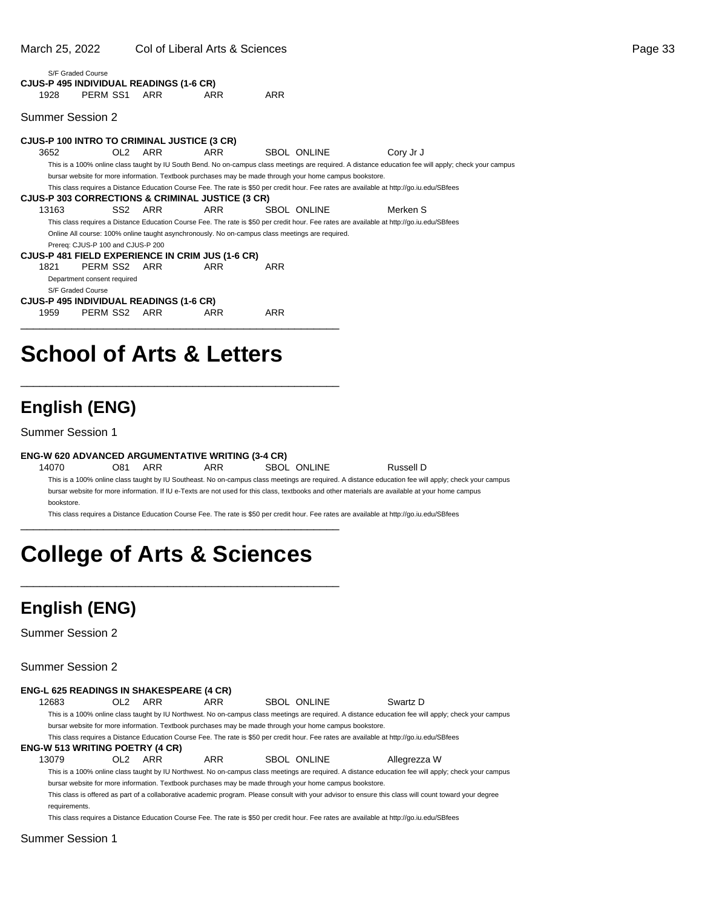S/F Graded Course

**CJUS-P 495 INDIVIDUAL READINGS (1-6 CR)**

| | | | | | |
|---|---|---|---|---|---|
| 1928 | PERM | SS1 | ARR | ARR | ARR |

Summer Session 2

**CJUS-P 100 INTRO TO CRIMINAL JUSTICE (3 CR)**

| | | | | | | | |
|---|---|---|---|---|---|---|---|
| 3652 | | OL2 | ARR | ARR | SBOL | ONLINE | Cory Jr J |

This is a 100% online class taught by IU South Bend. No on-campus class meetings are required. A distance education fee will apply; check your campus bursar website for more information. Textbook purchases may be made through your home campus bookstore.

This class requires a Distance Education Course Fee. The rate is $50 per credit hour. Fee rates are available at http://go.iu.edu/SBfees

**CJUS-P 303 CORRECTIONS & CRIMINAL JUSTICE (3 CR)**

| | | | | | | | |
|---|---|---|---|---|---|---|---|
| 13163 | | SS2 | ARR | ARR | SBOL | ONLINE | Merken S |

This class requires a Distance Education Course Fee. The rate is $50 per credit hour. Fee rates are available at http://go.iu.edu/SBfees

Online All course: 100% online taught asynchronously. No on-campus class meetings are required.

Prereq: CJUS-P 100 and CJUS-P 200

**CJUS-P 481 FIELD EXPERIENCE IN CRIM JUS (1-6 CR)**

| | | | | | |
|---|---|---|---|---|---|
| 1821 | PERM | SS2 | ARR | ARR | ARR |

Department consent required

S/F Graded Course

**CJUS-P 495 INDIVIDUAL READINGS (1-6 CR)**

| | | | | | |
|---|---|---|---|---|---|
| 1959 | PERM | SS2 | ARR | ARR | ARR |

# School of Arts & Letters

## English (ENG)

Summer Session 1

**ENG-W 620 ADVANCED ARGUMENTATIVE WRITING (3-4 CR)**

| | | | | | | | |
|---|---|---|---|---|---|---|---|
| 14070 | | O81 | ARR | ARR | SBOL | ONLINE | Russell D |

This is a 100% online class taught by IU Southeast. No on-campus class meetings are required. A distance education fee will apply; check your campus bursar website for more information. If IU e-Texts are not used for this class, textbooks and other materials are available at your home campus bookstore.

This class requires a Distance Education Course Fee. The rate is $50 per credit hour. Fee rates are available at http://go.iu.edu/SBfees

# College of Arts & Sciences

## English (ENG)

Summer Session 2

Summer Session 2

**ENG-L 625 READINGS IN SHAKESPEARE (4 CR)**

| | | | | | | | |
|---|---|---|---|---|---|---|---|
| 12683 | | OL2 | ARR | ARR | SBOL | ONLINE | Swartz D |

This is a 100% online class taught by IU Northwest. No on-campus class meetings are required. A distance education fee will apply; check your campus bursar website for more information. Textbook purchases may be made through your home campus bookstore.

This class requires a Distance Education Course Fee. The rate is $50 per credit hour. Fee rates are available at http://go.iu.edu/SBfees

**ENG-W 513 WRITING POETRY (4 CR)**

| | | | | | | | |
|---|---|---|---|---|---|---|---|
| 13079 | | OL2 | ARR | ARR | SBOL | ONLINE | Allegrezza W |

This is a 100% online class taught by IU Northwest. No on-campus class meetings are required. A distance education fee will apply; check your campus bursar website for more information. Textbook purchases may be made through your home campus bookstore.

This class is offered as part of a collaborative academic program. Please consult with your advisor to ensure this class will count toward your degree requirements.

This class requires a Distance Education Course Fee. The rate is $50 per credit hour. Fee rates are available at http://go.iu.edu/SBfees

Summer Session 1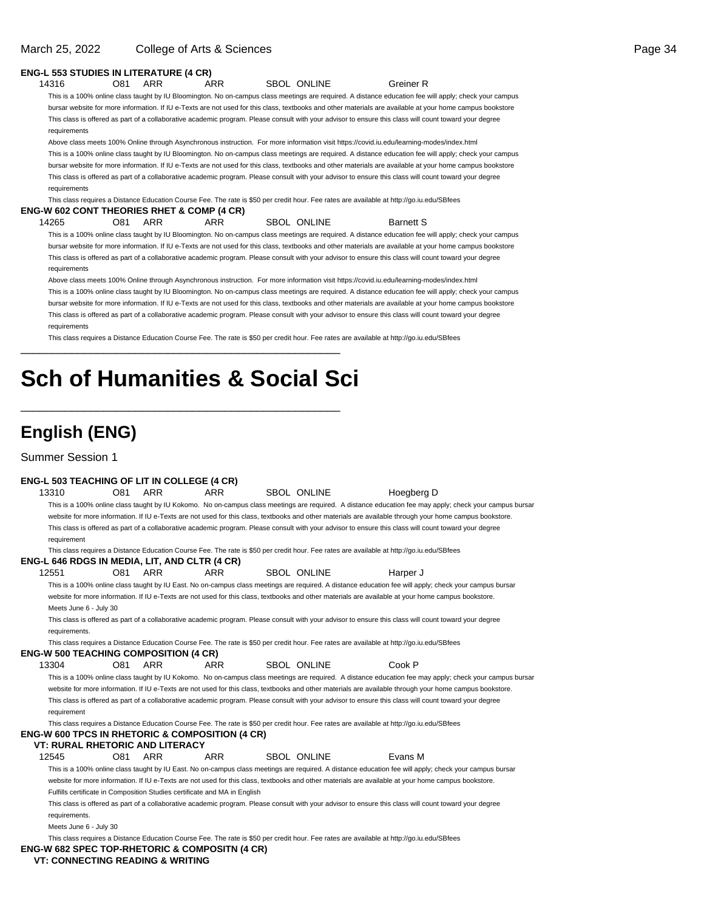**ENG-L 553 STUDIES IN LITERATURE (4 CR)**

14316 O81 ARR ARR SBOL ONLINE Greiner R

This is a 100% online class taught by IU Bloomington. No on-campus class meetings are required. A distance education fee will apply; check your campus bursar website for more information. If IU e-Texts are not used for this class, textbooks and other materials are available at your home campus bookstore

This class is offered as part of a collaborative academic program. Please consult with your advisor to ensure this class will count toward your degree requirements

Above class meets 100% Online through Asynchronous instruction. For more information visit https://covid.iu.edu/learning-modes/index.html

This is a 100% online class taught by IU Bloomington. No on-campus class meetings are required. A distance education fee will apply; check your campus bursar website for more information. If IU e-Texts are not used for this class, textbooks and other materials are available at your home campus bookstore

This class is offered as part of a collaborative academic program. Please consult with your advisor to ensure this class will count toward your degree requirements

This class requires a Distance Education Course Fee. The rate is $50 per credit hour. Fee rates are available at http://go.iu.edu/SBfees

**ENG-W 602 CONT THEORIES RHET & COMP (4 CR)**

14265 O81 ARR ARR SBOL ONLINE Barnett S

This is a 100% online class taught by IU Bloomington. No on-campus class meetings are required. A distance education fee will apply; check your campus bursar website for more information. If IU e-Texts are not used for this class, textbooks and other materials are available at your home campus bookstore

This class is offered as part of a collaborative academic program. Please consult with your advisor to ensure this class will count toward your degree requirements

Above class meets 100% Online through Asynchronous instruction. For more information visit https://covid.iu.edu/learning-modes/index.html

This is a 100% online class taught by IU Bloomington. No on-campus class meetings are required. A distance education fee will apply; check your campus bursar website for more information. If IU e-Texts are not used for this class, textbooks and other materials are available at your home campus bookstore

This class is offered as part of a collaborative academic program. Please consult with your advisor to ensure this class will count toward your degree requirements

This class requires a Distance Education Course Fee. The rate is $50 per credit hour. Fee rates are available at http://go.iu.edu/SBfees

# Sch of Humanities & Social Sci

## English (ENG)

Summer Session 1

**ENG-L 503 TEACHING OF LIT IN COLLEGE (4 CR)**

13310 O81 ARR ARR SBOL ONLINE Hoegberg D

This is a 100% online class taught by IU Kokomo. No on-campus class meetings are required. A distance education fee may apply; check your campus bursar website for more information. If IU e-Texts are not used for this class, textbooks and other materials are available through your home campus bookstore.

This class is offered as part of a collaborative academic program. Please consult with your advisor to ensure this class will count toward your degree requirement

This class requires a Distance Education Course Fee. The rate is $50 per credit hour. Fee rates are available at http://go.iu.edu/SBfees

**ENG-L 646 RDGS IN MEDIA, LIT, AND CLTR (4 CR)**

12551 O81 ARR ARR SBOL ONLINE Harper J

This is a 100% online class taught by IU East. No on-campus class meetings are required. A distance education fee will apply; check your campus bursar website for more information. If IU e-Texts are not used for this class, textbooks and other materials are available at your home campus bookstore.

Meets June 6 - July 30

This class is offered as part of a collaborative academic program. Please consult with your advisor to ensure this class will count toward your degree requirements.

This class requires a Distance Education Course Fee. The rate is $50 per credit hour. Fee rates are available at http://go.iu.edu/SBfees

**ENG-W 500 TEACHING COMPOSITION (4 CR)**

13304 O81 ARR ARR SBOL ONLINE Cook P

This is a 100% online class taught by IU Kokomo. No on-campus class meetings are required. A distance education fee may apply; check your campus bursar website for more information. If IU e-Texts are not used for this class, textbooks and other materials are available through your home campus bookstore.

This class is offered as part of a collaborative academic program. Please consult with your advisor to ensure this class will count toward your degree requirement

This class requires a Distance Education Course Fee. The rate is $50 per credit hour. Fee rates are available at http://go.iu.edu/SBfees

**ENG-W 600 TPCS IN RHETORIC & COMPOSITION (4 CR)**
**VT: RURAL RHETORIC AND LITERACY**

12545 O81 ARR ARR SBOL ONLINE Evans M

This is a 100% online class taught by IU East. No on-campus class meetings are required. A distance education fee will apply; check your campus bursar website for more information. If IU e-Texts are not used for this class, textbooks and other materials are available at your home campus bookstore.

Fulfills certificate in Composition Studies certificate and MA in English

This class is offered as part of a collaborative academic program. Please consult with your advisor to ensure this class will count toward your degree requirements.

Meets June 6 - July 30

This class requires a Distance Education Course Fee. The rate is $50 per credit hour. Fee rates are available at http://go.iu.edu/SBfees

**ENG-W 682 SPEC TOP-RHETORIC & COMPOSITN (4 CR)**
**VT: CONNECTING READING & WRITING**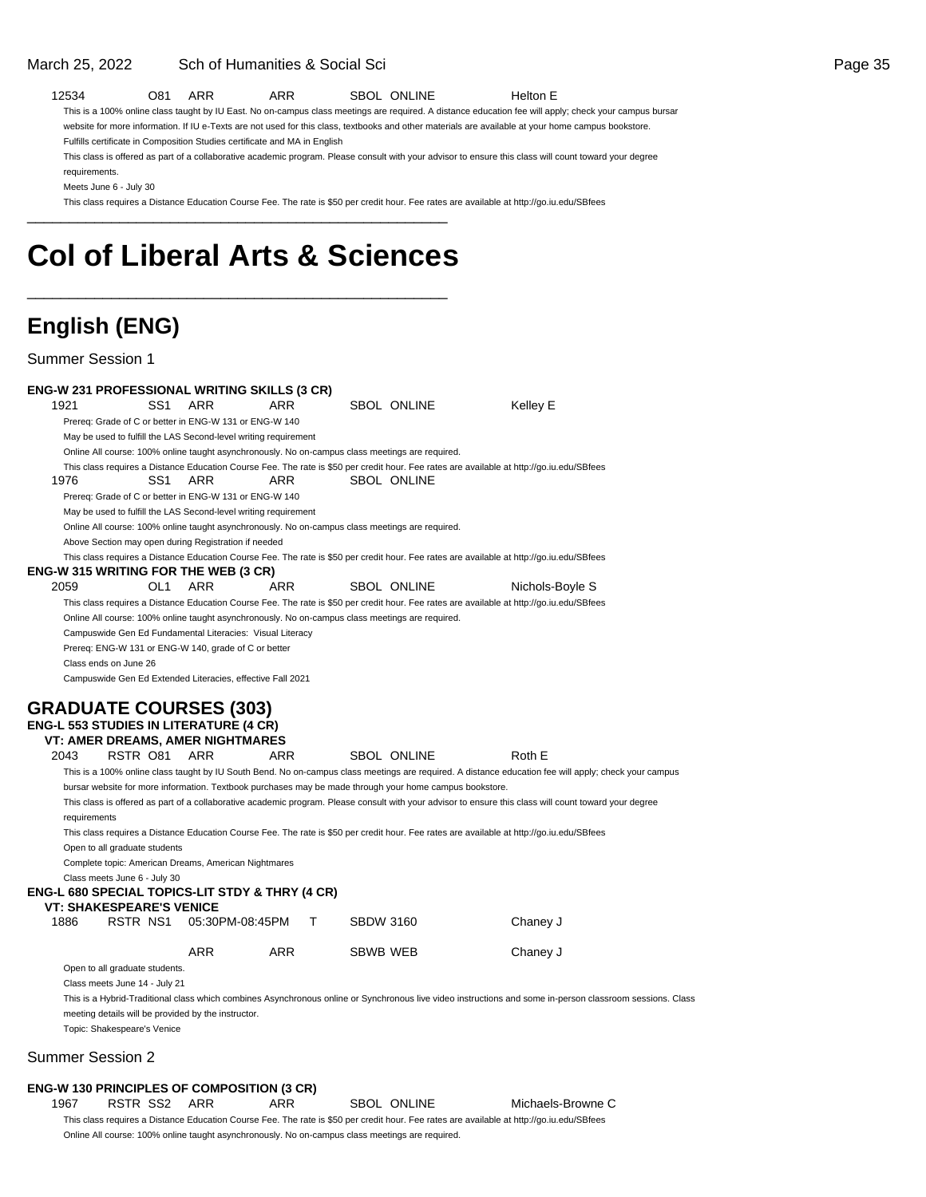12534 O81 ARR ARR SBOL ONLINE Helton E

This is a 100% online class taught by IU East. No on-campus class meetings are required. A distance education fee will apply; check your campus bursar website for more information. If IU e-Texts are not used for this class, textbooks and other materials are available at your home campus bookstore.

Fulfills certificate in Composition Studies certificate and MA in English

This class is offered as part of a collaborative academic program. Please consult with your advisor to ensure this class will count toward your degree requirements.

Meets June 6 - July 30

This class requires a Distance Education Course Fee. The rate is $50 per credit hour. Fee rates are available at http://go.iu.edu/SBfees

# Col of Liberal Arts & Sciences

## English (ENG)

Summer Session 1

**ENG-W 231 PROFESSIONAL WRITING SKILLS (3 CR)**

1921 SS1 ARR ARR SBOL ONLINE Kelley E

Prereq: Grade of C or better in ENG-W 131 or ENG-W 140

May be used to fulfill the LAS Second-level writing requirement

Online All course: 100% online taught asynchronously. No on-campus class meetings are required.

This class requires a Distance Education Course Fee. The rate is $50 per credit hour. Fee rates are available at http://go.iu.edu/SBfees

1976 SS1 ARR ARR SBOL ONLINE

Prereq: Grade of C or better in ENG-W 131 or ENG-W 140

May be used to fulfill the LAS Second-level writing requirement

Online All course: 100% online taught asynchronously. No on-campus class meetings are required.

Above Section may open during Registration if needed

This class requires a Distance Education Course Fee. The rate is $50 per credit hour. Fee rates are available at http://go.iu.edu/SBfees

**ENG-W 315 WRITING FOR THE WEB (3 CR)**

2059 OL1 ARR ARR SBOL ONLINE Nichols-Boyle S

This class requires a Distance Education Course Fee. The rate is $50 per credit hour. Fee rates are available at http://go.iu.edu/SBfees

Online All course: 100% online taught asynchronously. No on-campus class meetings are required.

Campuswide Gen Ed Fundamental Literacies: Visual Literacy

Prereq: ENG-W 131 or ENG-W 140, grade of C or better

Class ends on June 26

Campuswide Gen Ed Extended Literacies, effective Fall 2021

## GRADUATE COURSES (303)

**ENG-L 553 STUDIES IN LITERATURE (4 CR)**

**VT: AMER DREAMS, AMER NIGHTMARES**

2043 RSTR O81 ARR ARR SBOL ONLINE Roth E

This is a 100% online class taught by IU South Bend. No on-campus class meetings are required. A distance education fee will apply; check your campus bursar website for more information. Textbook purchases may be made through your home campus bookstore.

This class is offered as part of a collaborative academic program. Please consult with your advisor to ensure this class will count toward your degree requirements

This class requires a Distance Education Course Fee. The rate is $50 per credit hour. Fee rates are available at http://go.iu.edu/SBfees

Open to all graduate students

Complete topic: American Dreams, American Nightmares

Class meets June 6 - July 30

**ENG-L 680 SPECIAL TOPICS-LIT STDY & THRY (4 CR)**

**VT: SHAKESPEARE'S VENICE**

1886 RSTR NS1 05:30PM-08:45PM T SBDW 3160 Chaney J

ARR ARR SBWB WEB Chaney J

Open to all graduate students.

Class meets June 14 - July 21

This is a Hybrid-Traditional class which combines Asynchronous online or Synchronous live video instructions and some in-person classroom sessions. Class meeting details will be provided by the instructor.

Topic: Shakespeare's Venice

Summer Session 2

**ENG-W 130 PRINCIPLES OF COMPOSITION (3 CR)**

1967 RSTR SS2 ARR ARR SBOL ONLINE Michaels-Browne C

This class requires a Distance Education Course Fee. The rate is $50 per credit hour. Fee rates are available at http://go.iu.edu/SBfees

Online All course: 100% online taught asynchronously. No on-campus class meetings are required.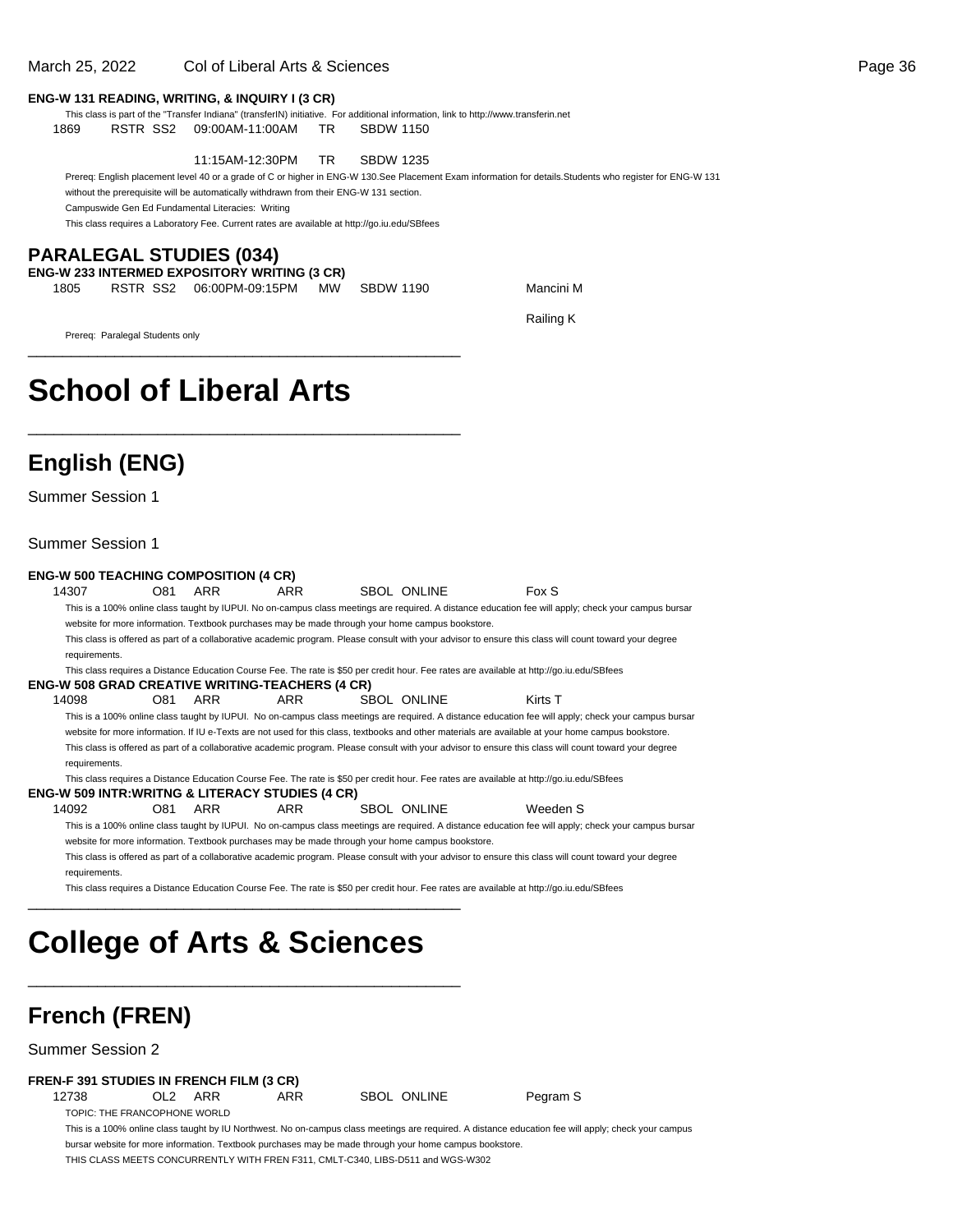**ENG-W 131 READING, WRITING, & INQUIRY I (3 CR)**

This class is part of the "Transfer Indiana" (transferIN) initiative. For additional information, link to http://www.transferin.net

1869 RSTR SS2 09:00AM-11:00AM TR SBDW 1150

11:15AM-12:30PM TR SBDW 1235

Prereq: English placement level 40 or a grade of C or higher in ENG-W 130.See Placement Exam information for details.Students who register for ENG-W 131 without the prerequisite will be automatically withdrawn from their ENG-W 131 section.

Campuswide Gen Ed Fundamental Literacies: Writing

This class requires a Laboratory Fee. Current rates are available at http://go.iu.edu/SBfees

## PARALEGAL STUDIES (034)

**ENG-W 233 INTERMED EXPOSITORY WRITING (3 CR)**

1805 RSTR SS2 06:00PM-09:15PM MW SBDW 1190 Mancini M

Railing K

Prereq: Paralegal Students only

# School of Liberal Arts

## English (ENG)

Summer Session 1

Summer Session 1

**ENG-W 500 TEACHING COMPOSITION (4 CR)**

14307 O81 ARR ARR SBOL ONLINE Fox S

This is a 100% online class taught by IUPUI. No on-campus class meetings are required. A distance education fee will apply; check your campus bursar website for more information. Textbook purchases may be made through your home campus bookstore.

This class is offered as part of a collaborative academic program. Please consult with your advisor to ensure this class will count toward your degree requirements.

This class requires a Distance Education Course Fee. The rate is $50 per credit hour. Fee rates are available at http://go.iu.edu/SBfees

**ENG-W 508 GRAD CREATIVE WRITING-TEACHERS (4 CR)**

14098 O81 ARR ARR SBOL ONLINE Kirts T

This is a 100% online class taught by IUPUI. No on-campus class meetings are required. A distance education fee will apply; check your campus bursar website for more information. If IU e-Texts are not used for this class, textbooks and other materials are available at your home campus bookstore.

This class is offered as part of a collaborative academic program. Please consult with your advisor to ensure this class will count toward your degree requirements.

This class requires a Distance Education Course Fee. The rate is $50 per credit hour. Fee rates are available at http://go.iu.edu/SBfees

**ENG-W 509 INTR:WRITNG & LITERACY STUDIES (4 CR)**

14092 O81 ARR ARR SBOL ONLINE Weeden S

This is a 100% online class taught by IUPUI. No on-campus class meetings are required. A distance education fee will apply; check your campus bursar website for more information. Textbook purchases may be made through your home campus bookstore.

This class is offered as part of a collaborative academic program. Please consult with your advisor to ensure this class will count toward your degree requirements.

This class requires a Distance Education Course Fee. The rate is $50 per credit hour. Fee rates are available at http://go.iu.edu/SBfees

# College of Arts & Sciences

## French (FREN)

Summer Session 2

**FREN-F 391 STUDIES IN FRENCH FILM (3 CR)**

12738 OL2 ARR ARR SBOL ONLINE Pegram S

TOPIC: THE FRANCOPHONE WORLD

This is a 100% online class taught by IU Northwest. No on-campus class meetings are required. A distance education fee will apply; check your campus bursar website for more information. Textbook purchases may be made through your home campus bookstore.

THIS CLASS MEETS CONCURRENTLY WITH FREN F311, CMLT-C340, LIBS-D511 and WGS-W302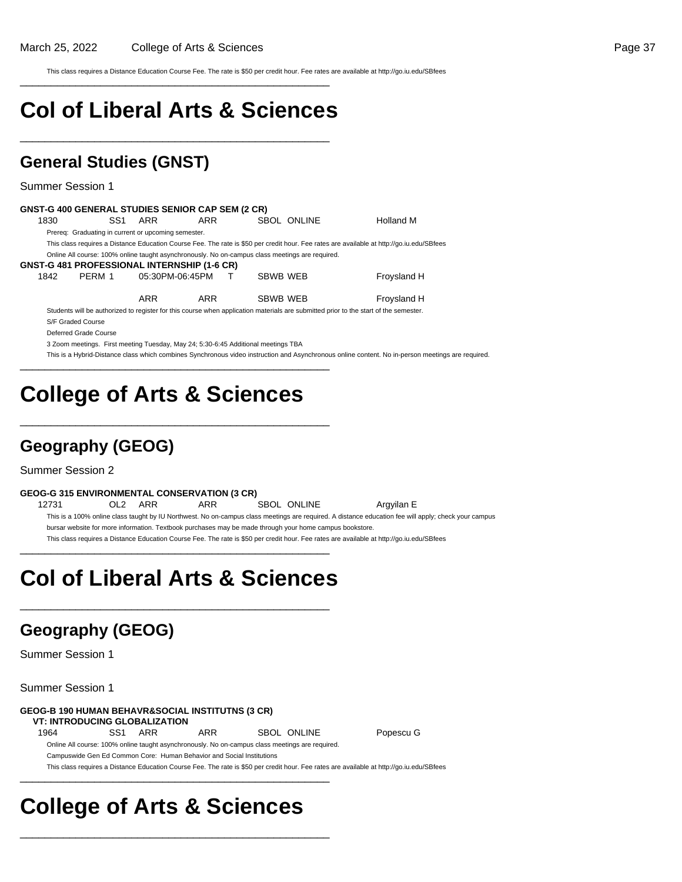This class requires a Distance Education Course Fee. The rate is $50 per credit hour. Fee rates are available at http://go.iu.edu/SBfees

---

# Col of Liberal Arts & Sciences

---

## General Studies (GNST)

Summer Session 1

**GNST-G 400 GENERAL STUDIES SENIOR CAP SEM (2 CR)**

| | | | | | | | |
|---|---|---|---|---|---|---|---|
| 1830 | SS1 | ARR | ARR | | SBOL | ONLINE | Holland M |

Prereq: Graduating in current or upcoming semester.

This class requires a Distance Education Course Fee. The rate is $50 per credit hour. Fee rates are available at http://go.iu.edu/SBfees

Online All course: 100% online taught asynchronously. No on-campus class meetings are required.

**GNST-G 481 PROFESSIONAL INTERNSHIP (1-6 CR)**

| | | | | | | | |
|---|---|---|---|---|---|---|---|
| 1842 | PERM 1 | 05:30PM-06:45PM | | T | SBWB | WEB | Froysland H |
| | | ARR | ARR | | SBWB | WEB | Froysland H |

Students will be authorized to register for this course when application materials are submitted prior to the start of the semester.

S/F Graded Course

Deferred Grade Course

3 Zoom meetings. First meeting Tuesday, May 24; 5:30-6:45 Additional meetings TBA

This is a Hybrid-Distance class which combines Synchronous video instruction and Asynchronous online content. No in-person meetings are required.

---

# College of Arts & Sciences

---

## Geography (GEOG)

Summer Session 2

**GEOG-G 315 ENVIRONMENTAL CONSERVATION (3 CR)**

| | | | | | | |
|---|---|---|---|---|---|---|
| 12731 | OL2 | ARR | ARR | SBOL | ONLINE | Argyilan E |

This is a 100% online class taught by IU Northwest. No on-campus class meetings are required. A distance education fee will apply; check your campus bursar website for more information. Textbook purchases may be made through your home campus bookstore.

This class requires a Distance Education Course Fee. The rate is $50 per credit hour. Fee rates are available at http://go.iu.edu/SBfees

---

# Col of Liberal Arts & Sciences

---

## Geography (GEOG)

Summer Session 1

Summer Session 1

**GEOG-B 190 HUMAN BEHAVR&SOCIAL INSTITUTNS (3 CR)**
**VT: INTRODUCING GLOBALIZATION**

| | | | | | | |
|---|---|---|---|---|---|---|
| 1964 | SS1 | ARR | ARR | SBOL | ONLINE | Popescu G |

Online All course: 100% online taught asynchronously. No on-campus class meetings are required.

Campuswide Gen Ed Common Core: Human Behavior and Social Institutions

This class requires a Distance Education Course Fee. The rate is $50 per credit hour. Fee rates are available at http://go.iu.edu/SBfees

---

# College of Arts & Sciences

---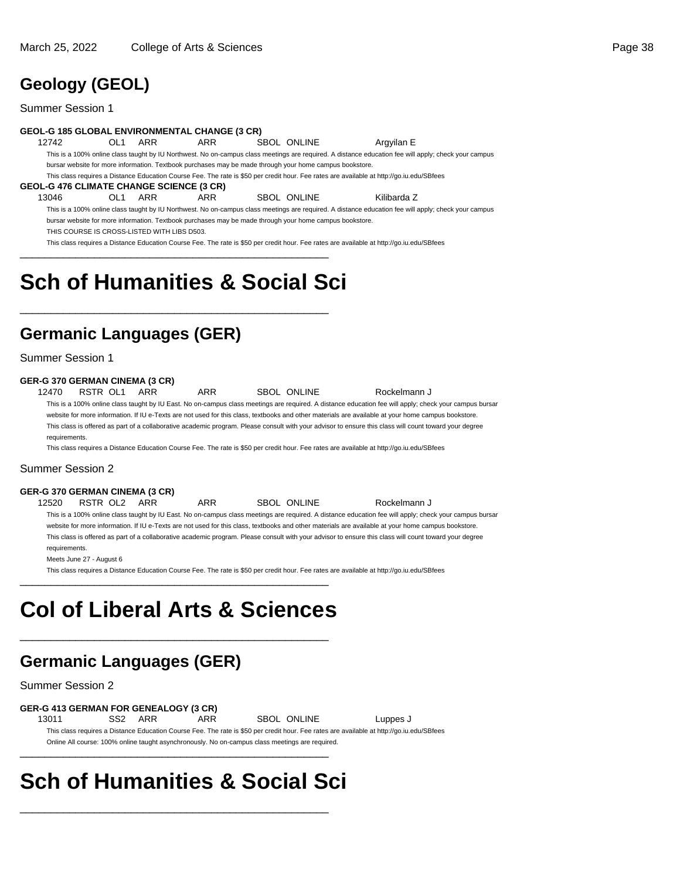## Geology (GEOL)

Summer Session 1

**GEOL-G 185 GLOBAL ENVIRONMENTAL CHANGE (3 CR)**

12742 OL1 ARR ARR SBOL ONLINE Argyilan E

This is a 100% online class taught by IU Northwest. No on-campus class meetings are required. A distance education fee will apply; check your campus bursar website for more information. Textbook purchases may be made through your home campus bookstore.

This class requires a Distance Education Course Fee. The rate is $50 per credit hour. Fee rates are available at http://go.iu.edu/SBfees

**GEOL-G 476 CLIMATE CHANGE SCIENCE (3 CR)**

13046 OL1 ARR ARR SBOL ONLINE Kilibarda Z

This is a 100% online class taught by IU Northwest. No on-campus class meetings are required. A distance education fee will apply; check your campus bursar website for more information. Textbook purchases may be made through your home campus bookstore.

THIS COURSE IS CROSS-LISTED WITH LIBS D503.

This class requires a Distance Education Course Fee. The rate is $50 per credit hour. Fee rates are available at http://go.iu.edu/SBfees

---

# Sch of Humanities & Social Sci

---

## Germanic Languages (GER)

Summer Session 1

**GER-G 370 GERMAN CINEMA (3 CR)**

12470 RSTR OL1 ARR ARR SBOL ONLINE Rockelmann J

This is a 100% online class taught by IU East. No on-campus class meetings are required. A distance education fee will apply; check your campus bursar website for more information. If IU e-Texts are not used for this class, textbooks and other materials are available at your home campus bookstore.

This class is offered as part of a collaborative academic program. Please consult with your advisor to ensure this class will count toward your degree requirements.

This class requires a Distance Education Course Fee. The rate is $50 per credit hour. Fee rates are available at http://go.iu.edu/SBfees

Summer Session 2

**GER-G 370 GERMAN CINEMA (3 CR)**

12520 RSTR OL2 ARR ARR SBOL ONLINE Rockelmann J

This is a 100% online class taught by IU East. No on-campus class meetings are required. A distance education fee will apply; check your campus bursar website for more information. If IU e-Texts are not used for this class, textbooks and other materials are available at your home campus bookstore.

This class is offered as part of a collaborative academic program. Please consult with your advisor to ensure this class will count toward your degree requirements.

Meets June 27 - August 6

This class requires a Distance Education Course Fee. The rate is $50 per credit hour. Fee rates are available at http://go.iu.edu/SBfees

---

# Col of Liberal Arts & Sciences

---

## Germanic Languages (GER)

Summer Session 2

**GER-G 413 GERMAN FOR GENEALOGY (3 CR)**

13011 SS2 ARR ARR SBOL ONLINE Luppes J

This class requires a Distance Education Course Fee. The rate is $50 per credit hour. Fee rates are available at http://go.iu.edu/SBfees

Online All course: 100% online taught asynchronously. No on-campus class meetings are required.

---

# Sch of Humanities & Social Sci

---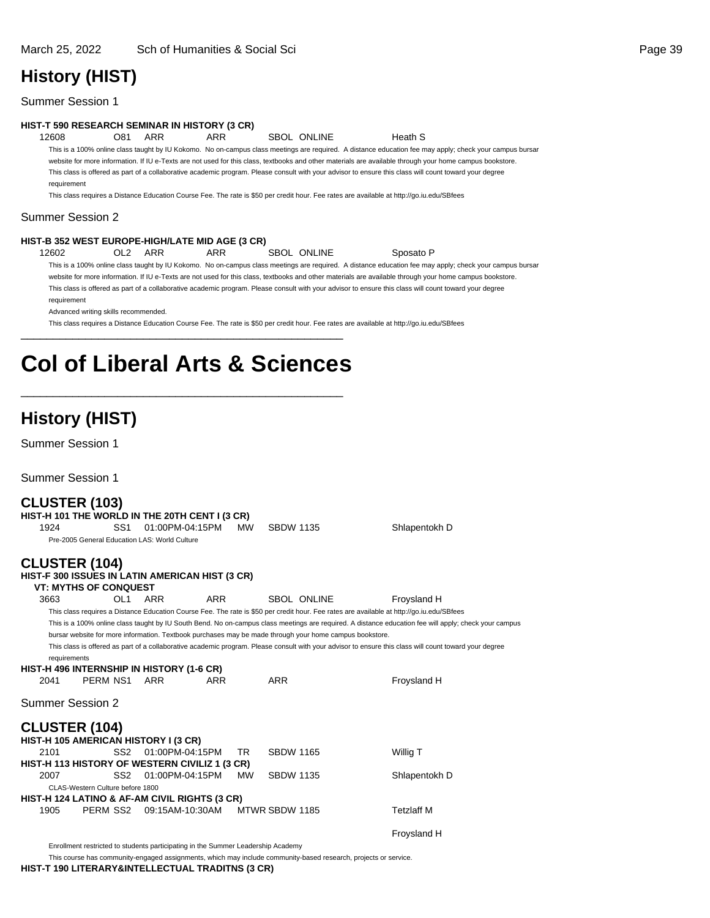# History (HIST)

Summer Session 1

**HIST-T 590 RESEARCH SEMINAR IN HISTORY (3 CR)**

12608 O81 ARR ARR SBOL ONLINE Heath S

This is a 100% online class taught by IU Kokomo. No on-campus class meetings are required. A distance education fee may apply; check your campus bursar website for more information. If IU e-Texts are not used for this class, textbooks and other materials are available through your home campus bookstore.

This class is offered as part of a collaborative academic program. Please consult with your advisor to ensure this class will count toward your degree requirement

This class requires a Distance Education Course Fee. The rate is $50 per credit hour. Fee rates are available at http://go.iu.edu/SBfees

Summer Session 2

**HIST-B 352 WEST EUROPE-HIGH/LATE MID AGE (3 CR)**

12602 OL2 ARR ARR SBOL ONLINE Sposato P

This is a 100% online class taught by IU Kokomo. No on-campus class meetings are required. A distance education fee may apply; check your campus bursar website for more information. If IU e-Texts are not used for this class, textbooks and other materials are available through your home campus bookstore.

This class is offered as part of a collaborative academic program. Please consult with your advisor to ensure this class will count toward your degree requirement

Advanced writing skills recommended.

This class requires a Distance Education Course Fee. The rate is $50 per credit hour. Fee rates are available at http://go.iu.edu/SBfees

---

# Col of Liberal Arts & Sciences

---

# History (HIST)

Summer Session 1

Summer Session 1

## CLUSTER (103)

**HIST-H 101 THE WORLD IN THE 20TH CENT I (3 CR)**

1924 SS1 01:00PM-04:15PM MW SBDW 1135 Shlapentokh D

Pre-2005 General Education LAS: World Culture

## CLUSTER (104)

**HIST-F 300 ISSUES IN LATIN AMERICAN HIST (3 CR)**

**VT: MYTHS OF CONQUEST**

3663 OL1 ARR ARR SBOL ONLINE Froysland H

This class requires a Distance Education Course Fee. The rate is $50 per credit hour. Fee rates are available at http://go.iu.edu/SBfees

This is a 100% online class taught by IU South Bend. No on-campus class meetings are required. A distance education fee will apply; check your campus bursar website for more information. Textbook purchases may be made through your home campus bookstore.

This class is offered as part of a collaborative academic program. Please consult with your advisor to ensure this class will count toward your degree requirements

**HIST-H 496 INTERNSHIP IN HISTORY (1-6 CR)**

2041 PERM NS1 ARR ARR ARR Froysland H

Summer Session 2

## CLUSTER (104)

**HIST-H 105 AMERICAN HISTORY I (3 CR)**

2101 SS2 01:00PM-04:15PM TR SBDW 1165 Willig T

**HIST-H 113 HISTORY OF WESTERN CIVILIZ 1 (3 CR)**

2007 SS2 01:00PM-04:15PM MW SBDW 1135 Shlapentokh D

CLAS-Western Culture before 1800

**HIST-H 124 LATINO & AF-AM CIVIL RIGHTS (3 CR)**

1905 PERM SS2 09:15AM-10:30AM MTWR SBDW 1185 Tetzlaff M

Froysland H

Enrollment restricted to students participating in the Summer Leadership Academy

This course has community-engaged assignments, which may include community-based research, projects or service.

**HIST-T 190 LITERARY&INTELLECTUAL TRADITNS (3 CR)**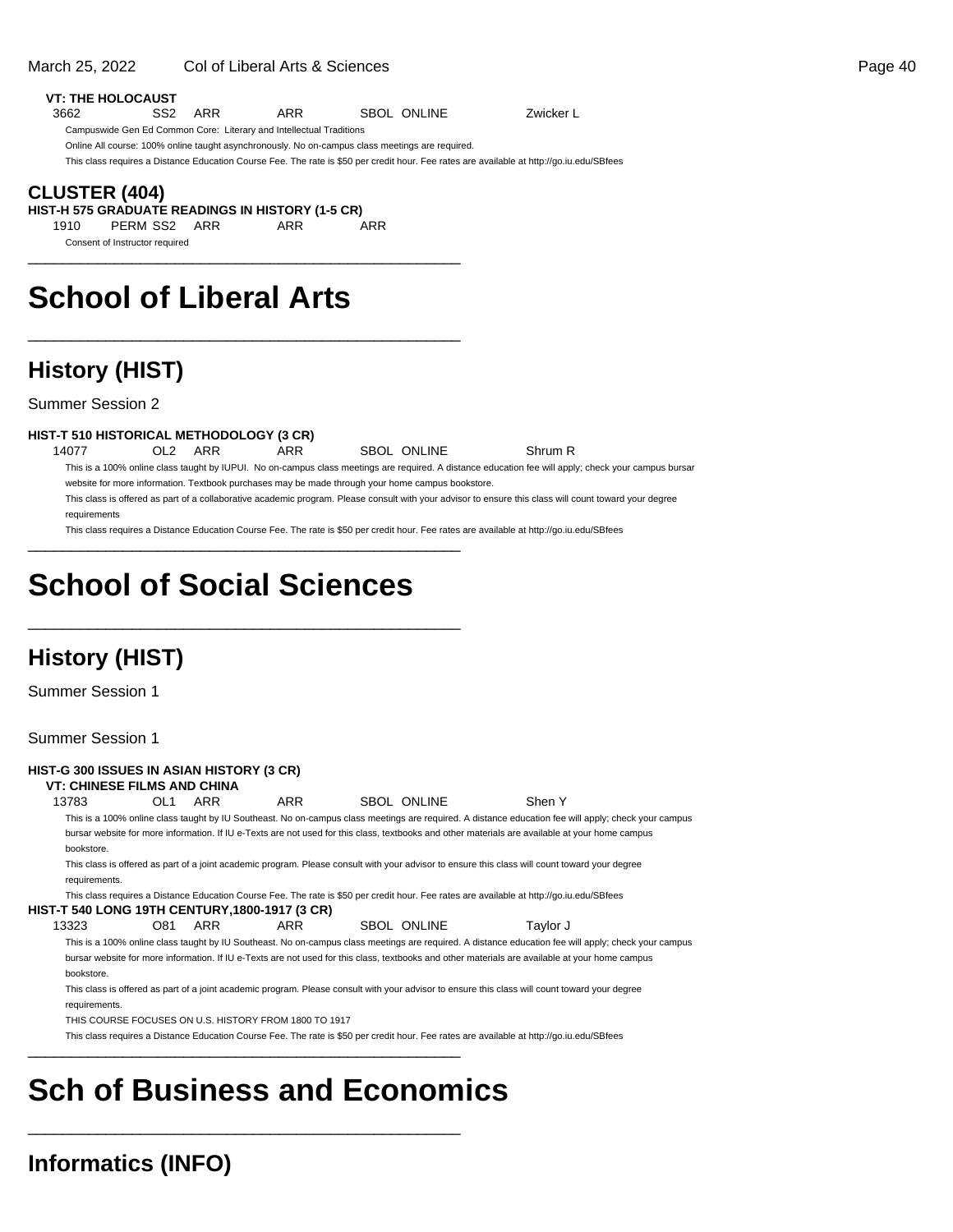**VT: THE HOLOCAUST**

3662 SS2 ARR ARR SBOL ONLINE Zwicker L

Campuswide Gen Ed Common Core: Literary and Intellectual Traditions

Online All course: 100% online taught asynchronously. No on-campus class meetings are required.

This class requires a Distance Education Course Fee. The rate is $50 per credit hour. Fee rates are available at http://go.iu.edu/SBfees

## CLUSTER (404)

**HIST-H 575 GRADUATE READINGS IN HISTORY (1-5 CR)**

1910 PERM SS2 ARR ARR ARR

Consent of Instructor required

---

# School of Liberal Arts

---

## History (HIST)

Summer Session 2

**HIST-T 510 HISTORICAL METHODOLOGY (3 CR)**

14077 OL2 ARR ARR SBOL ONLINE Shrum R

This is a 100% online class taught by IUPUI. No on-campus class meetings are required. A distance education fee will apply; check your campus bursar website for more information. Textbook purchases may be made through your home campus bookstore.

This class is offered as part of a collaborative academic program. Please consult with your advisor to ensure this class will count toward your degree requirements

This class requires a Distance Education Course Fee. The rate is $50 per credit hour. Fee rates are available at http://go.iu.edu/SBfees

---

# School of Social Sciences

---

## History (HIST)

Summer Session 1

Summer Session 1

**HIST-G 300 ISSUES IN ASIAN HISTORY (3 CR)**

**VT: CHINESE FILMS AND CHINA**

13783 OL1 ARR ARR SBOL ONLINE Shen Y

This is a 100% online class taught by IU Southeast. No on-campus class meetings are required. A distance education fee will apply; check your campus bursar website for more information. If IU e-Texts are not used for this class, textbooks and other materials are available at your home campus bookstore.

This class is offered as part of a joint academic program. Please consult with your advisor to ensure this class will count toward your degree requirements.

This class requires a Distance Education Course Fee. The rate is $50 per credit hour. Fee rates are available at http://go.iu.edu/SBfees

**HIST-T 540 LONG 19TH CENTURY,1800-1917 (3 CR)**

13323 O81 ARR ARR SBOL ONLINE Taylor J

This is a 100% online class taught by IU Southeast. No on-campus class meetings are required. A distance education fee will apply; check your campus bursar website for more information. If IU e-Texts are not used for this class, textbooks and other materials are available at your home campus bookstore.

This class is offered as part of a joint academic program. Please consult with your advisor to ensure this class will count toward your degree requirements.

THIS COURSE FOCUSES ON U.S. HISTORY FROM 1800 TO 1917

This class requires a Distance Education Course Fee. The rate is $50 per credit hour. Fee rates are available at http://go.iu.edu/SBfees

---

# Sch of Business and Economics

---

## Informatics (INFO)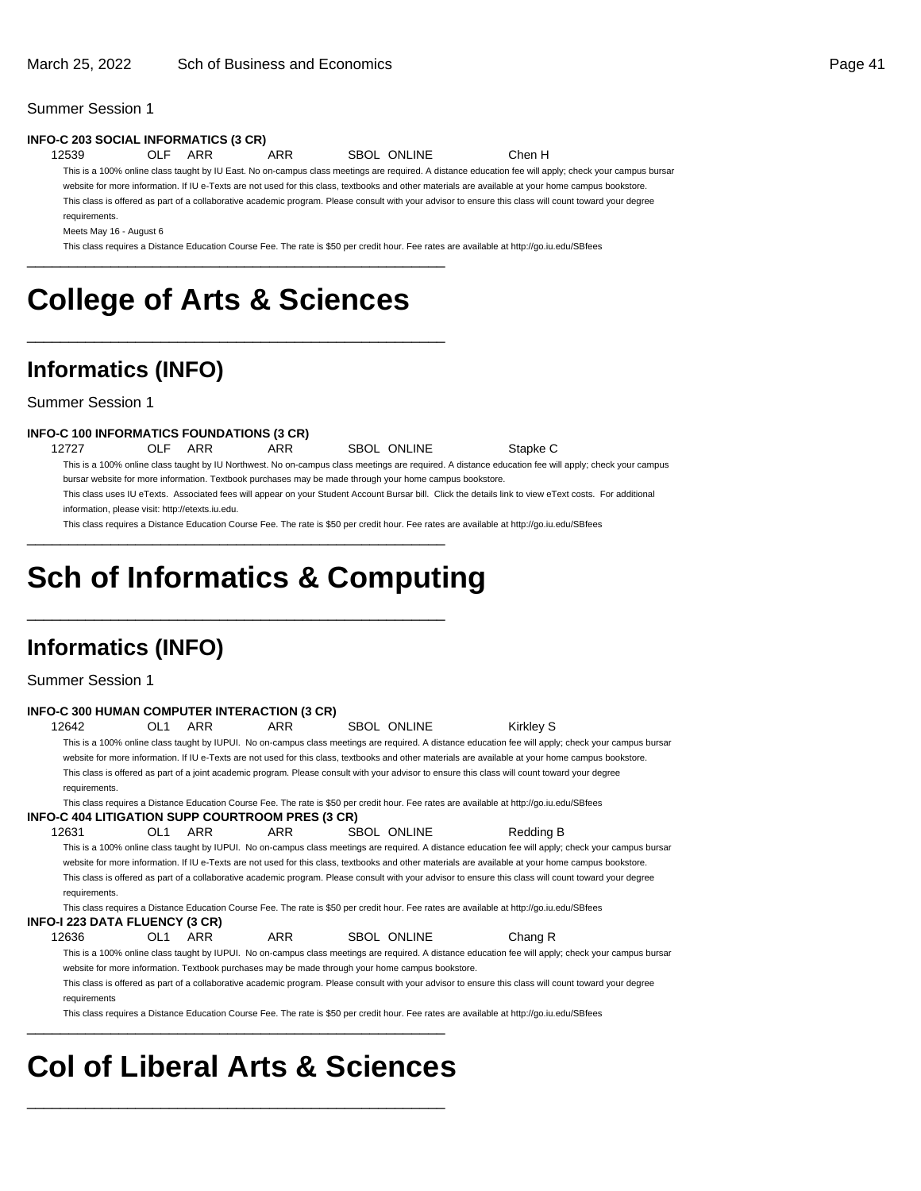Summer Session 1

**INFO-C 203 SOCIAL INFORMATICS (3 CR)**

12539 OLF ARR ARR SBOL ONLINE Chen H

This is a 100% online class taught by IU East. No on-campus class meetings are required. A distance education fee will apply; check your campus bursar website for more information. If IU e-Texts are not used for this class, textbooks and other materials are available at your home campus bookstore.

This class is offered as part of a collaborative academic program. Please consult with your advisor to ensure this class will count toward your degree requirements.

Meets May 16 - August 6

This class requires a Distance Education Course Fee. The rate is $50 per credit hour. Fee rates are available at http://go.iu.edu/SBfees

---

# College of Arts & Sciences

---

## Informatics (INFO)

Summer Session 1

**INFO-C 100 INFORMATICS FOUNDATIONS (3 CR)**

12727 OLF ARR ARR SBOL ONLINE Stapke C

This is a 100% online class taught by IU Northwest. No on-campus class meetings are required. A distance education fee will apply; check your campus bursar website for more information. Textbook purchases may be made through your home campus bookstore.

This class uses IU eTexts. Associated fees will appear on your Student Account Bursar bill. Click the details link to view eText costs. For additional information, please visit: http://etexts.iu.edu.

This class requires a Distance Education Course Fee. The rate is $50 per credit hour. Fee rates are available at http://go.iu.edu/SBfees

---

# Sch of Informatics & Computing

---

## Informatics (INFO)

Summer Session 1

**INFO-C 300 HUMAN COMPUTER INTERACTION (3 CR)**

12642 OL1 ARR ARR SBOL ONLINE Kirkley S

This is a 100% online class taught by IUPUI. No on-campus class meetings are required. A distance education fee will apply; check your campus bursar website for more information. If IU e-Texts are not used for this class, textbooks and other materials are available at your home campus bookstore.

This class is offered as part of a joint academic program. Please consult with your advisor to ensure this class will count toward your degree requirements.

This class requires a Distance Education Course Fee. The rate is $50 per credit hour. Fee rates are available at http://go.iu.edu/SBfees

**INFO-C 404 LITIGATION SUPP COURTROOM PRES (3 CR)**

12631 OL1 ARR ARR SBOL ONLINE Redding B

This is a 100% online class taught by IUPUI. No on-campus class meetings are required. A distance education fee will apply; check your campus bursar website for more information. If IU e-Texts are not used for this class, textbooks and other materials are available at your home campus bookstore.

This class is offered as part of a collaborative academic program. Please consult with your advisor to ensure this class will count toward your degree requirements.

This class requires a Distance Education Course Fee. The rate is $50 per credit hour. Fee rates are available at http://go.iu.edu/SBfees

**INFO-I 223 DATA FLUENCY (3 CR)**

12636 OL1 ARR ARR SBOL ONLINE Chang R

This is a 100% online class taught by IUPUI. No on-campus class meetings are required. A distance education fee will apply; check your campus bursar website for more information. Textbook purchases may be made through your home campus bookstore.

This class is offered as part of a collaborative academic program. Please consult with your advisor to ensure this class will count toward your degree requirements

This class requires a Distance Education Course Fee. The rate is $50 per credit hour. Fee rates are available at http://go.iu.edu/SBfees

---

# Col of Liberal Arts & Sciences

---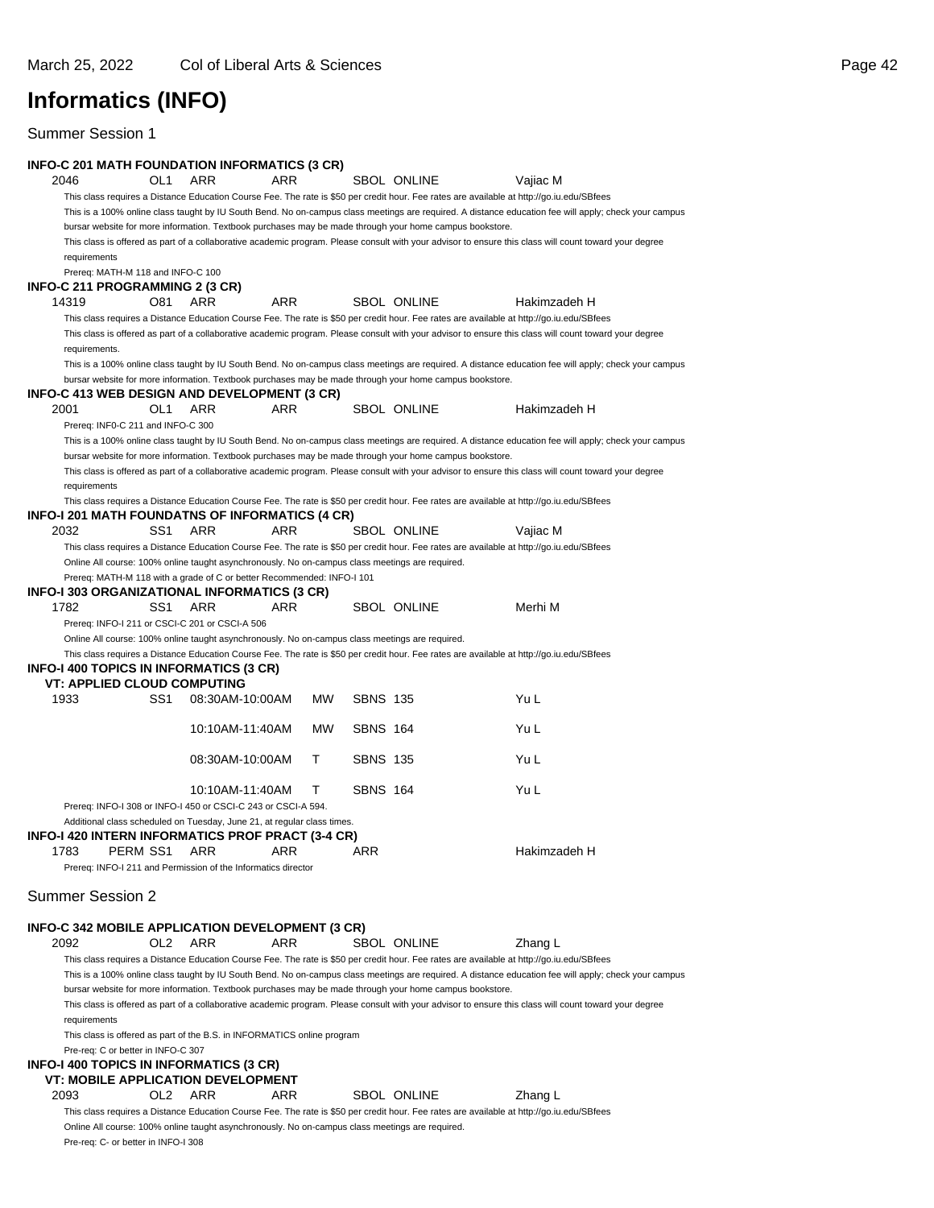# Informatics (INFO)

## Summer Session 1

**INFO-C 201 MATH FOUNDATION INFORMATICS (3 CR)**

2046 OL1 ARR ARR SBOL ONLINE Vajiac M

This class requires a Distance Education Course Fee. The rate is $50 per credit hour. Fee rates are available at http://go.iu.edu/SBfees

This is a 100% online class taught by IU South Bend. No on-campus class meetings are required. A distance education fee will apply; check your campus bursar website for more information. Textbook purchases may be made through your home campus bookstore.

This class is offered as part of a collaborative academic program. Please consult with your advisor to ensure this class will count toward your degree requirements

Prereq: MATH-M 118 and INFO-C 100

**INFO-C 211 PROGRAMMING 2 (3 CR)**

14319 O81 ARR ARR SBOL ONLINE Hakimzadeh H

This class requires a Distance Education Course Fee. The rate is $50 per credit hour. Fee rates are available at http://go.iu.edu/SBfees

This class is offered as part of a collaborative academic program. Please consult with your advisor to ensure this class will count toward your degree requirements.

This is a 100% online class taught by IU South Bend. No on-campus class meetings are required. A distance education fee will apply; check your campus bursar website for more information. Textbook purchases may be made through your home campus bookstore.

**INFO-C 413 WEB DESIGN AND DEVELOPMENT (3 CR)**

2001 OL1 ARR ARR SBOL ONLINE Hakimzadeh H

Prereq: INF0-C 211 and INFO-C 300

This is a 100% online class taught by IU South Bend. No on-campus class meetings are required. A distance education fee will apply; check your campus bursar website for more information. Textbook purchases may be made through your home campus bookstore.

This class is offered as part of a collaborative academic program. Please consult with your advisor to ensure this class will count toward your degree requirements

This class requires a Distance Education Course Fee. The rate is $50 per credit hour. Fee rates are available at http://go.iu.edu/SBfees

**INFO-I 201 MATH FOUNDATNS OF INFORMATICS (4 CR)**

2032 SS1 ARR ARR SBOL ONLINE Vajiac M

This class requires a Distance Education Course Fee. The rate is $50 per credit hour. Fee rates are available at http://go.iu.edu/SBfees

Online All course: 100% online taught asynchronously. No on-campus class meetings are required.

Prereq: MATH-M 118 with a grade of C or better Recommended: INFO-I 101

**INFO-I 303 ORGANIZATIONAL INFORMATICS (3 CR)**

1782 SS1 ARR ARR SBOL ONLINE Merhi M

Prereq: INFO-I 211 or CSCI-C 201 or CSCI-A 506

Online All course: 100% online taught asynchronously. No on-campus class meetings are required.

This class requires a Distance Education Course Fee. The rate is $50 per credit hour. Fee rates are available at http://go.iu.edu/SBfees

**INFO-I 400 TOPICS IN INFORMATICS (3 CR)**

**VT: APPLIED CLOUD COMPUTING**

| | | | | | |
|---|---|---|---|---|---|
| 1933 | SS1 | 08:30AM-10:00AM | MW | SBNS 135 | Yu L |
| | | 10:10AM-11:40AM | MW | SBNS 164 | Yu L |
| | | 08:30AM-10:00AM | T | SBNS 135 | Yu L |
| | | 10:10AM-11:40AM | T | SBNS 164 | Yu L |

Prereq: INFO-I 308 or INFO-I 450 or CSCI-C 243 or CSCI-A 594.

Additional class scheduled on Tuesday, June 21, at regular class times.

**INFO-I 420 INTERN INFORMATICS PROF PRACT (3-4 CR)**

1783 PERM SS1 ARR ARR ARR Hakimzadeh H

Prereq: INFO-I 211 and Permission of the Informatics director

## Summer Session 2

**INFO-C 342 MOBILE APPLICATION DEVELOPMENT (3 CR)**

2092 OL2 ARR ARR SBOL ONLINE Zhang L

This class requires a Distance Education Course Fee. The rate is $50 per credit hour. Fee rates are available at http://go.iu.edu/SBfees

This is a 100% online class taught by IU South Bend. No on-campus class meetings are required. A distance education fee will apply; check your campus bursar website for more information. Textbook purchases may be made through your home campus bookstore.

This class is offered as part of a collaborative academic program. Please consult with your advisor to ensure this class will count toward your degree requirements

This class is offered as part of the B.S. in INFORMATICS online program

Pre-req: C or better in INFO-C 307

**INFO-I 400 TOPICS IN INFORMATICS (3 CR)**

**VT: MOBILE APPLICATION DEVELOPMENT**

2093 OL2 ARR ARR SBOL ONLINE Zhang L

This class requires a Distance Education Course Fee. The rate is $50 per credit hour. Fee rates are available at http://go.iu.edu/SBfees

Online All course: 100% online taught asynchronously. No on-campus class meetings are required.

Pre-req: C- or better in INFO-I 308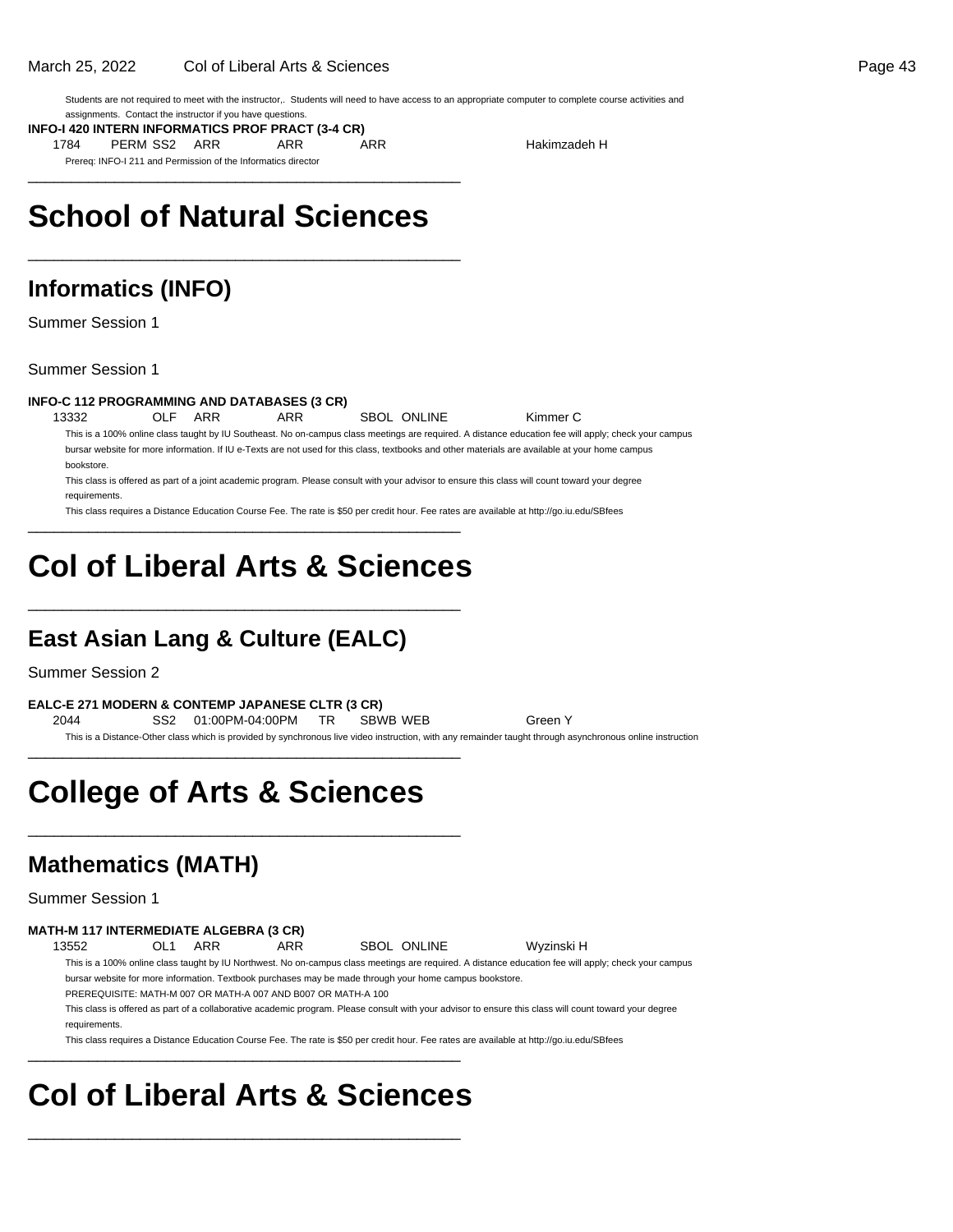Students are not required to meet with the instructor,. Students will need to have access to an appropriate computer to complete course activities and assignments. Contact the instructor if you have questions.

**INFO-I 420 INTERN INFORMATICS PROF PRACT (3-4 CR)**

1784 PERM SS2 ARR ARR ARR Hakimzadeh H

Prereq: INFO-I 211 and Permission of the Informatics director

# School of Natural Sciences

## Informatics (INFO)

Summer Session 1

Summer Session 1

**INFO-C 112 PROGRAMMING AND DATABASES (3 CR)**

13332 OLF ARR ARR SBOL ONLINE Kimmer C

This is a 100% online class taught by IU Southeast. No on-campus class meetings are required. A distance education fee will apply; check your campus bursar website for more information. If IU e-Texts are not used for this class, textbooks and other materials are available at your home campus bookstore.

This class is offered as part of a joint academic program. Please consult with your advisor to ensure this class will count toward your degree requirements.

This class requires a Distance Education Course Fee. The rate is $50 per credit hour. Fee rates are available at http://go.iu.edu/SBfees

# Col of Liberal Arts & Sciences

## East Asian Lang & Culture (EALC)

Summer Session 2

**EALC-E 271 MODERN & CONTEMP JAPANESE CLTR (3 CR)**

2044 SS2 01:00PM-04:00PM TR SBWB WEB Green Y

This is a Distance-Other class which is provided by synchronous live video instruction, with any remainder taught through asynchronous online instruction

# College of Arts & Sciences

## Mathematics (MATH)

Summer Session 1

**MATH-M 117 INTERMEDIATE ALGEBRA (3 CR)**

13552 OL1 ARR ARR SBOL ONLINE Wyzinski H

This is a 100% online class taught by IU Northwest. No on-campus class meetings are required. A distance education fee will apply; check your campus bursar website for more information. Textbook purchases may be made through your home campus bookstore.

PREREQUISITE: MATH-M 007 OR MATH-A 007 AND B007 OR MATH-A 100

This class is offered as part of a collaborative academic program. Please consult with your advisor to ensure this class will count toward your degree requirements.

This class requires a Distance Education Course Fee. The rate is $50 per credit hour. Fee rates are available at http://go.iu.edu/SBfees

# Col of Liberal Arts & Sciences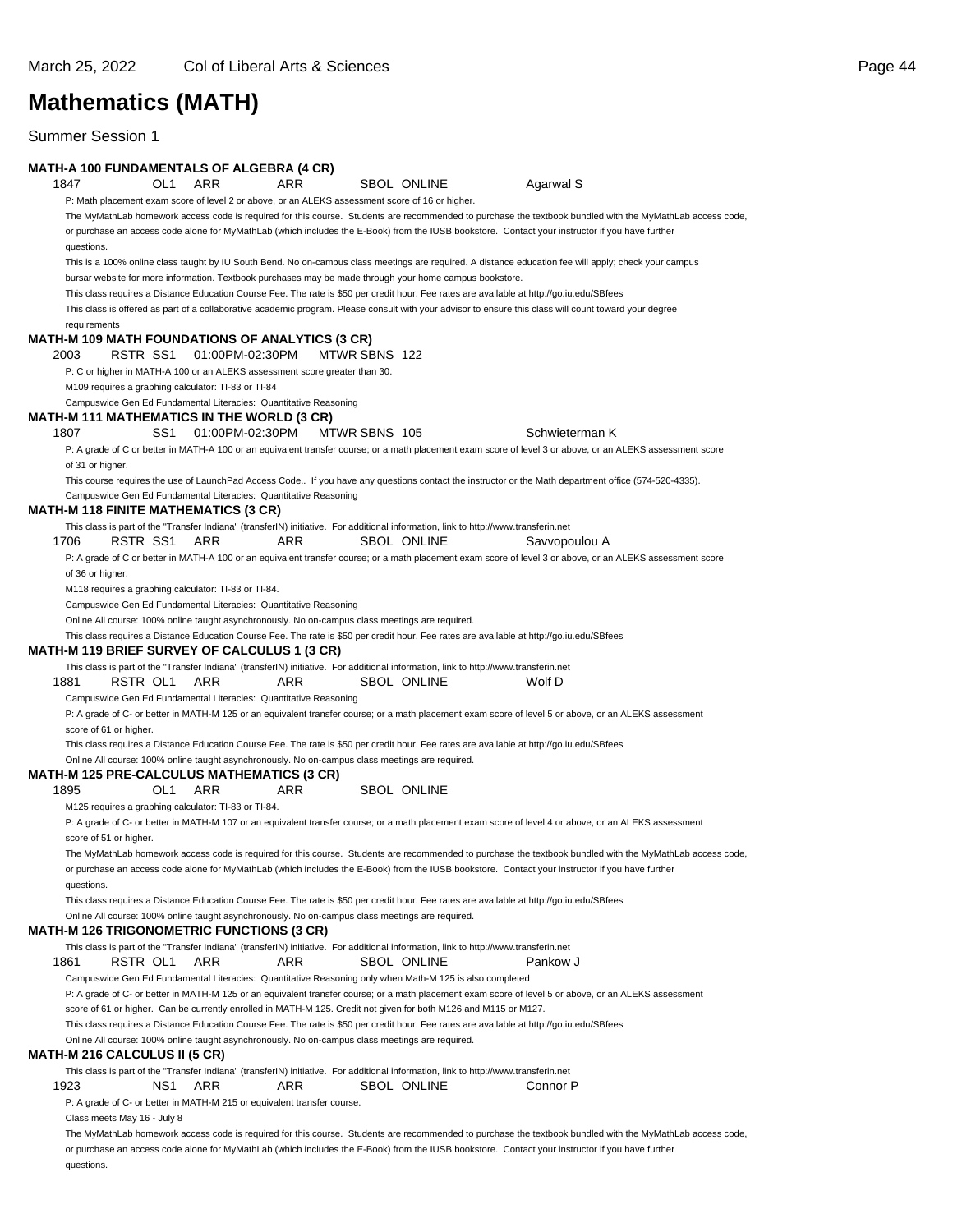# Mathematics (MATH)

Summer Session 1

**MATH-A 100 FUNDAMENTALS OF ALGEBRA (4 CR)**

1847 OL1 ARR ARR SBOL ONLINE Agarwal S

P: Math placement exam score of level 2 or above, or an ALEKS assessment score of 16 or higher.

The MyMathLab homework access code is required for this course. Students are recommended to purchase the textbook bundled with the MyMathLab access code, or purchase an access code alone for MyMathLab (which includes the E-Book) from the IUSB bookstore. Contact your instructor if you have further questions.

This is a 100% online class taught by IU South Bend. No on-campus class meetings are required. A distance education fee will apply; check your campus bursar website for more information. Textbook purchases may be made through your home campus bookstore.

This class requires a Distance Education Course Fee. The rate is $50 per credit hour. Fee rates are available at http://go.iu.edu/SBfees

This class is offered as part of a collaborative academic program. Please consult with your advisor to ensure this class will count toward your degree requirements

**MATH-M 109 MATH FOUNDATIONS OF ANALYTICS (3 CR)**

2003 RSTR SS1 01:00PM-02:30PM MTWR SBNS 122

P: C or higher in MATH-A 100 or an ALEKS assessment score greater than 30.

M109 requires a graphing calculator: TI-83 or TI-84

Campuswide Gen Ed Fundamental Literacies: Quantitative Reasoning

**MATH-M 111 MATHEMATICS IN THE WORLD (3 CR)**

1807 SS1 01:00PM-02:30PM MTWR SBNS 105 Schwieterman K

P: A grade of C or better in MATH-A 100 or an equivalent transfer course; or a math placement exam score of level 3 or above, or an ALEKS assessment score of 31 or higher.

This course requires the use of LaunchPad Access Code.. If you have any questions contact the instructor or the Math department office (574-520-4335).

Campuswide Gen Ed Fundamental Literacies: Quantitative Reasoning

**MATH-M 118 FINITE MATHEMATICS (3 CR)**

This class is part of the "Transfer Indiana" (transferIN) initiative. For additional information, link to http://www.transferin.net

1706 RSTR SS1 ARR ARR SBOL ONLINE Savvopoulou A

P: A grade of C or better in MATH-A 100 or an equivalent transfer course; or a math placement exam score of level 3 or above, or an ALEKS assessment score of 36 or higher.

M118 requires a graphing calculator: TI-83 or TI-84.

Campuswide Gen Ed Fundamental Literacies: Quantitative Reasoning

Online All course: 100% online taught asynchronously. No on-campus class meetings are required.

This class requires a Distance Education Course Fee. The rate is $50 per credit hour. Fee rates are available at http://go.iu.edu/SBfees

**MATH-M 119 BRIEF SURVEY OF CALCULUS 1 (3 CR)**

This class is part of the "Transfer Indiana" (transferIN) initiative. For additional information, link to http://www.transferin.net

1881 RSTR OL1 ARR ARR SBOL ONLINE Wolf D

Campuswide Gen Ed Fundamental Literacies: Quantitative Reasoning

P: A grade of C- or better in MATH-M 125 or an equivalent transfer course; or a math placement exam score of level 5 or above, or an ALEKS assessment score of 61 or higher.

This class requires a Distance Education Course Fee. The rate is $50 per credit hour. Fee rates are available at http://go.iu.edu/SBfees

Online All course: 100% online taught asynchronously. No on-campus class meetings are required.

**MATH-M 125 PRE-CALCULUS MATHEMATICS (3 CR)**

1895 OL1 ARR ARR SBOL ONLINE

M125 requires a graphing calculator: TI-83 or TI-84.

P: A grade of C- or better in MATH-M 107 or an equivalent transfer course; or a math placement exam score of level 4 or above, or an ALEKS assessment score of 51 or higher.

The MyMathLab homework access code is required for this course. Students are recommended to purchase the textbook bundled with the MyMathLab access code, or purchase an access code alone for MyMathLab (which includes the E-Book) from the IUSB bookstore. Contact your instructor if you have further questions.

This class requires a Distance Education Course Fee. The rate is $50 per credit hour. Fee rates are available at http://go.iu.edu/SBfees

Online All course: 100% online taught asynchronously. No on-campus class meetings are required.

**MATH-M 126 TRIGONOMETRIC FUNCTIONS (3 CR)**

This class is part of the "Transfer Indiana" (transferIN) initiative. For additional information, link to http://www.transferin.net

1861 RSTR OL1 ARR ARR SBOL ONLINE Pankow J

Campuswide Gen Ed Fundamental Literacies: Quantitative Reasoning only when Math-M 125 is also completed

P: A grade of C- or better in MATH-M 125 or an equivalent transfer course; or a math placement exam score of level 5 or above, or an ALEKS assessment score of 61 or higher. Can be currently enrolled in MATH-M 125. Credit not given for both M126 and M115 or M127.

This class requires a Distance Education Course Fee. The rate is $50 per credit hour. Fee rates are available at http://go.iu.edu/SBfees

Online All course: 100% online taught asynchronously. No on-campus class meetings are required.

**MATH-M 216 CALCULUS II (5 CR)**

This class is part of the "Transfer Indiana" (transferIN) initiative. For additional information, link to http://www.transferin.net

1923 NS1 ARR ARR SBOL ONLINE Connor P

P: A grade of C- or better in MATH-M 215 or equivalent transfer course.

Class meets May 16 - July 8

The MyMathLab homework access code is required for this course. Students are recommended to purchase the textbook bundled with the MyMathLab access code, or purchase an access code alone for MyMathLab (which includes the E-Book) from the IUSB bookstore. Contact your instructor if you have further questions.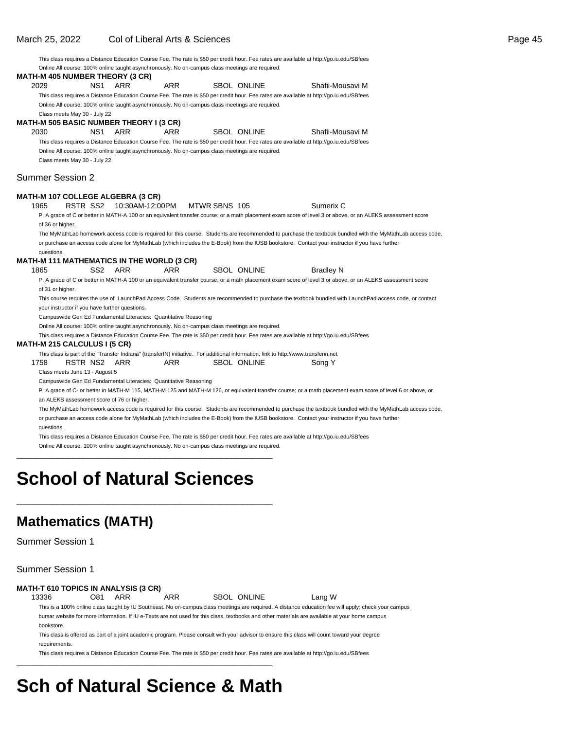This class requires a Distance Education Course Fee. The rate is $50 per credit hour. Fee rates are available at http://go.iu.edu/SBfees

Online All course: 100% online taught asynchronously. No on-campus class meetings are required.

**MATH-M 405 NUMBER THEORY (3 CR)**

2029 NS1 ARR ARR SBOL ONLINE Shafii-Mousavi M

This class requires a Distance Education Course Fee. The rate is $50 per credit hour. Fee rates are available at http://go.iu.edu/SBfees

Online All course: 100% online taught asynchronously. No on-campus class meetings are required.

Class meets May 30 - July 22

**MATH-M 505 BASIC NUMBER THEORY I (3 CR)**

2030 NS1 ARR ARR SBOL ONLINE Shafii-Mousavi M

This class requires a Distance Education Course Fee. The rate is $50 per credit hour. Fee rates are available at http://go.iu.edu/SBfees

Online All course: 100% online taught asynchronously. No on-campus class meetings are required.

Class meets May 30 - July 22

Summer Session 2

**MATH-M 107 COLLEGE ALGEBRA (3 CR)**

1965 RSTR SS2 10:30AM-12:00PM MTWR SBNS 105 Sumerix C

P: A grade of C or better in MATH-A 100 or an equivalent transfer course; or a math placement exam score of level 3 or above, or an ALEKS assessment score of 36 or higher.

The MyMathLab homework access code is required for this course. Students are recommended to purchase the textbook bundled with the MyMathLab access code, or purchase an access code alone for MyMathLab (which includes the E-Book) from the IUSB bookstore. Contact your instructor if you have further questions.

**MATH-M 111 MATHEMATICS IN THE WORLD (3 CR)**

1865 SS2 ARR ARR SBOL ONLINE Bradley N

P: A grade of C or better in MATH-A 100 or an equivalent transfer course; or a math placement exam score of level 3 or above, or an ALEKS assessment score of 31 or higher.

This course requires the use of LaunchPad Access Code. Students are recommended to purchase the textbook bundled with LaunchPad access code, or contact your instructor if you have further questions.

Campuswide Gen Ed Fundamental Literacies: Quantitative Reasoning

Online All course: 100% online taught asynchronously. No on-campus class meetings are required.

This class requires a Distance Education Course Fee. The rate is $50 per credit hour. Fee rates are available at http://go.iu.edu/SBfees

**MATH-M 215 CALCULUS I (5 CR)**

This class is part of the "Transfer Indiana" (transferIN) initiative. For additional information, link to http://www.transferin.net

1758 RSTR NS2 ARR ARR SBOL ONLINE Song Y

Class meets June 13 - August 5

Campuswide Gen Ed Fundamental Literacies: Quantitative Reasoning

P: A grade of C- or better in MATH-M 115, MATH-M 125 and MATH-M 126, or equivalent transfer course; or a math placement exam score of level 6 or above, or an ALEKS assessment score of 76 or higher.

The MyMathLab homework access code is required for this course. Students are recommended to purchase the textbook bundled with the MyMathLab access code, or purchase an access code alone for MyMathLab (which includes the E-Book) from the IUSB bookstore. Contact your instructor if you have further questions.

This class requires a Distance Education Course Fee. The rate is $50 per credit hour. Fee rates are available at http://go.iu.edu/SBfees

Online All course: 100% online taught asynchronously. No on-campus class meetings are required.

# School of Natural Sciences

## Mathematics (MATH)

Summer Session 1

Summer Session 1

**MATH-T 610 TOPICS IN ANALYSIS (3 CR)**

13336 O81 ARR ARR SBOL ONLINE Lang W

This is a 100% online class taught by IU Southeast. No on-campus class meetings are required. A distance education fee will apply; check your campus bursar website for more information. If IU e-Texts are not used for this class, textbooks and other materials are available at your home campus bookstore.

This class is offered as part of a joint academic program. Please consult with your advisor to ensure this class will count toward your degree requirements.

This class requires a Distance Education Course Fee. The rate is $50 per credit hour. Fee rates are available at http://go.iu.edu/SBfees

# Sch of Natural Science & Math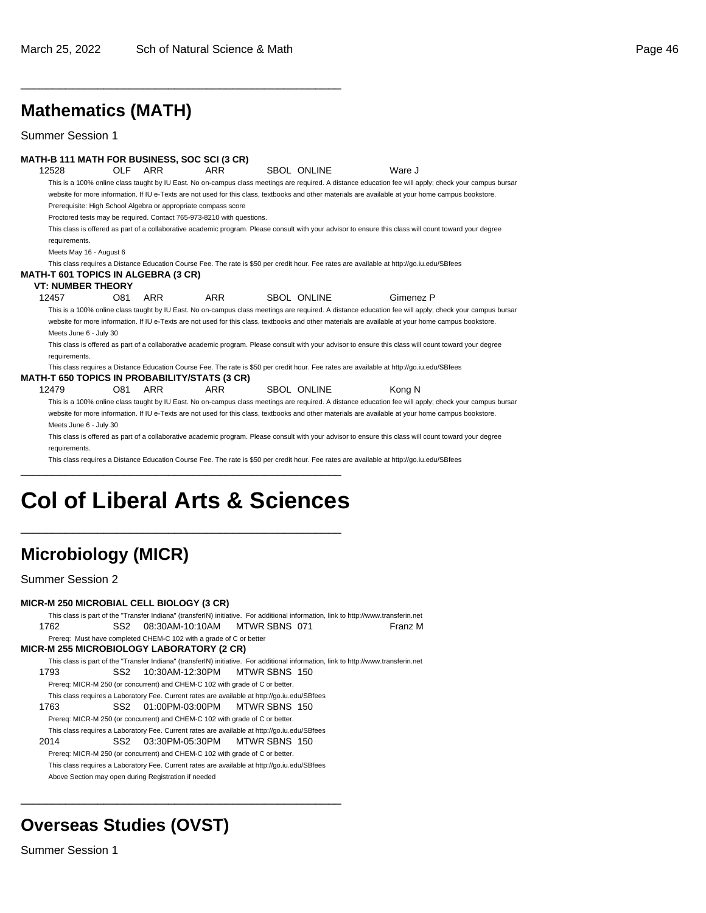## Mathematics (MATH)

Summer Session 1

**MATH-B 111 MATH FOR BUSINESS, SOC SCI (3 CR)**

12528 OLF ARR ARR SBOL ONLINE Ware J

This is a 100% online class taught by IU East. No on-campus class meetings are required. A distance education fee will apply; check your campus bursar website for more information. If IU e-Texts are not used for this class, textbooks and other materials are available at your home campus bookstore.

Prerequisite: High School Algebra or appropriate compass score

Proctored tests may be required. Contact 765-973-8210 with questions.

This class is offered as part of a collaborative academic program. Please consult with your advisor to ensure this class will count toward your degree requirements.

Meets May 16 - August 6

This class requires a Distance Education Course Fee. The rate is $50 per credit hour. Fee rates are available at http://go.iu.edu/SBfees

**MATH-T 601 TOPICS IN ALGEBRA (3 CR)**

**VT: NUMBER THEORY**

12457 O81 ARR ARR SBOL ONLINE Gimenez P

This is a 100% online class taught by IU East. No on-campus class meetings are required. A distance education fee will apply; check your campus bursar website for more information. If IU e-Texts are not used for this class, textbooks and other materials are available at your home campus bookstore.

Meets June 6 - July 30

This class is offered as part of a collaborative academic program. Please consult with your advisor to ensure this class will count toward your degree requirements.

This class requires a Distance Education Course Fee. The rate is $50 per credit hour. Fee rates are available at http://go.iu.edu/SBfees

**MATH-T 650 TOPICS IN PROBABILITY/STATS (3 CR)**

12479 O81 ARR ARR SBOL ONLINE Kong N

This is a 100% online class taught by IU East. No on-campus class meetings are required. A distance education fee will apply; check your campus bursar website for more information. If IU e-Texts are not used for this class, textbooks and other materials are available at your home campus bookstore.

Meets June 6 - July 30

This class is offered as part of a collaborative academic program. Please consult with your advisor to ensure this class will count toward your degree requirements.

This class requires a Distance Education Course Fee. The rate is $50 per credit hour. Fee rates are available at http://go.iu.edu/SBfees

# Col of Liberal Arts & Sciences

## Microbiology (MICR)

Summer Session 2

**MICR-M 250 MICROBIAL CELL BIOLOGY (3 CR)**

This class is part of the "Transfer Indiana" (transferIN) initiative. For additional information, link to http://www.transferin.net

1762 SS2 08:30AM-10:10AM MTWR SBNS 071 Franz M

Prereq: Must have completed CHEM-C 102 with a grade of C or better

**MICR-M 255 MICROBIOLOGY LABORATORY (2 CR)**

This class is part of the "Transfer Indiana" (transferIN) initiative. For additional information, link to http://www.transferin.net

1793 SS2 10:30AM-12:30PM MTWR SBNS 150

Prereq: MICR-M 250 (or concurrent) and CHEM-C 102 with grade of C or better.

This class requires a Laboratory Fee. Current rates are available at http://go.iu.edu/SBfees

1763 SS2 01:00PM-03:00PM MTWR SBNS 150

Prereq: MICR-M 250 (or concurrent) and CHEM-C 102 with grade of C or better.

This class requires a Laboratory Fee. Current rates are available at http://go.iu.edu/SBfees

2014 SS2 03:30PM-05:30PM MTWR SBNS 150

Prereq: MICR-M 250 (or concurrent) and CHEM-C 102 with grade of C or better.

This class requires a Laboratory Fee. Current rates are available at http://go.iu.edu/SBfees

Above Section may open during Registration if needed

## Overseas Studies (OVST)

Summer Session 1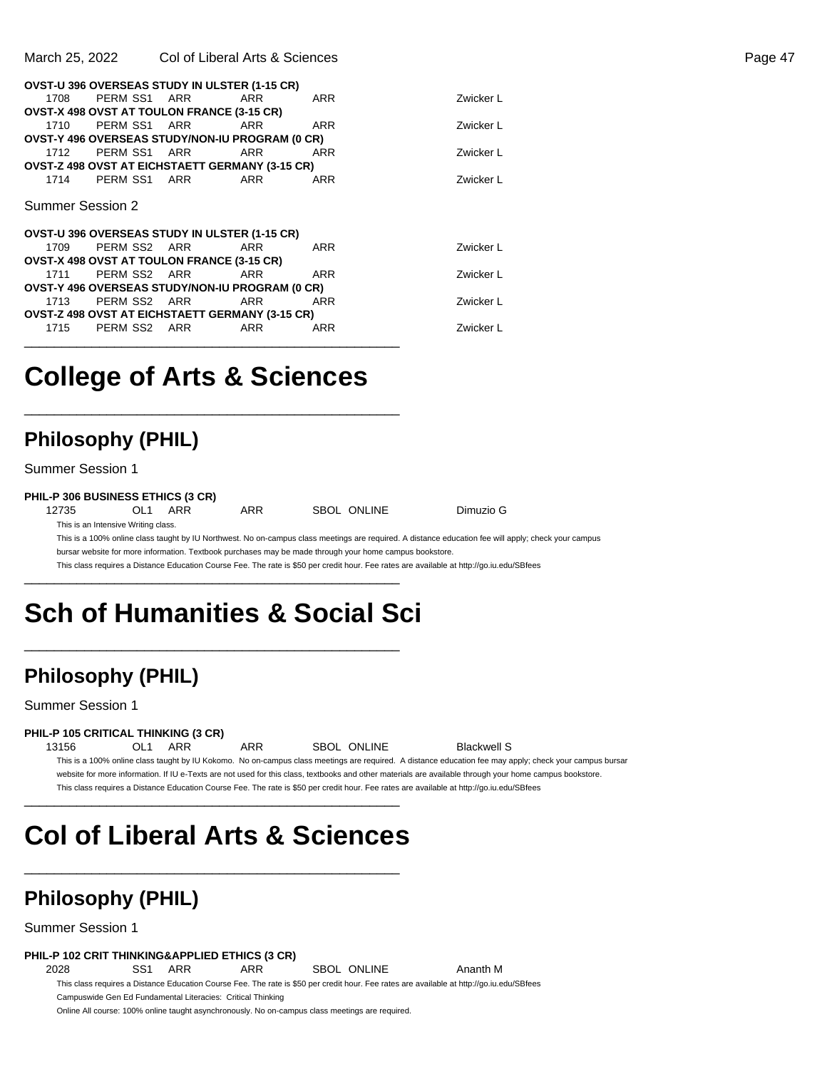**OVST-U 396 OVERSEAS STUDY IN ULSTER (1-15 CR)**

| | | | | | | |
|---|---|---|---|---|---|---|
| 1708 | PERM SS1 | ARR | ARR | ARR | | Zwicker L |

**OVST-X 498 OVST AT TOULON FRANCE (3-15 CR)**

| | | | | | | |
|---|---|---|---|---|---|---|
| 1710 | PERM SS1 | ARR | ARR | ARR | | Zwicker L |

**OVST-Y 496 OVERSEAS STUDY/NON-IU PROGRAM (0 CR)**

| | | | | | | |
|---|---|---|---|---|---|---|
| 1712 | PERM SS1 | ARR | ARR | ARR | | Zwicker L |

**OVST-Z 498 OVST AT EICHSTAETT GERMANY (3-15 CR)**

| | | | | | | |
|---|---|---|---|---|---|---|
| 1714 | PERM SS1 | ARR | ARR | ARR | | Zwicker L |

Summer Session 2

**OVST-U 396 OVERSEAS STUDY IN ULSTER (1-15 CR)**

| | | | | | | |
|---|---|---|---|---|---|---|
| 1709 | PERM SS2 | ARR | ARR | ARR | | Zwicker L |

**OVST-X 498 OVST AT TOULON FRANCE (3-15 CR)**

| | | | | | | |
|---|---|---|---|---|---|---|
| 1711 | PERM SS2 | ARR | ARR | ARR | | Zwicker L |

**OVST-Y 496 OVERSEAS STUDY/NON-IU PROGRAM (0 CR)**

| | | | | | | |
|---|---|---|---|---|---|---|
| 1713 | PERM SS2 | ARR | ARR | ARR | | Zwicker L |

**OVST-Z 498 OVST AT EICHSTAETT GERMANY (3-15 CR)**

| | | | | | | |
|---|---|---|---|---|---|---|
| 1715 | PERM SS2 | ARR | ARR | ARR | | Zwicker L |

# College of Arts & Sciences

## Philosophy (PHIL)

Summer Session 1

**PHIL-P 306 BUSINESS ETHICS (3 CR)**

| | | | | | | |
|---|---|---|---|---|---|---|
| 12735 | OL1 | ARR | ARR | SBOL | ONLINE | Dimuzio G |

This is an Intensive Writing class.

This is a 100% online class taught by IU Northwest. No on-campus class meetings are required. A distance education fee will apply; check your campus bursar website for more information. Textbook purchases may be made through your home campus bookstore.

This class requires a Distance Education Course Fee. The rate is $50 per credit hour. Fee rates are available at http://go.iu.edu/SBfees

# Sch of Humanities & Social Sci

## Philosophy (PHIL)

Summer Session 1

**PHIL-P 105 CRITICAL THINKING (3 CR)**

| | | | | | | |
|---|---|---|---|---|---|---|
| 13156 | OL1 | ARR | ARR | SBOL | ONLINE | Blackwell S |

This is a 100% online class taught by IU Kokomo. No on-campus class meetings are required. A distance education fee may apply; check your campus bursar website for more information. If IU e-Texts are not used for this class, textbooks and other materials are available through your home campus bookstore.

This class requires a Distance Education Course Fee. The rate is $50 per credit hour. Fee rates are available at http://go.iu.edu/SBfees

# Col of Liberal Arts & Sciences

## Philosophy (PHIL)

Summer Session 1

**PHIL-P 102 CRIT THINKING&APPLIED ETHICS (3 CR)**

| | | | | | | |
|---|---|---|---|---|---|---|
| 2028 | SS1 | ARR | ARR | SBOL | ONLINE | Ananth M |

This class requires a Distance Education Course Fee. The rate is $50 per credit hour. Fee rates are available at http://go.iu.edu/SBfees

Campuswide Gen Ed Fundamental Literacies: Critical Thinking

Online All course: 100% online taught asynchronously. No on-campus class meetings are required.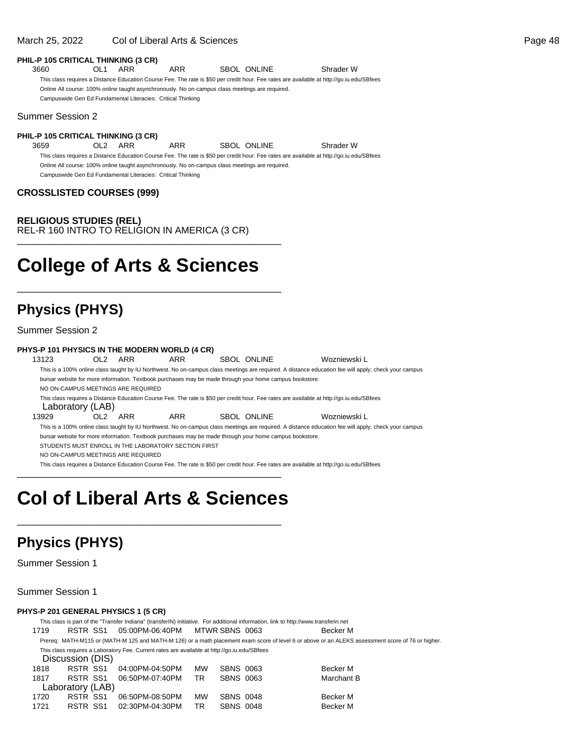**PHIL-P 105 CRITICAL THINKING (3 CR)**

3660 OL1 ARR ARR SBOL ONLINE Shrader W

This class requires a Distance Education Course Fee. The rate is $50 per credit hour. Fee rates are available at http://go.iu.edu/SBfees

Online All course: 100% online taught asynchronously. No on-campus class meetings are required.

Campuswide Gen Ed Fundamental Literacies: Critical Thinking

Summer Session 2

**PHIL-P 105 CRITICAL THINKING (3 CR)**

3659 OL2 ARR ARR SBOL ONLINE Shrader W

This class requires a Distance Education Course Fee. The rate is $50 per credit hour. Fee rates are available at http://go.iu.edu/SBfees

Online All course: 100% online taught asynchronously. No on-campus class meetings are required.

Campuswide Gen Ed Fundamental Literacies: Critical Thinking

**CROSSLISTED COURSES (999)**

**RELIGIOUS STUDIES (REL)**

REL-R 160 INTRO TO RELIGION IN AMERICA (3 CR)

# College of Arts & Sciences

## Physics (PHYS)

Summer Session 2

**PHYS-P 101 PHYSICS IN THE MODERN WORLD (4 CR)**

13123 OL2 ARR ARR SBOL ONLINE Wozniewski L

This is a 100% online class taught by IU Northwest. No on-campus class meetings are required. A distance education fee will apply; check your campus bursar website for more information. Textbook purchases may be made through your home campus bookstore.

NO ON-CAMPUS MEETINGS ARE REQUIRED

This class requires a Distance Education Course Fee. The rate is $50 per credit hour. Fee rates are available at http://go.iu.edu/SBfees

Laboratory (LAB)

13929 OL2 ARR ARR SBOL ONLINE Wozniewski L

This is a 100% online class taught by IU Northwest. No on-campus class meetings are required. A distance education fee will apply; check your campus bursar website for more information. Textbook purchases may be made through your home campus bookstore.

STUDENTS MUST ENROLL IN THE LABORATORY SECTION FIRST

NO ON-CAMPUS MEETINGS ARE REQUIRED

This class requires a Distance Education Course Fee. The rate is $50 per credit hour. Fee rates are available at http://go.iu.edu/SBfees

# Col of Liberal Arts & Sciences

## Physics (PHYS)

Summer Session 1

Summer Session 1

**PHYS-P 201 GENERAL PHYSICS 1 (5 CR)**

This class is part of the "Transfer Indiana" (transferIN) initiative. For additional information, link to http://www.transferin.net

1719 RSTR SS1 05:00PM-06:40PM MTWR SBNS 0063 Becker M

Prereq: MATH-M115 or (MATH-M 125 and MATH-M 126) or a math placement exam score of level 6 or above or an ALEKS assessment score of 76 or higher.

This class requires a Laboratory Fee. Current rates are available at http://go.iu.edu/SBfees

Discussion (DIS)

1818 RSTR SS1 04:00PM-04:50PM MW SBNS 0063 Becker M

1817 RSTR SS1 06:50PM-07:40PM TR SBNS 0063 Marchant B

Laboratory (LAB)

1720 RSTR SS1 06:50PM-08:50PM MW SBNS 0048 Becker M

1721 RSTR SS1 02:30PM-04:30PM TR SBNS 0048 Becker M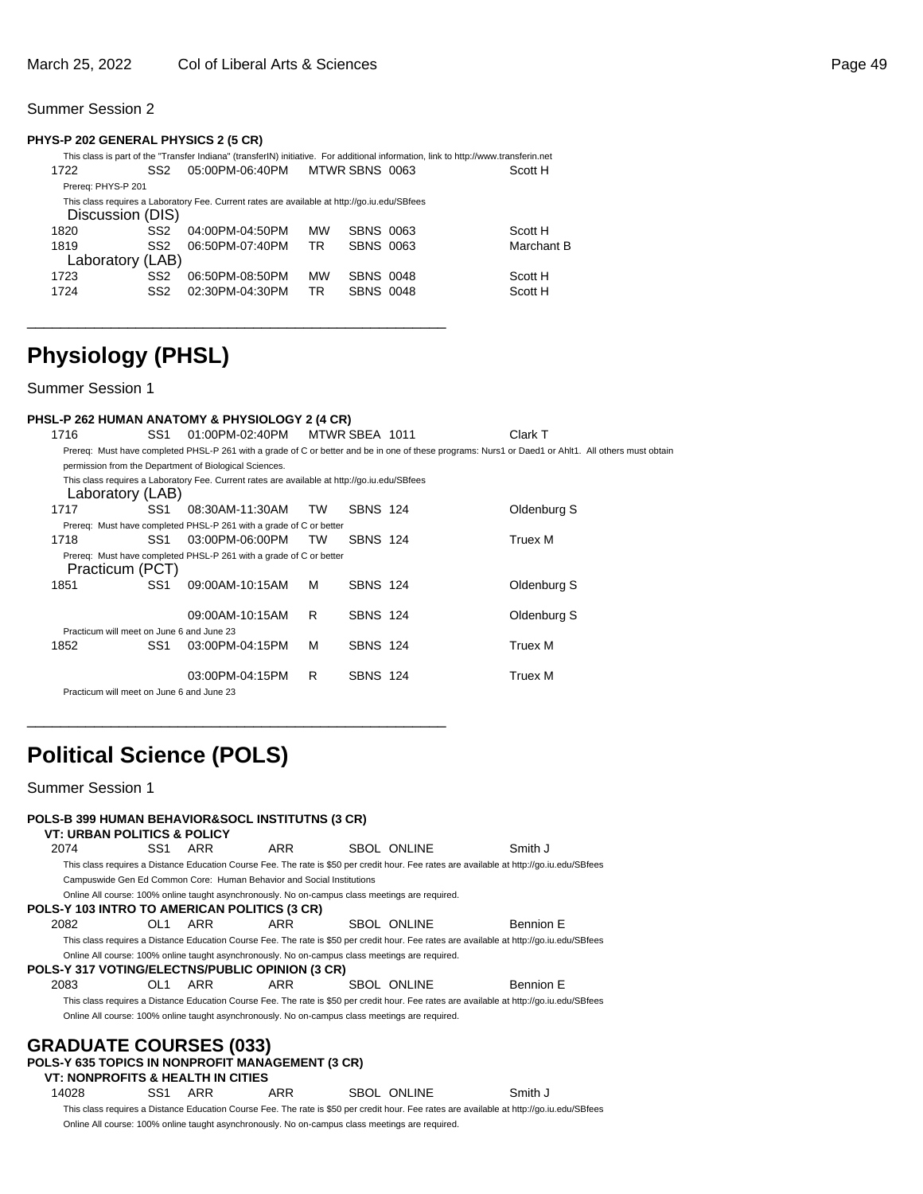Summer Session 2

**PHYS-P 202 GENERAL PHYSICS 2 (5 CR)**

This class is part of the "Transfer Indiana" (transferIN) initiative. For additional information, link to http://www.transferin.net

| | | | | | |
|---|---|---|---|---|---|
| 1722 | SS2 | 05:00PM-06:40PM | MTWR | SBNS 0063 | Scott H |

Prereq: PHYS-P 201

This class requires a Laboratory Fee. Current rates are available at http://go.iu.edu/SBfees

Discussion (DIS)

| | | | | | |
|---|---|---|---|---|---|
| 1820 | SS2 | 04:00PM-04:50PM | MW | SBNS 0063 | Scott H |
| 1819 | SS2 | 06:50PM-07:40PM | TR | SBNS 0063 | Marchant B |

Laboratory (LAB)

| | | | | | |
|---|---|---|---|---|---|
| 1723 | SS2 | 06:50PM-08:50PM | MW | SBNS 0048 | Scott H |
| 1724 | SS2 | 02:30PM-04:30PM | TR | SBNS 0048 | Scott H |

---

# Physiology (PHSL)

Summer Session 1

**PHSL-P 262 HUMAN ANATOMY & PHYSIOLOGY 2 (4 CR)**

| | | | | | |
|---|---|---|---|---|---|
| 1716 | SS1 | 01:00PM-02:40PM | MTWR | SBEA 1011 | Clark T |

Prereq: Must have completed PHSL-P 261 with a grade of C or better and be in one of these programs: Nurs1 or Daed1 or Ahlt1. All others must obtain permission from the Department of Biological Sciences.

This class requires a Laboratory Fee. Current rates are available at http://go.iu.edu/SBfees

Laboratory (LAB)

| | | | | | |
|---|---|---|---|---|---|
| 1717 | SS1 | 08:30AM-11:30AM | TW | SBNS 124 | Oldenburg S |

Prereq: Must have completed PHSL-P 261 with a grade of C or better

| | | | | | |
|---|---|---|---|---|---|
| 1718 | SS1 | 03:00PM-06:00PM | TW | SBNS 124 | Truex M |

Prereq: Must have completed PHSL-P 261 with a grade of C or better

Practicum (PCT)

| | | | | | |
|---|---|---|---|---|---|
| 1851 | SS1 | 09:00AM-10:15AM | M | SBNS 124 | Oldenburg S |
| | | 09:00AM-10:15AM | R | SBNS 124 | Oldenburg S |

Practicum will meet on June 6 and June 23

| | | | | | |
|---|---|---|---|---|---|
| 1852 | SS1 | 03:00PM-04:15PM | M | SBNS 124 | Truex M |
| | | 03:00PM-04:15PM | R | SBNS 124 | Truex M |

Practicum will meet on June 6 and June 23

---

# Political Science (POLS)

Summer Session 1

**POLS-B 399 HUMAN BEHAVIOR&SOCL INSTITUTNS (3 CR)**

**VT: URBAN POLITICS & POLICY**

| | | | | | |
|---|---|---|---|---|---|
| 2074 | SS1 | ARR | ARR | SBOL ONLINE | Smith J |

This class requires a Distance Education Course Fee. The rate is $50 per credit hour. Fee rates are available at http://go.iu.edu/SBfees

Campuswide Gen Ed Common Core: Human Behavior and Social Institutions

Online All course: 100% online taught asynchronously. No on-campus class meetings are required.

**POLS-Y 103 INTRO TO AMERICAN POLITICS (3 CR)**

| | | | | | |
|---|---|---|---|---|---|
| 2082 | OL1 | ARR | ARR | SBOL ONLINE | Bennion E |

This class requires a Distance Education Course Fee. The rate is $50 per credit hour. Fee rates are available at http://go.iu.edu/SBfees

Online All course: 100% online taught asynchronously. No on-campus class meetings are required.

**POLS-Y 317 VOTING/ELECTNS/PUBLIC OPINION (3 CR)**

| | | | | | |
|---|---|---|---|---|---|
| 2083 | OL1 | ARR | ARR | SBOL ONLINE | Bennion E |

This class requires a Distance Education Course Fee. The rate is $50 per credit hour. Fee rates are available at http://go.iu.edu/SBfees

Online All course: 100% online taught asynchronously. No on-campus class meetings are required.

## GRADUATE COURSES (033)

**POLS-Y 635 TOPICS IN NONPROFIT MANAGEMENT (3 CR)**

**VT: NONPROFITS & HEALTH IN CITIES**

| | | | | | |
|---|---|---|---|---|---|
| 14028 | SS1 | ARR | ARR | SBOL ONLINE | Smith J |

This class requires a Distance Education Course Fee. The rate is $50 per credit hour. Fee rates are available at http://go.iu.edu/SBfees

Online All course: 100% online taught asynchronously. No on-campus class meetings are required.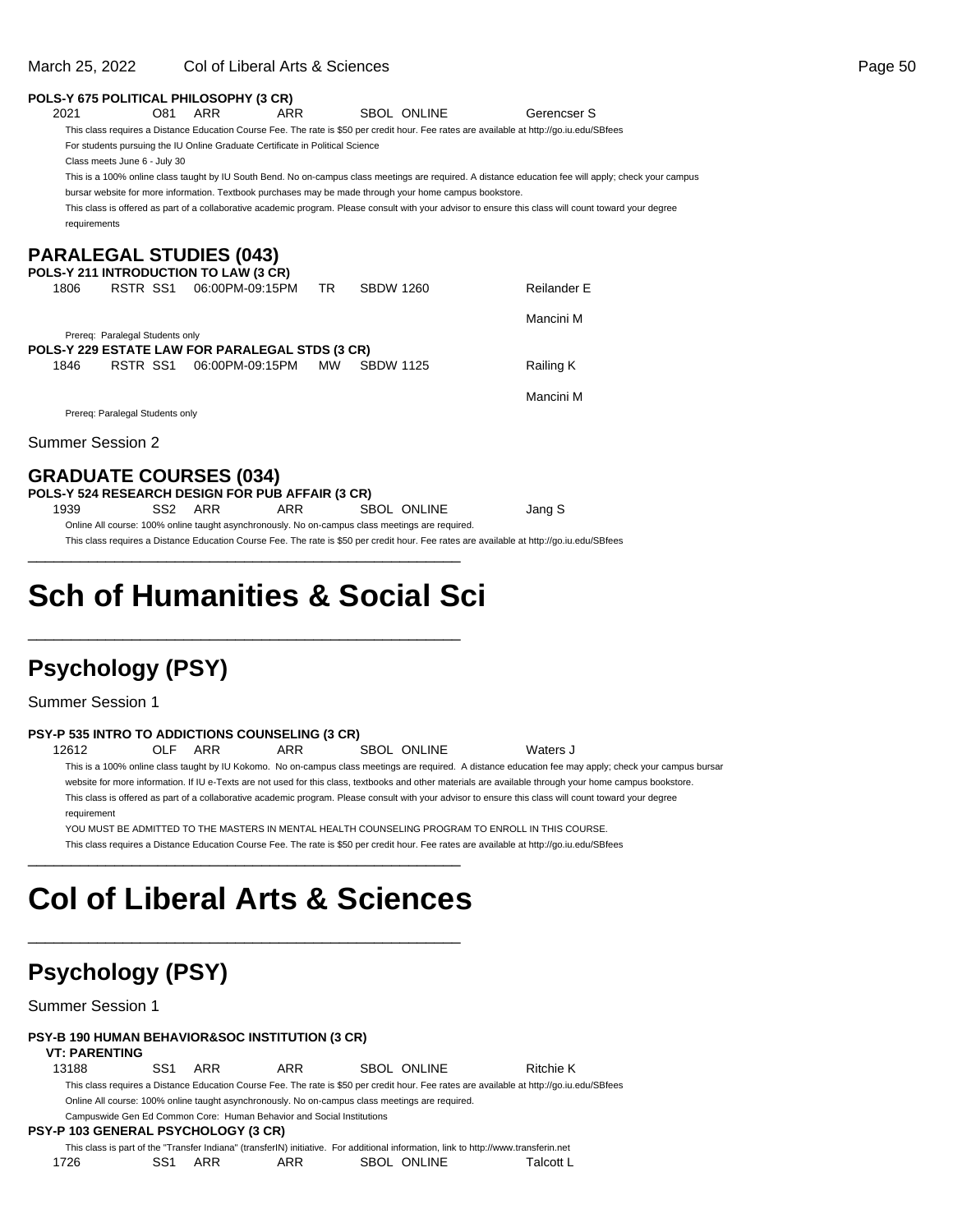**POLS-Y 675 POLITICAL PHILOSOPHY (3 CR)**

| | | | | | | | |
|---|---|---|---|---|---|---|---|
| 2021 | O81 | ARR | ARR | SBOL | ONLINE | | Gerencser S |

This class requires a Distance Education Course Fee. The rate is $50 per credit hour. Fee rates are available at http://go.iu.edu/SBfees

For students pursuing the IU Online Graduate Certificate in Political Science

Class meets June 6 - July 30

This is a 100% online class taught by IU South Bend. No on-campus class meetings are required. A distance education fee will apply; check your campus bursar website for more information. Textbook purchases may be made through your home campus bookstore.

This class is offered as part of a collaborative academic program. Please consult with your advisor to ensure this class will count toward your degree requirements

## PARALEGAL STUDIES (043)

**POLS-Y 211 INTRODUCTION TO LAW (3 CR)**

| | | | | | | | |
|---|---|---|---|---|---|---|---|
| 1806 | RSTR | SS1 | 06:00PM-09:15PM | TR | SBDW 1260 | | Reilander E |
| | | | | | | | Mancini M |

Prereq: Paralegal Students only

**POLS-Y 229 ESTATE LAW FOR PARALEGAL STDS (3 CR)**

| | | | | | | | |
|---|---|---|---|---|---|---|---|
| 1846 | RSTR | SS1 | 06:00PM-09:15PM | MW | SBDW 1125 | | Railing K |
| | | | | | | | Mancini M |

Prereq: Paralegal Students only

Summer Session 2

## GRADUATE COURSES (034)

**POLS-Y 524 RESEARCH DESIGN FOR PUB AFFAIR (3 CR)**

| | | | | | | | |
|---|---|---|---|---|---|---|---|
| 1939 | SS2 | ARR | ARR | SBOL | ONLINE | | Jang S |

Online All course: 100% online taught asynchronously. No on-campus class meetings are required.

This class requires a Distance Education Course Fee. The rate is $50 per credit hour. Fee rates are available at http://go.iu.edu/SBfees

# Sch of Humanities & Social Sci

## Psychology (PSY)

Summer Session 1

**PSY-P 535 INTRO TO ADDICTIONS COUNSELING (3 CR)**

| | | | | | | | |
|---|---|---|---|---|---|---|---|
| 12612 | OLF | ARR | ARR | SBOL | ONLINE | | Waters J |

This is a 100% online class taught by IU Kokomo. No on-campus class meetings are required. A distance education fee may apply; check your campus bursar website for more information. If IU e-Texts are not used for this class, textbooks and other materials are available through your home campus bookstore.

This class is offered as part of a collaborative academic program. Please consult with your advisor to ensure this class will count toward your degree requirement

YOU MUST BE ADMITTED TO THE MASTERS IN MENTAL HEALTH COUNSELING PROGRAM TO ENROLL IN THIS COURSE.

This class requires a Distance Education Course Fee. The rate is $50 per credit hour. Fee rates are available at http://go.iu.edu/SBfees

# Col of Liberal Arts & Sciences

## Psychology (PSY)

Summer Session 1

**PSY-B 190 HUMAN BEHAVIOR&SOC INSTITUTION (3 CR)**

**VT: PARENTING**

| | | | | | | | |
|---|---|---|---|---|---|---|---|
| 13188 | SS1 | ARR | ARR | SBOL | ONLINE | | Ritchie K |

This class requires a Distance Education Course Fee. The rate is $50 per credit hour. Fee rates are available at http://go.iu.edu/SBfees

Online All course: 100% online taught asynchronously. No on-campus class meetings are required.

Campuswide Gen Ed Common Core: Human Behavior and Social Institutions

**PSY-P 103 GENERAL PSYCHOLOGY (3 CR)**

This class is part of the "Transfer Indiana" (transferIN) initiative. For additional information, link to http://www.transferin.net

| | | | | | | | |
|---|---|---|---|---|---|---|---|
| 1726 | SS1 | ARR | ARR | SBOL | ONLINE | | Talcott L |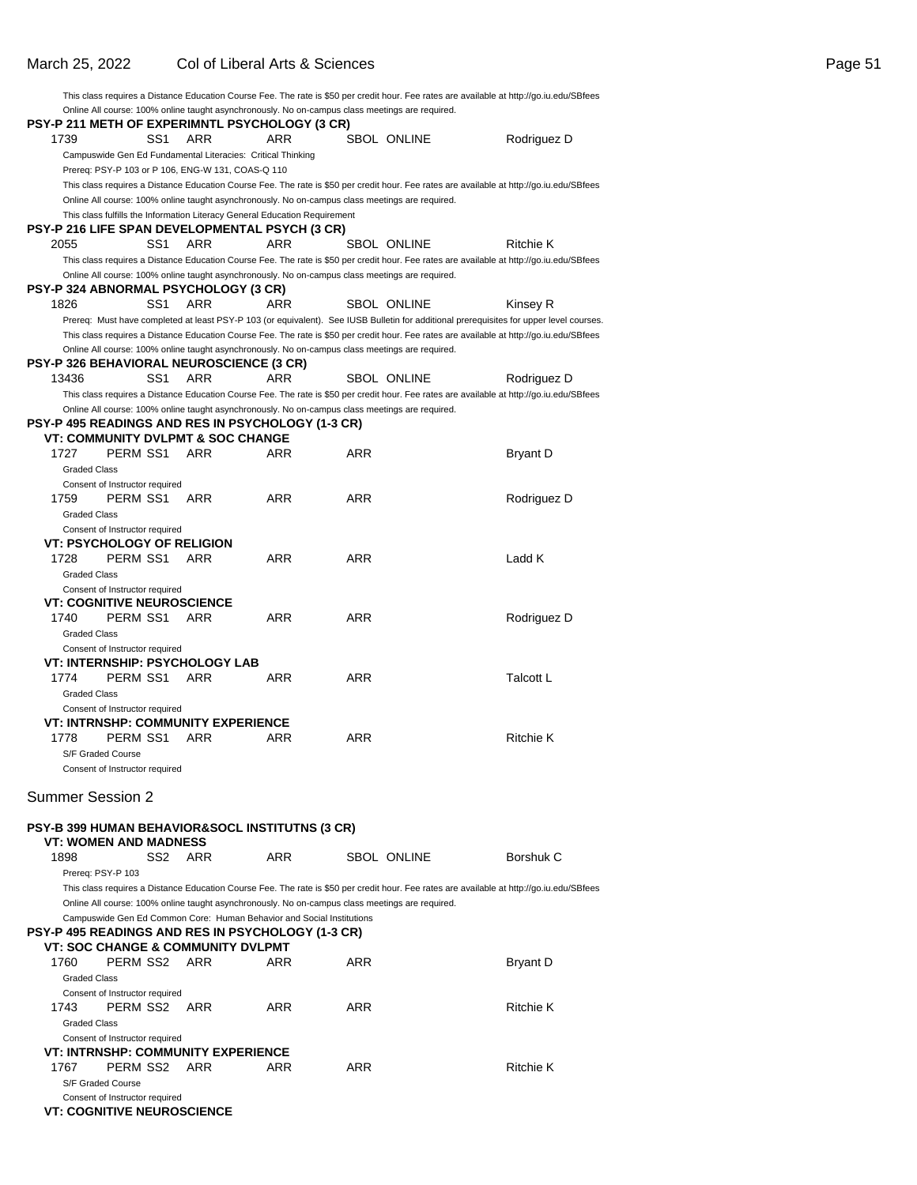This class requires a Distance Education Course Fee. The rate is $50 per credit hour. Fee rates are available at http://go.iu.edu/SBfees

Online All course: 100% online taught asynchronously. No on-campus class meetings are required.

**PSY-P 211 METH OF EXPERIMNTL PSYCHOLOGY (3 CR)**

1739 SS1 ARR ARR SBOL ONLINE Rodriguez D

Campuswide Gen Ed Fundamental Literacies: Critical Thinking

Prereq: PSY-P 103 or P 106, ENG-W 131, COAS-Q 110

This class requires a Distance Education Course Fee. The rate is $50 per credit hour. Fee rates are available at http://go.iu.edu/SBfees

Online All course: 100% online taught asynchronously. No on-campus class meetings are required.

This class fulfills the Information Literacy General Education Requirement

**PSY-P 216 LIFE SPAN DEVELOPMENTAL PSYCH (3 CR)**

2055 SS1 ARR ARR SBOL ONLINE Ritchie K

This class requires a Distance Education Course Fee. The rate is $50 per credit hour. Fee rates are available at http://go.iu.edu/SBfees

Online All course: 100% online taught asynchronously. No on-campus class meetings are required.

**PSY-P 324 ABNORMAL PSYCHOLOGY (3 CR)**

1826 SS1 ARR ARR SBOL ONLINE Kinsey R

Prereq: Must have completed at least PSY-P 103 (or equivalent). See IUSB Bulletin for additional prerequisites for upper level courses.

This class requires a Distance Education Course Fee. The rate is $50 per credit hour. Fee rates are available at http://go.iu.edu/SBfees

Online All course: 100% online taught asynchronously. No on-campus class meetings are required.

**PSY-P 326 BEHAVIORAL NEUROSCIENCE (3 CR)**

13436 SS1 ARR ARR SBOL ONLINE Rodriguez D

This class requires a Distance Education Course Fee. The rate is $50 per credit hour. Fee rates are available at http://go.iu.edu/SBfees

Online All course: 100% online taught asynchronously. No on-campus class meetings are required.

**PSY-P 495 READINGS AND RES IN PSYCHOLOGY (1-3 CR)**

**VT: COMMUNITY DVLPMT & SOC CHANGE**

1727 PERM SS1 ARR ARR ARR Bryant D

Graded Class

Consent of Instructor required

1759 PERM SS1 ARR ARR ARR Rodriguez D

Graded Class

Consent of Instructor required

**VT: PSYCHOLOGY OF RELIGION**

1728 PERM SS1 ARR ARR ARR Ladd K

Graded Class

Consent of Instructor required

**VT: COGNITIVE NEUROSCIENCE**

1740 PERM SS1 ARR ARR ARR Rodriguez D

Graded Class

Consent of Instructor required

**VT: INTERNSHIP: PSYCHOLOGY LAB**

1774 PERM SS1 ARR ARR ARR Talcott L

Graded Class

Consent of Instructor required

**VT: INTRNSHP: COMMUNITY EXPERIENCE**

1778 PERM SS1 ARR ARR ARR Ritchie K

S/F Graded Course

Consent of Instructor required

## Summer Session 2

**PSY-B 399 HUMAN BEHAVIOR&SOCL INSTITUTNS (3 CR)**

**VT: WOMEN AND MADNESS**

1898 SS2 ARR ARR SBOL ONLINE Borshuk C

Prereq: PSY-P 103

This class requires a Distance Education Course Fee. The rate is $50 per credit hour. Fee rates are available at http://go.iu.edu/SBfees

Online All course: 100% online taught asynchronously. No on-campus class meetings are required.

Campuswide Gen Ed Common Core: Human Behavior and Social Institutions

**PSY-P 495 READINGS AND RES IN PSYCHOLOGY (1-3 CR)**

**VT: SOC CHANGE & COMMUNITY DVLPMT**

1760 PERM SS2 ARR ARR ARR Bryant D

Graded Class

Consent of Instructor required

1743 PERM SS2 ARR ARR ARR Ritchie K

Graded Class

Consent of Instructor required

**VT: INTRNSHP: COMMUNITY EXPERIENCE**

1767 PERM SS2 ARR ARR ARR Ritchie K

S/F Graded Course

Consent of Instructor required

**VT: COGNITIVE NEUROSCIENCE**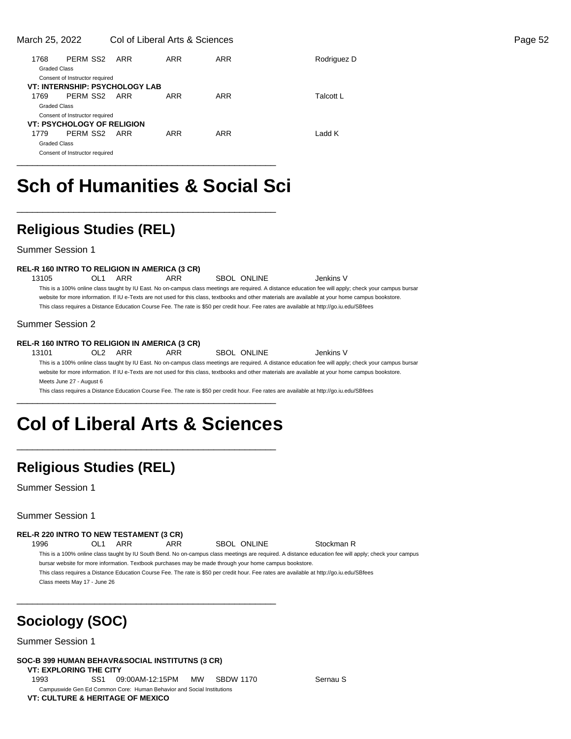1768 PERM SS2 ARR ARR ARR Rodriguez D

Graded Class

Consent of Instructor required

**VT: INTERNSHIP: PSYCHOLOGY LAB**

1769 PERM SS2 ARR ARR ARR Talcott L

Graded Class

Consent of Instructor required

**VT: PSYCHOLOGY OF RELIGION**

1779 PERM SS2 ARR ARR ARR Ladd K

Graded Class

Consent of Instructor required

# Sch of Humanities & Social Sci

## Religious Studies (REL)

Summer Session 1

**REL-R 160 INTRO TO RELIGION IN AMERICA (3 CR)**

13105 OL1 ARR ARR SBOL ONLINE Jenkins V

This is a 100% online class taught by IU East. No on-campus class meetings are required. A distance education fee will apply; check your campus bursar website for more information. If IU e-Texts are not used for this class, textbooks and other materials are available at your home campus bookstore.

This class requires a Distance Education Course Fee. The rate is $50 per credit hour. Fee rates are available at http://go.iu.edu/SBfees

Summer Session 2

**REL-R 160 INTRO TO RELIGION IN AMERICA (3 CR)**

13101 OL2 ARR ARR SBOL ONLINE Jenkins V

This is a 100% online class taught by IU East. No on-campus class meetings are required. A distance education fee will apply; check your campus bursar website for more information. If IU e-Texts are not used for this class, textbooks and other materials are available at your home campus bookstore.

Meets June 27 - August 6

This class requires a Distance Education Course Fee. The rate is $50 per credit hour. Fee rates are available at http://go.iu.edu/SBfees

# Col of Liberal Arts & Sciences

## Religious Studies (REL)

Summer Session 1

Summer Session 1

**REL-R 220 INTRO TO NEW TESTAMENT (3 CR)**

1996 OL1 ARR ARR SBOL ONLINE Stockman R

This is a 100% online class taught by IU South Bend. No on-campus class meetings are required. A distance education fee will apply; check your campus bursar website for more information. Textbook purchases may be made through your home campus bookstore.

This class requires a Distance Education Course Fee. The rate is $50 per credit hour. Fee rates are available at http://go.iu.edu/SBfees

Class meets May 17 - June 26

## Sociology (SOC)

Summer Session 1

**SOC-B 399 HUMAN BEHAVR&SOCIAL INSTITUTNS (3 CR)**

**VT: EXPLORING THE CITY**

1993 SS1 09:00AM-12:15PM MW SBDW 1170 Sernau S

Campuswide Gen Ed Common Core: Human Behavior and Social Institutions

**VT: CULTURE & HERITAGE OF MEXICO**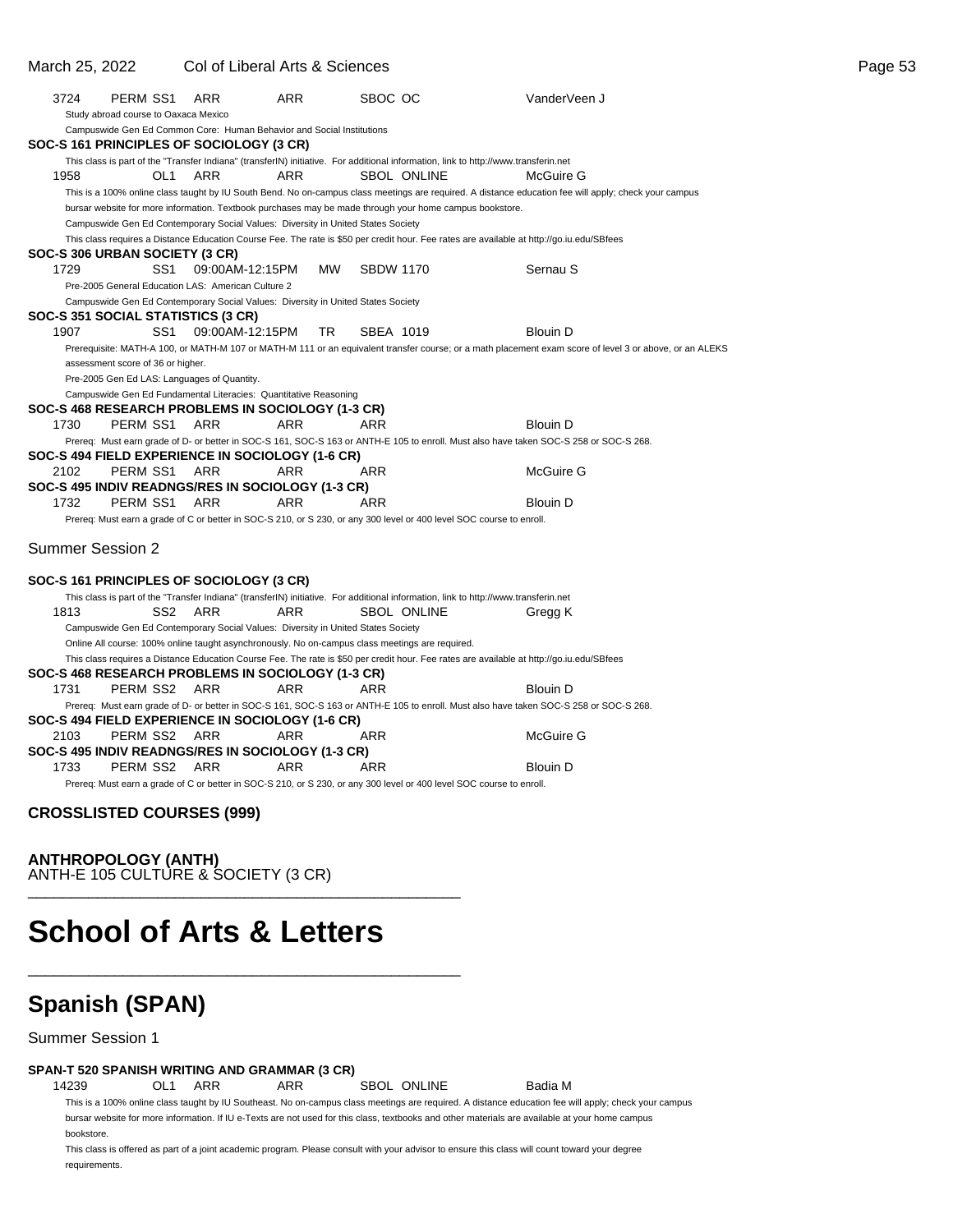3724 PERM SS1 ARR ARR SBOC OC VanderVeen J

Study abroad course to Oaxaca Mexico

Campuswide Gen Ed Common Core: Human Behavior and Social Institutions

**SOC-S 161 PRINCIPLES OF SOCIOLOGY (3 CR)**

This class is part of the "Transfer Indiana" (transferIN) initiative. For additional information, link to http://www.transferin.net

1958 OL1 ARR ARR SBOL ONLINE McGuire G

This is a 100% online class taught by IU South Bend. No on-campus class meetings are required. A distance education fee will apply; check your campus bursar website for more information. Textbook purchases may be made through your home campus bookstore.

Campuswide Gen Ed Contemporary Social Values: Diversity in United States Society

This class requires a Distance Education Course Fee. The rate is $50 per credit hour. Fee rates are available at http://go.iu.edu/SBfees

**SOC-S 306 URBAN SOCIETY (3 CR)**

1729 SS1 09:00AM-12:15PM MW SBDW 1170 Sernau S

Pre-2005 General Education LAS: American Culture 2

Campuswide Gen Ed Contemporary Social Values: Diversity in United States Society

**SOC-S 351 SOCIAL STATISTICS (3 CR)**

1907 SS1 09:00AM-12:15PM TR SBEA 1019 Blouin D

Prerequisite: MATH-A 100, or MATH-M 107 or MATH-M 111 or an equivalent transfer course; or a math placement exam score of level 3 or above, or an ALEKS assessment score of 36 or higher.

Pre-2005 Gen Ed LAS: Languages of Quantity.

Campuswide Gen Ed Fundamental Literacies: Quantitative Reasoning

**SOC-S 468 RESEARCH PROBLEMS IN SOCIOLOGY (1-3 CR)**

1730 PERM SS1 ARR ARR ARR Blouin D

Prereq: Must earn grade of D- or better in SOC-S 161, SOC-S 163 or ANTH-E 105 to enroll. Must also have taken SOC-S 258 or SOC-S 268.

**SOC-S 494 FIELD EXPERIENCE IN SOCIOLOGY (1-6 CR)**

2102 PERM SS1 ARR ARR ARR McGuire G

**SOC-S 495 INDIV READNGS/RES IN SOCIOLOGY (1-3 CR)**

1732 PERM SS1 ARR ARR ARR Blouin D

Prereq: Must earn a grade of C or better in SOC-S 210, or S 230, or any 300 level or 400 level SOC course to enroll.

Summer Session 2

**SOC-S 161 PRINCIPLES OF SOCIOLOGY (3 CR)**

This class is part of the "Transfer Indiana" (transferIN) initiative. For additional information, link to http://www.transferin.net

1813 SS2 ARR ARR SBOL ONLINE Gregg K

Campuswide Gen Ed Contemporary Social Values: Diversity in United States Society

Online All course: 100% online taught asynchronously. No on-campus class meetings are required.

This class requires a Distance Education Course Fee. The rate is $50 per credit hour. Fee rates are available at http://go.iu.edu/SBfees

**SOC-S 468 RESEARCH PROBLEMS IN SOCIOLOGY (1-3 CR)**

1731 PERM SS2 ARR ARR ARR Blouin D

Prereq: Must earn grade of D- or better in SOC-S 161, SOC-S 163 or ANTH-E 105 to enroll. Must also have taken SOC-S 258 or SOC-S 268.

**SOC-S 494 FIELD EXPERIENCE IN SOCIOLOGY (1-6 CR)**

2103 PERM SS2 ARR ARR ARR McGuire G

**SOC-S 495 INDIV READNGS/RES IN SOCIOLOGY (1-3 CR)**

1733 PERM SS2 ARR ARR ARR Blouin D

Prereq: Must earn a grade of C or better in SOC-S 210, or S 230, or any 300 level or 400 level SOC course to enroll.

**CROSSLISTED COURSES (999)**

**ANTHROPOLOGY (ANTH)**
ANTH-E 105 CULTURE & SOCIETY (3 CR)

# School of Arts & Letters

## Spanish (SPAN)

Summer Session 1

**SPAN-T 520 SPANISH WRITING AND GRAMMAR (3 CR)**

14239 OL1 ARR ARR SBOL ONLINE Badia M

This is a 100% online class taught by IU Southeast. No on-campus class meetings are required. A distance education fee will apply; check your campus bursar website for more information. If IU e-Texts are not used for this class, textbooks and other materials are available at your home campus bookstore.

This class is offered as part of a joint academic program. Please consult with your advisor to ensure this class will count toward your degree requirements.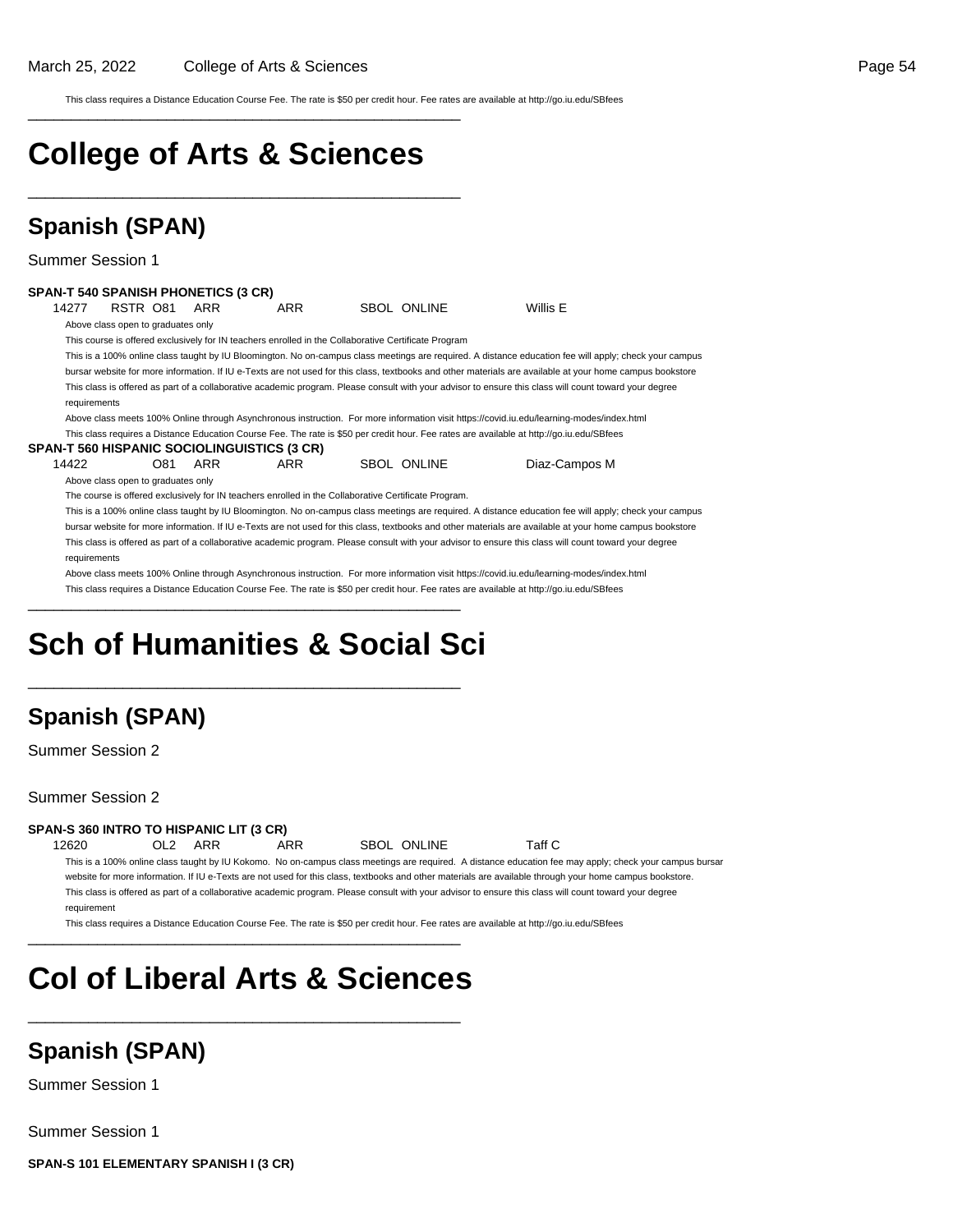This class requires a Distance Education Course Fee. The rate is $50 per credit hour. Fee rates are available at http://go.iu.edu/SBfees

# College of Arts & Sciences

## Spanish (SPAN)

Summer Session 1

**SPAN-T 540 SPANISH PHONETICS (3 CR)**

14277 RSTR O81 ARR ARR SBOL ONLINE Willis E

Above class open to graduates only

This course is offered exclusively for IN teachers enrolled in the Collaborative Certificate Program

This is a 100% online class taught by IU Bloomington. No on-campus class meetings are required. A distance education fee will apply; check your campus bursar website for more information. If IU e-Texts are not used for this class, textbooks and other materials are available at your home campus bookstore

This class is offered as part of a collaborative academic program. Please consult with your advisor to ensure this class will count toward your degree requirements

Above class meets 100% Online through Asynchronous instruction. For more information visit https://covid.iu.edu/learning-modes/index.html

This class requires a Distance Education Course Fee. The rate is $50 per credit hour. Fee rates are available at http://go.iu.edu/SBfees

**SPAN-T 560 HISPANIC SOCIOLINGUISTICS (3 CR)**

14422 O81 ARR ARR SBOL ONLINE Diaz-Campos M

Above class open to graduates only

The course is offered exclusively for IN teachers enrolled in the Collaborative Certificate Program.

This is a 100% online class taught by IU Bloomington. No on-campus class meetings are required. A distance education fee will apply; check your campus bursar website for more information. If IU e-Texts are not used for this class, textbooks and other materials are available at your home campus bookstore

This class is offered as part of a collaborative academic program. Please consult with your advisor to ensure this class will count toward your degree requirements

Above class meets 100% Online through Asynchronous instruction. For more information visit https://covid.iu.edu/learning-modes/index.html

This class requires a Distance Education Course Fee. The rate is $50 per credit hour. Fee rates are available at http://go.iu.edu/SBfees

# Sch of Humanities & Social Sci

## Spanish (SPAN)

Summer Session 2

Summer Session 2

**SPAN-S 360 INTRO TO HISPANIC LIT (3 CR)**

12620 OL2 ARR ARR SBOL ONLINE Taff C

This is a 100% online class taught by IU Kokomo. No on-campus class meetings are required. A distance education fee may apply; check your campus bursar website for more information. If IU e-Texts are not used for this class, textbooks and other materials are available through your home campus bookstore.

This class is offered as part of a collaborative academic program. Please consult with your advisor to ensure this class will count toward your degree requirement

This class requires a Distance Education Course Fee. The rate is $50 per credit hour. Fee rates are available at http://go.iu.edu/SBfees

# Col of Liberal Arts & Sciences

## Spanish (SPAN)

Summer Session 1

Summer Session 1

**SPAN-S 101 ELEMENTARY SPANISH I (3 CR)**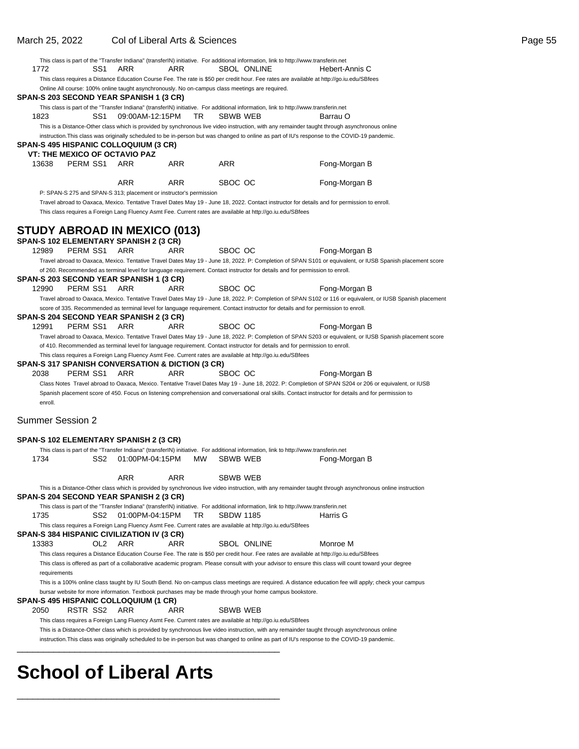This class is part of the "Transfer Indiana" (transferIN) initiative. For additional information, link to http://www.transferin.net

| | | | | | | | |
|---|---|---|---|---|---|---|---|
| 1772 | SS1 | ARR | ARR | | SBOL ONLINE | Hebert-Annis C |

This class requires a Distance Education Course Fee. The rate is $50 per credit hour. Fee rates are available at http://go.iu.edu/SBfees

Online All course: 100% online taught asynchronously. No on-campus class meetings are required.

**SPAN-S 203 SECOND YEAR SPANISH 1 (3 CR)**

This class is part of the "Transfer Indiana" (transferIN) initiative. For additional information, link to http://www.transferin.net

| | | | | | | |
|---|---|---|---|---|---|---|
| 1823 | SS1 | 09:00AM-12:15PM | TR | SBWB WEB | | Barrau O |

This is a Distance-Other class which is provided by synchronous live video instruction, with any remainder taught through asynchronous online instruction.This class was originally scheduled to be in-person but was changed to online as part of IU's response to the COVID-19 pandemic.

**SPAN-S 495 HISPANIC COLLOQUIUM (3 CR)**

**VT: THE MEXICO OF OCTAVIO PAZ**

| | | | | | | |
|---|---|---|---|---|---|---|
| 13638 | PERM SS1 | ARR | ARR | ARR | | Fong-Morgan B |
| | | ARR | ARR | SBOC OC | | Fong-Morgan B |

P: SPAN-S 275 and SPAN-S 313; placement or instructor's permission

Travel abroad to Oaxaca, Mexico. Tentative Travel Dates May 19 - June 18, 2022. Contact instructor for details and for permission to enroll.

This class requires a Foreign Lang Fluency Asmt Fee. Current rates are available at http://go.iu.edu/SBfees

## STUDY ABROAD IN MEXICO (013)

**SPAN-S 102 ELEMENTARY SPANISH 2 (3 CR)**

| | | | | | |
|---|---|---|---|---|---|
| 12989 | PERM SS1 | ARR | ARR | SBOC OC | Fong-Morgan B |

Travel abroad to Oaxaca, Mexico. Tentative Travel Dates May 19 - June 18, 2022. P: Completion of SPAN S101 or equivalent, or IUSB Spanish placement score of 260. Recommended as terminal level for language requirement. Contact instructor for details and for permission to enroll.

**SPAN-S 203 SECOND YEAR SPANISH 1 (3 CR)**

| | | | | | |
|---|---|---|---|---|---|
| 12990 | PERM SS1 | ARR | ARR | SBOC OC | Fong-Morgan B |

Travel abroad to Oaxaca, Mexico. Tentative Travel Dates May 19 - June 18, 2022. P: Completion of SPAN S102 or 116 or equivalent, or IUSB Spanish placement score of 335. Recommended as terminal level for language requirement. Contact instructor for details and for permission to enroll.

**SPAN-S 204 SECOND YEAR SPANISH 2 (3 CR)**

| | | | | | |
|---|---|---|---|---|---|
| 12991 | PERM SS1 | ARR | ARR | SBOC OC | Fong-Morgan B |

Travel abroad to Oaxaca, Mexico. Tentative Travel Dates May 19 - June 18, 2022. P: Completion of SPAN S203 or equivalent, or IUSB Spanish placement score of 410. Recommended as terminal level for language requirement. Contact instructor for details and for permission to enroll.

This class requires a Foreign Lang Fluency Asmt Fee. Current rates are available at http://go.iu.edu/SBfees

**SPAN-S 317 SPANISH CONVERSATION & DICTION (3 CR)**

| | | | | | |
|---|---|---|---|---|---|
| 2038 | PERM SS1 | ARR | ARR | SBOC OC | Fong-Morgan B |

Class Notes Travel abroad to Oaxaca, Mexico. Tentative Travel Dates May 19 - June 18, 2022. P: Completion of SPAN S204 or 206 or equivalent, or IUSB Spanish placement score of 450. Focus on listening comprehension and conversational oral skills. Contact instructor for details and for permission to enroll.

## Summer Session 2

**SPAN-S 102 ELEMENTARY SPANISH 2 (3 CR)**

This class is part of the "Transfer Indiana" (transferIN) initiative. For additional information, link to http://www.transferin.net

| | | | | | |
|---|---|---|---|---|---|
| 1734 | SS2 | 01:00PM-04:15PM | MW | SBWB WEB | Fong-Morgan B |
| | | ARR | ARR | SBWB WEB | |

This is a Distance-Other class which is provided by synchronous live video instruction, with any remainder taught through asynchronous online instruction

**SPAN-S 204 SECOND YEAR SPANISH 2 (3 CR)**

This class is part of the "Transfer Indiana" (transferIN) initiative. For additional information, link to http://www.transferin.net

| | | | | | |
|---|---|---|---|---|---|
| 1735 | SS2 | 01:00PM-04:15PM | TR | SBDW 1185 | Harris G |

This class requires a Foreign Lang Fluency Asmt Fee. Current rates are available at http://go.iu.edu/SBfees

**SPAN-S 384 HISPANIC CIVILIZATION IV (3 CR)**

| | | | | | |
|---|---|---|---|---|---|
| 13383 | OL2 | ARR | ARR | SBOL ONLINE | Monroe M |

This class requires a Distance Education Course Fee. The rate is $50 per credit hour. Fee rates are available at http://go.iu.edu/SBfees

This class is offered as part of a collaborative academic program. Please consult with your advisor to ensure this class will count toward your degree requirements

This is a 100% online class taught by IU South Bend. No on-campus class meetings are required. A distance education fee will apply; check your campus bursar website for more information. Textbook purchases may be made through your home campus bookstore.

**SPAN-S 495 HISPANIC COLLOQUIUM (1 CR)**

| | | | | | |
|---|---|---|---|---|---|
| 2050 | RSTR SS2 | ARR | ARR | SBWB WEB | |

This class requires a Foreign Lang Fluency Asmt Fee. Current rates are available at http://go.iu.edu/SBfees

This is a Distance-Other class which is provided by synchronous live video instruction, with any remainder taught through asynchronous online instruction.This class was originally scheduled to be in-person but was changed to online as part of IU's response to the COVID-19 pandemic.

# School of Liberal Arts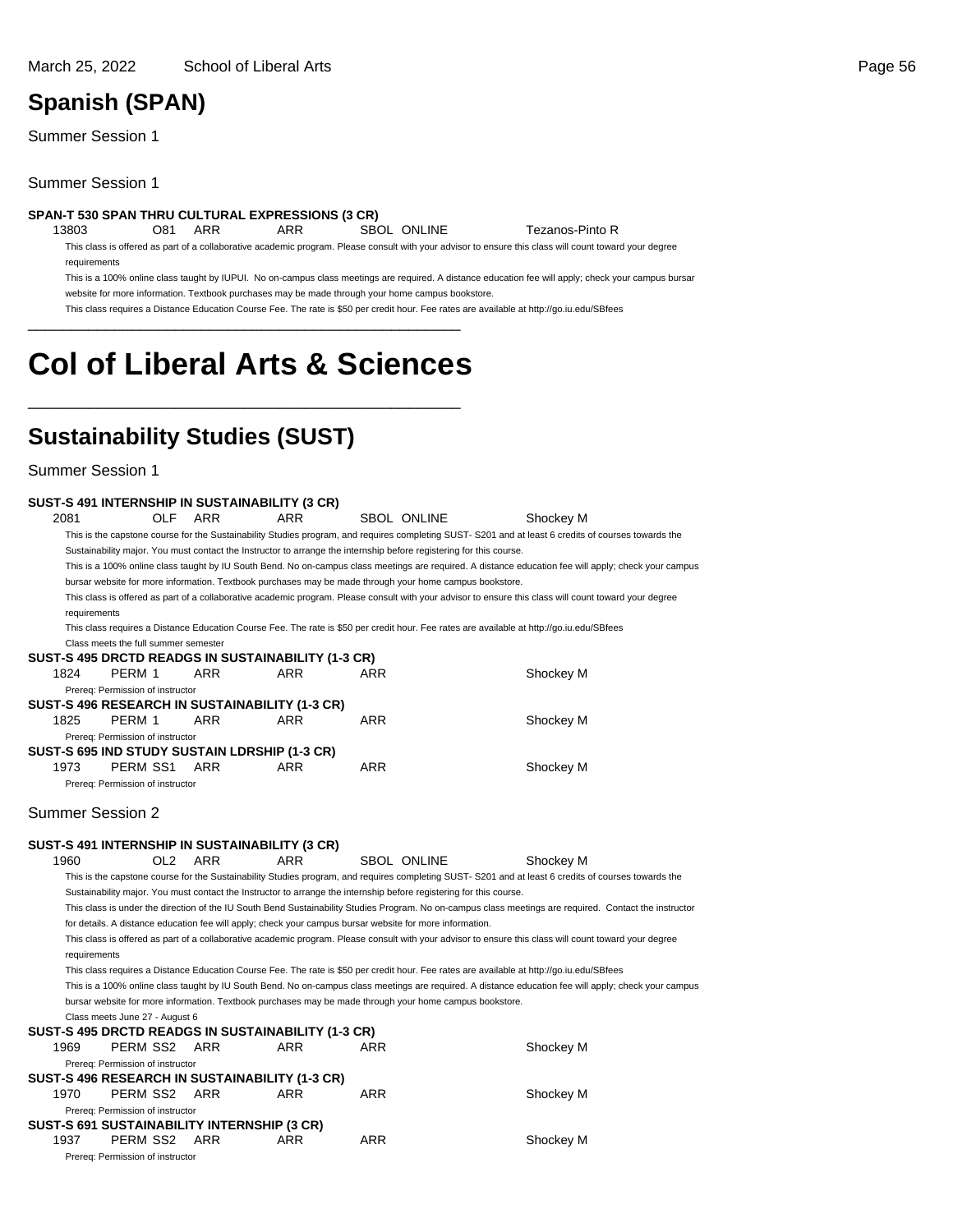# Spanish (SPAN)

Summer Session 1

Summer Session 1

**SPAN-T 530 SPAN THRU CULTURAL EXPRESSIONS (3 CR)**

13803 O81 ARR ARR SBOL ONLINE Tezanos-Pinto R

This class is offered as part of a collaborative academic program. Please consult with your advisor to ensure this class will count toward your degree requirements

This is a 100% online class taught by IUPUI. No on-campus class meetings are required. A distance education fee will apply; check your campus bursar website for more information. Textbook purchases may be made through your home campus bookstore.

This class requires a Distance Education Course Fee. The rate is $50 per credit hour. Fee rates are available at http://go.iu.edu/SBfees

---

# Col of Liberal Arts & Sciences

---

# Sustainability Studies (SUST)

Summer Session 1

**SUST-S 491 INTERNSHIP IN SUSTAINABILITY (3 CR)**

2081 OLF ARR ARR SBOL ONLINE Shockey M

This is the capstone course for the Sustainability Studies program, and requires completing SUST- S201 and at least 6 credits of courses towards the Sustainability major. You must contact the Instructor to arrange the internship before registering for this course.

This is a 100% online class taught by IU South Bend. No on-campus class meetings are required. A distance education fee will apply; check your campus bursar website for more information. Textbook purchases may be made through your home campus bookstore.

This class is offered as part of a collaborative academic program. Please consult with your advisor to ensure this class will count toward your degree requirements

This class requires a Distance Education Course Fee. The rate is $50 per credit hour. Fee rates are available at http://go.iu.edu/SBfees

Class meets the full summer semester

**SUST-S 495 DRCTD READGS IN SUSTAINABILITY (1-3 CR)**

1824 PERM 1 ARR ARR ARR Shockey M

Prereq: Permission of instructor

**SUST-S 496 RESEARCH IN SUSTAINABILITY (1-3 CR)**

1825 PERM 1 ARR ARR ARR Shockey M

Prereq: Permission of instructor

**SUST-S 695 IND STUDY SUSTAIN LDRSHIP (1-3 CR)**

1973 PERM SS1 ARR ARR ARR Shockey M

Prereq: Permission of instructor

Summer Session 2

**SUST-S 491 INTERNSHIP IN SUSTAINABILITY (3 CR)**

1960 OL2 ARR ARR SBOL ONLINE Shockey M

This is the capstone course for the Sustainability Studies program, and requires completing SUST- S201 and at least 6 credits of courses towards the Sustainability major. You must contact the Instructor to arrange the internship before registering for this course.

This class is under the direction of the IU South Bend Sustainability Studies Program. No on-campus class meetings are required. Contact the instructor for details. A distance education fee will apply; check your campus bursar website for more information.

This class is offered as part of a collaborative academic program. Please consult with your advisor to ensure this class will count toward your degree requirements

This class requires a Distance Education Course Fee. The rate is $50 per credit hour. Fee rates are available at http://go.iu.edu/SBfees

This is a 100% online class taught by IU South Bend. No on-campus class meetings are required. A distance education fee will apply; check your campus bursar website for more information. Textbook purchases may be made through your home campus bookstore.

Class meets June 27 - August 6

**SUST-S 495 DRCTD READGS IN SUSTAINABILITY (1-3 CR)**

1969 PERM SS2 ARR ARR ARR Shockey M

Prereq: Permission of instructor

**SUST-S 496 RESEARCH IN SUSTAINABILITY (1-3 CR)**

1970 PERM SS2 ARR ARR ARR Shockey M

Prereq: Permission of instructor

**SUST-S 691 SUSTAINABILITY INTERNSHIP (3 CR)**

1937 PERM SS2 ARR ARR ARR Shockey M

Prereq: Permission of instructor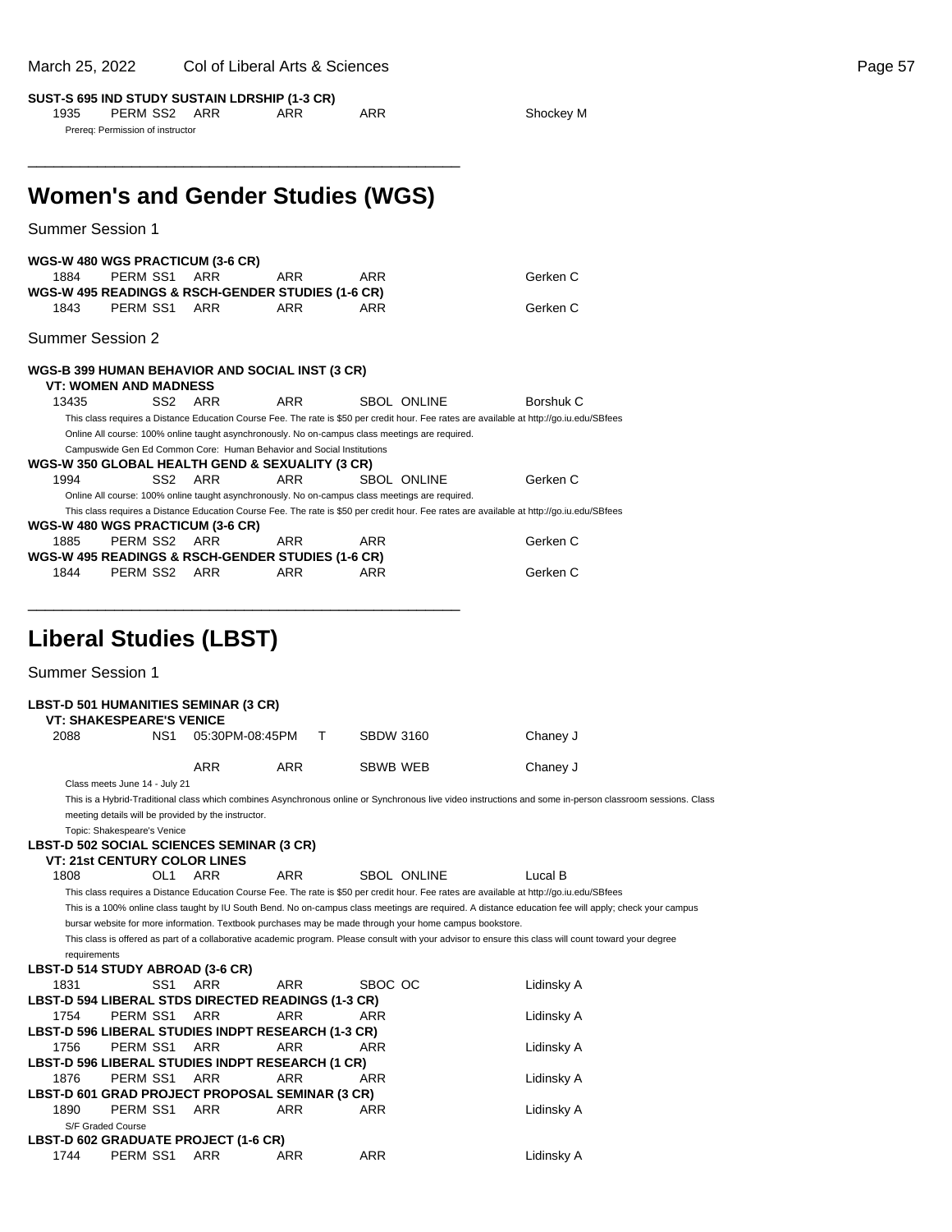**SUST-S 695 IND STUDY SUSTAIN LDRSHIP (1-3 CR)**

| | | | | | | |
|---|---|---|---|---|---|---|
| 1935 | PERM SS2 | ARR | ARR | ARR | | Shockey M |

Prereq: Permission of instructor

---

# Women's and Gender Studies (WGS)

## Summer Session 1

**WGS-W 480 WGS PRACTICUM (3-6 CR)**

| | | | | | | |
|---|---|---|---|---|---|---|
| 1884 | PERM SS1 | ARR | ARR | ARR | | Gerken C |

**WGS-W 495 READINGS & RSCH-GENDER STUDIES (1-6 CR)**

| | | | | | | |
|---|---|---|---|---|---|---|
| 1843 | PERM SS1 | ARR | ARR | ARR | | Gerken C |

## Summer Session 2

**WGS-B 399 HUMAN BEHAVIOR AND SOCIAL INST (3 CR)**
**VT: WOMEN AND MADNESS**

| | | | | | | |
|---|---|---|---|---|---|---|
| 13435 | SS2 | ARR | ARR | SBOL | ONLINE | Borshuk C |

This class requires a Distance Education Course Fee. The rate is $50 per credit hour. Fee rates are available at http://go.iu.edu/SBfees
Online All course: 100% online taught asynchronously. No on-campus class meetings are required.
Campuswide Gen Ed Common Core: Human Behavior and Social Institutions

**WGS-W 350 GLOBAL HEALTH GEND & SEXUALITY (3 CR)**

| | | | | | | |
|---|---|---|---|---|---|---|
| 1994 | SS2 | ARR | ARR | SBOL | ONLINE | Gerken C |

Online All course: 100% online taught asynchronously. No on-campus class meetings are required.
This class requires a Distance Education Course Fee. The rate is $50 per credit hour. Fee rates are available at http://go.iu.edu/SBfees

**WGS-W 480 WGS PRACTICUM (3-6 CR)**

| | | | | | | |
|---|---|---|---|---|---|---|
| 1885 | PERM SS2 | ARR | ARR | ARR | | Gerken C |

**WGS-W 495 READINGS & RSCH-GENDER STUDIES (1-6 CR)**

| | | | | | | |
|---|---|---|---|---|---|---|
| 1844 | PERM SS2 | ARR | ARR | ARR | | Gerken C |

---

# Liberal Studies (LBST)

## Summer Session 1

**LBST-D 501 HUMANITIES SEMINAR (3 CR)**
**VT: SHAKESPEARE'S VENICE**

| | | | | | | |
|---|---|---|---|---|---|---|
| 2088 | NS1 | 05:30PM-08:45PM | T | SBDW | 3160 | Chaney J |
| | | ARR | ARR | SBWB | WEB | Chaney J |

Class meets June 14 - July 21
This is a Hybrid-Traditional class which combines Asynchronous online or Synchronous live video instructions and some in-person classroom sessions. Class meeting details will be provided by the instructor.
Topic: Shakespeare's Venice

**LBST-D 502 SOCIAL SCIENCES SEMINAR (3 CR)**
**VT: 21st CENTURY COLOR LINES**

| | | | | | | |
|---|---|---|---|---|---|---|
| 1808 | OL1 | ARR | ARR | SBOL | ONLINE | Lucal B |

This class requires a Distance Education Course Fee. The rate is $50 per credit hour. Fee rates are available at http://go.iu.edu/SBfees
This is a 100% online class taught by IU South Bend. No on-campus class meetings are required. A distance education fee will apply; check your campus bursar website for more information. Textbook purchases may be made through your home campus bookstore.
This class is offered as part of a collaborative academic program. Please consult with your advisor to ensure this class will count toward your degree requirements

**LBST-D 514 STUDY ABROAD (3-6 CR)**

| | | | | | | |
|---|---|---|---|---|---|---|
| 1831 | SS1 | ARR | ARR | SBOC | OC | Lidinsky A |

**LBST-D 594 LIBERAL STDS DIRECTED READINGS (1-3 CR)**

| | | | | | | |
|---|---|---|---|---|---|---|
| 1754 | PERM SS1 | ARR | ARR | ARR | | Lidinsky A |

**LBST-D 596 LIBERAL STUDIES INDPT RESEARCH (1-3 CR)**

| | | | | | | |
|---|---|---|---|---|---|---|
| 1756 | PERM SS1 | ARR | ARR | ARR | | Lidinsky A |

**LBST-D 596 LIBERAL STUDIES INDPT RESEARCH (1 CR)**

| | | | | | | |
|---|---|---|---|---|---|---|
| 1876 | PERM SS1 | ARR | ARR | ARR | | Lidinsky A |

**LBST-D 601 GRAD PROJECT PROPOSAL SEMINAR (3 CR)**

| | | | | | | |
|---|---|---|---|---|---|---|
| 1890 | PERM SS1 | ARR | ARR | ARR | | Lidinsky A |

S/F Graded Course

**LBST-D 602 GRADUATE PROJECT (1-6 CR)**

| | | | | | | |
|---|---|---|---|---|---|---|
| 1744 | PERM SS1 | ARR | ARR | ARR | | Lidinsky A |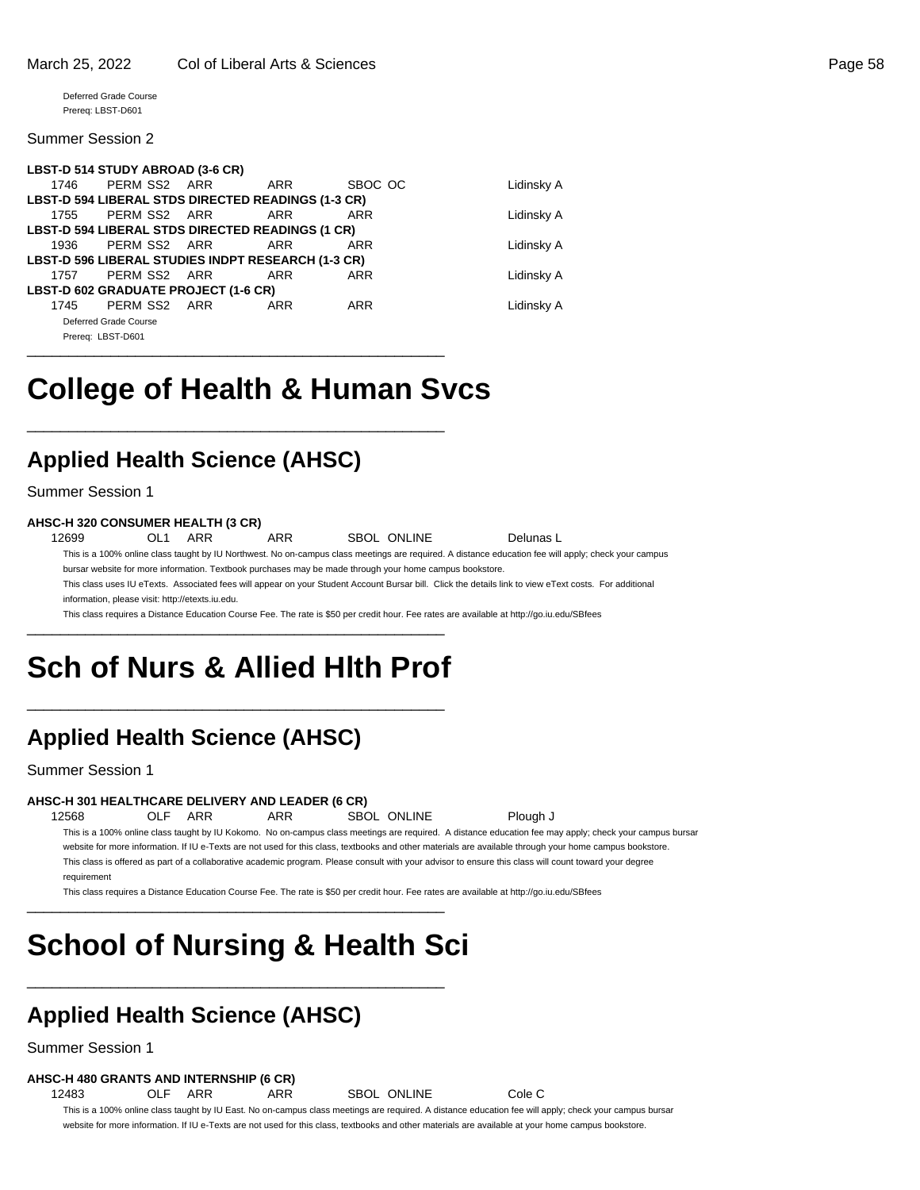Deferred Grade Course
Prereq: LBST-D601

Summer Session 2

**LBST-D 514 STUDY ABROAD (3-6 CR)**

| | | | | | | | |
|---|---|---|---|---|---|---|---|
| 1746 | PERM | SS2 | ARR | ARR | SBOC | OC | Lidinsky A |

**LBST-D 594 LIBERAL STDS DIRECTED READINGS (1-3 CR)**

| | | | | | | | |
|---|---|---|---|---|---|---|---|
| 1755 | PERM | SS2 | ARR | ARR | ARR | | Lidinsky A |

**LBST-D 594 LIBERAL STDS DIRECTED READINGS (1 CR)**

| | | | | | | | |
|---|---|---|---|---|---|---|---|
| 1936 | PERM | SS2 | ARR | ARR | ARR | | Lidinsky A |

**LBST-D 596 LIBERAL STUDIES INDPT RESEARCH (1-3 CR)**

| | | | | | | | |
|---|---|---|---|---|---|---|---|
| 1757 | PERM | SS2 | ARR | ARR | ARR | | Lidinsky A |

**LBST-D 602 GRADUATE PROJECT (1-6 CR)**

| | | | | | | | |
|---|---|---|---|---|---|---|---|
| 1745 | PERM | SS2 | ARR | ARR | ARR | | Lidinsky A |

Deferred Grade Course
Prereq: LBST-D601

# College of Health & Human Svcs

## Applied Health Science (AHSC)

Summer Session 1

**AHSC-H 320 CONSUMER HEALTH (3 CR)**

| | | | | | | | |
|---|---|---|---|---|---|---|---|
| 12699 | | OL1 | ARR | ARR | SBOL | ONLINE | Delunas L |

This is a 100% online class taught by IU Northwest. No on-campus class meetings are required. A distance education fee will apply; check your campus bursar website for more information. Textbook purchases may be made through your home campus bookstore.
This class uses IU eTexts. Associated fees will appear on your Student Account Bursar bill. Click the details link to view eText costs. For additional information, please visit: http://etexts.iu.edu.
This class requires a Distance Education Course Fee. The rate is $50 per credit hour. Fee rates are available at http://go.iu.edu/SBfees

# Sch of Nurs & Allied Hlth Prof

## Applied Health Science (AHSC)

Summer Session 1

**AHSC-H 301 HEALTHCARE DELIVERY AND LEADER (6 CR)**

| | | | | | | | |
|---|---|---|---|---|---|---|---|
| 12568 | | OLF | ARR | ARR | SBOL | ONLINE | Plough J |

This is a 100% online class taught by IU Kokomo. No on-campus class meetings are required. A distance education fee may apply; check your campus bursar website for more information. If IU e-Texts are not used for this class, textbooks and other materials are available through your home campus bookstore.
This class is offered as part of a collaborative academic program. Please consult with your advisor to ensure this class will count toward your degree requirement
This class requires a Distance Education Course Fee. The rate is $50 per credit hour. Fee rates are available at http://go.iu.edu/SBfees

# School of Nursing & Health Sci

## Applied Health Science (AHSC)

Summer Session 1

**AHSC-H 480 GRANTS AND INTERNSHIP (6 CR)**

| | | | | | | | |
|---|---|---|---|---|---|---|---|
| 12483 | | OLF | ARR | ARR | SBOL | ONLINE | Cole C |

This is a 100% online class taught by IU East. No on-campus class meetings are required. A distance education fee will apply; check your campus bursar website for more information. If IU e-Texts are not used for this class, textbooks and other materials are available at your home campus bookstore.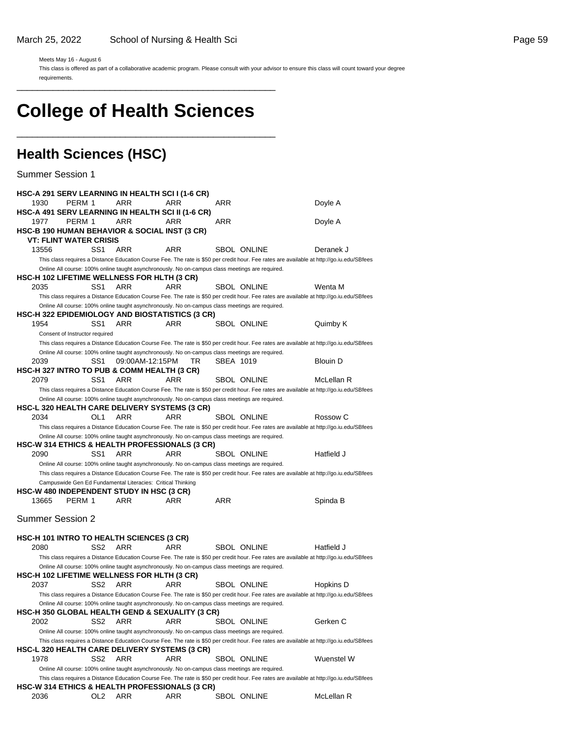Meets May 16 - August 6

This class is offered as part of a collaborative academic program. Please consult with your advisor to ensure this class will count toward your degree requirements.

# College of Health Sciences

## Health Sciences (HSC)

Summer Session 1

**HSC-A 291 SERV LEARNING IN HEALTH SCI I (1-6 CR)**

1930 PERM 1 ARR ARR ARR Doyle A

**HSC-A 491 SERV LEARNING IN HEALTH SCI II (1-6 CR)**

1977 PERM 1 ARR ARR ARR Doyle A

**HSC-B 190 HUMAN BEHAVIOR & SOCIAL INST (3 CR)**

**VT: FLINT WATER CRISIS**

13556 SS1 ARR ARR SBOL ONLINE Deranek J

This class requires a Distance Education Course Fee. The rate is $50 per credit hour. Fee rates are available at http://go.iu.edu/SBfees

Online All course: 100% online taught asynchronously. No on-campus class meetings are required.

**HSC-H 102 LIFETIME WELLNESS FOR HLTH (3 CR)**

2035 SS1 ARR ARR SBOL ONLINE Wenta M

This class requires a Distance Education Course Fee. The rate is $50 per credit hour. Fee rates are available at http://go.iu.edu/SBfees

Online All course: 100% online taught asynchronously. No on-campus class meetings are required.

**HSC-H 322 EPIDEMIOLOGY AND BIOSTATISTICS (3 CR)**

1954 SS1 ARR ARR SBOL ONLINE Quimby K

Consent of Instructor required

This class requires a Distance Education Course Fee. The rate is $50 per credit hour. Fee rates are available at http://go.iu.edu/SBfees

Online All course: 100% online taught asynchronously. No on-campus class meetings are required.

2039 SS1 09:00AM-12:15PM TR SBEA 1019 Blouin D

**HSC-H 327 INTRO TO PUB & COMM HEALTH (3 CR)**

2079 SS1 ARR ARR SBOL ONLINE McLellan R

This class requires a Distance Education Course Fee. The rate is $50 per credit hour. Fee rates are available at http://go.iu.edu/SBfees

Online All course: 100% online taught asynchronously. No on-campus class meetings are required.

**HSC-L 320 HEALTH CARE DELIVERY SYSTEMS (3 CR)**

2034 OL1 ARR ARR SBOL ONLINE Rossow C

This class requires a Distance Education Course Fee. The rate is $50 per credit hour. Fee rates are available at http://go.iu.edu/SBfees

Online All course: 100% online taught asynchronously. No on-campus class meetings are required.

**HSC-W 314 ETHICS & HEALTH PROFESSIONALS (3 CR)**

2090 SS1 ARR ARR SBOL ONLINE Hatfield J

Online All course: 100% online taught asynchronously. No on-campus class meetings are required.

This class requires a Distance Education Course Fee. The rate is $50 per credit hour. Fee rates are available at http://go.iu.edu/SBfees

Campuswide Gen Ed Fundamental Literacies: Critical Thinking

**HSC-W 480 INDEPENDENT STUDY IN HSC (3 CR)**

13665 PERM 1 ARR ARR ARR Spinda B

Summer Session 2

**HSC-H 101 INTRO TO HEALTH SCIENCES (3 CR)**

2080 SS2 ARR ARR SBOL ONLINE Hatfield J

This class requires a Distance Education Course Fee. The rate is $50 per credit hour. Fee rates are available at http://go.iu.edu/SBfees

Online All course: 100% online taught asynchronously. No on-campus class meetings are required.

**HSC-H 102 LIFETIME WELLNESS FOR HLTH (3 CR)**

2037 SS2 ARR ARR SBOL ONLINE Hopkins D

This class requires a Distance Education Course Fee. The rate is $50 per credit hour. Fee rates are available at http://go.iu.edu/SBfees

Online All course: 100% online taught asynchronously. No on-campus class meetings are required.

**HSC-H 350 GLOBAL HEALTH GEND & SEXUALITY (3 CR)**

2002 SS2 ARR ARR SBOL ONLINE Gerken C

Online All course: 100% online taught asynchronously. No on-campus class meetings are required.

This class requires a Distance Education Course Fee. The rate is $50 per credit hour. Fee rates are available at http://go.iu.edu/SBfees

**HSC-L 320 HEALTH CARE DELIVERY SYSTEMS (3 CR)**

1978 SS2 ARR ARR SBOL ONLINE Wuenstel W

Online All course: 100% online taught asynchronously. No on-campus class meetings are required.

This class requires a Distance Education Course Fee. The rate is $50 per credit hour. Fee rates are available at http://go.iu.edu/SBfees

**HSC-W 314 ETHICS & HEALTH PROFESSIONALS (3 CR)**

2036 OL2 ARR ARR SBOL ONLINE McLellan R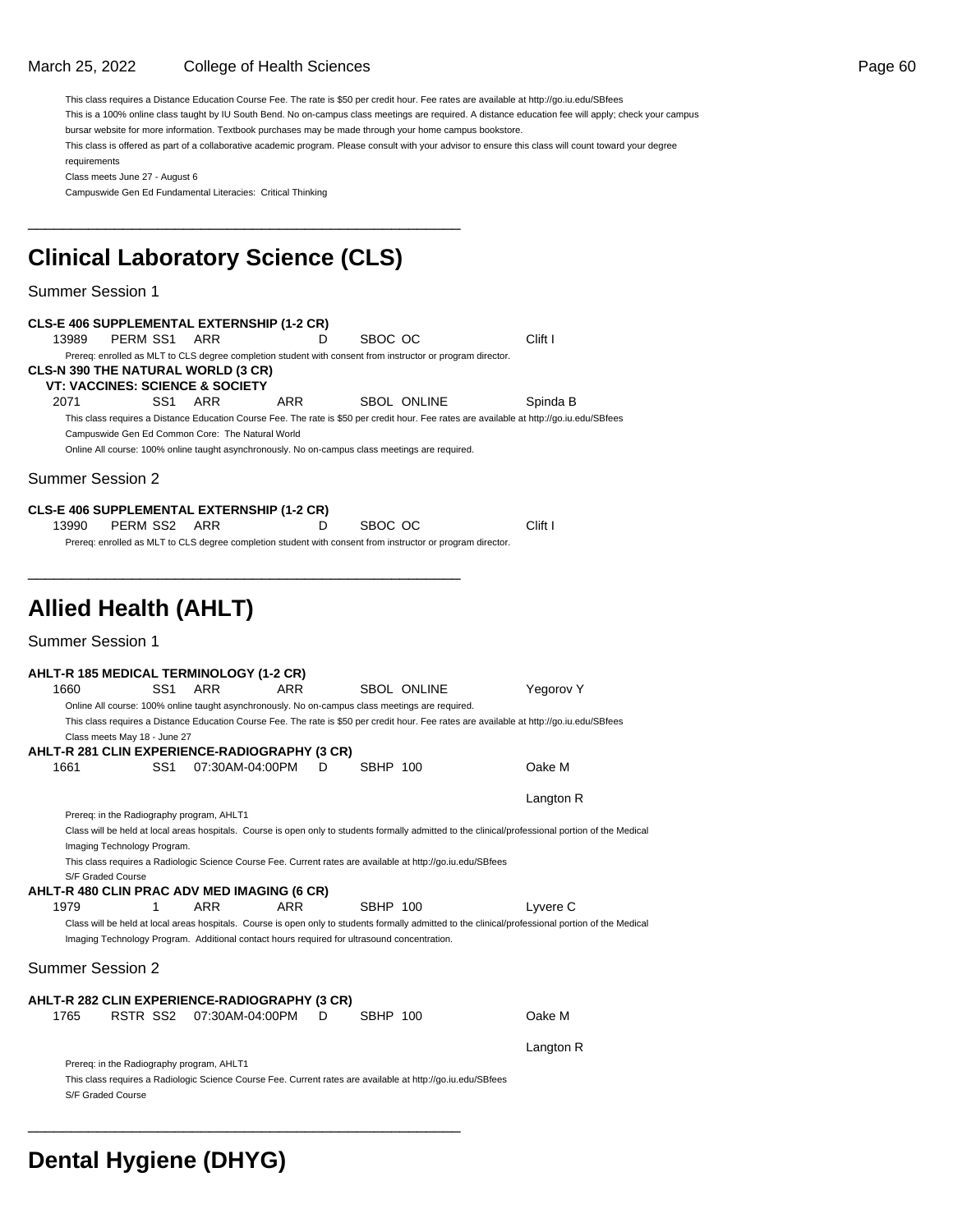This class requires a Distance Education Course Fee. The rate is $50 per credit hour. Fee rates are available at http://go.iu.edu/SBfees

This is a 100% online class taught by IU South Bend. No on-campus class meetings are required. A distance education fee will apply; check your campus bursar website for more information. Textbook purchases may be made through your home campus bookstore.

This class is offered as part of a collaborative academic program. Please consult with your advisor to ensure this class will count toward your degree requirements

Class meets June 27 - August 6

Campuswide Gen Ed Fundamental Literacies: Critical Thinking

---

# Clinical Laboratory Science (CLS)

## Summer Session 1

**CLS-E 406 SUPPLEMENTAL EXTERNSHIP (1-2 CR)**

13989 PERM SS1 ARR D SBOC OC Clift I

Prereq: enrolled as MLT to CLS degree completion student with consent from instructor or program director.

**CLS-N 390 THE NATURAL WORLD (3 CR)**

**VT: VACCINES: SCIENCE & SOCIETY**

2071 SS1 ARR ARR SBOL ONLINE Spinda B

This class requires a Distance Education Course Fee. The rate is $50 per credit hour. Fee rates are available at http://go.iu.edu/SBfees

Campuswide Gen Ed Common Core: The Natural World

Online All course: 100% online taught asynchronously. No on-campus class meetings are required.

## Summer Session 2

**CLS-E 406 SUPPLEMENTAL EXTERNSHIP (1-2 CR)**

13990 PERM SS2 ARR D SBOC OC Clift I

Prereq: enrolled as MLT to CLS degree completion student with consent from instructor or program director.

---

# Allied Health (AHLT)

## Summer Session 1

**AHLT-R 185 MEDICAL TERMINOLOGY (1-2 CR)**

1660 SS1 ARR ARR SBOL ONLINE Yegorov Y

Online All course: 100% online taught asynchronously. No on-campus class meetings are required.

This class requires a Distance Education Course Fee. The rate is $50 per credit hour. Fee rates are available at http://go.iu.edu/SBfees

Class meets May 18 - June 27

**AHLT-R 281 CLIN EXPERIENCE-RADIOGRAPHY (3 CR)**

1661 SS1 07:30AM-04:00PM D SBHP 100 Oake M

Langton R

Prereq: in the Radiography program, AHLT1

Class will be held at local areas hospitals. Course is open only to students formally admitted to the clinical/professional portion of the Medical Imaging Technology Program.

This class requires a Radiologic Science Course Fee. Current rates are available at http://go.iu.edu/SBfees

S/F Graded Course

**AHLT-R 480 CLIN PRAC ADV MED IMAGING (6 CR)**

1979 1 ARR ARR SBHP 100 Lyvere C

Class will be held at local areas hospitals. Course is open only to students formally admitted to the clinical/professional portion of the Medical Imaging Technology Program. Additional contact hours required for ultrasound concentration.

## Summer Session 2

**AHLT-R 282 CLIN EXPERIENCE-RADIOGRAPHY (3 CR)**

1765 RSTR SS2 07:30AM-04:00PM D SBHP 100 Oake M

Langton R

Prereq: in the Radiography program, AHLT1

This class requires a Radiologic Science Course Fee. Current rates are available at http://go.iu.edu/SBfees

S/F Graded Course

---

# Dental Hygiene (DHYG)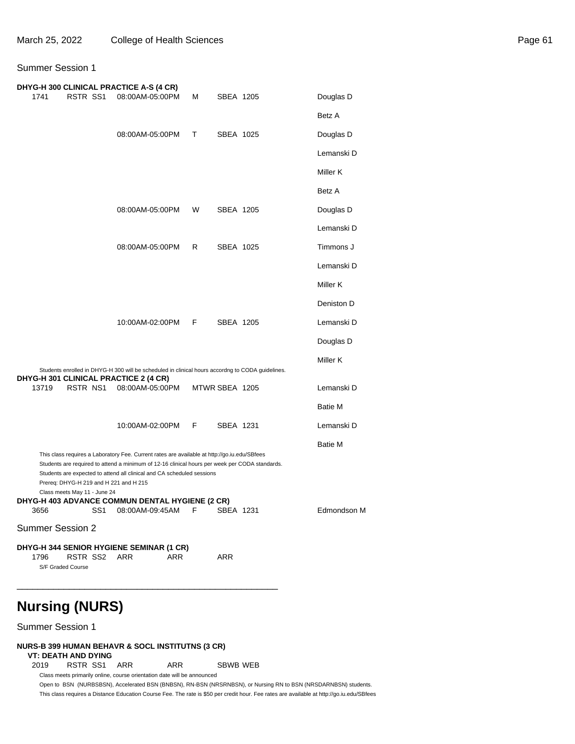## Summer Session 1

**DHYG-H 300 CLINICAL PRACTICE A-S (4 CR)**

| | | | | | | |
|---|---|---|---|---|---|---|
| 1741 | RSTR SS1 | 08:00AM-05:00PM | M | SBEA 1205 | Douglas D |
| | | | | | Betz A |
| | | 08:00AM-05:00PM | T | SBEA 1025 | Douglas D |
| | | | | | Lemanski D |
| | | | | | Miller K |
| | | | | | Betz A |
| | | 08:00AM-05:00PM | W | SBEA 1205 | Douglas D |
| | | | | | Lemanski D |
| | | 08:00AM-05:00PM | R | SBEA 1025 | Timmons J |
| | | | | | Lemanski D |
| | | | | | Miller K |
| | | | | | Deniston D |
| | | 10:00AM-02:00PM | F | SBEA 1205 | Lemanski D |
| | | | | | Douglas D |
| | | | | | Miller K |

Students enrolled in DHYG-H 300 will be scheduled in clinical hours accordng to CODA guidelines.

**DHYG-H 301 CLINICAL PRACTICE 2 (4 CR)**

| | | | | | |
|---|---|---|---|---|---|
| 13719 | RSTR NS1 | 08:00AM-05:00PM | MTWR | SBEA 1205 | Lemanski D |
| | | | | | Batie M |
| | | 10:00AM-02:00PM | F | SBEA 1231 | Lemanski D |
| | | | | | Batie M |

This class requires a Laboratory Fee. Current rates are available at http://go.iu.edu/SBfees
Students are required to attend a minimum of 12-16 clinical hours per week per CODA standards.
Students are expected to attend all clinical and CA scheduled sessions
Prereq: DHYG-H 219 and H 221 and H 215
Class meets May 11 - June 24

**DHYG-H 403 ADVANCE COMMUN DENTAL HYGIENE (2 CR)**

| | | | | | |
|---|---|---|---|---|---|
| 3656 | SS1 | 08:00AM-09:45AM | F | SBEA 1231 | Edmondson M |

## Summer Session 2

**DHYG-H 344 SENIOR HYGIENE SEMINAR (1 CR)**

| | | | | |
|---|---|---|---|---|
| 1796 | RSTR SS2 | ARR | ARR | ARR |

S/F Graded Course

---

# Nursing (NURS)

## Summer Session 1

**NURS-B 399 HUMAN BEHAVR & SOCL INSTITUTNS (3 CR)**
**VT: DEATH AND DYING**

| | | | | |
|---|---|---|---|---|
| 2019 | RSTR SS1 | ARR | ARR | SBWB WEB |

Class meets primarily online, course orientation date will be announced
Open to BSN (NURBSBSN), Accelerated BSN (BNBSN), RN-BSN (NRSRNBSN), or Nursing RN to BSN (NRSDARNBSN) students.
This class requires a Distance Education Course Fee. The rate is $50 per credit hour. Fee rates are available at http://go.iu.edu/SBfees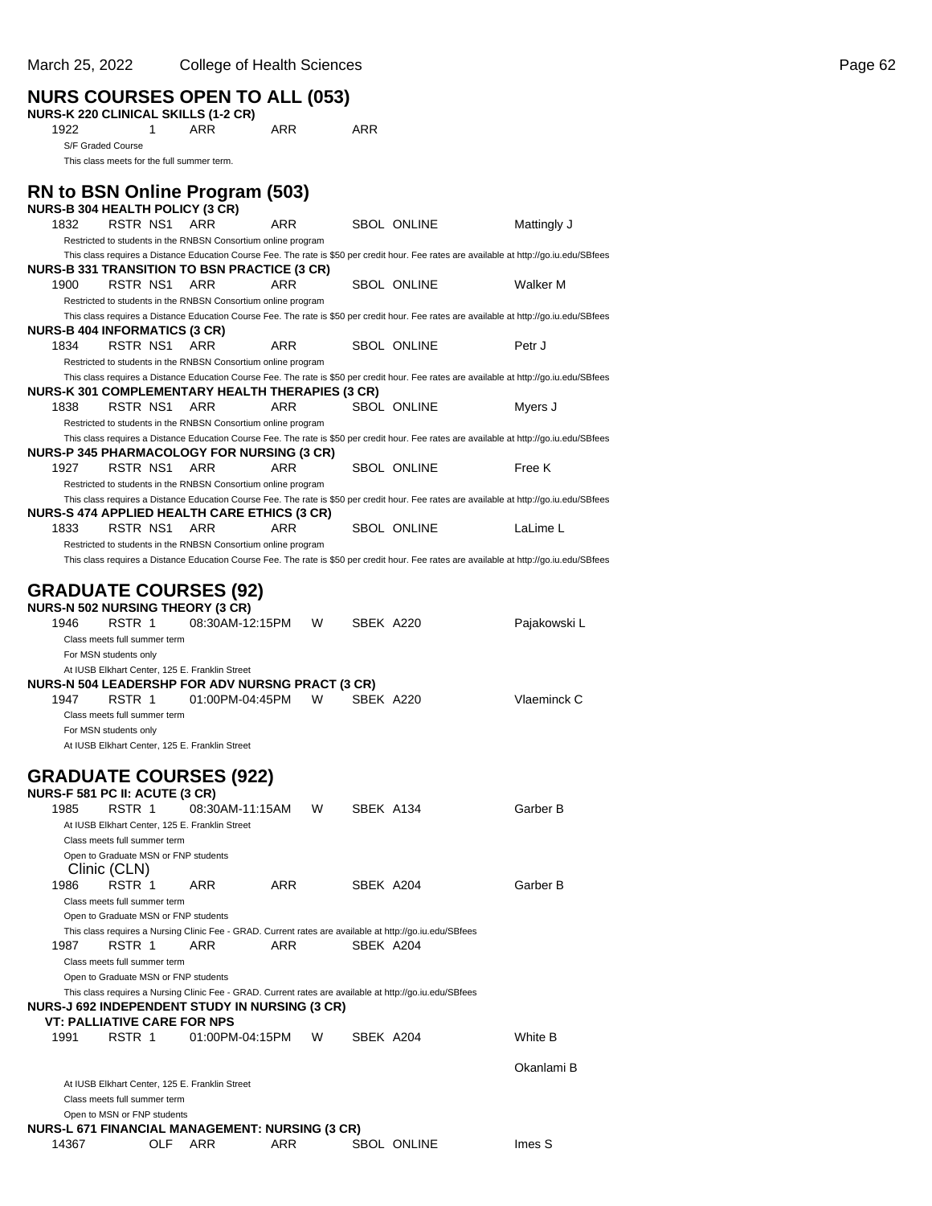## NURS COURSES OPEN TO ALL (053)

**NURS-K 220 CLINICAL SKILLS (1-2 CR)**

1922 1 ARR ARR ARR

S/F Graded Course

This class meets for the full summer term.

## RN to BSN Online Program (503)

**NURS-B 304 HEALTH POLICY (3 CR)**

1832 RSTR NS1 ARR ARR SBOL ONLINE Mattingly J

Restricted to students in the RNBSN Consortium online program

This class requires a Distance Education Course Fee. The rate is $50 per credit hour. Fee rates are available at http://go.iu.edu/SBfees

**NURS-B 331 TRANSITION TO BSN PRACTICE (3 CR)**

1900 RSTR NS1 ARR ARR SBOL ONLINE Walker M

Restricted to students in the RNBSN Consortium online program

This class requires a Distance Education Course Fee. The rate is $50 per credit hour. Fee rates are available at http://go.iu.edu/SBfees

**NURS-B 404 INFORMATICS (3 CR)**

1834 RSTR NS1 ARR ARR SBOL ONLINE Petr J

Restricted to students in the RNBSN Consortium online program

This class requires a Distance Education Course Fee. The rate is $50 per credit hour. Fee rates are available at http://go.iu.edu/SBfees

**NURS-K 301 COMPLEMENTARY HEALTH THERAPIES (3 CR)**

1838 RSTR NS1 ARR ARR SBOL ONLINE Myers J

Restricted to students in the RNBSN Consortium online program

This class requires a Distance Education Course Fee. The rate is $50 per credit hour. Fee rates are available at http://go.iu.edu/SBfees

**NURS-P 345 PHARMACOLOGY FOR NURSING (3 CR)**

1927 RSTR NS1 ARR ARR SBOL ONLINE Free K

Restricted to students in the RNBSN Consortium online program

This class requires a Distance Education Course Fee. The rate is $50 per credit hour. Fee rates are available at http://go.iu.edu/SBfees

**NURS-S 474 APPLIED HEALTH CARE ETHICS (3 CR)**

1833 RSTR NS1 ARR ARR SBOL ONLINE LaLime L

Restricted to students in the RNBSN Consortium online program

This class requires a Distance Education Course Fee. The rate is $50 per credit hour. Fee rates are available at http://go.iu.edu/SBfees

## GRADUATE COURSES (92)

**NURS-N 502 NURSING THEORY (3 CR)**

1946 RSTR 1 08:30AM-12:15PM W SBEK A220 Pajakowski L

Class meets full summer term

For MSN students only

At IUSB Elkhart Center, 125 E. Franklin Street

**NURS-N 504 LEADERSHP FOR ADV NURSNG PRACT (3 CR)**

1947 RSTR 1 01:00PM-04:45PM W SBEK A220 Vlaeminck C

Class meets full summer term

For MSN students only

At IUSB Elkhart Center, 125 E. Franklin Street

## GRADUATE COURSES (922)

**NURS-F 581 PC II: ACUTE (3 CR)**

1985 RSTR 1 08:30AM-11:15AM W SBEK A134 Garber B

At IUSB Elkhart Center, 125 E. Franklin Street

Class meets full summer term

Open to Graduate MSN or FNP students

Clinic (CLN)

1986 RSTR 1 ARR ARR SBEK A204 Garber B

Class meets full summer term

Open to Graduate MSN or FNP students

This class requires a Nursing Clinic Fee - GRAD. Current rates are available at http://go.iu.edu/SBfees

1987 RSTR 1 ARR ARR SBEK A204

Class meets full summer term

Open to Graduate MSN or FNP students

This class requires a Nursing Clinic Fee - GRAD. Current rates are available at http://go.iu.edu/SBfees

**NURS-J 692 INDEPENDENT STUDY IN NURSING (3 CR)**

**VT: PALLIATIVE CARE FOR NPS**

1991 RSTR 1 01:00PM-04:15PM W SBEK A204 White B

Okanlami B

At IUSB Elkhart Center, 125 E. Franklin Street

Class meets full summer term

Open to MSN or FNP students

**NURS-L 671 FINANCIAL MANAGEMENT: NURSING (3 CR)**

14367 OLF ARR ARR SBOL ONLINE Imes S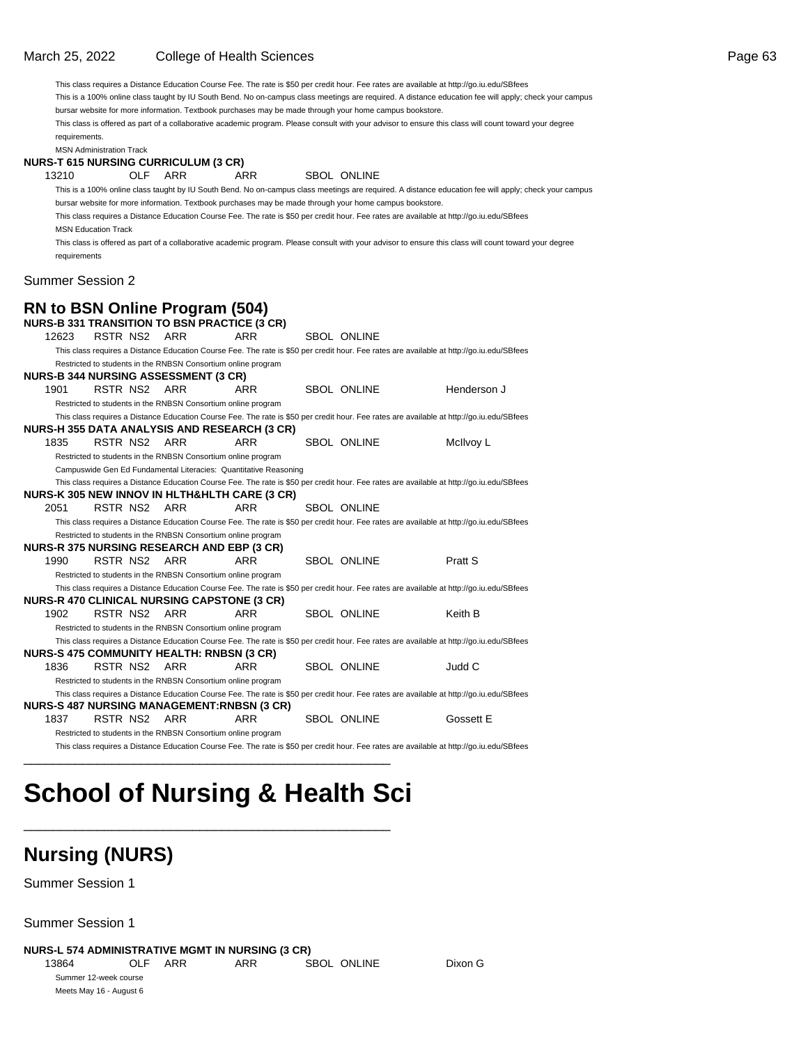This class requires a Distance Education Course Fee. The rate is $50 per credit hour. Fee rates are available at http://go.iu.edu/SBfees

This is a 100% online class taught by IU South Bend. No on-campus class meetings are required. A distance education fee will apply; check your campus bursar website for more information. Textbook purchases may be made through your home campus bookstore.

This class is offered as part of a collaborative academic program. Please consult with your advisor to ensure this class will count toward your degree requirements.

MSN Administration Track

**NURS-T 615 NURSING CURRICULUM (3 CR)**

13210 OLF ARR ARR SBOL ONLINE

This is a 100% online class taught by IU South Bend. No on-campus class meetings are required. A distance education fee will apply; check your campus bursar website for more information. Textbook purchases may be made through your home campus bookstore.

This class requires a Distance Education Course Fee. The rate is $50 per credit hour. Fee rates are available at http://go.iu.edu/SBfees

MSN Education Track

This class is offered as part of a collaborative academic program. Please consult with your advisor to ensure this class will count toward your degree requirements

Summer Session 2

### RN to BSN Online Program (504)

**NURS-B 331 TRANSITION TO BSN PRACTICE (3 CR)**

12623 RSTR NS2 ARR ARR SBOL ONLINE

This class requires a Distance Education Course Fee. The rate is $50 per credit hour. Fee rates are available at http://go.iu.edu/SBfees

Restricted to students in the RNBSN Consortium online program

**NURS-B 344 NURSING ASSESSMENT (3 CR)**

1901 RSTR NS2 ARR ARR SBOL ONLINE Henderson J

Restricted to students in the RNBSN Consortium online program

This class requires a Distance Education Course Fee. The rate is $50 per credit hour. Fee rates are available at http://go.iu.edu/SBfees

**NURS-H 355 DATA ANALYSIS AND RESEARCH (3 CR)**

1835 RSTR NS2 ARR ARR SBOL ONLINE McIlvoy L

Restricted to students in the RNBSN Consortium online program

Campuswide Gen Ed Fundamental Literacies: Quantitative Reasoning

This class requires a Distance Education Course Fee. The rate is $50 per credit hour. Fee rates are available at http://go.iu.edu/SBfees

**NURS-K 305 NEW INNOV IN HLTH&HLTH CARE (3 CR)**

2051 RSTR NS2 ARR ARR SBOL ONLINE

This class requires a Distance Education Course Fee. The rate is $50 per credit hour. Fee rates are available at http://go.iu.edu/SBfees

Restricted to students in the RNBSN Consortium online program

**NURS-R 375 NURSING RESEARCH AND EBP (3 CR)**

1990 RSTR NS2 ARR ARR SBOL ONLINE Pratt S

Restricted to students in the RNBSN Consortium online program

This class requires a Distance Education Course Fee. The rate is $50 per credit hour. Fee rates are available at http://go.iu.edu/SBfees

**NURS-R 470 CLINICAL NURSING CAPSTONE (3 CR)**

1902 RSTR NS2 ARR ARR SBOL ONLINE Keith B

Restricted to students in the RNBSN Consortium online program

This class requires a Distance Education Course Fee. The rate is $50 per credit hour. Fee rates are available at http://go.iu.edu/SBfees

**NURS-S 475 COMMUNITY HEALTH: RNBSN (3 CR)**

1836 RSTR NS2 ARR ARR SBOL ONLINE Judd C

Restricted to students in the RNBSN Consortium online program

This class requires a Distance Education Course Fee. The rate is $50 per credit hour. Fee rates are available at http://go.iu.edu/SBfees

**NURS-S 487 NURSING MANAGEMENT:RNBSN (3 CR)**

1837 RSTR NS2 ARR ARR SBOL ONLINE Gossett E

Restricted to students in the RNBSN Consortium online program

This class requires a Distance Education Course Fee. The rate is $50 per credit hour. Fee rates are available at http://go.iu.edu/SBfees

# School of Nursing & Health Sci

## Nursing (NURS)

Summer Session 1

Summer Session 1

**NURS-L 574 ADMINISTRATIVE MGMT IN NURSING (3 CR)**

13864 OLF ARR ARR SBOL ONLINE Dixon G

Summer 12-week course

Meets May 16 - August 6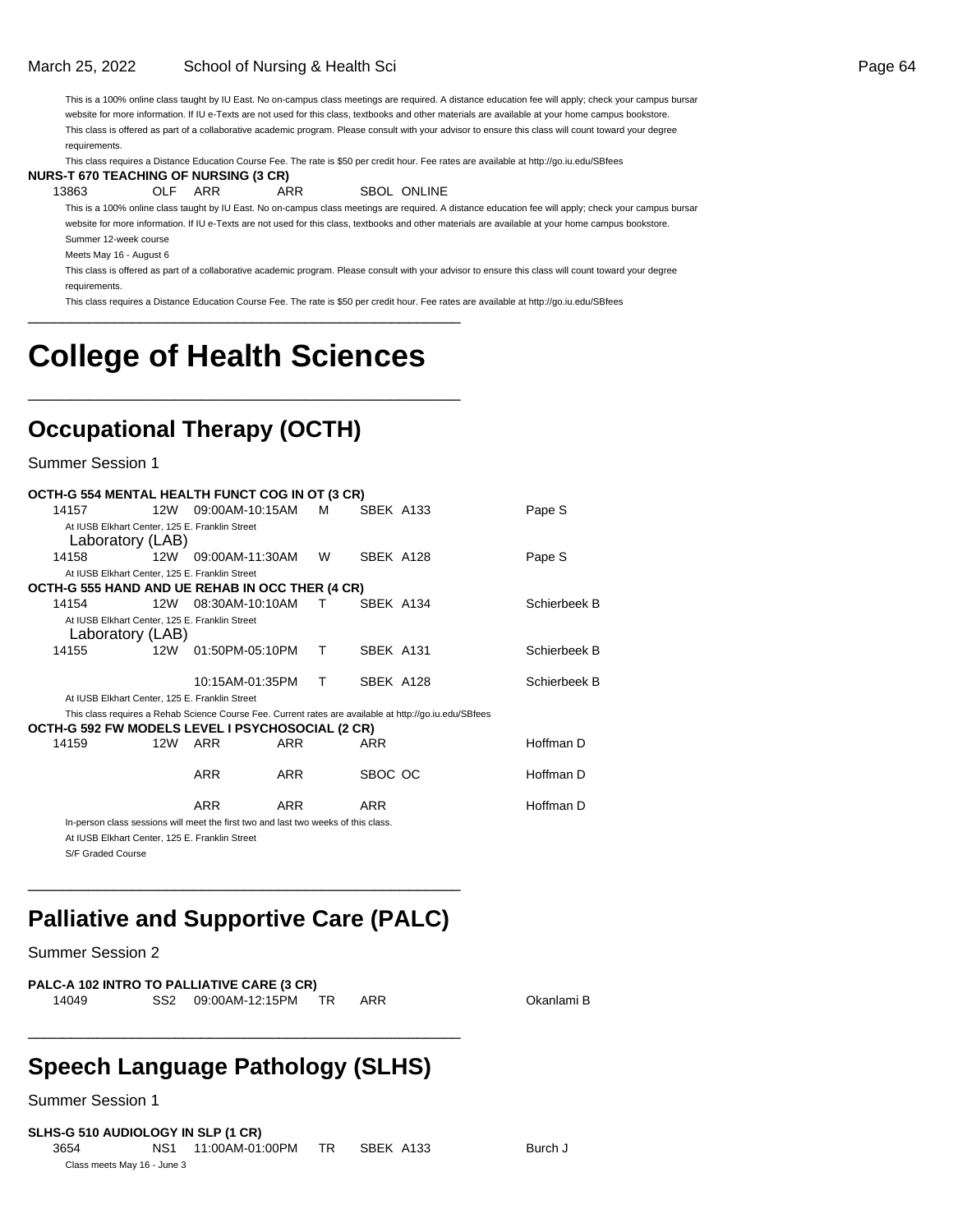This is a 100% online class taught by IU East. No on-campus class meetings are required. A distance education fee will apply; check your campus bursar website for more information. If IU e-Texts are not used for this class, textbooks and other materials are available at your home campus bookstore.

This class is offered as part of a collaborative academic program. Please consult with your advisor to ensure this class will count toward your degree requirements.

This class requires a Distance Education Course Fee. The rate is $50 per credit hour. Fee rates are available at http://go.iu.edu/SBfees

**NURS-T 670 TEACHING OF NURSING (3 CR)**

| | | | | | | |
|---|---|---|---|---|---|---|
| 13863 | OLF | ARR | ARR | SBOL | ONLINE | |

This is a 100% online class taught by IU East. No on-campus class meetings are required. A distance education fee will apply; check your campus bursar website for more information. If IU e-Texts are not used for this class, textbooks and other materials are available at your home campus bookstore.

Summer 12-week course

Meets May 16 - August 6

This class is offered as part of a collaborative academic program. Please consult with your advisor to ensure this class will count toward your degree requirements.

This class requires a Distance Education Course Fee. The rate is $50 per credit hour. Fee rates are available at http://go.iu.edu/SBfees

# College of Health Sciences

## Occupational Therapy (OCTH)

Summer Session 1

**OCTH-G 554 MENTAL HEALTH FUNCT COG IN OT (3 CR)**

| | | | | | | |
|---|---|---|---|---|---|---|
| 14157 | 12W | 09:00AM-10:15AM | M | SBEK | A133 | Pape S |

At IUSB Elkhart Center, 125 E. Franklin Street

Laboratory (LAB)

| | | | | | | |
|---|---|---|---|---|---|---|
| 14158 | 12W | 09:00AM-11:30AM | W | SBEK | A128 | Pape S |

At IUSB Elkhart Center, 125 E. Franklin Street

**OCTH-G 555 HAND AND UE REHAB IN OCC THER (4 CR)**

| | | | | | | |
|---|---|---|---|---|---|---|
| 14154 | 12W | 08:30AM-10:10AM | T | SBEK | A134 | Schierbeek B |

At IUSB Elkhart Center, 125 E. Franklin Street

Laboratory (LAB)

| | | | | | | |
|---|---|---|---|---|---|---|
| 14155 | 12W | 01:50PM-05:10PM | T | SBEK | A131 | Schierbeek B |
| | | 10:15AM-01:35PM | T | SBEK | A128 | Schierbeek B |

At IUSB Elkhart Center, 125 E. Franklin Street

This class requires a Rehab Science Course Fee. Current rates are available at http://go.iu.edu/SBfees

**OCTH-G 592 FW MODELS LEVEL I PSYCHOSOCIAL (2 CR)**

| | | | | | | |
|---|---|---|---|---|---|---|
| 14159 | 12W | ARR | ARR | ARR | | Hoffman D |
| | | ARR | ARR | SBOC | OC | Hoffman D |
| | | ARR | ARR | ARR | | Hoffman D |

In-person class sessions will meet the first two and last two weeks of this class.

At IUSB Elkhart Center, 125 E. Franklin Street

S/F Graded Course

## Palliative and Supportive Care (PALC)

Summer Session 2

**PALC-A 102 INTRO TO PALLIATIVE CARE (3 CR)**

| | | | | | |
|---|---|---|---|---|---|
| 14049 | SS2 | 09:00AM-12:15PM | TR | ARR | Okanlami B |

## Speech Language Pathology (SLHS)

Summer Session 1

**SLHS-G 510 AUDIOLOGY IN SLP (1 CR)**

| | | | | | | |
|---|---|---|---|---|---|---|
| 3654 | NS1 | 11:00AM-01:00PM | TR | SBEK | A133 | Burch J |

Class meets May 16 - June 3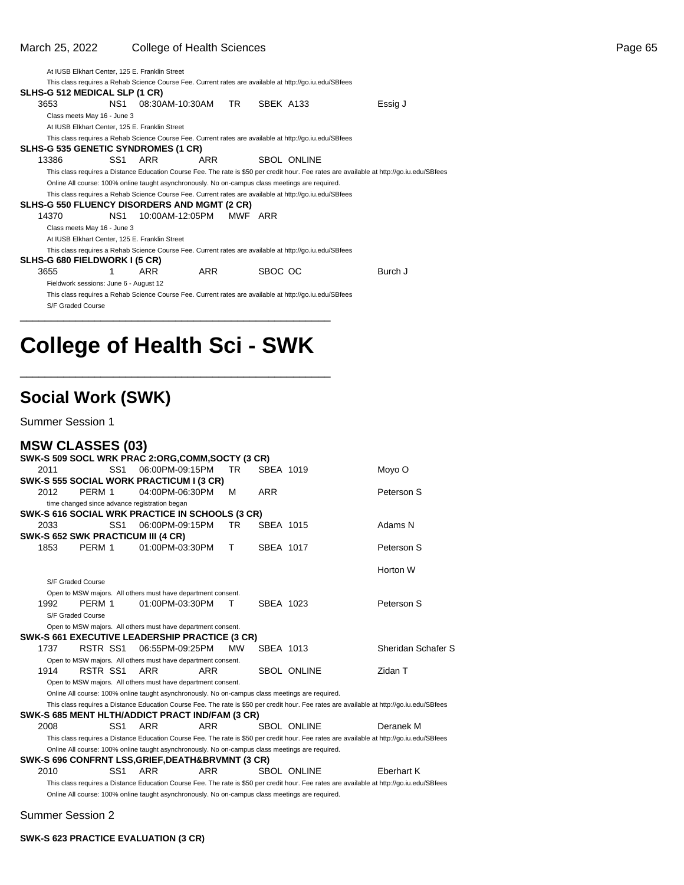At IUSB Elkhart Center, 125 E. Franklin Street

This class requires a Rehab Science Course Fee. Current rates are available at http://go.iu.edu/SBfees

**SLHS-G 512 MEDICAL SLP (1 CR)**

| | | | | | | |
|---|---|---|---|---|---|---|
| 3653 | NS1 | 08:30AM-10:30AM | TR | SBEK A133 | | Essig J |

Class meets May 16 - June 3

At IUSB Elkhart Center, 125 E. Franklin Street

This class requires a Rehab Science Course Fee. Current rates are available at http://go.iu.edu/SBfees

**SLHS-G 535 GENETIC SYNDROMES (1 CR)**

| | | | | | | |
|---|---|---|---|---|---|---|
| 13386 | SS1 | ARR | ARR | SBOL | ONLINE | |

This class requires a Distance Education Course Fee. The rate is $50 per credit hour. Fee rates are available at http://go.iu.edu/SBfees

Online All course: 100% online taught asynchronously. No on-campus class meetings are required.

This class requires a Rehab Science Course Fee. Current rates are available at http://go.iu.edu/SBfees

**SLHS-G 550 FLUENCY DISORDERS AND MGMT (2 CR)**

| | | | | | | |
|---|---|---|---|---|---|---|
| 14370 | NS1 | 10:00AM-12:05PM | MWF | ARR | | |

Class meets May 16 - June 3

At IUSB Elkhart Center, 125 E. Franklin Street

This class requires a Rehab Science Course Fee. Current rates are available at http://go.iu.edu/SBfees

**SLHS-G 680 FIELDWORK I (5 CR)**

| | | | | | | |
|---|---|---|---|---|---|---|
| 3655 | 1 | ARR | ARR | SBOC | OC | Burch J |

Fieldwork sessions: June 6 - August 12

This class requires a Rehab Science Course Fee. Current rates are available at http://go.iu.edu/SBfees

S/F Graded Course

# College of Health Sci - SWK

## Social Work (SWK)

Summer Session 1

### MSW CLASSES (03)

**SWK-S 509 SOCL WRK PRAC 2:ORG,COMM,SOCTY (3 CR)**

| | | | | | | | |
|---|---|---|---|---|---|---|---|
| 2011 | | SS1 | 06:00PM-09:15PM | TR | SBEA 1019 | | Moyo O |

**SWK-S 555 SOCIAL WORK PRACTICUM I (3 CR)**

| | | | | | | | |
|---|---|---|---|---|---|---|---|
| 2012 | PERM | 1 | 04:00PM-06:30PM | M | ARR | | Peterson S |

time changed since advance registration began

**SWK-S 616 SOCIAL WRK PRACTICE IN SCHOOLS (3 CR)**

| | | | | | | | |
|---|---|---|---|---|---|---|---|
| 2033 | | SS1 | 06:00PM-09:15PM | TR | SBEA 1015 | | Adams N |

**SWK-S 652 SWK PRACTICUM III (4 CR)**

| | | | | | | | |
|---|---|---|---|---|---|---|---|
| 1853 | PERM | 1 | 01:00PM-03:30PM | T | SBEA 1017 | | Peterson S |
| | | | | | | | Horton W |

S/F Graded Course

Open to MSW majors. All others must have department consent.

| | | | | | | | |
|---|---|---|---|---|---|---|---|
| 1992 | PERM | 1 | 01:00PM-03:30PM | T | SBEA 1023 | | Peterson S |

S/F Graded Course

Open to MSW majors. All others must have department consent.

**SWK-S 661 EXECUTIVE LEADERSHIP PRACTICE (3 CR)**

| | | | | | | | |
|---|---|---|---|---|---|---|---|
| 1737 | RSTR | SS1 | 06:55PM-09:25PM | MW | SBEA 1013 | | Sheridan Schafer S |

Open to MSW majors. All others must have department consent.

| | | | | | | | |
|---|---|---|---|---|---|---|---|
| 1914 | RSTR | SS1 | ARR | ARR | SBOL | ONLINE | Zidan T |

Open to MSW majors. All others must have department consent.

Online All course: 100% online taught asynchronously. No on-campus class meetings are required.

This class requires a Distance Education Course Fee. The rate is $50 per credit hour. Fee rates are available at http://go.iu.edu/SBfees

**SWK-S 685 MENT HLTH/ADDICT PRACT IND/FAM (3 CR)**

| | | | | | | | |
|---|---|---|---|---|---|---|---|
| 2008 | | SS1 | ARR | ARR | SBOL | ONLINE | Deranek M |

This class requires a Distance Education Course Fee. The rate is $50 per credit hour. Fee rates are available at http://go.iu.edu/SBfees

Online All course: 100% online taught asynchronously. No on-campus class meetings are required.

**SWK-S 696 CONFRNT LSS,GRIEF,DEATH&BRVMNT (3 CR)**

| | | | | | | | |
|---|---|---|---|---|---|---|---|
| 2010 | | SS1 | ARR | ARR | SBOL | ONLINE | Eberhart K |

This class requires a Distance Education Course Fee. The rate is $50 per credit hour. Fee rates are available at http://go.iu.edu/SBfees

Online All course: 100% online taught asynchronously. No on-campus class meetings are required.

Summer Session 2

**SWK-S 623 PRACTICE EVALUATION (3 CR)**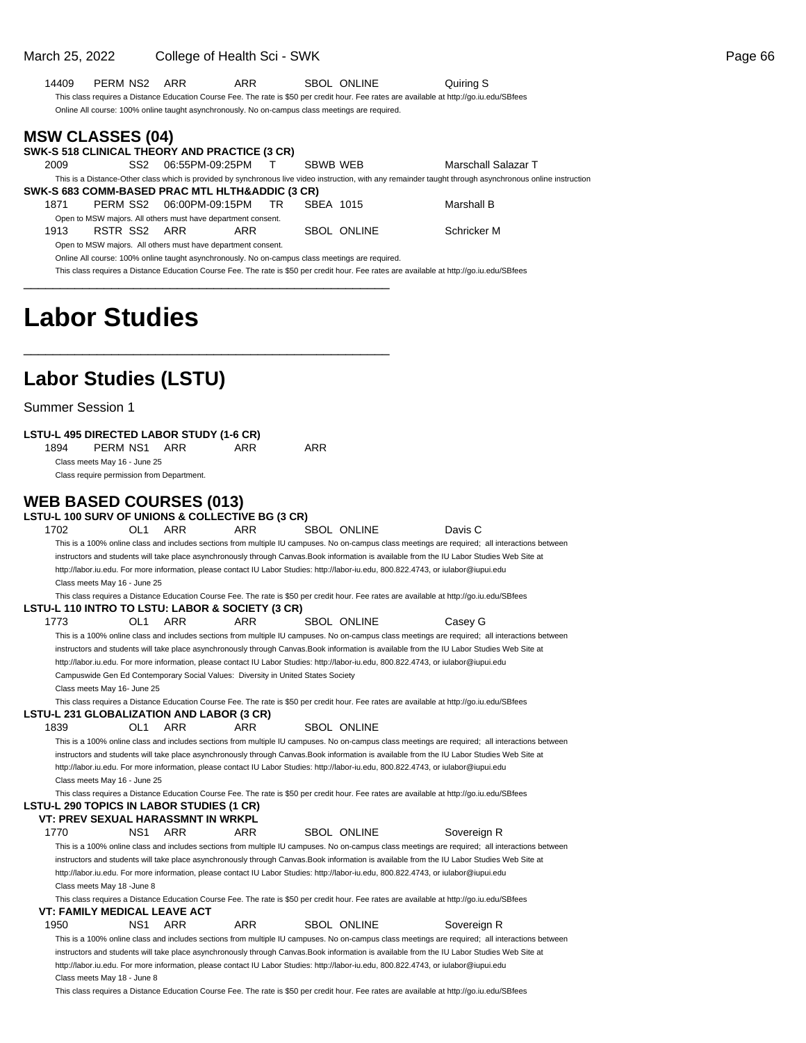14409 PERM NS2 ARR ARR SBOL ONLINE Quiring S

This class requires a Distance Education Course Fee. The rate is $50 per credit hour. Fee rates are available at http://go.iu.edu/SBfees

Online All course: 100% online taught asynchronously. No on-campus class meetings are required.

## MSW CLASSES (04)

**SWK-S 518 CLINICAL THEORY AND PRACTICE (3 CR)**

2009 SS2 06:55PM-09:25PM T SBWB WEB Marschall Salazar T

This is a Distance-Other class which is provided by synchronous live video instruction, with any remainder taught through asynchronous online instruction

**SWK-S 683 COMM-BASED PRAC MTL HLTH&ADDIC (3 CR)**

1871 PERM SS2 06:00PM-09:15PM TR SBEA 1015 Marshall B

Open to MSW majors. All others must have department consent.

1913 RSTR SS2 ARR ARR SBOL ONLINE Schricker M

Open to MSW majors. All others must have department consent.

Online All course: 100% online taught asynchronously. No on-campus class meetings are required.

This class requires a Distance Education Course Fee. The rate is $50 per credit hour. Fee rates are available at http://go.iu.edu/SBfees

---

# Labor Studies

---

## Labor Studies (LSTU)

Summer Session 1

**LSTU-L 495 DIRECTED LABOR STUDY (1-6 CR)**

1894 PERM NS1 ARR ARR ARR

Class meets May 16 - June 25

Class require permission from Department.

## WEB BASED COURSES (013)

**LSTU-L 100 SURV OF UNIONS & COLLECTIVE BG (3 CR)**

1702 OL1 ARR ARR SBOL ONLINE Davis C

This is a 100% online class and includes sections from multiple IU campuses. No on-campus class meetings are required; all interactions between instructors and students will take place asynchronously through Canvas.Book information is available from the IU Labor Studies Web Site at http://labor.iu.edu. For more information, please contact IU Labor Studies: http://labor-iu.edu, 800.822.4743, or iulabor@iupui.edu

Class meets May 16 - June 25

This class requires a Distance Education Course Fee. The rate is $50 per credit hour. Fee rates are available at http://go.iu.edu/SBfees

**LSTU-L 110 INTRO TO LSTU: LABOR & SOCIETY (3 CR)**

1773 OL1 ARR ARR SBOL ONLINE Casey G

This is a 100% online class and includes sections from multiple IU campuses. No on-campus class meetings are required; all interactions between instructors and students will take place asynchronously through Canvas.Book information is available from the IU Labor Studies Web Site at http://labor.iu.edu. For more information, please contact IU Labor Studies: http://labor-iu.edu, 800.822.4743, or iulabor@iupui.edu

Campuswide Gen Ed Contemporary Social Values: Diversity in United States Society

Class meets May 16- June 25

This class requires a Distance Education Course Fee. The rate is $50 per credit hour. Fee rates are available at http://go.iu.edu/SBfees

**LSTU-L 231 GLOBALIZATION AND LABOR (3 CR)**

1839 OL1 ARR ARR SBOL ONLINE

This is a 100% online class and includes sections from multiple IU campuses. No on-campus class meetings are required; all interactions between instructors and students will take place asynchronously through Canvas.Book information is available from the IU Labor Studies Web Site at http://labor.iu.edu. For more information, please contact IU Labor Studies: http://labor-iu.edu, 800.822.4743, or iulabor@iupui.edu

Class meets May 16 - June 25

This class requires a Distance Education Course Fee. The rate is $50 per credit hour. Fee rates are available at http://go.iu.edu/SBfees

**LSTU-L 290 TOPICS IN LABOR STUDIES (1 CR)**

**VT: PREV SEXUAL HARASSMNT IN WRKPL**

1770 NS1 ARR ARR SBOL ONLINE Sovereign R

This is a 100% online class and includes sections from multiple IU campuses. No on-campus class meetings are required; all interactions between instructors and students will take place asynchronously through Canvas.Book information is available from the IU Labor Studies Web Site at http://labor.iu.edu. For more information, please contact IU Labor Studies: http://labor-iu.edu, 800.822.4743, or iulabor@iupui.edu

Class meets May 18 -June 8

This class requires a Distance Education Course Fee. The rate is $50 per credit hour. Fee rates are available at http://go.iu.edu/SBfees

**VT: FAMILY MEDICAL LEAVE ACT**

1950 NS1 ARR ARR SBOL ONLINE Sovereign R

This is a 100% online class and includes sections from multiple IU campuses. No on-campus class meetings are required; all interactions between instructors and students will take place asynchronously through Canvas.Book information is available from the IU Labor Studies Web Site at http://labor.iu.edu. For more information, please contact IU Labor Studies: http://labor-iu.edu, 800.822.4743, or iulabor@iupui.edu

Class meets May 18 - June 8

This class requires a Distance Education Course Fee. The rate is $50 per credit hour. Fee rates are available at http://go.iu.edu/SBfees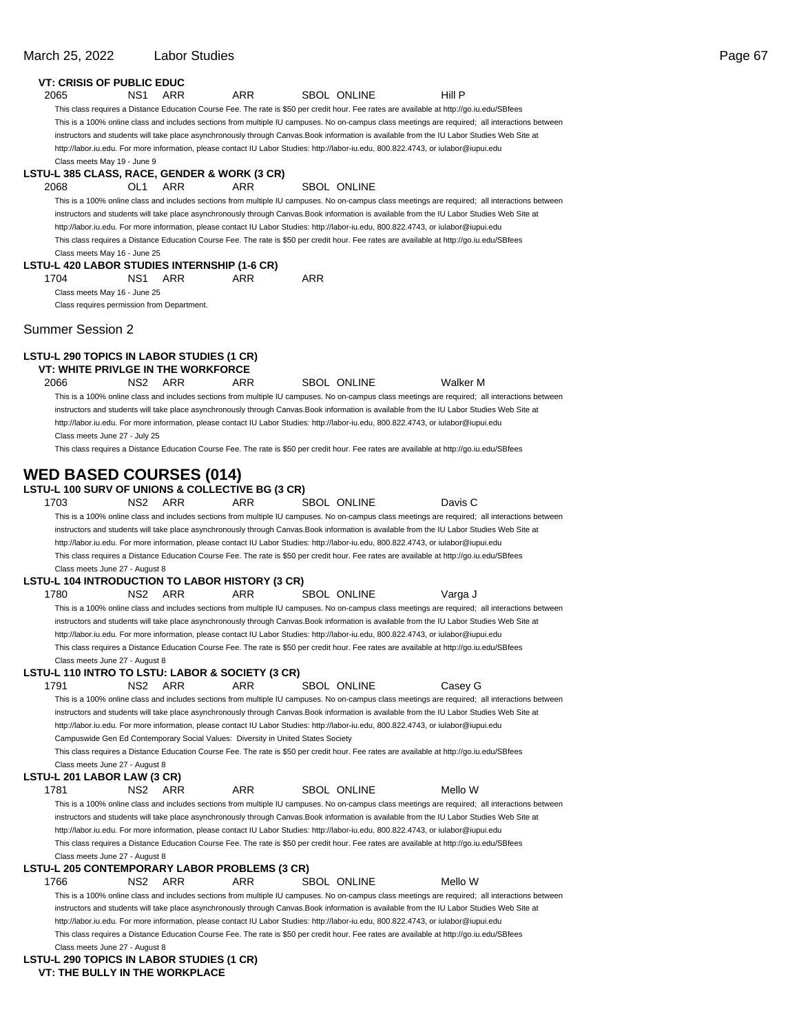**VT: CRISIS OF PUBLIC EDUC**

2065 NS1 ARR ARR SBOL ONLINE Hill P

This class requires a Distance Education Course Fee. The rate is $50 per credit hour. Fee rates are available at http://go.iu.edu/SBfees
This is a 100% online class and includes sections from multiple IU campuses. No on-campus class meetings are required; all interactions between instructors and students will take place asynchronously through Canvas.Book information is available from the IU Labor Studies Web Site at http://labor.iu.edu. For more information, please contact IU Labor Studies: http://labor-iu.edu, 800.822.4743, or iulabor@iupui.edu
Class meets May 19 - June 9

**LSTU-L 385 CLASS, RACE, GENDER & WORK (3 CR)**

2068 OL1 ARR ARR SBOL ONLINE

This is a 100% online class and includes sections from multiple IU campuses. No on-campus class meetings are required; all interactions between instructors and students will take place asynchronously through Canvas.Book information is available from the IU Labor Studies Web Site at http://labor.iu.edu. For more information, please contact IU Labor Studies: http://labor-iu.edu, 800.822.4743, or iulabor@iupui.edu
This class requires a Distance Education Course Fee. The rate is $50 per credit hour. Fee rates are available at http://go.iu.edu/SBfees
Class meets May 16 - June 25

**LSTU-L 420 LABOR STUDIES INTERNSHIP (1-6 CR)**

1704 NS1 ARR ARR ARR

Class meets May 16 - June 25
Class requires permission from Department.

## Summer Session 2

**LSTU-L 290 TOPICS IN LABOR STUDIES (1 CR)**

**VT: WHITE PRIVLGE IN THE WORKFORCE**

2066 NS2 ARR ARR SBOL ONLINE Walker M

This is a 100% online class and includes sections from multiple IU campuses. No on-campus class meetings are required; all interactions between instructors and students will take place asynchronously through Canvas.Book information is available from the IU Labor Studies Web Site at http://labor.iu.edu. For more information, please contact IU Labor Studies: http://labor-iu.edu, 800.822.4743, or iulabor@iupui.edu
Class meets June 27 - July 25
This class requires a Distance Education Course Fee. The rate is $50 per credit hour. Fee rates are available at http://go.iu.edu/SBfees

# WED BASED COURSES (014)

**LSTU-L 100 SURV OF UNIONS & COLLECTIVE BG (3 CR)**

1703 NS2 ARR ARR SBOL ONLINE Davis C

This is a 100% online class and includes sections from multiple IU campuses. No on-campus class meetings are required; all interactions between instructors and students will take place asynchronously through Canvas.Book information is available from the IU Labor Studies Web Site at http://labor.iu.edu. For more information, please contact IU Labor Studies: http://labor-iu.edu, 800.822.4743, or iulabor@iupui.edu
This class requires a Distance Education Course Fee. The rate is $50 per credit hour. Fee rates are available at http://go.iu.edu/SBfees
Class meets June 27 - August 8

**LSTU-L 104 INTRODUCTION TO LABOR HISTORY (3 CR)**

1780 NS2 ARR ARR SBOL ONLINE Varga J

This is a 100% online class and includes sections from multiple IU campuses. No on-campus class meetings are required; all interactions between instructors and students will take place asynchronously through Canvas.Book information is available from the IU Labor Studies Web Site at http://labor.iu.edu. For more information, please contact IU Labor Studies: http://labor-iu.edu, 800.822.4743, or iulabor@iupui.edu
This class requires a Distance Education Course Fee. The rate is $50 per credit hour. Fee rates are available at http://go.iu.edu/SBfees
Class meets June 27 - August 8

**LSTU-L 110 INTRO TO LSTU: LABOR & SOCIETY (3 CR)**

1791 NS2 ARR ARR SBOL ONLINE Casey G

This is a 100% online class and includes sections from multiple IU campuses. No on-campus class meetings are required; all interactions between instructors and students will take place asynchronously through Canvas.Book information is available from the IU Labor Studies Web Site at http://labor.iu.edu. For more information, please contact IU Labor Studies: http://labor-iu.edu, 800.822.4743, or iulabor@iupui.edu
Campuswide Gen Ed Contemporary Social Values: Diversity in United States Society
This class requires a Distance Education Course Fee. The rate is $50 per credit hour. Fee rates are available at http://go.iu.edu/SBfees
Class meets June 27 - August 8

**LSTU-L 201 LABOR LAW (3 CR)**

1781 NS2 ARR ARR SBOL ONLINE Mello W

This is a 100% online class and includes sections from multiple IU campuses. No on-campus class meetings are required; all interactions between instructors and students will take place asynchronously through Canvas.Book information is available from the IU Labor Studies Web Site at http://labor.iu.edu. For more information, please contact IU Labor Studies: http://labor-iu.edu, 800.822.4743, or iulabor@iupui.edu
This class requires a Distance Education Course Fee. The rate is $50 per credit hour. Fee rates are available at http://go.iu.edu/SBfees
Class meets June 27 - August 8

**LSTU-L 205 CONTEMPORARY LABOR PROBLEMS (3 CR)**

1766 NS2 ARR ARR SBOL ONLINE Mello W

This is a 100% online class and includes sections from multiple IU campuses. No on-campus class meetings are required; all interactions between instructors and students will take place asynchronously through Canvas.Book information is available from the IU Labor Studies Web Site at http://labor.iu.edu. For more information, please contact IU Labor Studies: http://labor-iu.edu, 800.822.4743, or iulabor@iupui.edu
This class requires a Distance Education Course Fee. The rate is $50 per credit hour. Fee rates are available at http://go.iu.edu/SBfees
Class meets June 27 - August 8

**LSTU-L 290 TOPICS IN LABOR STUDIES (1 CR)**

**VT: THE BULLY IN THE WORKPLACE**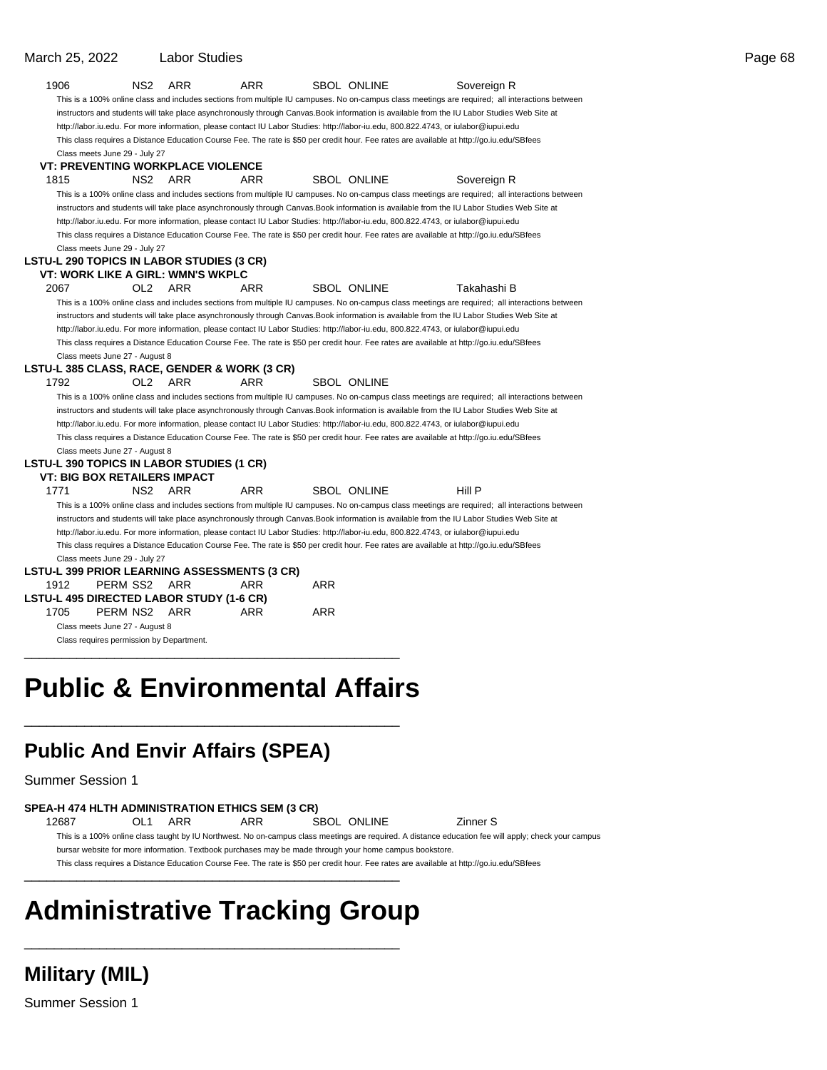| | | | | | | |
|---|---|---|---|---|---|---|
| 1906 | NS2 | ARR | ARR | SBOL | ONLINE | Sovereign R |

This is a 100% online class and includes sections from multiple IU campuses. No on-campus class meetings are required; all interactions between instructors and students will take place asynchronously through Canvas.Book information is available from the IU Labor Studies Web Site at http://labor.iu.edu. For more information, please contact IU Labor Studies: http://labor-iu.edu, 800.822.4743, or iulabor@iupui.edu

This class requires a Distance Education Course Fee. The rate is $50 per credit hour. Fee rates are available at http://go.iu.edu/SBfees

Class meets June 29 - July 27

**VT: PREVENTING WORKPLACE VIOLENCE**

| | | | | | | |
|---|---|---|---|---|---|---|
| 1815 | NS2 | ARR | ARR | SBOL | ONLINE | Sovereign R |

This is a 100% online class and includes sections from multiple IU campuses. No on-campus class meetings are required; all interactions between instructors and students will take place asynchronously through Canvas.Book information is available from the IU Labor Studies Web Site at http://labor.iu.edu. For more information, please contact IU Labor Studies: http://labor-iu.edu, 800.822.4743, or iulabor@iupui.edu

This class requires a Distance Education Course Fee. The rate is $50 per credit hour. Fee rates are available at http://go.iu.edu/SBfees

Class meets June 29 - July 27

**LSTU-L 290 TOPICS IN LABOR STUDIES (3 CR)**

**VT: WORK LIKE A GIRL: WMN'S WKPLC**

| | | | | | | |
|---|---|---|---|---|---|---|
| 2067 | OL2 | ARR | ARR | SBOL | ONLINE | Takahashi B |

This is a 100% online class and includes sections from multiple IU campuses. No on-campus class meetings are required; all interactions between instructors and students will take place asynchronously through Canvas.Book information is available from the IU Labor Studies Web Site at http://labor.iu.edu. For more information, please contact IU Labor Studies: http://labor-iu.edu, 800.822.4743, or iulabor@iupui.edu

This class requires a Distance Education Course Fee. The rate is $50 per credit hour. Fee rates are available at http://go.iu.edu/SBfees

Class meets June 27 - August 8

**LSTU-L 385 CLASS, RACE, GENDER & WORK (3 CR)**

| | | | | | |
|---|---|---|---|---|---|
| 1792 | OL2 | ARR | ARR | SBOL | ONLINE |

This is a 100% online class and includes sections from multiple IU campuses. No on-campus class meetings are required; all interactions between instructors and students will take place asynchronously through Canvas.Book information is available from the IU Labor Studies Web Site at http://labor.iu.edu. For more information, please contact IU Labor Studies: http://labor-iu.edu, 800.822.4743, or iulabor@iupui.edu

This class requires a Distance Education Course Fee. The rate is $50 per credit hour. Fee rates are available at http://go.iu.edu/SBfees

Class meets June 27 - August 8

**LSTU-L 390 TOPICS IN LABOR STUDIES (1 CR)**

**VT: BIG BOX RETAILERS IMPACT**

| | | | | | | |
|---|---|---|---|---|---|---|
| 1771 | NS2 | ARR | ARR | SBOL | ONLINE | Hill P |

This is a 100% online class and includes sections from multiple IU campuses. No on-campus class meetings are required; all interactions between instructors and students will take place asynchronously through Canvas.Book information is available from the IU Labor Studies Web Site at http://labor.iu.edu. For more information, please contact IU Labor Studies: http://labor-iu.edu, 800.822.4743, or iulabor@iupui.edu

This class requires a Distance Education Course Fee. The rate is $50 per credit hour. Fee rates are available at http://go.iu.edu/SBfees

Class meets June 29 - July 27

**LSTU-L 399 PRIOR LEARNING ASSESSMENTS (3 CR)**

| | | | | |
|---|---|---|---|---|
| 1912 | PERM SS2 | ARR | ARR | ARR |

**LSTU-L 495 DIRECTED LABOR STUDY (1-6 CR)**

| | | | | |
|---|---|---|---|---|
| 1705 | PERM NS2 | ARR | ARR | ARR |

Class meets June 27 - August 8

Class requires permission by Department.

# Public & Environmental Affairs

## Public And Envir Affairs (SPEA)

Summer Session 1

**SPEA-H 474 HLTH ADMINISTRATION ETHICS SEM (3 CR)**

| | | | | | | |
|---|---|---|---|---|---|---|
| 12687 | OL1 | ARR | ARR | SBOL | ONLINE | Zinner S |

This is a 100% online class taught by IU Northwest. No on-campus class meetings are required. A distance education fee will apply; check your campus bursar website for more information. Textbook purchases may be made through your home campus bookstore.

This class requires a Distance Education Course Fee. The rate is $50 per credit hour. Fee rates are available at http://go.iu.edu/SBfees

# Administrative Tracking Group

## Military (MIL)

Summer Session 1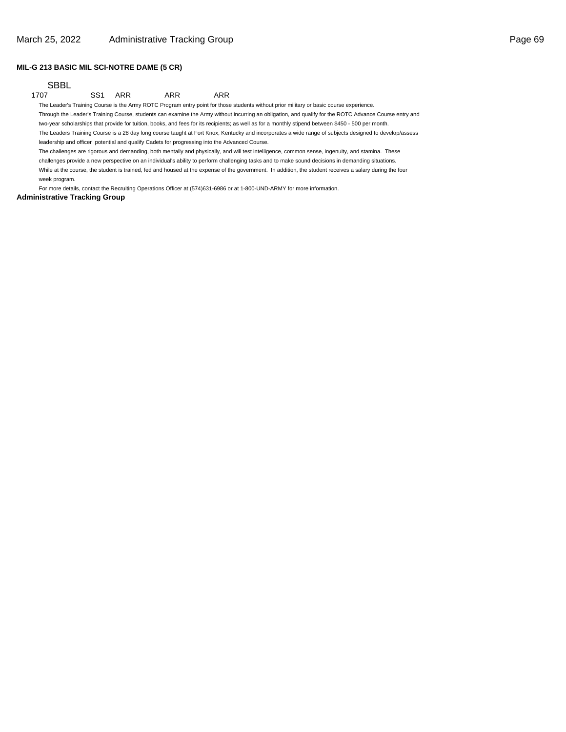**MIL-G 213 BASIC MIL SCI-NOTRE DAME (5 CR)**

SBBL

| | | | | |
|---|---|---|---|---|
| 1707 | SS1 | ARR | ARR | ARR |

The Leader's Training Course is the Army ROTC Program entry point for those students without prior military or basic course experience.

Through the Leader's Training Course, students can examine the Army without incurring an obligation, and qualify for the ROTC Advance Course entry and two-year scholarships that provide for tuition, books, and fees for its recipients; as well as for a monthly stipend between $450 - 500 per month.

The Leaders Training Course is a 28 day long course taught at Fort Knox, Kentucky and incorporates a wide range of subjects designed to develop/assess leadership and officer potential and qualify Cadets for progressing into the Advanced Course.

The challenges are rigorous and demanding, both mentally and physically, and will test intelligence, common sense, ingenuity, and stamina. These challenges provide a new perspective on an individual's ability to perform challenging tasks and to make sound decisions in demanding situations.

While at the course, the student is trained, fed and housed at the expense of the government. In addition, the student receives a salary during the four week program.

For more details, contact the Recruiting Operations Officer at (574)631-6986 or at 1-800-UND-ARMY for more information.

**Administrative Tracking Group**